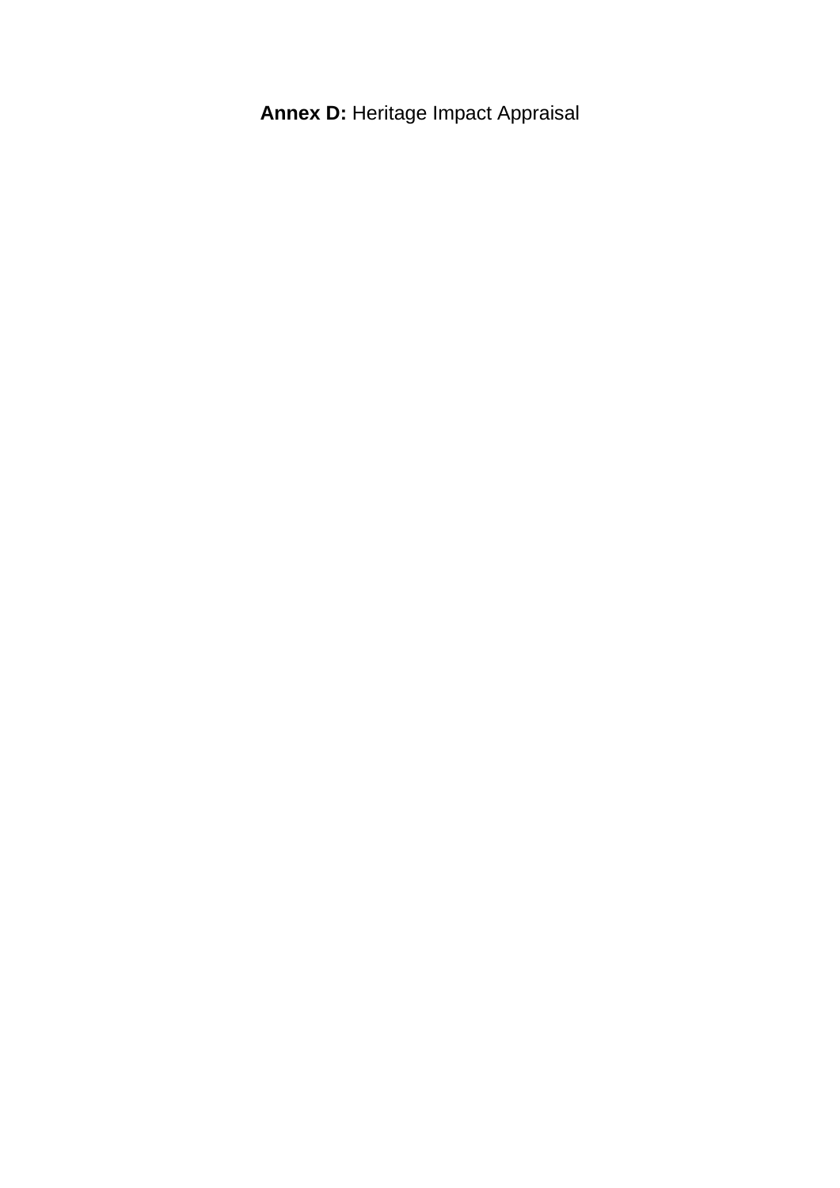# **Annex D:** Heritage Impact Appraisal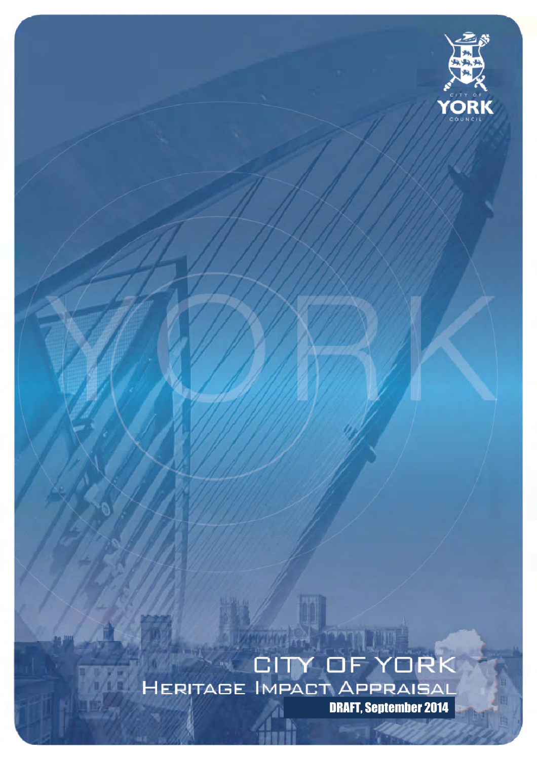CITY OF YORK COUNCIL

# CITY OF YORK
## HERITAGE IMPACT APPRAISAL

DRAFT, September 2014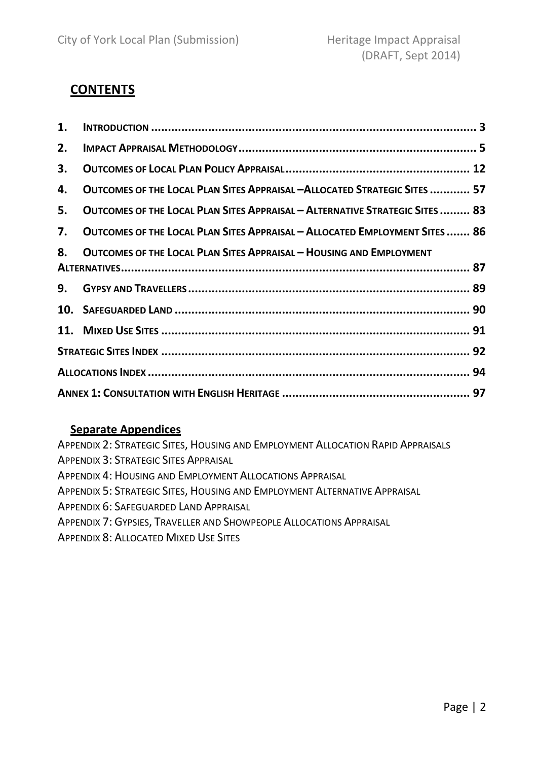## CONTENTS

1. INTRODUCTION ........................................................................................... 3
2. IMPACT APPRAISAL METHODOLOGY ................................................................ 5
3. OUTCOMES OF LOCAL PLAN POLICY APPRAISAL ................................................. 12
4. OUTCOMES OF THE LOCAL PLAN SITES APPRAISAL –ALLOCATED STRATEGIC SITES ............ 57
5. OUTCOMES OF THE LOCAL PLAN SITES APPRAISAL – ALTERNATIVE STRATEGIC SITES ......... 83
7. OUTCOMES OF THE LOCAL PLAN SITES APPRAISAL – ALLOCATED EMPLOYMENT SITES ....... 86
8. OUTCOMES OF THE LOCAL PLAN SITES APPRAISAL – HOUSING AND EMPLOYMENT ALTERNATIVES ........................................................................................... 87
9. GYPSY AND TRAVELLERS ............................................................................... 89
10. SAFEGUARDED LAND ................................................................................... 90
11. MIXED USE SITES ....................................................................................... 91

STRATEGIC SITES INDEX ..................................................................................... 92

ALLOCATIONS INDEX .......................................................................................... 94

ANNEX 1: CONSULTATION WITH ENGLISH HERITAGE .................................................. 97

### Separate Appendices

APPENDIX 2: STRATEGIC SITES, HOUSING AND EMPLOYMENT ALLOCATION RAPID APPRAISALS
APPENDIX 3: STRATEGIC SITES APPRAISAL
APPENDIX 4: HOUSING AND EMPLOYMENT ALLOCATIONS APPRAISAL
APPENDIX 5: STRATEGIC SITES, HOUSING AND EMPLOYMENT ALTERNATIVE APPRAISAL
APPENDIX 6: SAFEGUARDED LAND APPRAISAL
APPENDIX 7: GYPSIES, TRAVELLER AND SHOWPEOPLE ALLOCATIONS APPRAISAL
APPENDIX 8: ALLOCATED MIXED USE SITES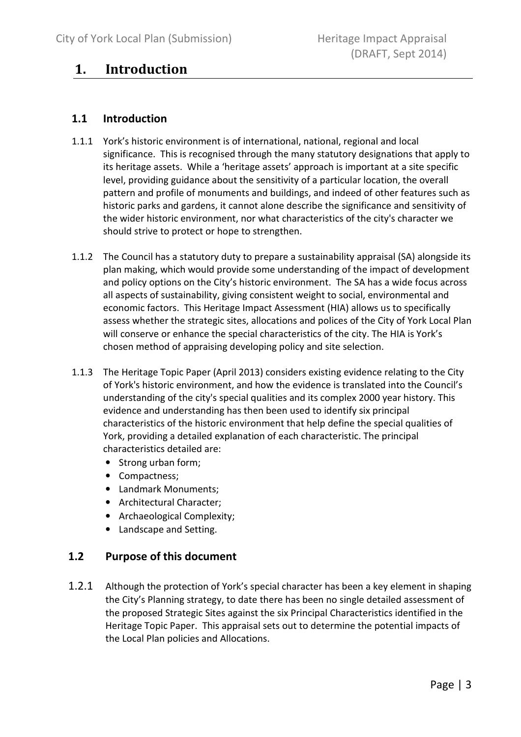# 1. Introduction

## 1.1 Introduction

1.1.1 York's historic environment is of international, national, regional and local significance. This is recognised through the many statutory designations that apply to its heritage assets. While a 'heritage assets' approach is important at a site specific level, providing guidance about the sensitivity of a particular location, the overall pattern and profile of monuments and buildings, and indeed of other features such as historic parks and gardens, it cannot alone describe the significance and sensitivity of the wider historic environment, nor what characteristics of the city's character we should strive to protect or hope to strengthen.

1.1.2 The Council has a statutory duty to prepare a sustainability appraisal (SA) alongside its plan making, which would provide some understanding of the impact of development and policy options on the City's historic environment. The SA has a wide focus across all aspects of sustainability, giving consistent weight to social, environmental and economic factors. This Heritage Impact Assessment (HIA) allows us to specifically assess whether the strategic sites, allocations and polices of the City of York Local Plan will conserve or enhance the special characteristics of the city. The HIA is York's chosen method of appraising developing policy and site selection.

1.1.3 The Heritage Topic Paper (April 2013) considers existing evidence relating to the City of York's historic environment, and how the evidence is translated into the Council's understanding of the city's special qualities and its complex 2000 year history. This evidence and understanding has then been used to identify six principal characteristics of the historic environment that help define the special qualities of York, providing a detailed explanation of each characteristic. The principal characteristics detailed are:

- Strong urban form;
- Compactness;
- Landmark Monuments;
- Architectural Character;
- Archaeological Complexity;
- Landscape and Setting.

## 1.2 Purpose of this document

1.2.1 Although the protection of York's special character has been a key element in shaping the City's Planning strategy, to date there has been no single detailed assessment of the proposed Strategic Sites against the six Principal Characteristics identified in the Heritage Topic Paper. This appraisal sets out to determine the potential impacts of the Local Plan policies and Allocations.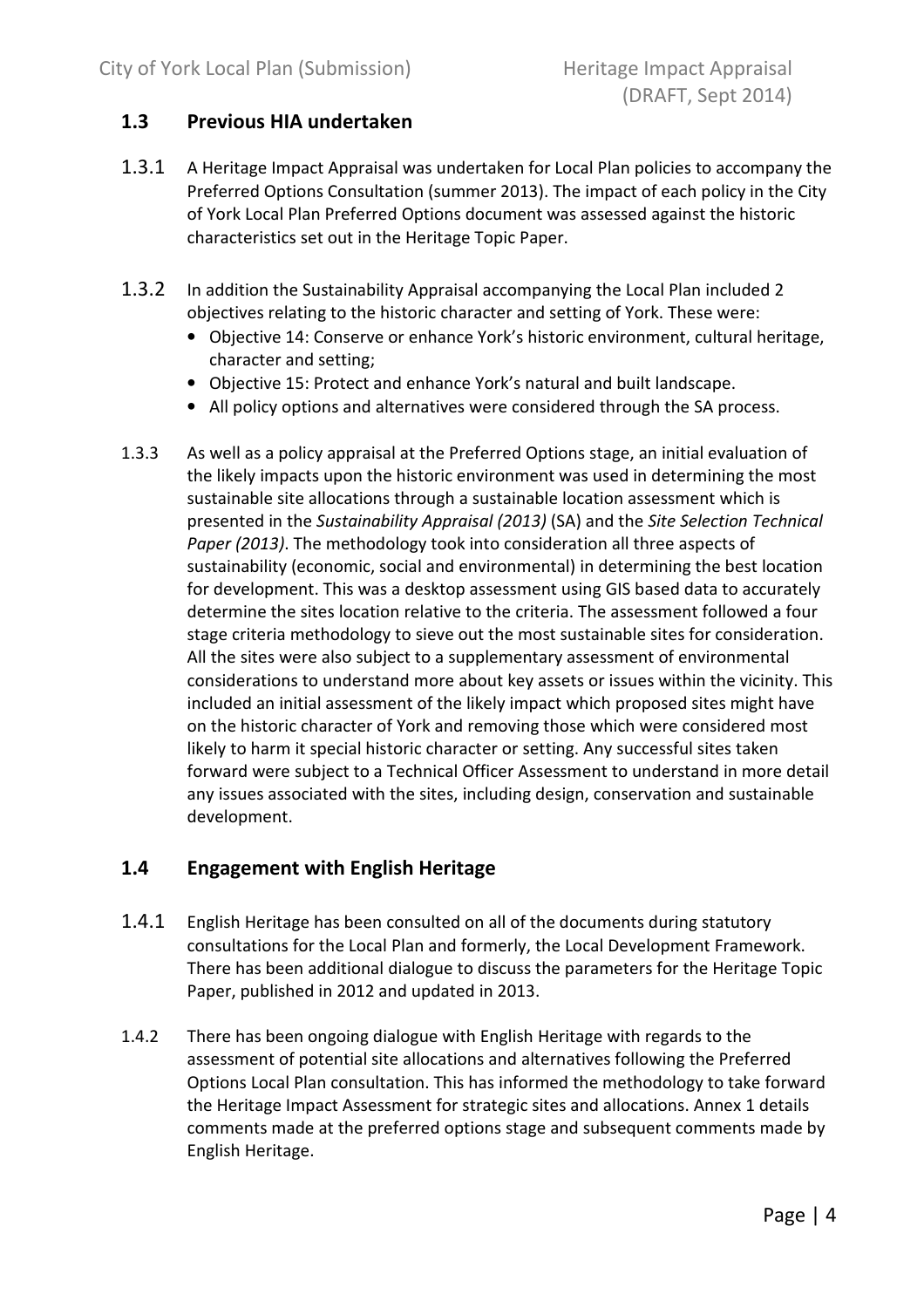## 1.3 Previous HIA undertaken

1.3.1 A Heritage Impact Appraisal was undertaken for Local Plan policies to accompany the Preferred Options Consultation (summer 2013). The impact of each policy in the City of York Local Plan Preferred Options document was assessed against the historic characteristics set out in the Heritage Topic Paper.

1.3.2 In addition the Sustainability Appraisal accompanying the Local Plan included 2 objectives relating to the historic character and setting of York. These were:

- Objective 14: Conserve or enhance York's historic environment, cultural heritage, character and setting;
- Objective 15: Protect and enhance York's natural and built landscape.
- All policy options and alternatives were considered through the SA process.

1.3.3 As well as a policy appraisal at the Preferred Options stage, an initial evaluation of the likely impacts upon the historic environment was used in determining the most sustainable site allocations through a sustainable location assessment which is presented in the *Sustainability Appraisal (2013)* (SA) and the *Site Selection Technical Paper (2013)*. The methodology took into consideration all three aspects of sustainability (economic, social and environmental) in determining the best location for development. This was a desktop assessment using GIS based data to accurately determine the sites location relative to the criteria. The assessment followed a four stage criteria methodology to sieve out the most sustainable sites for consideration. All the sites were also subject to a supplementary assessment of environmental considerations to understand more about key assets or issues within the vicinity. This included an initial assessment of the likely impact which proposed sites might have on the historic character of York and removing those which were considered most likely to harm it special historic character or setting. Any successful sites taken forward were subject to a Technical Officer Assessment to understand in more detail any issues associated with the sites, including design, conservation and sustainable development.

## 1.4 Engagement with English Heritage

1.4.1 English Heritage has been consulted on all of the documents during statutory consultations for the Local Plan and formerly, the Local Development Framework. There has been additional dialogue to discuss the parameters for the Heritage Topic Paper, published in 2012 and updated in 2013.

1.4.2 There has been ongoing dialogue with English Heritage with regards to the assessment of potential site allocations and alternatives following the Preferred Options Local Plan consultation. This has informed the methodology to take forward the Heritage Impact Assessment for strategic sites and allocations. Annex 1 details comments made at the preferred options stage and subsequent comments made by English Heritage.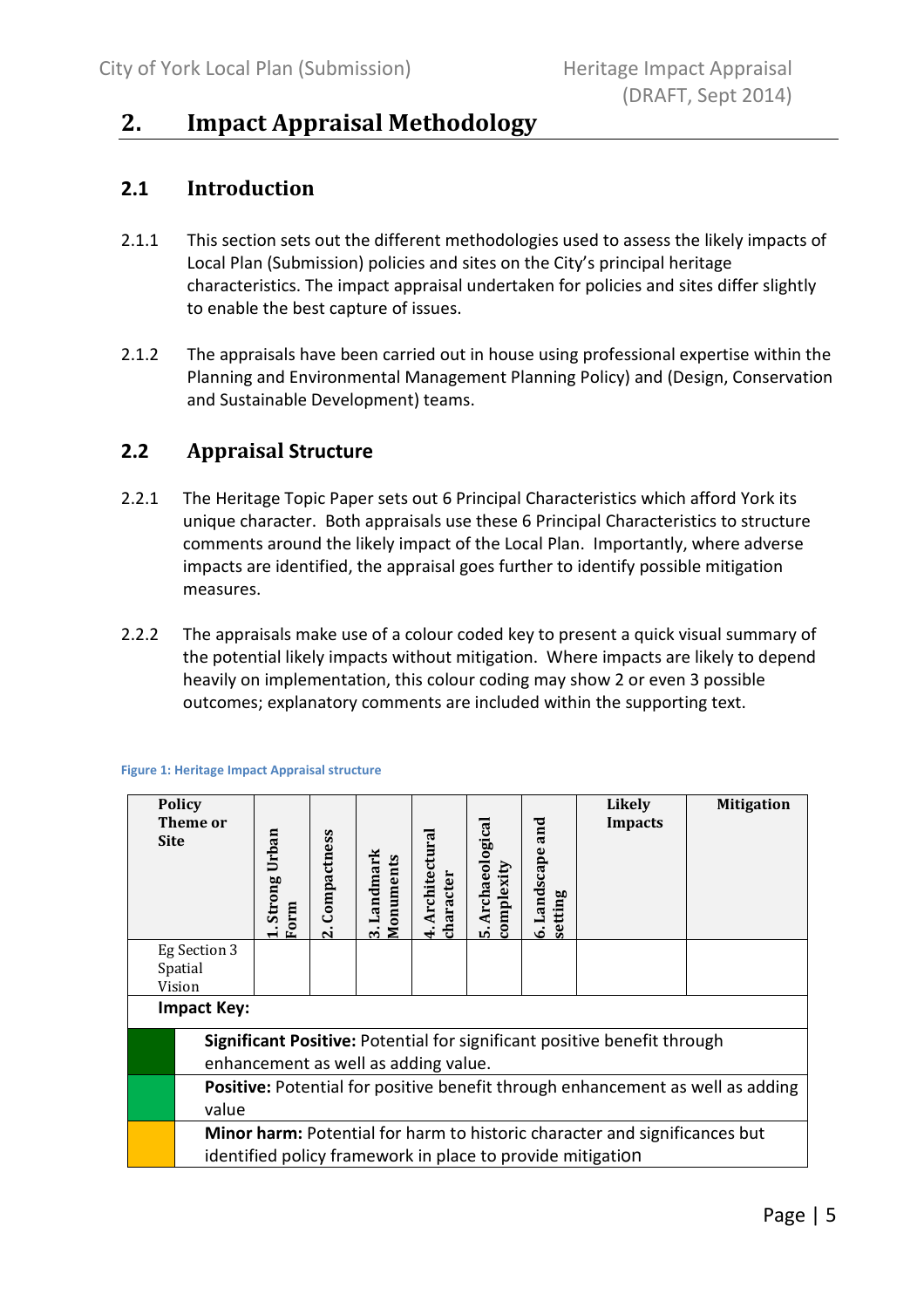## 2. Impact Appraisal Methodology

### 2.1 Introduction

2.1.1 This section sets out the different methodologies used to assess the likely impacts of Local Plan (Submission) policies and sites on the City's principal heritage characteristics. The impact appraisal undertaken for policies and sites differ slightly to enable the best capture of issues.

2.1.2 The appraisals have been carried out in house using professional expertise within the Planning and Environmental Management Planning Policy) and (Design, Conservation and Sustainable Development) teams.

### 2.2 Appraisal Structure

2.2.1 The Heritage Topic Paper sets out 6 Principal Characteristics which afford York its unique character. Both appraisals use these 6 Principal Characteristics to structure comments around the likely impact of the Local Plan. Importantly, where adverse impacts are identified, the appraisal goes further to identify possible mitigation measures.

2.2.2 The appraisals make use of a colour coded key to present a quick visual summary of the potential likely impacts without mitigation. Where impacts are likely to depend heavily on implementation, this colour coding may show 2 or even 3 possible outcomes; explanatory comments are included within the supporting text.

**Figure 1: Heritage Impact Appraisal structure**

| Policy Theme or Site | 1. Strong Urban Form | 2. Compactness | 3. Landmark Monuments | 4. Architectural character | 5. Archaeological complexity | 6. Landscape and setting | Likely Impacts | Mitigation |
|---|---|---|---|---|---|---|---|---|
| Eg Section 3 Spatial Vision | | | | | | | | |

**Impact Key:**

| Colour | Description |
|---|---|
| Dark green | **Significant Positive:** Potential for significant positive benefit through enhancement as well as adding value. |
| Green | **Positive:** Potential for positive benefit through enhancement as well as adding value |
| Amber | **Minor harm:** Potential for harm to historic character and significances but identified policy framework in place to provide mitigation |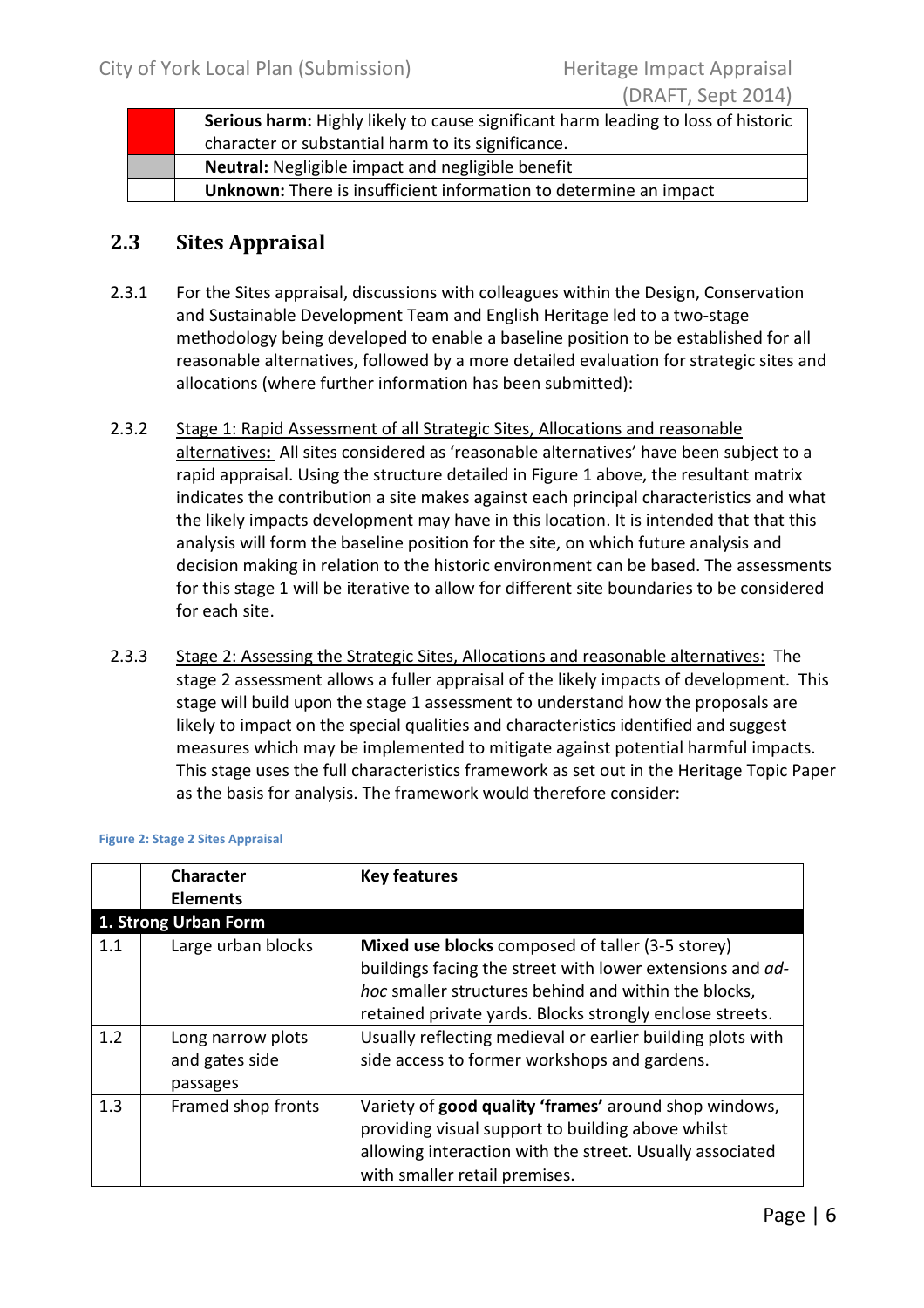| | |
|---|---|
| | **Serious harm:** Highly likely to cause significant harm leading to loss of historic character or substantial harm to its significance. |
| | **Neutral:** Negligible impact and negligible benefit |
| | **Unknown:** There is insufficient information to determine an impact |

## 2.3 Sites Appraisal

2.3.1 For the Sites appraisal, discussions with colleagues within the Design, Conservation and Sustainable Development Team and English Heritage led to a two-stage methodology being developed to enable a baseline position to be established for all reasonable alternatives, followed by a more detailed evaluation for strategic sites and allocations (where further information has been submitted):

2.3.2 Stage 1: Rapid Assessment of all Strategic Sites, Allocations and reasonable alternatives: All sites considered as 'reasonable alternatives' have been subject to a rapid appraisal. Using the structure detailed in Figure 1 above, the resultant matrix indicates the contribution a site makes against each principal characteristics and what the likely impacts development may have in this location. It is intended that that this analysis will form the baseline position for the site, on which future analysis and decision making in relation to the historic environment can be based. The assessments for this stage 1 will be iterative to allow for different site boundaries to be considered for each site.

2.3.3 Stage 2: Assessing the Strategic Sites, Allocations and reasonable alternatives: The stage 2 assessment allows a fuller appraisal of the likely impacts of development. This stage will build upon the stage 1 assessment to understand how the proposals are likely to impact on the special qualities and characteristics identified and suggest measures which may be implemented to mitigate against potential harmful impacts. This stage uses the full characteristics framework as set out in the Heritage Topic Paper as the basis for analysis. The framework would therefore consider:

Figure 2: Stage 2 Sites Appraisal

| | Character Elements | Key features |
|---|---|---|
| **1. Strong Urban Form** | | |
| 1.1 | Large urban blocks | **Mixed use blocks** composed of taller (3-5 storey) buildings facing the street with lower extensions and *ad-hoc* smaller structures behind and within the blocks, retained private yards. Blocks strongly enclose streets. |
| 1.2 | Long narrow plots and gates side passages | Usually reflecting medieval or earlier building plots with side access to former workshops and gardens. |
| 1.3 | Framed shop fronts | Variety of **good quality 'frames'** around shop windows, providing visual support to building above whilst allowing interaction with the street. Usually associated with smaller retail premises. |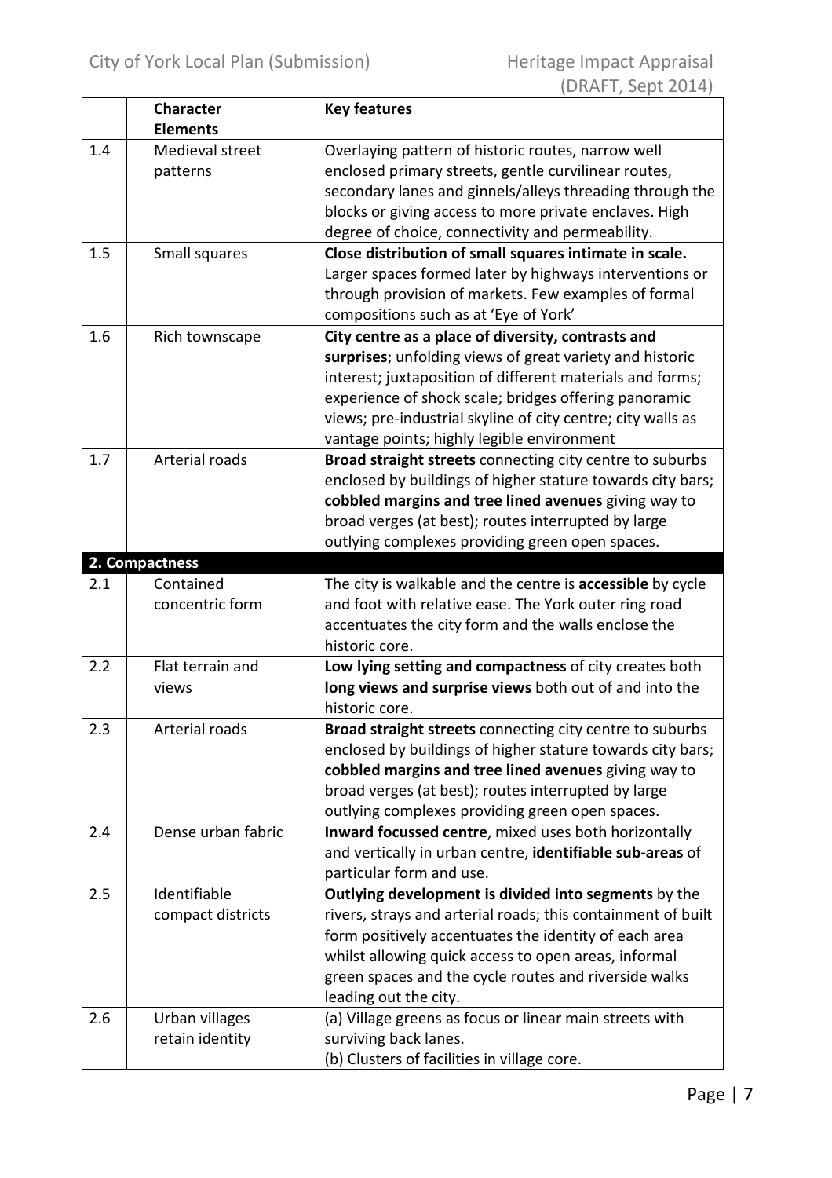|  | Character Elements | Key features |
|---|---|---|
| 1.4 | Medieval street patterns | Overlaying pattern of historic routes, narrow well enclosed primary streets, gentle curvilinear routes, secondary lanes and ginnels/alleys threading through the blocks or giving access to more private enclaves. High degree of choice, connectivity and permeability. |
| 1.5 | Small squares | **Close distribution of small squares intimate in scale.** Larger spaces formed later by highways interventions or through provision of markets. Few examples of formal compositions such as at 'Eye of York' |
| 1.6 | Rich townscape | **City centre as a place of diversity, contrasts and surprises**; unfolding views of great variety and historic interest; juxtaposition of different materials and forms; experience of shock scale; bridges offering panoramic views; pre-industrial skyline of city centre; city walls as vantage points; highly legible environment |
| 1.7 | Arterial roads | **Broad straight streets** connecting city centre to suburbs enclosed by buildings of higher stature towards city bars; **cobbled margins and tree lined avenues** giving way to broad verges (at best); routes interrupted by large outlying complexes providing green open spaces. |
| **2. Compactness** | | |
| 2.1 | Contained concentric form | The city is walkable and the centre is **accessible** by cycle and foot with relative ease. The York outer ring road accentuates the city form and the walls enclose the historic core. |
| 2.2 | Flat terrain and views | **Low lying setting and compactness** of city creates both **long views and surprise views** both out of and into the historic core. |
| 2.3 | Arterial roads | **Broad straight streets** connecting city centre to suburbs enclosed by buildings of higher stature towards city bars; **cobbled margins and tree lined avenues** giving way to broad verges (at best); routes interrupted by large outlying complexes providing green open spaces. |
| 2.4 | Dense urban fabric | **Inward focussed centre**, mixed uses both horizontally and vertically in urban centre, **identifiable sub-areas** of particular form and use. |
| 2.5 | Identifiable compact districts | **Outlying development is divided into segments** by the rivers, strays and arterial roads; this containment of built form positively accentuates the identity of each area whilst allowing quick access to open areas, informal green spaces and the cycle routes and riverside walks leading out the city. |
| 2.6 | Urban villages retain identity | (a) Village greens as focus or linear main streets with surviving back lanes.<br>(b) Clusters of facilities in village core. |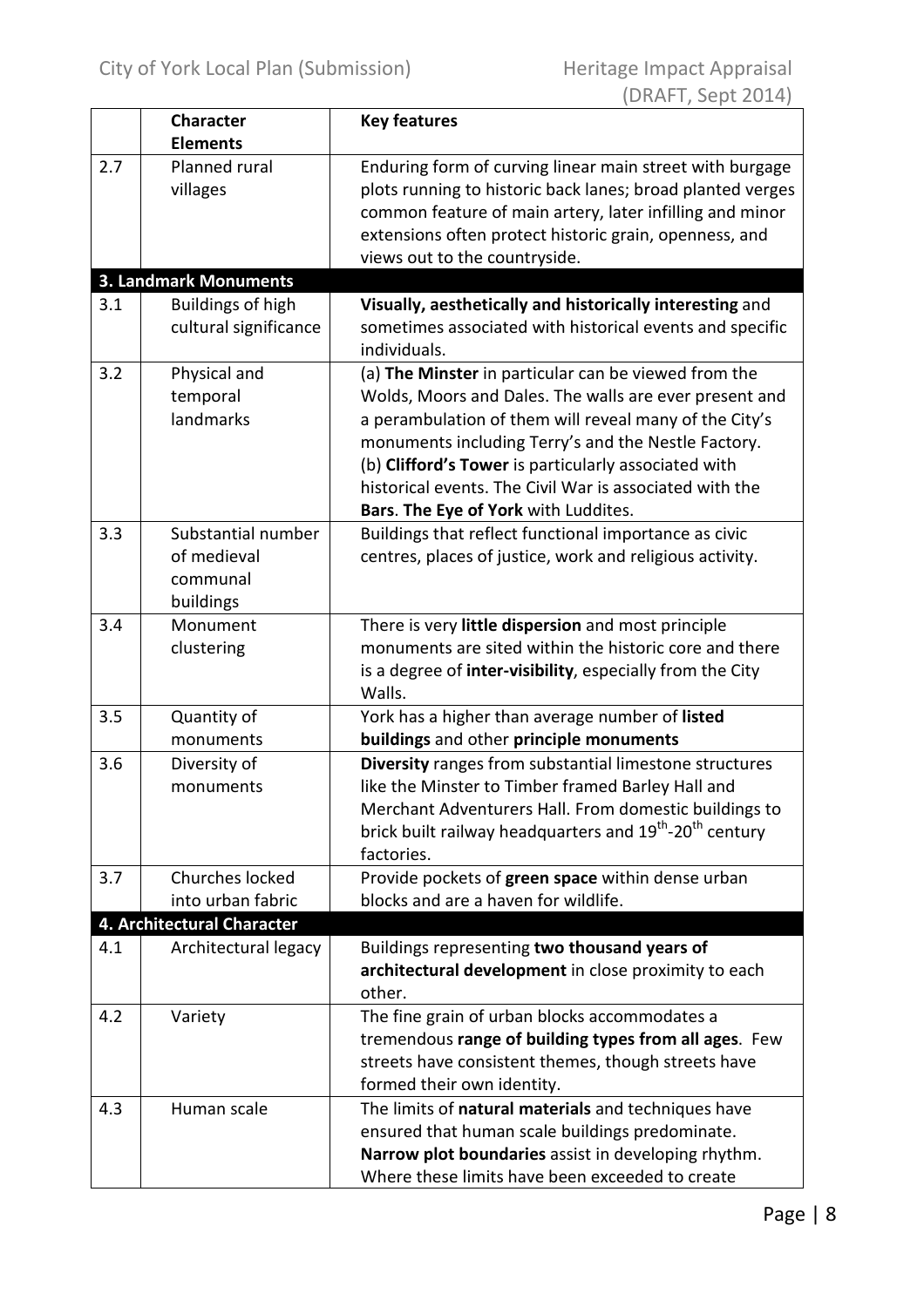|  | Character Elements | Key features |
|---|---|---|
| 2.7 | Planned rural villages | Enduring form of curving linear main street with burgage plots running to historic back lanes; broad planted verges common feature of main artery, later infilling and minor extensions often protect historic grain, openness, and views out to the countryside. |
| **3. Landmark Monuments** | | |
| 3.1 | Buildings of high cultural significance | **Visually, aesthetically and historically interesting** and sometimes associated with historical events and specific individuals. |
| 3.2 | Physical and temporal landmarks | (a) **The Minster** in particular can be viewed from the Wolds, Moors and Dales. The walls are ever present and a perambulation of them will reveal many of the City's monuments including Terry's and the Nestle Factory. (b) **Clifford's Tower** is particularly associated with historical events. The Civil War is associated with the **Bars**. **The Eye of York** with Luddites. |
| 3.3 | Substantial number of medieval communal buildings | Buildings that reflect functional importance as civic centres, places of justice, work and religious activity. |
| 3.4 | Monument clustering | There is very **little dispersion** and most principle monuments are sited within the historic core and there is a degree of **inter-visibility**, especially from the City Walls. |
| 3.5 | Quantity of monuments | York has a higher than average number of **listed buildings** and other **principle monuments** |
| 3.6 | Diversity of monuments | **Diversity** ranges from substantial limestone structures like the Minster to Timber framed Barley Hall and Merchant Adventurers Hall. From domestic buildings to brick built railway headquarters and 19th-20th century factories. |
| 3.7 | Churches locked into urban fabric | Provide pockets of **green space** within dense urban blocks and are a haven for wildlife. |
| **4. Architectural Character** | | |
| 4.1 | Architectural legacy | Buildings representing **two thousand years of architectural development** in close proximity to each other. |
| 4.2 | Variety | The fine grain of urban blocks accommodates a tremendous **range of building types from all ages**. Few streets have consistent themes, though streets have formed their own identity. |
| 4.3 | Human scale | The limits of **natural materials** and techniques have ensured that human scale buildings predominate. **Narrow plot boundaries** assist in developing rhythm. Where these limits have been exceeded to create |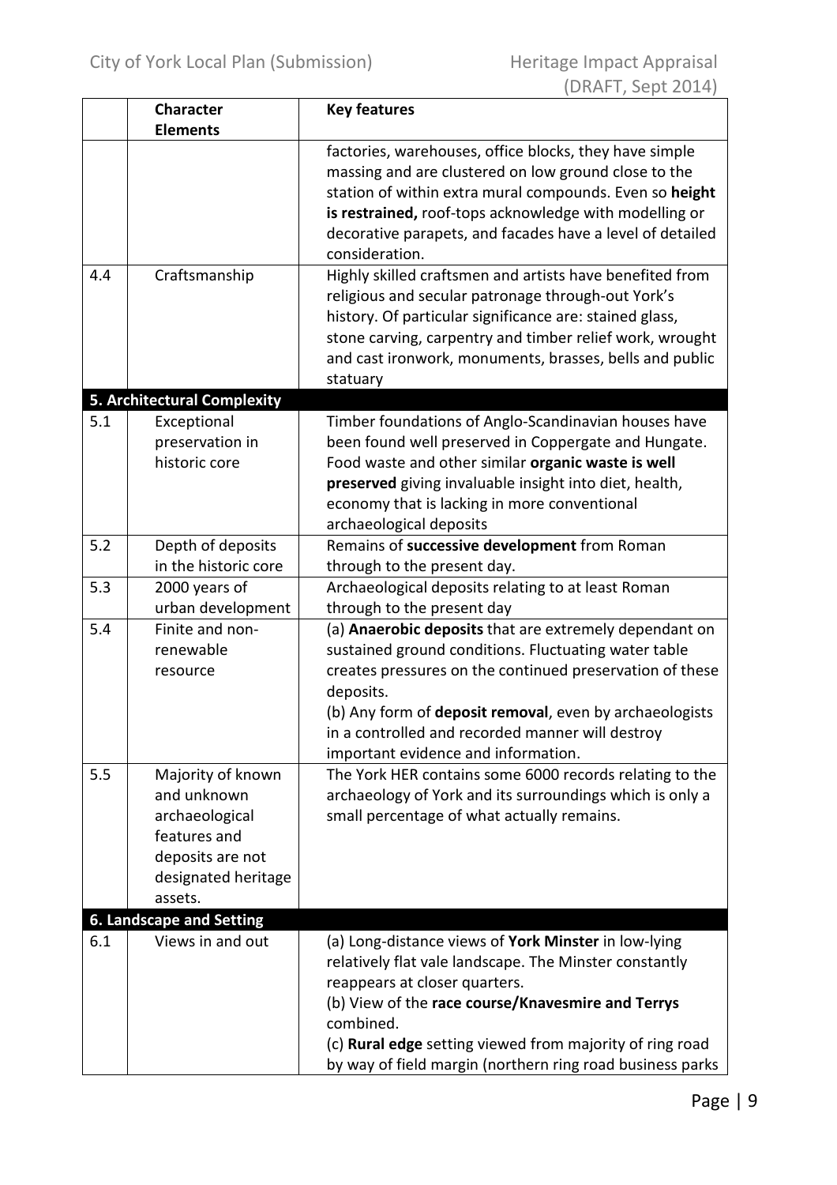|  | Character Elements | Key features |
|---|---|---|
|  |  | factories, warehouses, office blocks, they have simple massing and are clustered on low ground close to the station of within extra mural compounds. Even so **height is restrained,** roof-tops acknowledge with modelling or decorative parapets, and facades have a level of detailed consideration. |
| 4.4 | Craftsmanship | Highly skilled craftsmen and artists have benefited from religious and secular patronage through-out York's history. Of particular significance are: stained glass, stone carving, carpentry and timber relief work, wrought and cast ironwork, monuments, brasses, bells and public statuary |
| **5. Architectural Complexity** |  |  |
| 5.1 | Exceptional preservation in historic core | Timber foundations of Anglo-Scandinavian houses have been found well preserved in Coppergate and Hungate. Food waste and other similar **organic waste is well preserved** giving invaluable insight into diet, health, economy that is lacking in more conventional archaeological deposits |
| 5.2 | Depth of deposits in the historic core | Remains of **successive development** from Roman through to the present day. |
| 5.3 | 2000 years of urban development | Archaeological deposits relating to at least Roman through to the present day |
| 5.4 | Finite and non-renewable resource | (a) **Anaerobic deposits** that are extremely dependant on sustained ground conditions. Fluctuating water table creates pressures on the continued preservation of these deposits.<br>(b) Any form of **deposit removal**, even by archaeologists in a controlled and recorded manner will destroy important evidence and information. |
| 5.5 | Majority of known and unknown archaeological features and deposits are not designated heritage assets. | The York HER contains some 6000 records relating to the archaeology of York and its surroundings which is only a small percentage of what actually remains. |
| **6. Landscape and Setting** |  |  |
| 6.1 | Views in and out | (a) Long-distance views of **York Minster** in low-lying relatively flat vale landscape. The Minster constantly reappears at closer quarters.<br>(b) View of the **race course/Knavesmire and Terrys** combined.<br>(c) **Rural edge** setting viewed from majority of ring road by way of field margin (northern ring road business parks |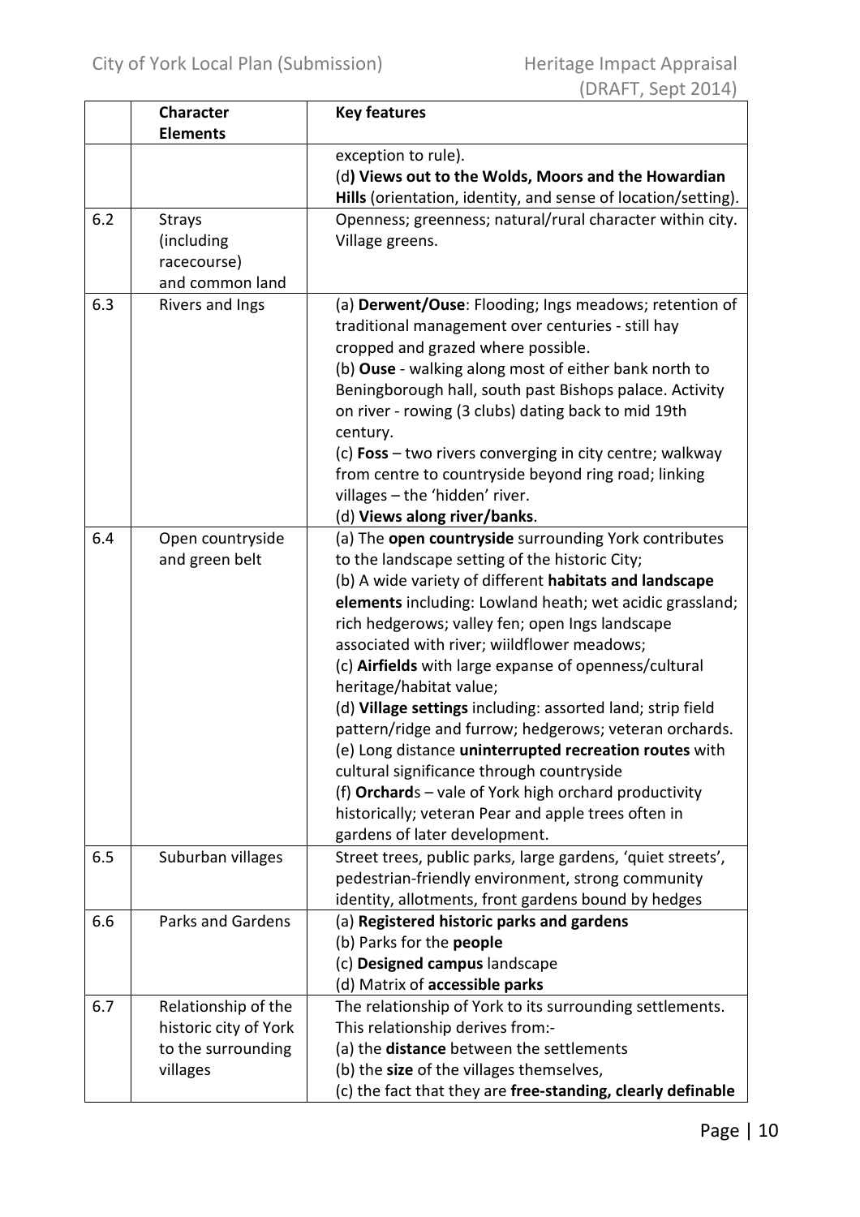| | Character Elements | Key features |
|---|---|---|
| | | exception to rule).<br>(d**) Views out to the Wolds, Moors and the Howardian Hills** (orientation, identity, and sense of location/setting). |
| 6.2 | Strays (including racecourse) and common land | Openness; greenness; natural/rural character within city. Village greens. |
| 6.3 | Rivers and Ings | (a) **Derwent/Ouse**: Flooding; Ings meadows; retention of traditional management over centuries - still hay cropped and grazed where possible.<br>(b) **Ouse** - walking along most of either bank north to Beningborough hall, south past Bishops palace. Activity on river - rowing (3 clubs) dating back to mid 19th century.<br>(c) **Foss** – two rivers converging in city centre; walkway from centre to countryside beyond ring road; linking villages – the 'hidden' river.<br>(d) **Views along river/banks**. |
| 6.4 | Open countryside and green belt | (a) The **open countryside** surrounding York contributes to the landscape setting of the historic City;<br>(b) A wide variety of different **habitats and landscape elements** including: Lowland heath; wet acidic grassland; rich hedgerows; valley fen; open Ings landscape associated with river; wiildflower meadows;<br>(c) **Airfields** with large expanse of openness/cultural heritage/habitat value;<br>(d) **Village settings** including: assorted land; strip field pattern/ridge and furrow; hedgerows; veteran orchards.<br>(e) Long distance **uninterrupted recreation routes** with cultural significance through countryside<br>(f) **Orchard**s – vale of York high orchard productivity historically; veteran Pear and apple trees often in gardens of later development. |
| 6.5 | Suburban villages | Street trees, public parks, large gardens, 'quiet streets', pedestrian-friendly environment, strong community identity, allotments, front gardens bound by hedges |
| 6.6 | Parks and Gardens | (a) **Registered historic parks and gardens**<br>(b) Parks for the **people**<br>(c) **Designed campus** landscape<br>(d) Matrix of **accessible parks** |
| 6.7 | Relationship of the historic city of York to the surrounding villages | The relationship of York to its surrounding settlements. This relationship derives from:-<br>(a) the **distance** between the settlements<br>(b) the **size** of the villages themselves,<br>(c) the fact that they are **free-standing, clearly definable** |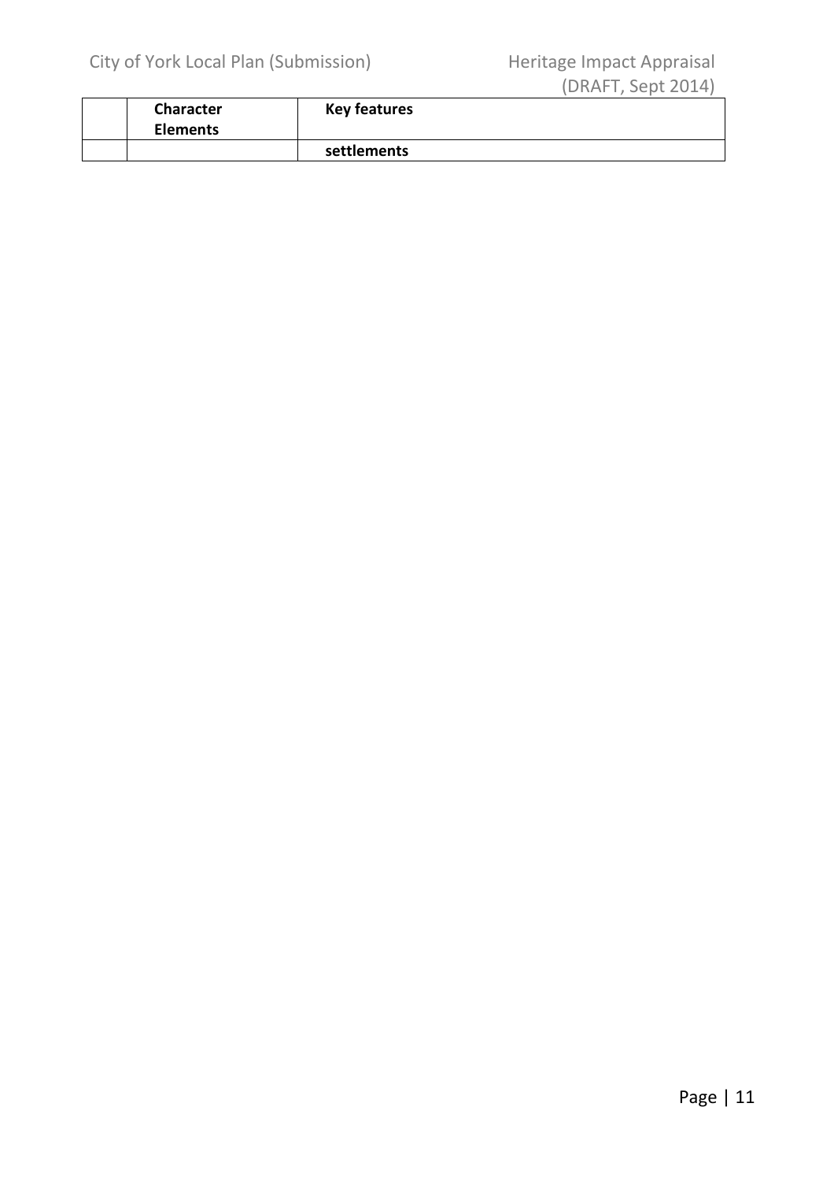| | Character Elements | Key features |
|---|---|---|
| | | **settlements** |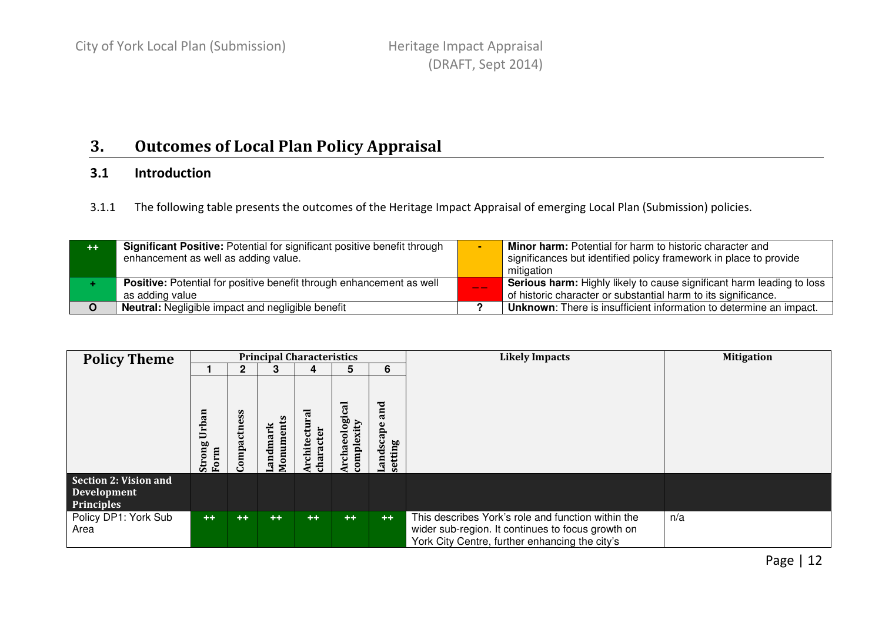## 3. Outcomes of Local Plan Policy Appraisal

### 3.1 Introduction

3.1.1 The following table presents the outcomes of the Heritage Impact Appraisal of emerging Local Plan (Submission) policies.

| | | | |
|---|---|---|---|
| ++ | **Significant Positive:** Potential for significant positive benefit through enhancement as well as adding value. | - | **Minor harm:** Potential for harm to historic character and significances but identified policy framework in place to provide mitigation |
| + | **Positive:** Potential for positive benefit through enhancement as well as adding value | -- | **Serious harm:** Highly likely to cause significant harm leading to loss of historic character or substantial harm to its significance. |
| O | **Neutral:** Negligible impact and negligible benefit | ? | **Unknown**: There is insufficient information to determine an impact. |

| Policy Theme | Principal Characteristics | | | | | | Likely Impacts | Mitigation |
|---|---|---|---|---|---|---|---|---|
| | 1 | 2 | 3 | 4 | 5 | 6 | | |
| | Strong Urban Form | Compactness | Landmark Monuments | Architectural character | Archaeological complexity | Landscape and setting | | |
| **Section 2: Vision and Development Principles** | | | | | | | | |
| Policy DP1: York Sub Area | ++ | ++ | ++ | ++ | ++ | ++ | This describes York's role and function within the wider sub-region. It continues to focus growth on York City Centre, further enhancing the city's | n/a |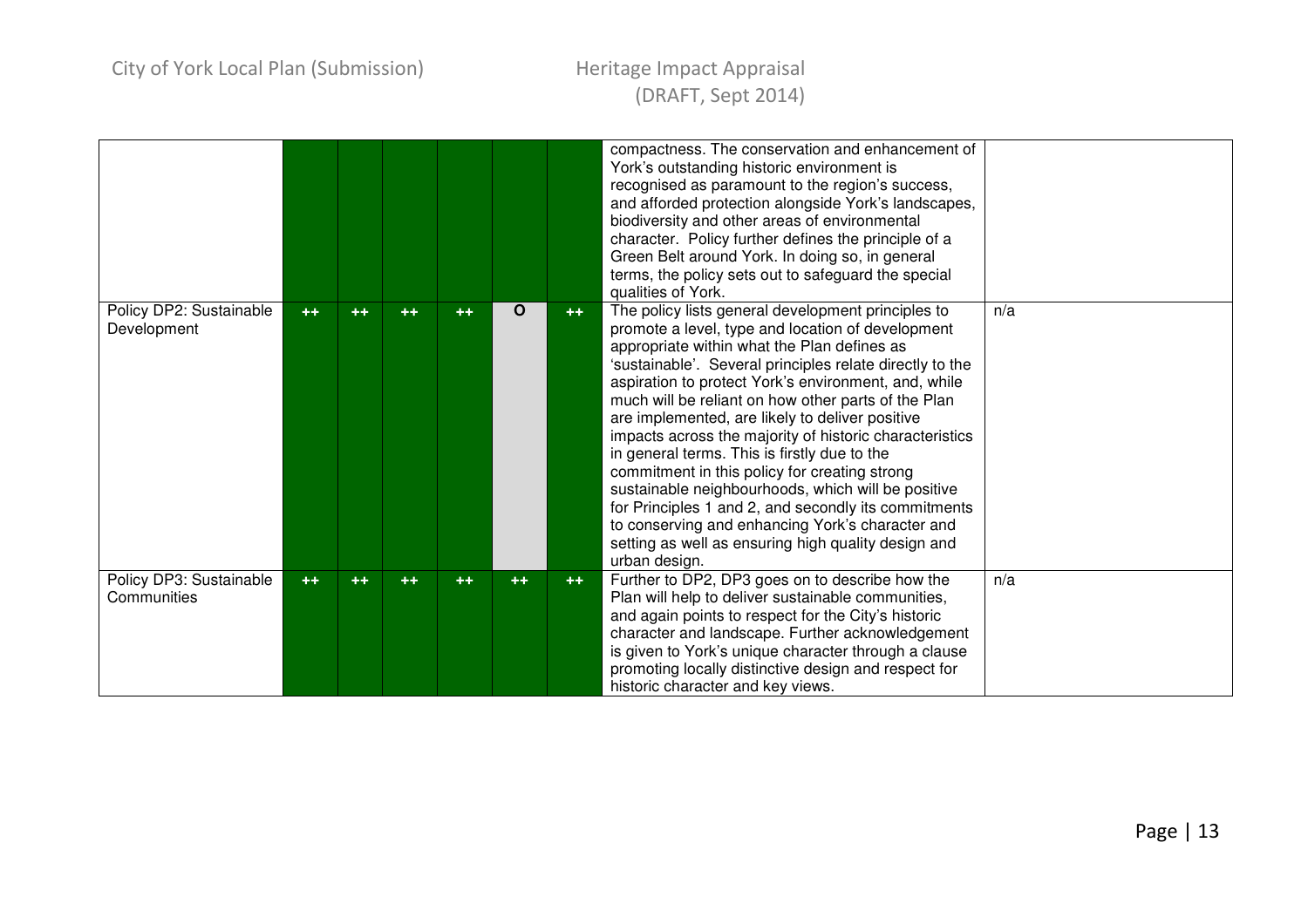| | | | | | | | | |
|---|---|---|---|---|---|---|---|---|
| | | | | | | | compactness. The conservation and enhancement of York's outstanding historic environment is recognised as paramount to the region's success, and afforded protection alongside York's landscapes, biodiversity and other areas of environmental character. Policy further defines the principle of a Green Belt around York. In doing so, in general terms, the policy sets out to safeguard the special qualities of York. | |
| Policy DP2: Sustainable Development | ++ | ++ | ++ | ++ | O | ++ | The policy lists general development principles to promote a level, type and location of development appropriate within what the Plan defines as 'sustainable'. Several principles relate directly to the aspiration to protect York's environment, and, while much will be reliant on how other parts of the Plan are implemented, are likely to deliver positive impacts across the majority of historic characteristics in general terms. This is firstly due to the commitment in this policy for creating strong sustainable neighbourhoods, which will be positive for Principles 1 and 2, and secondly its commitments to conserving and enhancing York's character and setting as well as ensuring high quality design and urban design. | n/a |
| Policy DP3: Sustainable Communities | ++ | ++ | ++ | ++ | ++ | ++ | Further to DP2, DP3 goes on to describe how the Plan will help to deliver sustainable communities, and again points to respect for the City's historic character and landscape. Further acknowledgement is given to York's unique character through a clause promoting locally distinctive design and respect for historic character and key views. | n/a |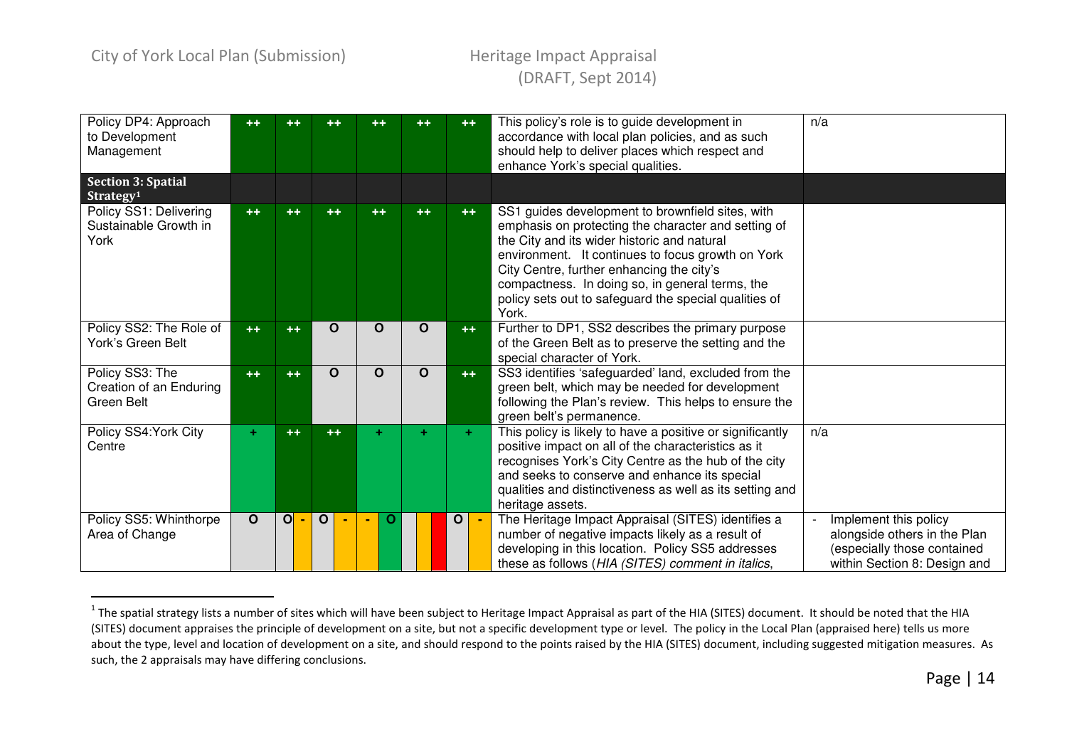| | | | | | | | | |
|---|---|---|---|---|---|---|---|---|
| Policy DP4: Approach to Development Management | ++ | ++ | ++ | ++ | ++ | ++ | This policy's role is to guide development in accordance with local plan policies, and as such should help to deliver places which respect and enhance York's special qualities. | n/a |
| **Section 3: Spatial Strategy**[1] | | | | | | | | |
| Policy SS1: Delivering Sustainable Growth in York | ++ | ++ | ++ | ++ | ++ | ++ | SS1 guides development to brownfield sites, with emphasis on protecting the character and setting of the City and its wider historic and natural environment. It continues to focus growth on York City Centre, further enhancing the city's compactness. In doing so, in general terms, the policy sets out to safeguard the special qualities of York. | |
| Policy SS2: The Role of York's Green Belt | ++ | ++ | O | O | O | ++ | Further to DP1, SS2 describes the primary purpose of the Green Belt as to preserve the setting and the special character of York. | |
| Policy SS3: The Creation of an Enduring Green Belt | ++ | ++ | O | O | O | ++ | SS3 identifies 'safeguarded' land, excluded from the green belt, which may be needed for development following the Plan's review. This helps to ensure the green belt's permanence. | |
| Policy SS4:York City Centre | + | ++ | ++ | + | + | + | This policy is likely to have a positive or significantly positive impact on all of the characteristics as it recognises York's City Centre as the hub of the city and seeks to conserve and enhance its special qualities and distinctiveness as well as its setting and heritage assets. | n/a |
| Policy SS5: Whinthorpe Area of Change | O | O / - | O / - | - / O | | O / - | The Heritage Impact Appraisal (SITES) identifies a number of negative impacts likely as a result of developing in this location. Policy SS5 addresses these as follows (*HIA (SITES) comment in italics*, | - Implement this policy alongside others in the Plan (especially those contained within Section 8: Design and |

[1] The spatial strategy lists a number of sites which will have been subject to Heritage Impact Appraisal as part of the HIA (SITES) document. It should be noted that the HIA (SITES) document appraises the principle of development on a site, but not a specific development type or level. The policy in the Local Plan (appraised here) tells us more about the type, level and location of development on a site, and should respond to the points raised by the HIA (SITES) document, including suggested mitigation measures. As such, the 2 appraisals may have differing conclusions.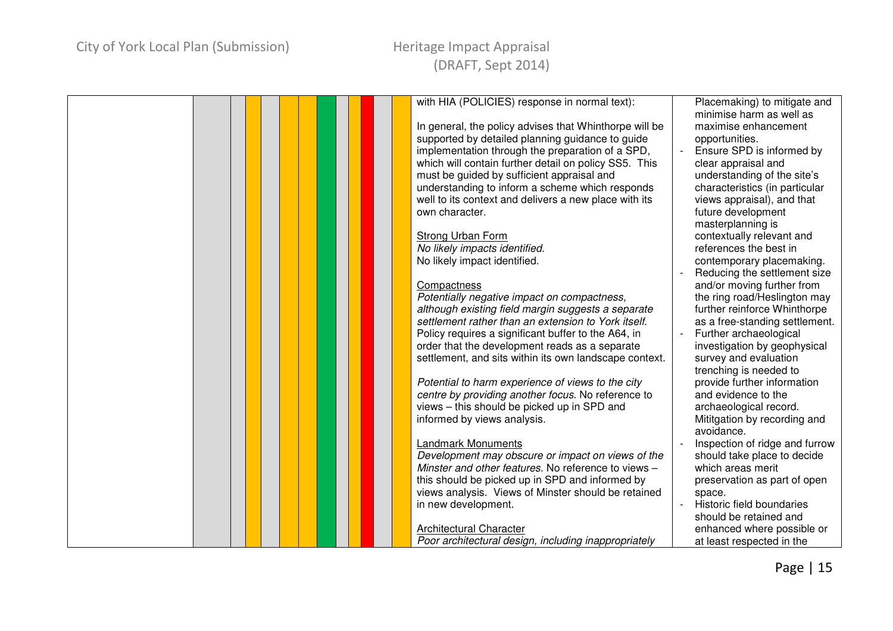| | | | | | | | | | | | | | |
|---|---|---|---|---|---|---|---|---|---|---|---|---|---|
| | | | | | | | | | | | | with HIA (POLICIES) response in normal text):<br><br>In general, the policy advises that Whinthorpe will be supported by detailed planning guidance to guide implementation through the preparation of a SPD, which will contain further detail on policy SS5. This must be guided by sufficient appraisal and understanding to inform a scheme which responds well to its context and delivers a new place with its own character.<br><br><u>Strong Urban Form</u><br>*No likely impacts identified.*<br>No likely impact identified.<br><br><u>Compactness</u><br>*Potentially negative impact on compactness, although existing field margin suggests a separate settlement rather than an extension to York itself.*<br>Policy requires a significant buffer to the A64, in order that the development reads as a separate settlement, and sits within its own landscape context.<br><br>*Potential to harm experience of views to the city centre by providing another focus.* No reference to views – this should be picked up in SPD and informed by views analysis.<br><br><u>Landmark Monuments</u><br>*Development may obscure or impact on views of the Minster and other features.* No reference to views – this should be picked up in SPD and informed by views analysis. Views of Minster should be retained in new development.<br><br><u>Architectural Character</u><br>*Poor architectural design, including inappropriately* | Placemaking) to mitigate and minimise harm as well as maximise enhancement opportunities.<br>- Ensure SPD is informed by clear appraisal and understanding of the site's characteristics (in particular views appraisal), and that future development masterplanning is contextually relevant and references the best in contemporary placemaking.<br>- Reducing the settlement size and/or moving further from the ring road/Heslington may further reinforce Whinthorpe as a free-standing settlement.<br>- Further archaeological investigation by geophysical survey and evaluation trenching is needed to provide further information and evidence to the archaeological record. Mititgation by recording and avoidance.<br>- Inspection of ridge and furrow should take place to decide which areas merit preservation as part of open space.<br>- Historic field boundaries should be retained and enhanced where possible or at least respected in the |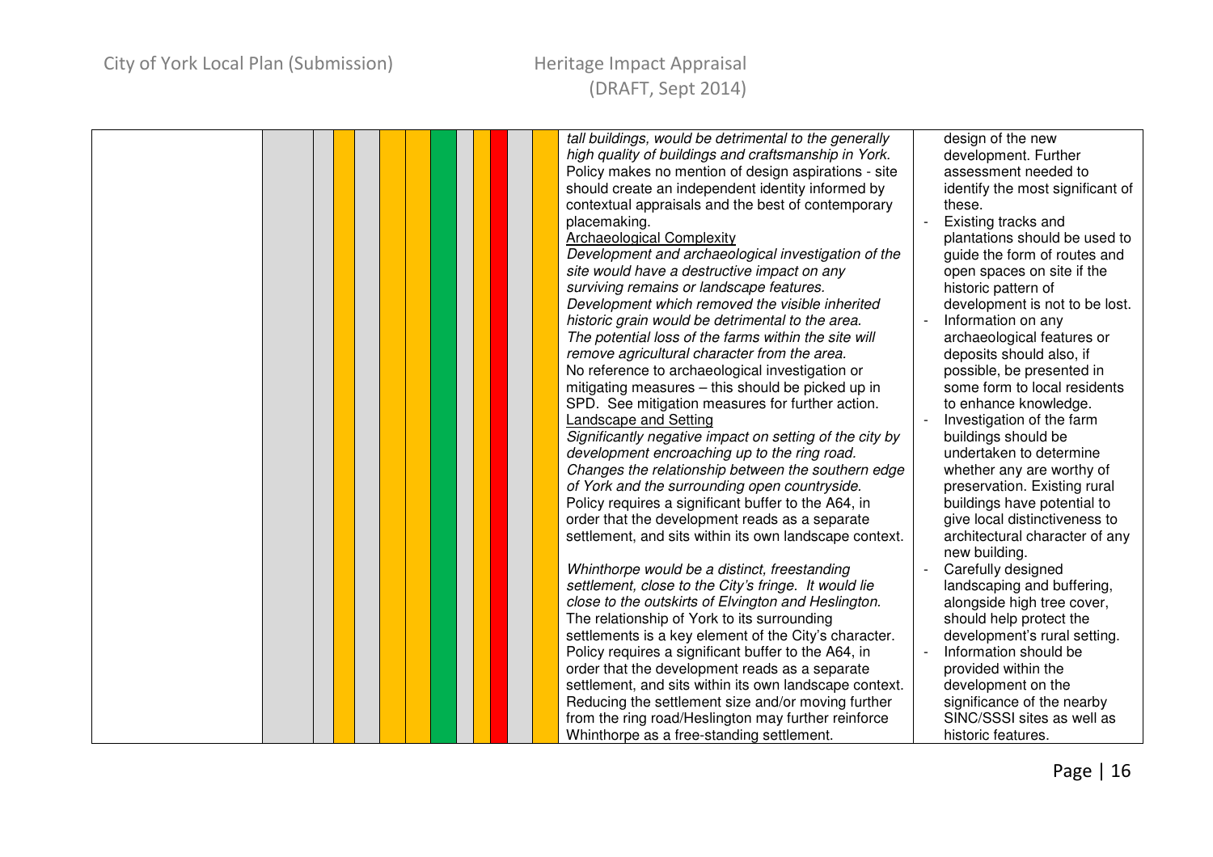| | | | | | | | | | | | | | | |
|---|---|---|---|---|---|---|---|---|---|---|---|---|---|---|
| | | | | | | | | | | | | | *tall buildings, would be detrimental to the generally high quality of buildings and craftsmanship in York.*<br>Policy makes no mention of design aspirations - site should create an independent identity informed by contextual appraisals and the best of contemporary placemaking.<br><u>Archaeological Complexity</u><br>*Development and archaeological investigation of the site would have a destructive impact on any surviving remains or landscape features.*<br>*Development which removed the visible inherited historic grain would be detrimental to the area.*<br>*The potential loss of the farms within the site will remove agricultural character from the area.*<br>No reference to archaeological investigation or mitigating measures – this should be picked up in SPD. See mitigation measures for further action.<br><u>Landscape and Setting</u><br>*Significantly negative impact on setting of the city by development encroaching up to the ring road.*<br>*Changes the relationship between the southern edge of York and the surrounding open countryside.*<br>Policy requires a significant buffer to the A64, in order that the development reads as a separate settlement, and sits within its own landscape context.<br><br>*Whinthorpe would be a distinct, freestanding settlement, close to the City's fringe. It would lie close to the outskirts of Elvington and Heslington.*<br>The relationship of York to its surrounding settlements is a key element of the City's character.<br>Policy requires a significant buffer to the A64, in order that the development reads as a separate settlement, and sits within its own landscape context.<br>Reducing the settlement size and/or moving further from the ring road/Heslington may further reinforce Whinthorpe as a free-standing settlement. | design of the new development. Further assessment needed to identify the most significant of these.<br>- Existing tracks and plantations should be used to guide the form of routes and open spaces on site if the historic pattern of development is not to be lost.<br>- Information on any archaeological features or deposits should also, if possible, be presented in some form to local residents to enhance knowledge.<br>- Investigation of the farm buildings should be undertaken to determine whether any are worthy of preservation. Existing rural buildings have potential to give local distinctiveness to architectural character of any new building.<br>- Carefully designed landscaping and buffering, alongside high tree cover, should help protect the development's rural setting.<br>- Information should be provided within the development on the significance of the nearby SINC/SSSI sites as well as historic features. |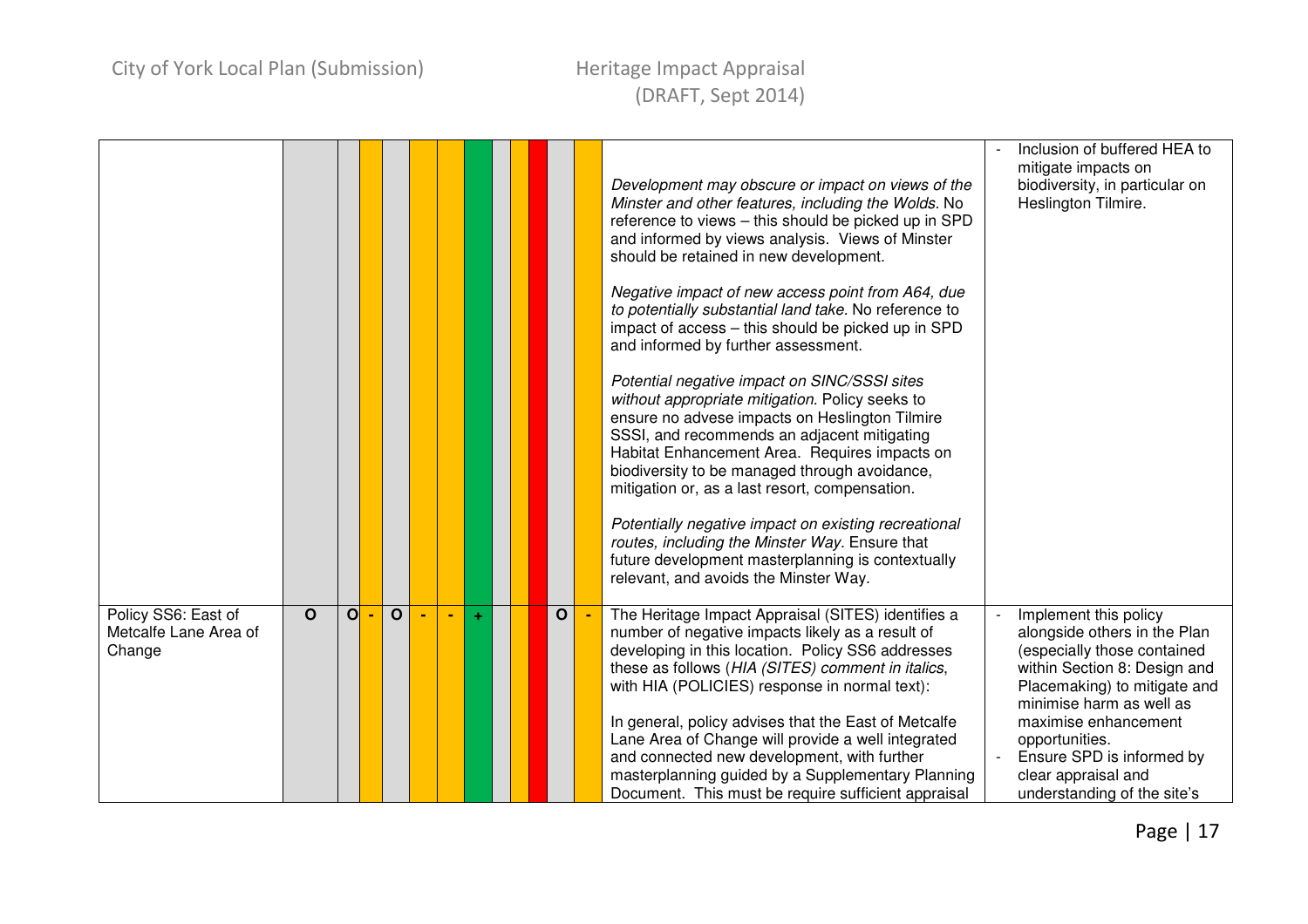| | | | | | | | | | | | | | | |
|---|---|---|---|---|---|---|---|---|---|---|---|---|---|---|
| | | | | | | | | | | | | | *Development may obscure or impact on views of the Minster and other features, including the Wolds.* No reference to views – this should be picked up in SPD and informed by views analysis. Views of Minster should be retained in new development.<br><br>*Negative impact of new access point from A64, due to potentially substantial land take.* No reference to impact of access – this should be picked up in SPD and informed by further assessment.<br><br>*Potential negative impact on SINC/SSSI sites without appropriate mitigation.* Policy seeks to ensure no advese impacts on Heslington Tilmire SSSI, and recommends an adjacent mitigating Habitat Enhancement Area. Requires impacts on biodiversity to be managed through avoidance, mitigation or, as a last resort, compensation.<br><br>*Potentially negative impact on existing recreational routes, including the Minster Way.* Ensure that future development masterplanning is contextually relevant, and avoids the Minster Way. | - Inclusion of buffered HEA to mitigate impacts on biodiversity, in particular on Heslington Tilmire. |
| Policy SS6: East of Metcalfe Lane Area of Change | O | O | - | O | - | - | + | | | | O | - | The Heritage Impact Appraisal (SITES) identifies a number of negative impacts likely as a result of developing in this location. Policy SS6 addresses these as follows (*HIA (SITES) comment in italics*, with HIA (POLICIES) response in normal text):<br><br>In general, policy advises that the East of Metcalfe Lane Area of Change will provide a well integrated and connected new development, with further masterplanning guided by a Supplementary Planning Document. This must be require sufficient appraisal | - Implement this policy alongside others in the Plan (especially those contained within Section 8: Design and Placemaking) to mitigate and minimise harm as well as maximise enhancement opportunities.<br>- Ensure SPD is informed by clear appraisal and understanding of the site's |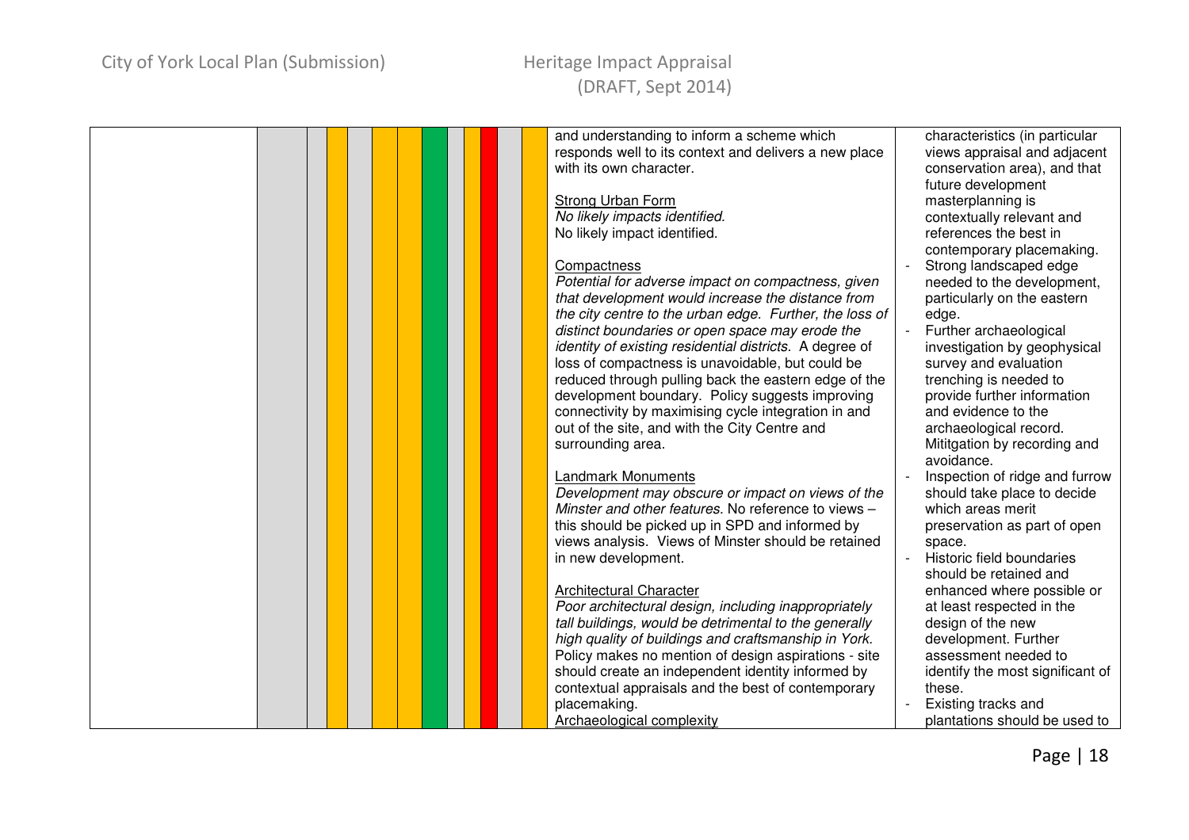| | | | | | | | | | | | | | | |
|---|---|---|---|---|---|---|---|---|---|---|---|---|---|---|
| | | | | | | | | | | | | | and understanding to inform a scheme which responds well to its context and delivers a new place with its own character.<br><br><u>Strong Urban Form</u><br>*No likely impacts identified.*<br>No likely impact identified.<br><br><u>Compactness</u><br>*Potential for adverse impact on compactness, given that development would increase the distance from the city centre to the urban edge. Further, the loss of distinct boundaries or open space may erode the identity of existing residential districts.* A degree of loss of compactness is unavoidable, but could be reduced through pulling back the eastern edge of the development boundary. Policy suggests improving connectivity by maximising cycle integration in and out of the site, and with the City Centre and surrounding area.<br><br><u>Landmark Monuments</u><br>*Development may obscure or impact on views of the Minster and other features.* No reference to views – this should be picked up in SPD and informed by views analysis. Views of Minster should be retained in new development.<br><br><u>Architectural Character</u><br>*Poor architectural design, including inappropriately tall buildings, would be detrimental to the generally high quality of buildings and craftsmanship in York.* Policy makes no mention of design aspirations - site should create an independent identity informed by contextual appraisals and the best of contemporary placemaking.<br><u>Archaeological complexity</u> | characteristics (in particular views appraisal and adjacent conservation area), and that future development masterplanning is contextually relevant and references the best in contemporary placemaking.<br>- Strong landscaped edge needed to the development, particularly on the eastern edge.<br>- Further archaeological investigation by geophysical survey and evaluation trenching is needed to provide further information and evidence to the archaeological record. Mititgation by recording and avoidance.<br>- Inspection of ridge and furrow should take place to decide which areas merit preservation as part of open space.<br>- Historic field boundaries should be retained and enhanced where possible or at least respected in the design of the new development. Further assessment needed to identify the most significant of these.<br>- Existing tracks and plantations should be used to |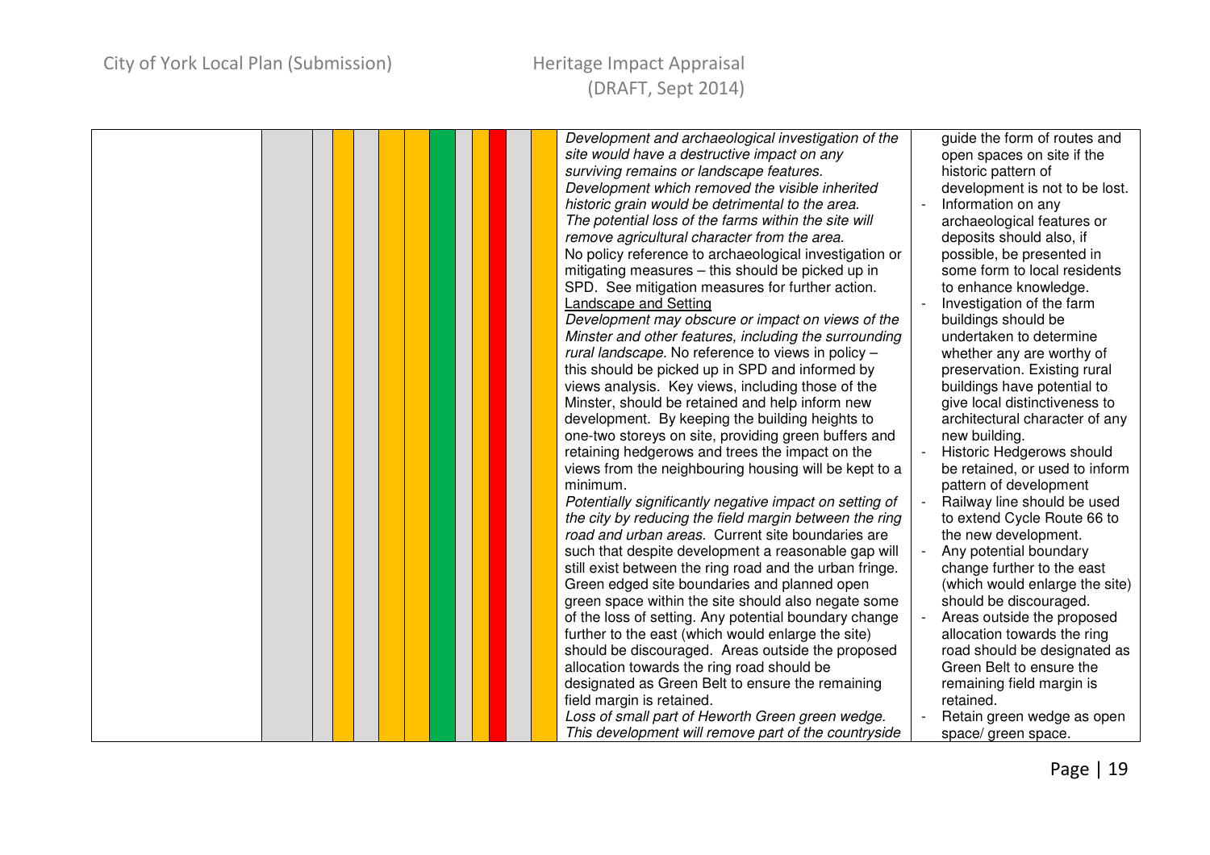| | | | | | | | | | | | | | | | |
|---|---|---|---|---|---|---|---|---|---|---|---|---|---|---|---|
| | | | | | | | | | | | | | | *Development and archaeological investigation of the site would have a destructive impact on any surviving remains or landscape features.*<br>*Development which removed the visible inherited historic grain would be detrimental to the area.*<br>*The potential loss of the farms within the site will remove agricultural character from the area.*<br>No policy reference to archaeological investigation or mitigating measures – this should be picked up in SPD. See mitigation measures for further action.<br><u>Landscape and Setting</u><br>*Development may obscure or impact on views of the Minster and other features, including the surrounding rural landscape.* No reference to views in policy – this should be picked up in SPD and informed by views analysis. Key views, including those of the Minster, should be retained and help inform new development. By keeping the building heights to one-two storeys on site, providing green buffers and retaining hedgerows and trees the impact on the views from the neighbouring housing will be kept to a minimum.<br>*Potentially significantly negative impact on setting of the city by reducing the field margin between the ring road and urban areas.* Current site boundaries are such that despite development a reasonable gap will still exist between the ring road and the urban fringe. Green edged site boundaries and planned open green space within the site should also negate some of the loss of setting. Any potential boundary change further to the east (which would enlarge the site) should be discouraged. Areas outside the proposed allocation towards the ring road should be designated as Green Belt to ensure the remaining field margin is retained.<br>*Loss of small part of Heworth Green green wedge. This development will remove part of the countryside* | guide the form of routes and open spaces on site if the historic pattern of development is not to be lost.<br>- Information on any archaeological features or deposits should also, if possible, be presented in some form to local residents to enhance knowledge.<br>- Investigation of the farm buildings should be undertaken to determine whether any are worthy of preservation. Existing rural buildings have potential to give local distinctiveness to architectural character of any new building.<br>- Historic Hedgerows should be retained, or used to inform pattern of development<br>- Railway line should be used to extend Cycle Route 66 to the new development.<br>- Any potential boundary change further to the east (which would enlarge the site) should be discouraged.<br>- Areas outside the proposed allocation towards the ring road should be designated as Green Belt to ensure the remaining field margin is retained.<br>- Retain green wedge as open space/ green space. |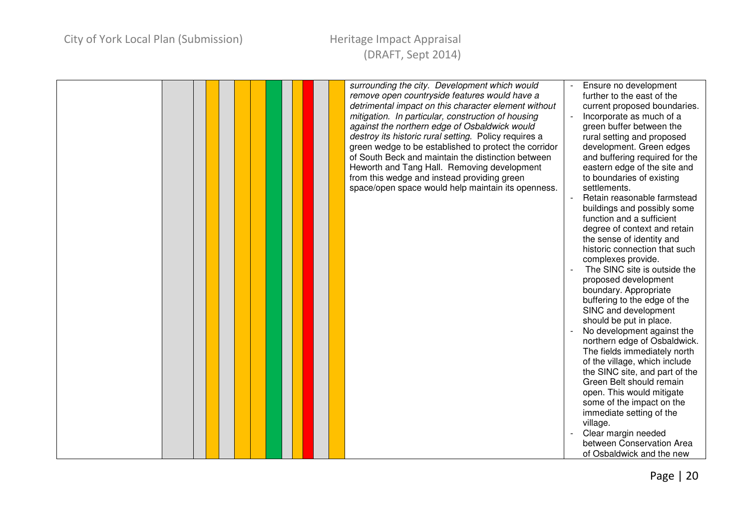| | | | | | | | | | | | | | | | |
|---|---|---|---|---|---|---|---|---|---|---|---|---|---|---|---|
| | | | | | | | | | | | | | | *surrounding the city. Development which would remove open countryside features would have a detrimental impact on this character element without mitigation. In particular, construction of housing against the northern edge of Osbaldwick would destroy its historic rural setting.* Policy requires a green wedge to be established to protect the corridor of South Beck and maintain the distinction between Heworth and Tang Hall. Removing development from this wedge and instead providing green space/open space would help maintain its openness. | - Ensure no development further to the east of the current proposed boundaries.<br>- Incorporate as much of a green buffer between the rural setting and proposed development. Green edges and buffering required for the eastern edge of the site and to boundaries of existing settlements.<br>- Retain reasonable farmstead buildings and possibly some function and a sufficient degree of context and retain the sense of identity and historic connection that such complexes provide.<br>- The SINC site is outside the proposed development boundary. Appropriate buffering to the edge of the SINC and development should be put in place.<br>- No development against the northern edge of Osbaldwick. The fields immediately north of the village, which include the SINC site, and part of the Green Belt should remain open. This would mitigate some of the impact on the immediate setting of the village.<br>- Clear margin needed between Conservation Area of Osbaldwick and the new |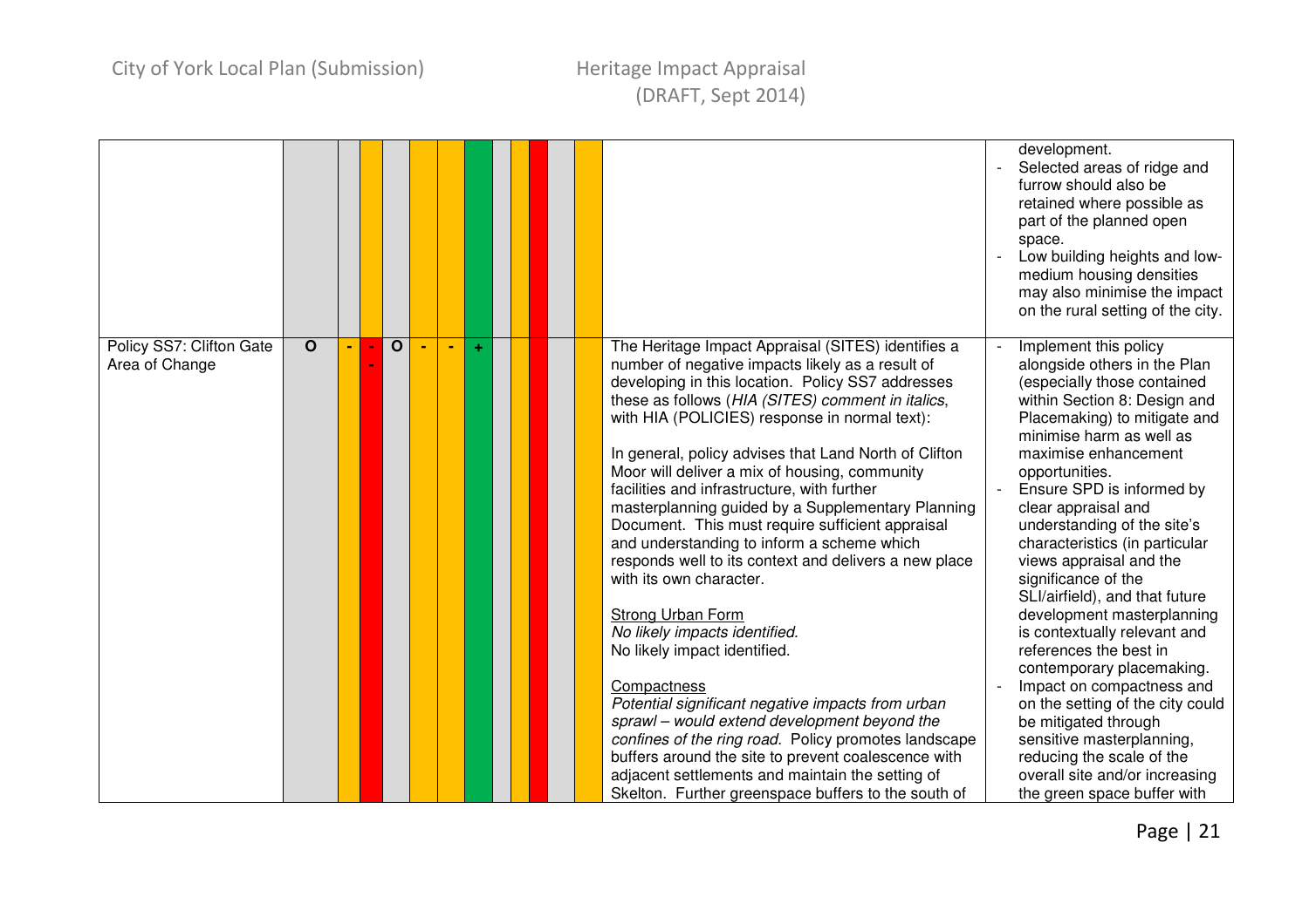| | | | | | | | | | | | | | | |
|---|---|---|---|---|---|---|---|---|---|---|---|---|---|---|
| | | | | | | | | | | | | | | development.<br>- Selected areas of ridge and furrow should also be retained where possible as part of the planned open space.<br>- Low building heights and low-medium housing densities may also minimise the impact on the rural setting of the city. |
| Policy SS7: Clifton Gate Area of Change | O | - | - - | O | - | - | + | | | | | | The Heritage Impact Appraisal (SITES) identifies a number of negative impacts likely as a result of developing in this location. Policy SS7 addresses these as follows (*HIA (SITES) comment in italics*, with HIA (POLICIES) response in normal text):<br><br>In general, policy advises that Land North of Clifton Moor will deliver a mix of housing, community facilities and infrastructure, with further masterplanning guided by a Supplementary Planning Document. This must require sufficient appraisal and understanding to inform a scheme which responds well to its context and delivers a new place with its own character.<br><br>Strong Urban Form<br>*No likely impacts identified.*<br>No likely impact identified.<br><br>Compactness<br>*Potential significant negative impacts from urban sprawl – would extend development beyond the confines of the ring road.* Policy promotes landscape buffers around the site to prevent coalescence with adjacent settlements and maintain the setting of Skelton. Further greenspace buffers to the south of | - Implement this policy alongside others in the Plan (especially those contained within Section 8: Design and Placemaking) to mitigate and minimise harm as well as maximise enhancement opportunities.<br>- Ensure SPD is informed by clear appraisal and understanding of the site's characteristics (in particular views appraisal and the significance of the SLI/airfield), and that future development masterplanning is contextually relevant and references the best in contemporary placemaking.<br>- Impact on compactness and on the setting of the city could be mitigated through sensitive masterplanning, reducing the scale of the overall site and/or increasing the green space buffer with |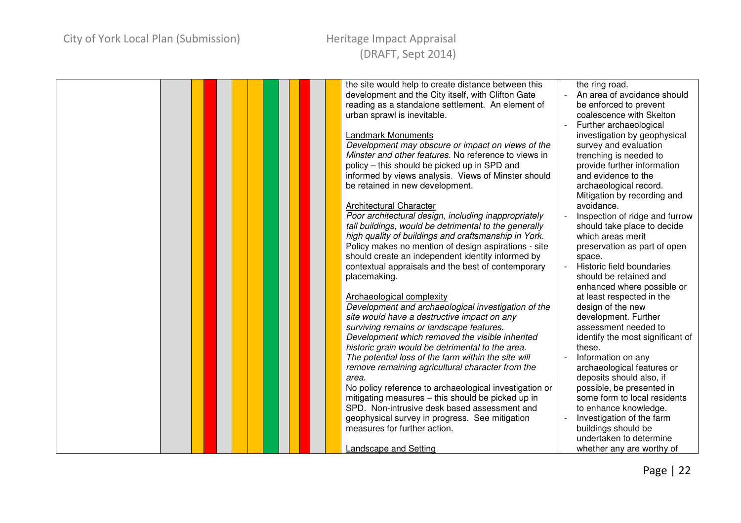| | | | | | | | | | | | | | | |
|---|---|---|---|---|---|---|---|---|---|---|---|---|---|---|
| | | | | | | | | | | | | | the site would help to create distance between this development and the City itself, with Clifton Gate reading as a standalone settlement. An element of urban sprawl is inevitable.<br><br><u>Landmark Monuments</u><br>*Development may obscure or impact on views of the Minster and other features.* No reference to views in policy – this should be picked up in SPD and informed by views analysis. Views of Minster should be retained in new development.<br><br><u>Architectural Character</u><br>*Poor architectural design, including inappropriately tall buildings, would be detrimental to the generally high quality of buildings and craftsmanship in York.* Policy makes no mention of design aspirations - site should create an independent identity informed by contextual appraisals and the best of contemporary placemaking.<br><br><u>Archaeological complexity</u><br>*Development and archaeological investigation of the site would have a destructive impact on any surviving remains or landscape features.*<br>*Development which removed the visible inherited historic grain would be detrimental to the area.*<br>*The potential loss of the farm within the site will remove remaining agricultural character from the area.*<br>No policy reference to archaeological investigation or mitigating measures – this should be picked up in SPD. Non-intrusive desk based assessment and geophysical survey in progress. See mitigation measures for further action.<br><br><u>Landscape and Setting</u> | the ring road.<br>- An area of avoidance should be enforced to prevent coalescence with Skelton<br>- Further archaeological investigation by geophysical survey and evaluation trenching is needed to provide further information and evidence to the archaeological record. Mitigation by recording and avoidance.<br>- Inspection of ridge and furrow should take place to decide which areas merit preservation as part of open space.<br>- Historic field boundaries should be retained and enhanced where possible or at least respected in the design of the new development. Further assessment needed to identify the most significant of these.<br>- Information on any archaeological features or deposits should also, if possible, be presented in some form to local residents to enhance knowledge.<br>- Investigation of the farm buildings should be undertaken to determine whether any are worthy of |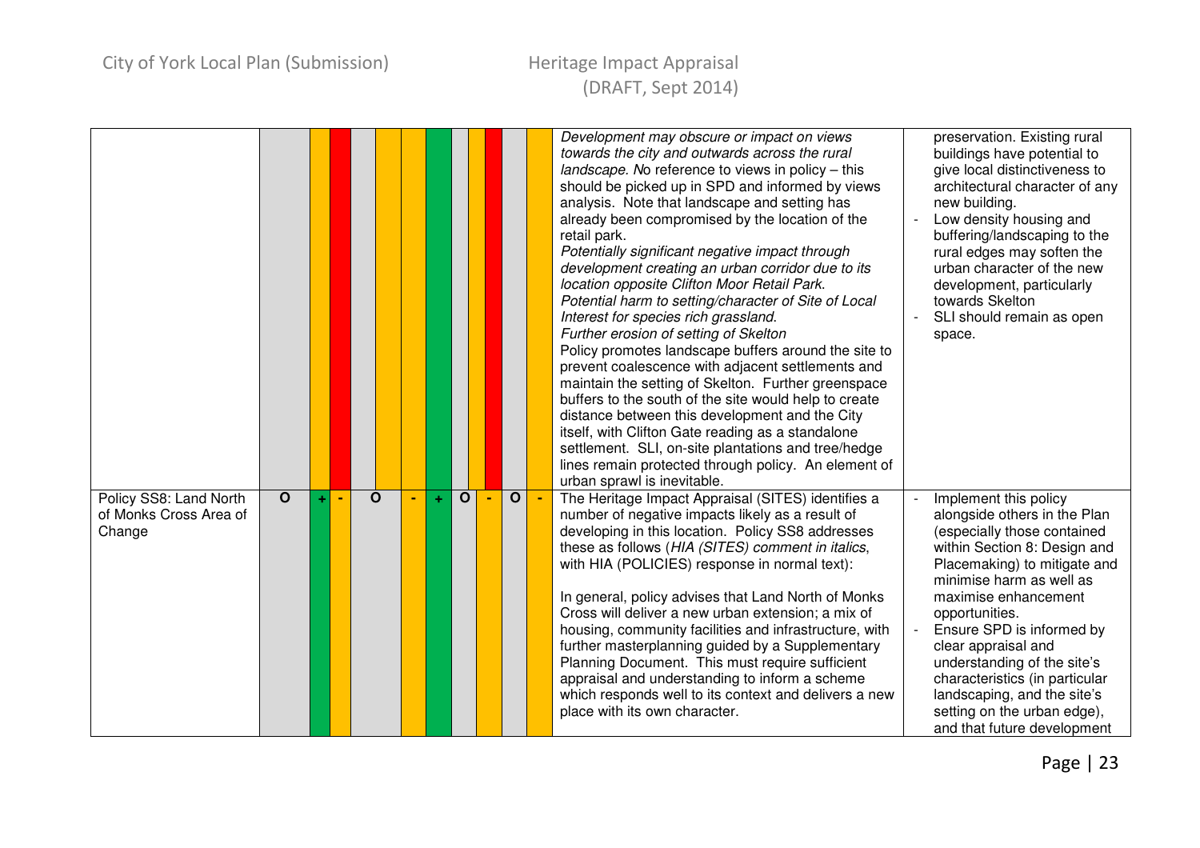| | | | | | | | | | | | | |
|---|---|---|---|---|---|---|---|---|---|---|---|---|
| | | | | | | | | | | | *Development may obscure or impact on views towards the city and outwards across the rural landscape. N*o reference to views in policy – this should be picked up in SPD and informed by views analysis. Note that landscape and setting has already been compromised by the location of the retail park.<br>*Potentially significant negative impact through development creating an urban corridor due to its location opposite Clifton Moor Retail Park.*<br>*Potential harm to setting/character of Site of Local Interest for species rich grassland.*<br>*Further erosion of setting of Skelton*<br>Policy promotes landscape buffers around the site to prevent coalescence with adjacent settlements and maintain the setting of Skelton. Further greenspace buffers to the south of the site would help to create distance between this development and the City itself, with Clifton Gate reading as a standalone settlement. SLI, on-site plantations and tree/hedge lines remain protected through policy. An element of urban sprawl is inevitable. | preservation. Existing rural buildings have potential to give local distinctiveness to architectural character of any new building.<br>- Low density housing and buffering/landscaping to the rural edges may soften the urban character of the new development, particularly towards Skelton<br>- SLI should remain as open space. |
| Policy SS8: Land North of Monks Cross Area of Change | O | + | - | O | - | + | O | - | O | - | The Heritage Impact Appraisal (SITES) identifies a number of negative impacts likely as a result of developing in this location. Policy SS8 addresses these as follows (*HIA (SITES) comment in italics*, with HIA (POLICIES) response in normal text):<br><br>In general, policy advises that Land North of Monks Cross will deliver a new urban extension; a mix of housing, community facilities and infrastructure, with further masterplanning guided by a Supplementary Planning Document. This must require sufficient appraisal and understanding to inform a scheme which responds well to its context and delivers a new place with its own character. | - Implement this policy alongside others in the Plan (especially those contained within Section 8: Design and Placemaking) to mitigate and minimise harm as well as maximise enhancement opportunities.<br>- Ensure SPD is informed by clear appraisal and understanding of the site's characteristics (in particular landscaping, and the site's setting on the urban edge), and that future development |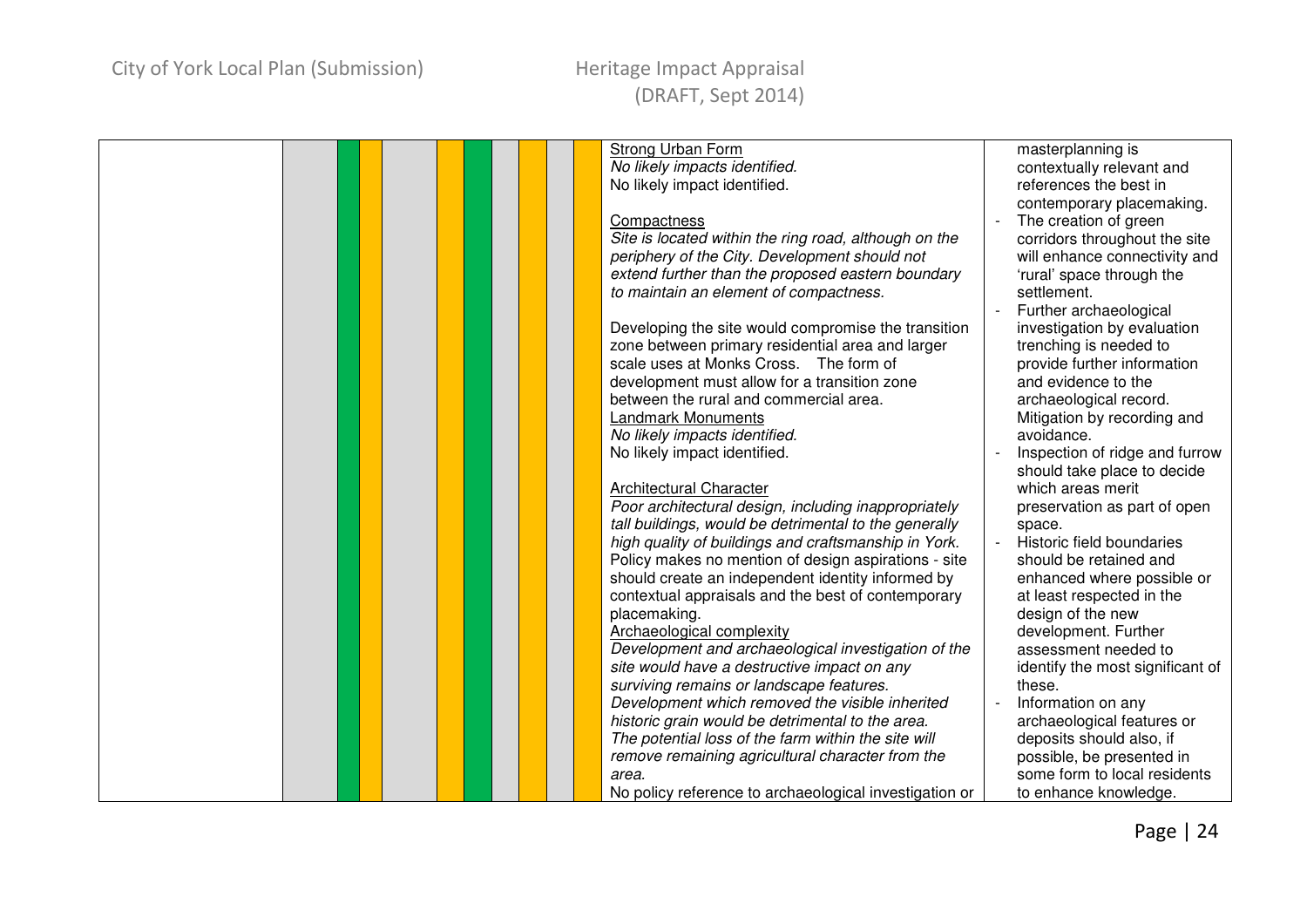| | | | | | | | | | | | | Strong Urban Form | Mitigation |
|---|---|---|---|---|---|---|---|---|---|---|---|---|---|
| | | | | | | | | | | | | <u>Strong Urban Form</u><br>*No likely impacts identified.*<br>No likely impact identified.<br><br><u>Compactness</u><br>*Site is located within the ring road, although on the periphery of the City. Development should not extend further than the proposed eastern boundary to maintain an element of compactness.*<br><br>Developing the site would compromise the transition zone between primary residential area and larger scale uses at Monks Cross. The form of development must allow for a transition zone between the rural and commercial area.<br><u>Landmark Monuments</u><br>*No likely impacts identified.*<br>No likely impact identified.<br><br><u>Architectural Character</u><br>*Poor architectural design, including inappropriately tall buildings, would be detrimental to the generally high quality of buildings and craftsmanship in York.*<br>Policy makes no mention of design aspirations - site should create an independent identity informed by contextual appraisals and the best of contemporary placemaking.<br><u>Archaeological complexity</u><br>*Development and archaeological investigation of the site would have a destructive impact on any surviving remains or landscape features.*<br>*Development which removed the visible inherited historic grain would be detrimental to the area.*<br>*The potential loss of the farm within the site will remove remaining agricultural character from the area.*<br>No policy reference to archaeological investigation or | masterplanning is contextually relevant and references the best in contemporary placemaking.<br>- The creation of green corridors throughout the site will enhance connectivity and 'rural' space through the settlement.<br>- Further archaeological investigation by evaluation trenching is needed to provide further information and evidence to the archaeological record. Mitigation by recording and avoidance.<br>- Inspection of ridge and furrow should take place to decide which areas merit preservation as part of open space.<br>- Historic field boundaries should be retained and enhanced where possible or at least respected in the design of the new development. Further assessment needed to identify the most significant of these.<br>- Information on any archaeological features or deposits should also, if possible, be presented in some form to local residents to enhance knowledge. |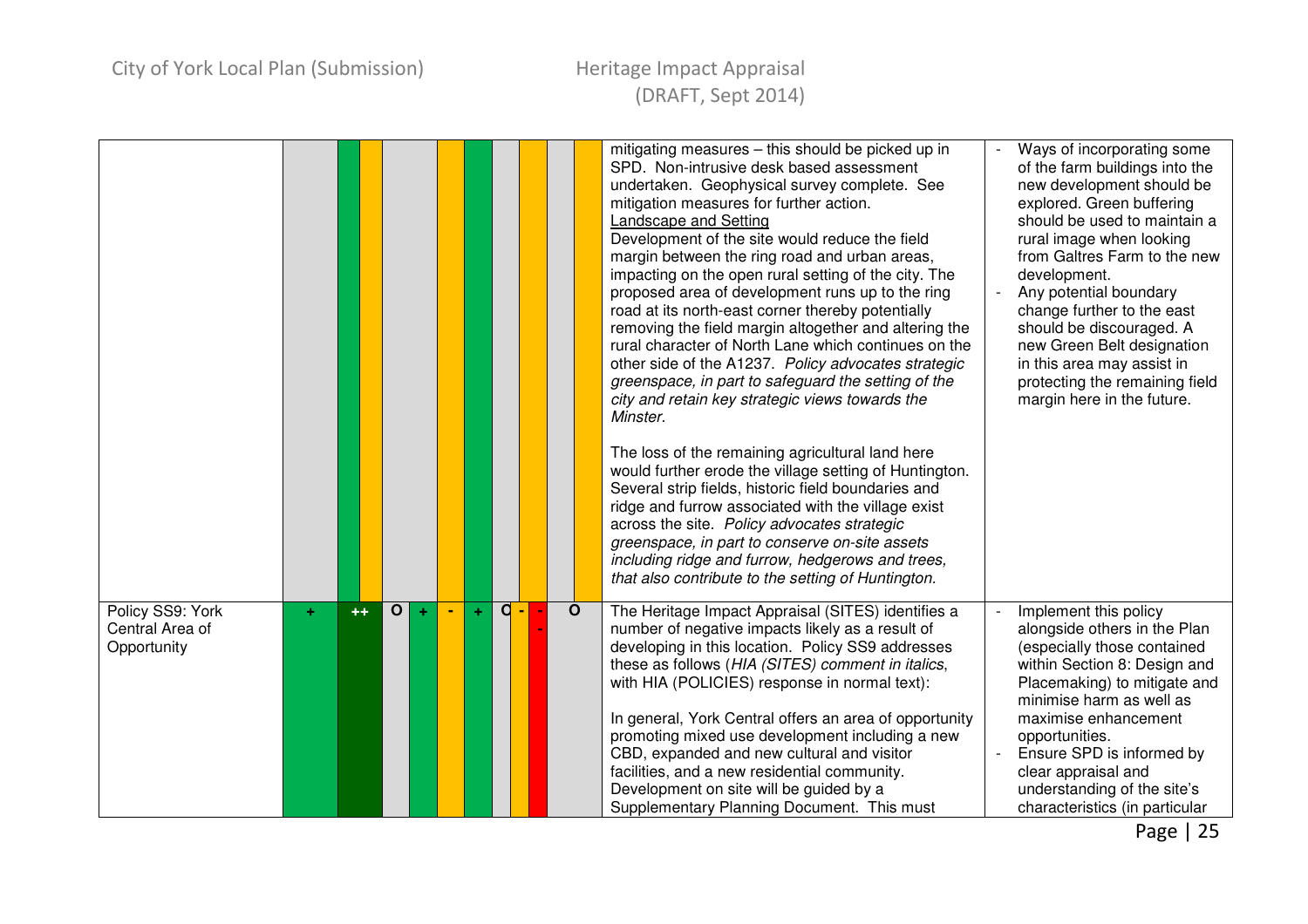| | | | | | | | | | | | | |
|---|---|---|---|---|---|---|---|---|---|---|---|---|
| | | | | | | | | | | | mitigating measures – this should be picked up in SPD. Non-intrusive desk based assessment undertaken. Geophysical survey complete. See mitigation measures for further action.<br><u>Landscape and Setting</u><br>Development of the site would reduce the field margin between the ring road and urban areas, impacting on the open rural setting of the city. The proposed area of development runs up to the ring road at its north-east corner thereby potentially removing the field margin altogether and altering the rural character of North Lane which continues on the other side of the A1237. *Policy advocates strategic greenspace, in part to safeguard the setting of the city and retain key strategic views towards the Minster.*<br><br>The loss of the remaining agricultural land here would further erode the village setting of Huntington. Several strip fields, historic field boundaries and ridge and furrow associated with the village exist across the site. *Policy advocates strategic greenspace, in part to conserve on-site assets including ridge and furrow, hedgerows and trees, that also contribute to the setting of Huntington.* | - Ways of incorporating some of the farm buildings into the new development should be explored. Green buffering should be used to maintain a rural image when looking from Galtres Farm to the new development.<br>- Any potential boundary change further to the east should be discouraged. A new Green Belt designation in this area may assist in protecting the remaining field margin here in the future. |
| Policy SS9: York Central Area of Opportunity | + | ++ | O | + | - | + | O | - | - - | O | | The Heritage Impact Appraisal (SITES) identifies a number of negative impacts likely as a result of developing in this location. Policy SS9 addresses these as follows (*HIA (SITES) comment in italics*, with HIA (POLICIES) response in normal text):<br><br>In general, York Central offers an area of opportunity promoting mixed use development including a new CBD, expanded and new cultural and visitor facilities, and a new residential community. Development on site will be guided by a Supplementary Planning Document. This must | - Implement this policy alongside others in the Plan (especially those contained within Section 8: Design and Placemaking) to mitigate and minimise harm as well as maximise enhancement opportunities.<br>- Ensure SPD is informed by clear appraisal and understanding of the site's characteristics (in particular |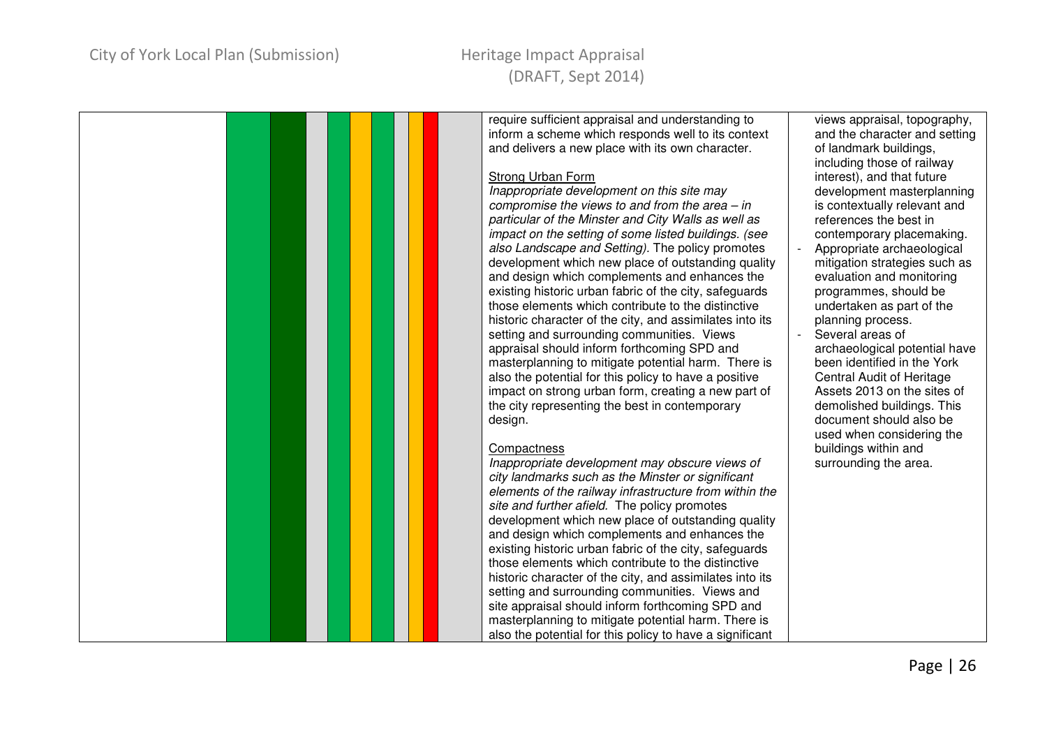| | | | | | | | | | | | Commentary | Mitigation |
|---|---|---|---|---|---|---|---|---|---|---|---|---|
| | | | | | | | | | | | require sufficient appraisal and understanding to inform a scheme which responds well to its context and delivers a new place with its own character.<br><br><u>Strong Urban Form</u><br>*Inappropriate development on this site may compromise the views to and from the area – in particular of the Minster and City Walls as well as impact on the setting of some listed buildings. (see also Landscape and Setting).* The policy promotes development which new place of outstanding quality and design which complements and enhances the existing historic urban fabric of the city, safeguards those elements which contribute to the distinctive historic character of the city, and assimilates into its setting and surrounding communities. Views appraisal should inform forthcoming SPD and masterplanning to mitigate potential harm. There is also the potential for this policy to have a positive impact on strong urban form, creating a new part of the city representing the best in contemporary design.<br><br><u>Compactness</u><br>*Inappropriate development may obscure views of city landmarks such as the Minster or significant elements of the railway infrastructure from within the site and further afield.* The policy promotes development which new place of outstanding quality and design which complements and enhances the existing historic urban fabric of the city, safeguards those elements which contribute to the distinctive historic character of the city, and assimilates into its setting and surrounding communities. Views and site appraisal should inform forthcoming SPD and masterplanning to mitigate potential harm. There is also the potential for this policy to have a significant | views appraisal, topography, and the character and setting of landmark buildings, including those of railway interest), and that future development masterplanning is contextually relevant and references the best in contemporary placemaking.<br>- Appropriate archaeological mitigation strategies such as evaluation and monitoring programmes, should be undertaken as part of the planning process.<br>- Several areas of archaeological potential have been identified in the York Central Audit of Heritage Assets 2013 on the sites of demolished buildings. This document should also be used when considering the buildings within and surrounding the area. |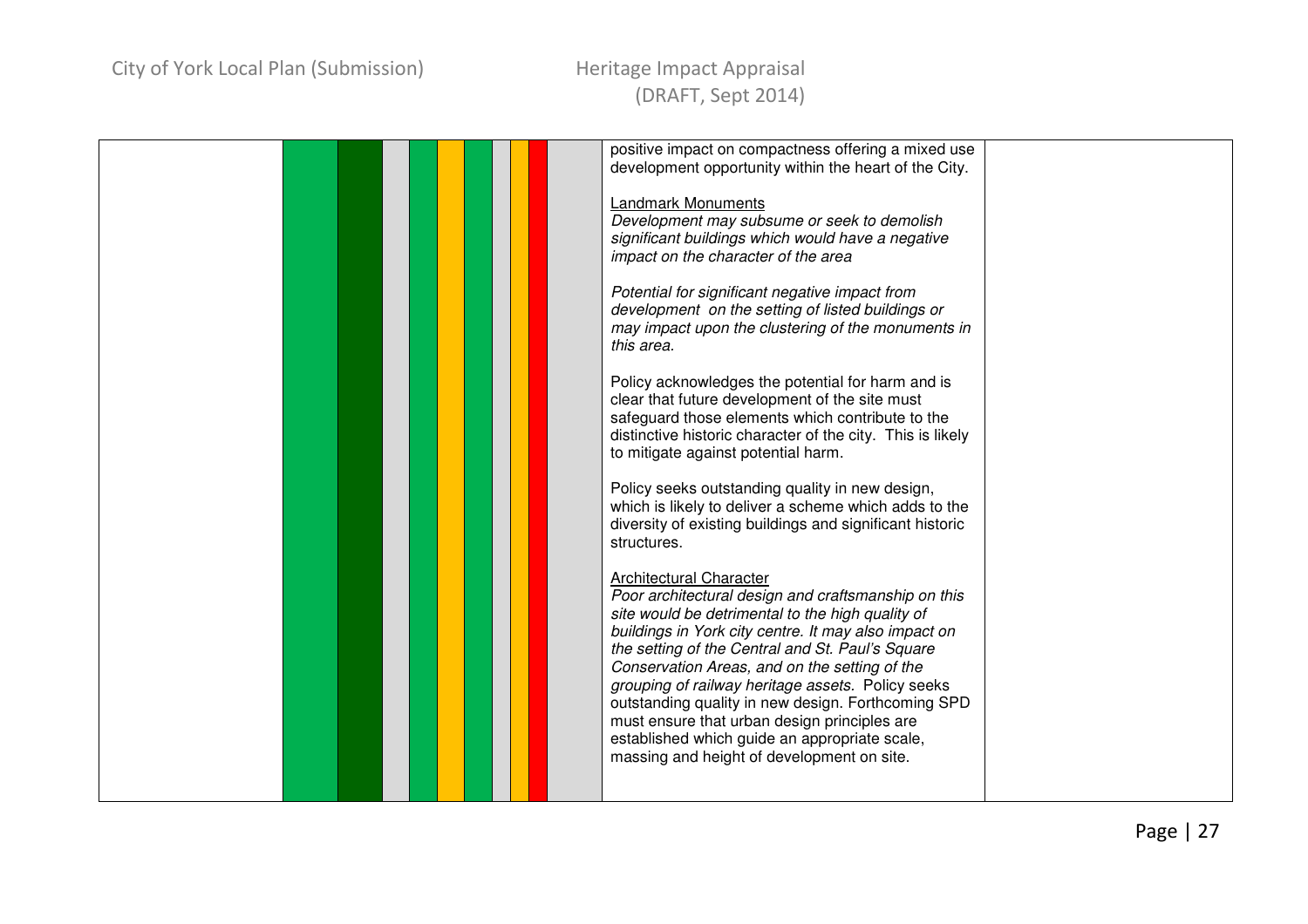| | | | | | | | | | | | | |
|---|---|---|---|---|---|---|---|---|---|---|---|---|
| | | | | | | | | | | | positive impact on compactness offering a mixed use development opportunity within the heart of the City.<br><br><u>Landmark Monuments</u><br>*Development may subsume or seek to demolish significant buildings which would have a negative impact on the character of the area*<br><br>*Potential for significant negative impact from development on the setting of listed buildings or may impact upon the clustering of the monuments in this area.*<br><br>Policy acknowledges the potential for harm and is clear that future development of the site must safeguard those elements which contribute to the distinctive historic character of the city. This is likely to mitigate against potential harm.<br><br>Policy seeks outstanding quality in new design, which is likely to deliver a scheme which adds to the diversity of existing buildings and significant historic structures.<br><br><u>Architectural Character</u><br>*Poor architectural design and craftsmanship on this site would be detrimental to the high quality of buildings in York city centre. It may also impact on the setting of the Central and St. Paul's Square Conservation Areas, and on the setting of the grouping of railway heritage assets.* Policy seeks outstanding quality in new design. Forthcoming SPD must ensure that urban design principles are established which guide an appropriate scale, massing and height of development on site. | |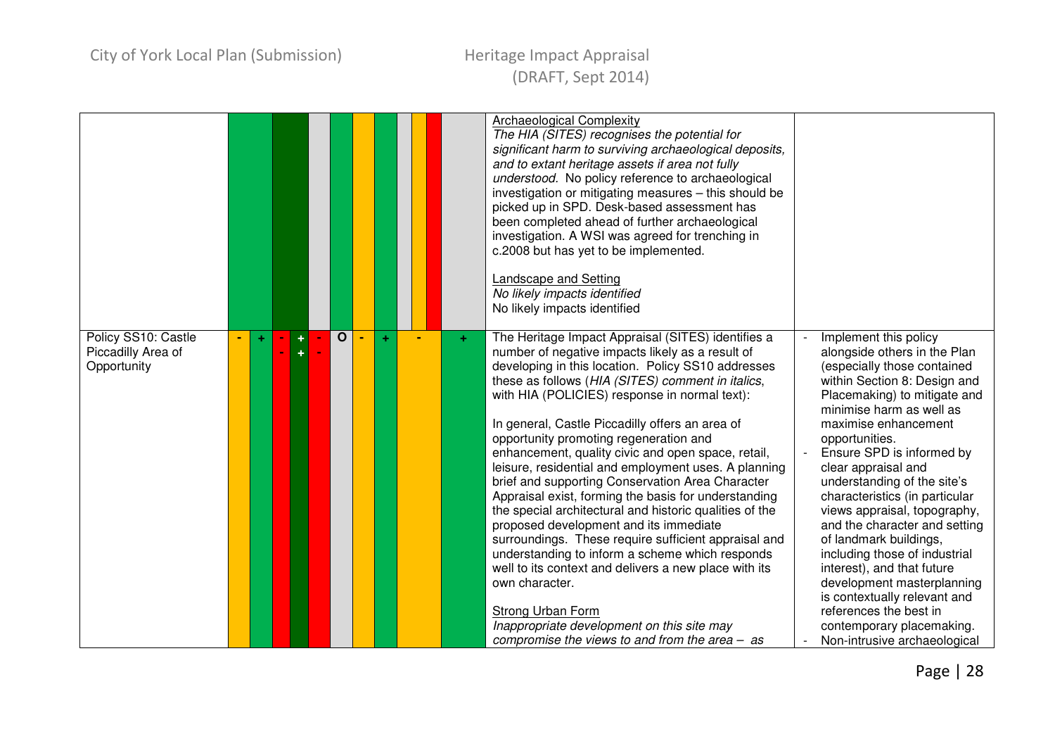| | | | | | | | | | | | | |
|---|---|---|---|---|---|---|---|---|---|---|---|---|
| | | | | | | | | | | | <u>Archaeological Complexity</u><br>*The HIA (SITES) recognises the potential for significant harm to surviving archaeological deposits, and to extant heritage assets if area not fully understood.* No policy reference to archaeological investigation or mitigating measures – this should be picked up in SPD. Desk-based assessment has been completed ahead of further archaeological investigation. A WSI was agreed for trenching in c.2008 but has yet to be implemented.<br><br><u>Landscape and Setting</u><br>*No likely impacts identified*<br>No likely impacts identified | |
| Policy SS10: Castle Piccadilly Area of Opportunity | - | + | - - | + + | - - | O | - | + | - | + | The Heritage Impact Appraisal (SITES) identifies a number of negative impacts likely as a result of developing in this location. Policy SS10 addresses these as follows (*HIA (SITES) comment in italics*, with HIA (POLICIES) response in normal text):<br><br>In general, Castle Piccadilly offers an area of opportunity promoting regeneration and enhancement, quality civic and open space, retail, leisure, residential and employment uses. A planning brief and supporting Conservation Area Character Appraisal exist, forming the basis for understanding the special architectural and historic qualities of the proposed development and its immediate surroundings. These require sufficient appraisal and understanding to inform a scheme which responds well to its context and delivers a new place with its own character.<br><br><u>Strong Urban Form</u><br>*Inappropriate development on this site may compromise the views to and from the area – as* | - Implement this policy alongside others in the Plan (especially those contained within Section 8: Design and Placemaking) to mitigate and minimise harm as well as maximise enhancement opportunities.<br>- Ensure SPD is informed by clear appraisal and understanding of the site's characteristics (in particular views appraisal, topography, and the character and setting of landmark buildings, including those of industrial interest), and that future development masterplanning is contextually relevant and references the best in contemporary placemaking.<br>- Non-intrusive archaeological |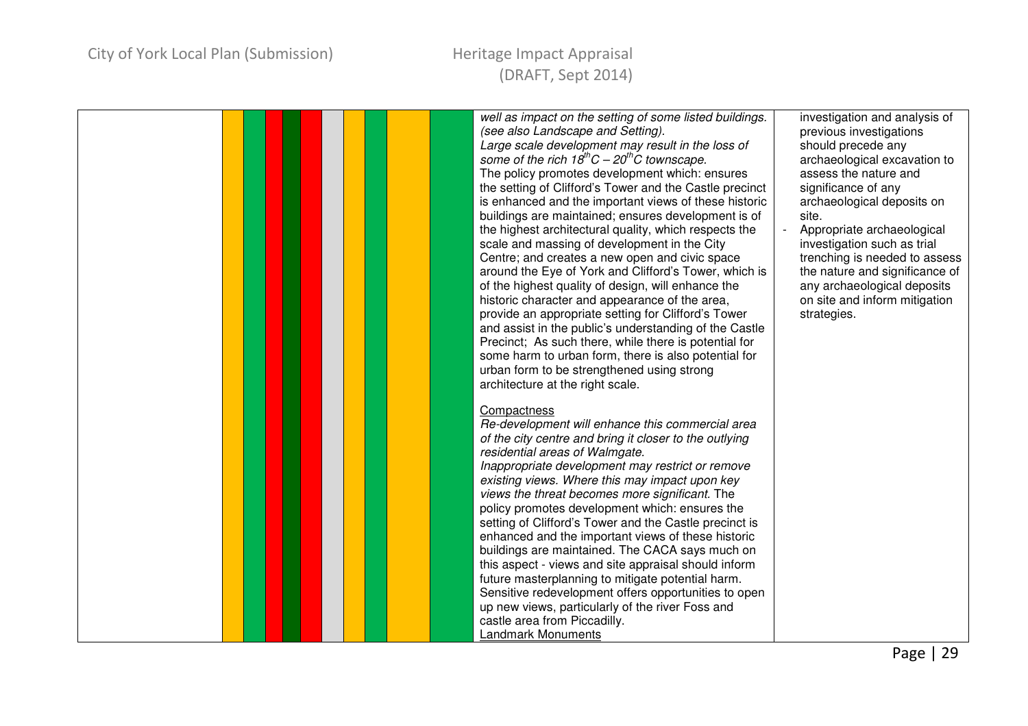| | | | | | | | | | | | Commentary | Mitigation |
|---|---|---|---|---|---|---|---|---|---|---|---|---|
| | | | | | | | | | | | *well as impact on the setting of some listed buildings. (see also Landscape and Setting).*<br>*Large scale development may result in the loss of some of the rich 18th C – 20th C townscape.*<br>The policy promotes development which: ensures the setting of Clifford's Tower and the Castle precinct is enhanced and the important views of these historic buildings are maintained; ensures development is of the highest architectural quality, which respects the scale and massing of development in the City Centre; and creates a new open and civic space around the Eye of York and Clifford's Tower, which is of the highest quality of design, will enhance the historic character and appearance of the area, provide an appropriate setting for Clifford's Tower and assist in the public's understanding of the Castle Precinct; As such there, while there is potential for some harm to urban form, there is also potential for urban form to be strengthened using strong architecture at the right scale.<br><br>Compactness<br>*Re-development will enhance this commercial area of the city centre and bring it closer to the outlying residential areas of Walmgate.*<br>*Inappropriate development may restrict or remove existing views. Where this may impact upon key views the threat becomes more significant.* The policy promotes development which: ensures the setting of Clifford's Tower and the Castle precinct is enhanced and the important views of these historic buildings are maintained. The CACA says much on this aspect - views and site appraisal should inform future masterplanning to mitigate potential harm. Sensitive redevelopment offers opportunities to open up new views, particularly of the river Foss and castle area from Piccadilly.<br>Landmark Monuments | investigation and analysis of previous investigations should precede any archaeological excavation to assess the nature and significance of any archaeological deposits on site.<br>- Appropriate archaeological investigation such as trial trenching is needed to assess the nature and significance of any archaeological deposits on site and inform mitigation strategies. |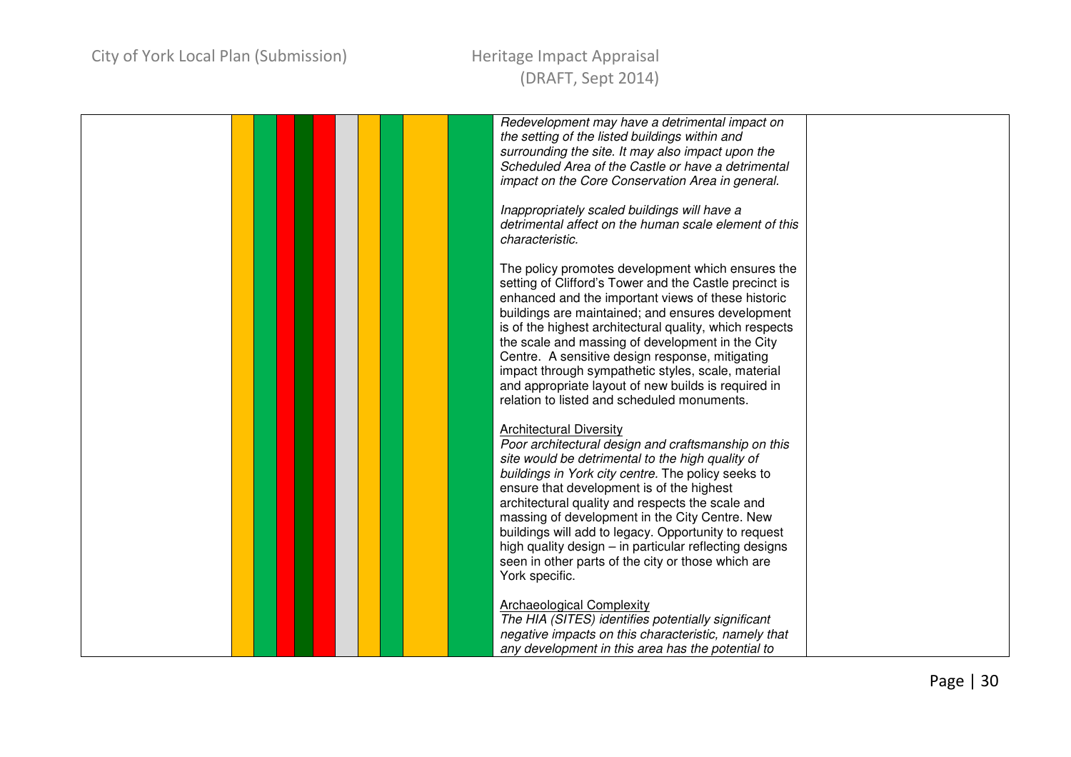| | | | | | | | | | | | | |
|---|---|---|---|---|---|---|---|---|---|---|---|---|
| | | | | | | | | | | | *Redevelopment may have a detrimental impact on the setting of the listed buildings within and surrounding the site. It may also impact upon the Scheduled Area of the Castle or have a detrimental impact on the Core Conservation Area in general.*<br><br>*Inappropriately scaled buildings will have a detrimental affect on the human scale element of this characteristic.*<br><br>The policy promotes development which ensures the setting of Clifford's Tower and the Castle precinct is enhanced and the important views of these historic buildings are maintained; and ensures development is of the highest architectural quality, which respects the scale and massing of development in the City Centre. A sensitive design response, mitigating impact through sympathetic styles, scale, material and appropriate layout of new builds is required in relation to listed and scheduled monuments.<br><br><u>Architectural Diversity</u><br>*Poor architectural design and craftsmanship on this site would be detrimental to the high quality of buildings in York city centre.* The policy seeks to ensure that development is of the highest architectural quality and respects the scale and massing of development in the City Centre. New buildings will add to legacy. Opportunity to request high quality design – in particular reflecting designs seen in other parts of the city or those which are York specific.<br><br><u>Archaeological Complexity</u><br>*The HIA (SITES) identifies potentially significant negative impacts on this characteristic, namely that any development in this area has the potential to* | |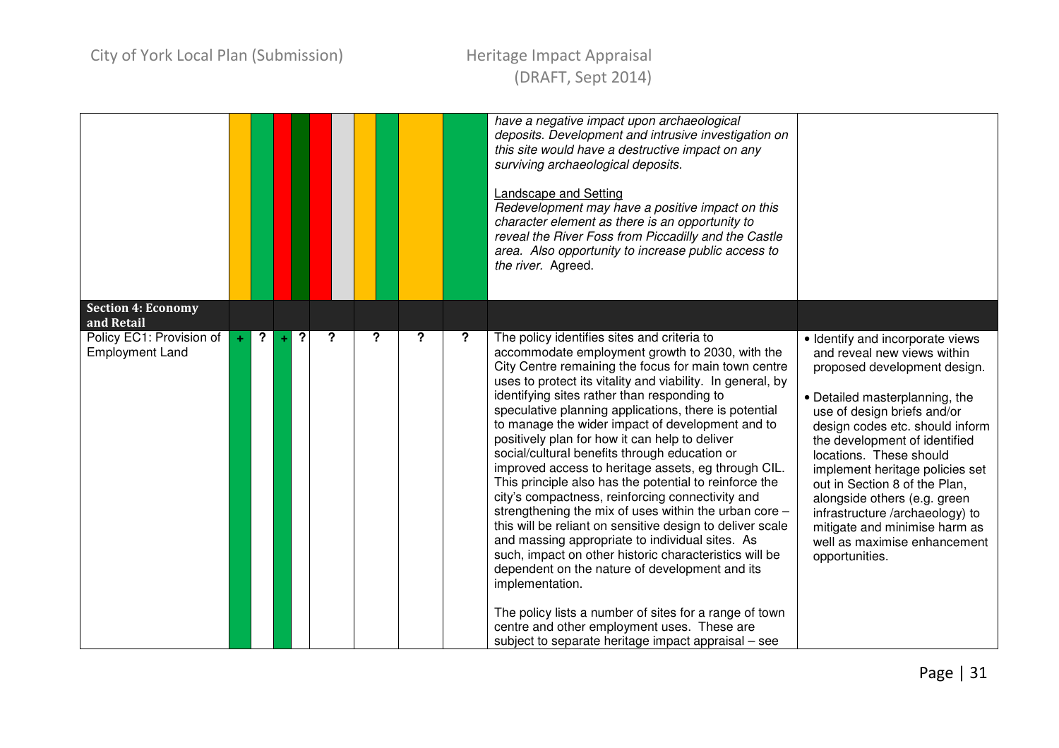| | | | | | | | | | Commentary | Mitigation |
|---|---|---|---|---|---|---|---|---|---|---|
| | | | | | | | | | *have a negative impact upon archaeological deposits. Development and intrusive investigation on this site would have a destructive impact on any surviving archaeological deposits.*<br><br>Landscape and Setting<br>*Redevelopment may have a positive impact on this character element as there is an opportunity to reveal the River Foss from Piccadilly and the Castle area. Also opportunity to increase public access to the river.* Agreed. | |
| **Section 4: Economy and Retail** | | | | | | | | | | |
| Policy EC1: Provision of Employment Land | + | ? | + | ? | ? | ? | ? | ? | The policy identifies sites and criteria to accommodate employment growth to 2030, with the City Centre remaining the focus for main town centre uses to protect its vitality and viability. In general, by identifying sites rather than responding to speculative planning applications, there is potential to manage the wider impact of development and to positively plan for how it can help to deliver social/cultural benefits through education or improved access to heritage assets, eg through CIL. This principle also has the potential to reinforce the city's compactness, reinforcing connectivity and strengthening the mix of uses within the urban core – this will be reliant on sensitive design to deliver scale and massing appropriate to individual sites. As such, impact on other historic characteristics will be dependent on the nature of development and its implementation.<br><br>The policy lists a number of sites for a range of town centre and other employment uses. These are subject to separate heritage impact appraisal – see | • Identify and incorporate views and reveal new views within proposed development design.<br><br>• Detailed masterplanning, the use of design briefs and/or design codes etc. should inform the development of identified locations. These should implement heritage policies set out in Section 8 of the Plan, alongside others (e.g. green infrastructure /archaeology) to mitigate and minimise harm as well as maximise enhancement opportunities. |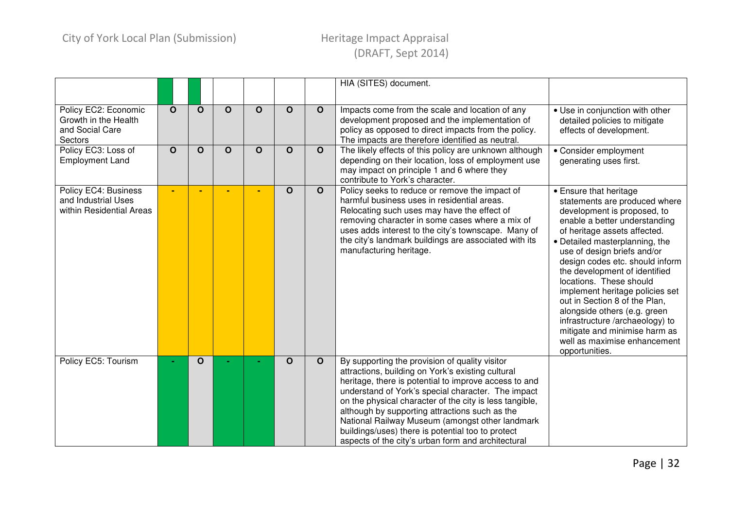| | | | | | | | | |
|---|---|---|---|---|---|---|---|---|
| | | | | | | | HIA (SITES) document. | |
| Policy EC2: Economic Growth in the Health and Social Care Sectors | O | O | O | O | O | O | Impacts come from the scale and location of any development proposed and the implementation of policy as opposed to direct impacts from the policy. The impacts are therefore identified as neutral. | • Use in conjunction with other detailed policies to mitigate effects of development. |
| Policy EC3: Loss of Employment Land | O | O | O | O | O | O | The likely effects of this policy are unknown although depending on their location, loss of employment use may impact on principle 1 and 6 where they contribute to York's character. | • Consider employment generating uses first. |
| Policy EC4: Business and Industrial Uses within Residential Areas | - | - | - | - | O | O | Policy seeks to reduce or remove the impact of harmful business uses in residential areas. Relocating such uses may have the effect of removing character in some cases where a mix of uses adds interest to the city's townscape. Many of the city's landmark buildings are associated with its manufacturing heritage. | • Ensure that heritage statements are produced where development is proposed, to enable a better understanding of heritage assets affected. • Detailed masterplanning, the use of design briefs and/or design codes etc. should inform the development of identified locations. These should implement heritage policies set out in Section 8 of the Plan, alongside others (e.g. green infrastructure /archaeology) to mitigate and minimise harm as well as maximise enhancement opportunities. |
| Policy EC5: Tourism | - | O | - | - | O | O | By supporting the provision of quality visitor attractions, building on York's existing cultural heritage, there is potential to improve access to and understand of York's special character. The impact on the physical character of the city is less tangible, although by supporting attractions such as the National Railway Museum (amongst other landmark buildings/uses) there is potential too to protect aspects of the city's urban form and architectural | |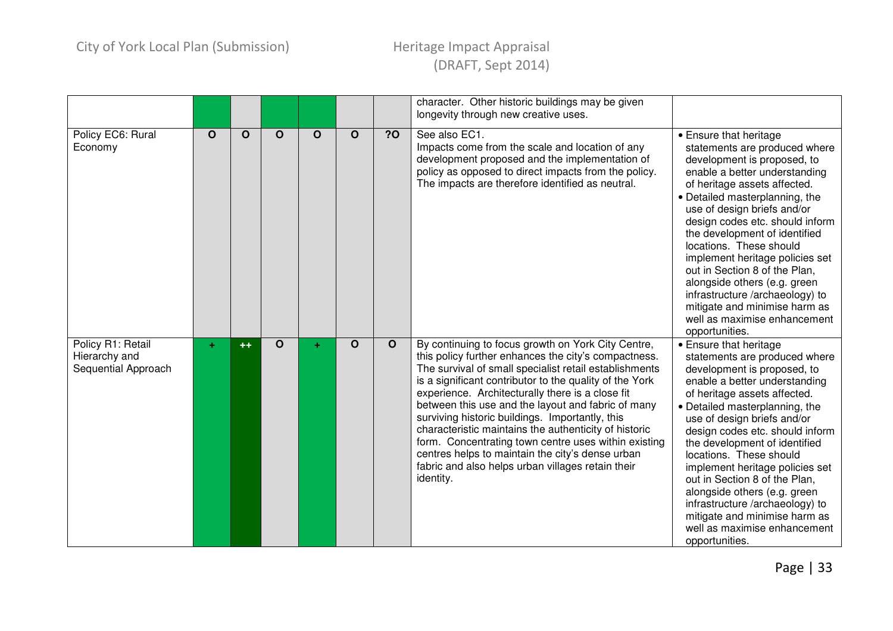| | | | | | | | | |
|---|---|---|---|---|---|---|---|---|
| | | | | | | | character. Other historic buildings may be given longevity through new creative uses. | |
| Policy EC6: Rural Economy | O | O | O | O | O | ?O | See also EC1.<br>Impacts come from the scale and location of any development proposed and the implementation of policy as opposed to direct impacts from the policy. The impacts are therefore identified as neutral. | • Ensure that heritage statements are produced where development is proposed, to enable a better understanding of heritage assets affected.<br>• Detailed masterplanning, the use of design briefs and/or design codes etc. should inform the development of identified locations. These should implement heritage policies set out in Section 8 of the Plan, alongside others (e.g. green infrastructure /archaeology) to mitigate and minimise harm as well as maximise enhancement opportunities. |
| Policy R1: Retail Hierarchy and Sequential Approach | + | ++ | O | + | O | O | By continuing to focus growth on York City Centre, this policy further enhances the city's compactness. The survival of small specialist retail establishments is a significant contributor to the quality of the York experience. Architecturally there is a close fit between this use and the layout and fabric of many surviving historic buildings. Importantly, this characteristic maintains the authenticity of historic form. Concentrating town centre uses within existing centres helps to maintain the city's dense urban fabric and also helps urban villages retain their identity. | • Ensure that heritage statements are produced where development is proposed, to enable a better understanding of heritage assets affected.<br>• Detailed masterplanning, the use of design briefs and/or design codes etc. should inform the development of identified locations. These should implement heritage policies set out in Section 8 of the Plan, alongside others (e.g. green infrastructure /archaeology) to mitigate and minimise harm as well as maximise enhancement opportunities. |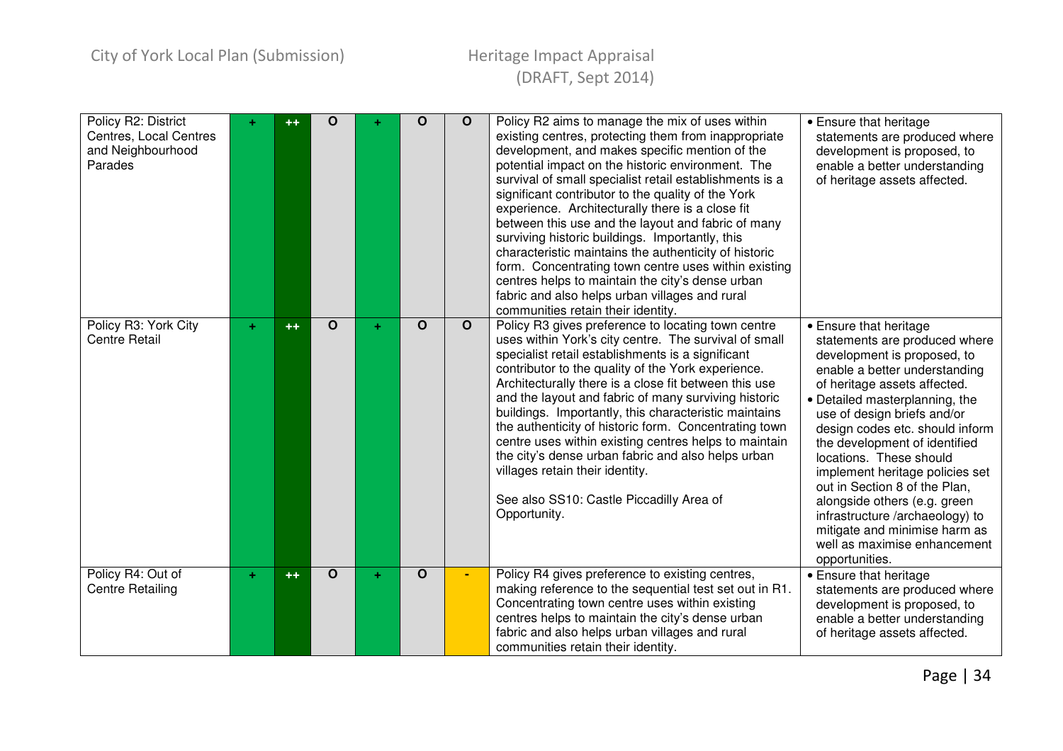| | | | | | | | | |
|---|---|---|---|---|---|---|---|---|
| Policy R2: District Centres, Local Centres and Neighbourhood Parades | + | ++ | O | + | O | O | Policy R2 aims to manage the mix of uses within existing centres, protecting them from inappropriate development, and makes specific mention of the potential impact on the historic environment. The survival of small specialist retail establishments is a significant contributor to the quality of the York experience. Architecturally there is a close fit between this use and the layout and fabric of many surviving historic buildings. Importantly, this characteristic maintains the authenticity of historic form. Concentrating town centre uses within existing centres helps to maintain the city's dense urban fabric and also helps urban villages and rural communities retain their identity. | • Ensure that heritage statements are produced where development is proposed, to enable a better understanding of heritage assets affected. |
| Policy R3: York City Centre Retail | + | ++ | O | + | O | O | Policy R3 gives preference to locating town centre uses within York's city centre. The survival of small specialist retail establishments is a significant contributor to the quality of the York experience. Architecturally there is a close fit between this use and the layout and fabric of many surviving historic buildings. Importantly, this characteristic maintains the authenticity of historic form. Concentrating town centre uses within existing centres helps to maintain the city's dense urban fabric and also helps urban villages retain their identity.<br><br>See also SS10: Castle Piccadilly Area of Opportunity. | • Ensure that heritage statements are produced where development is proposed, to enable a better understanding of heritage assets affected.<br>• Detailed masterplanning, the use of design briefs and/or design codes etc. should inform the development of identified locations. These should implement heritage policies set out in Section 8 of the Plan, alongside others (e.g. green infrastructure /archaeology) to mitigate and minimise harm as well as maximise enhancement opportunities. |
| Policy R4: Out of Centre Retailing | + | ++ | O | + | O | - | Policy R4 gives preference to existing centres, making reference to the sequential test set out in R1. Concentrating town centre uses within existing centres helps to maintain the city's dense urban fabric and also helps urban villages and rural communities retain their identity. | • Ensure that heritage statements are produced where development is proposed, to enable a better understanding of heritage assets affected. |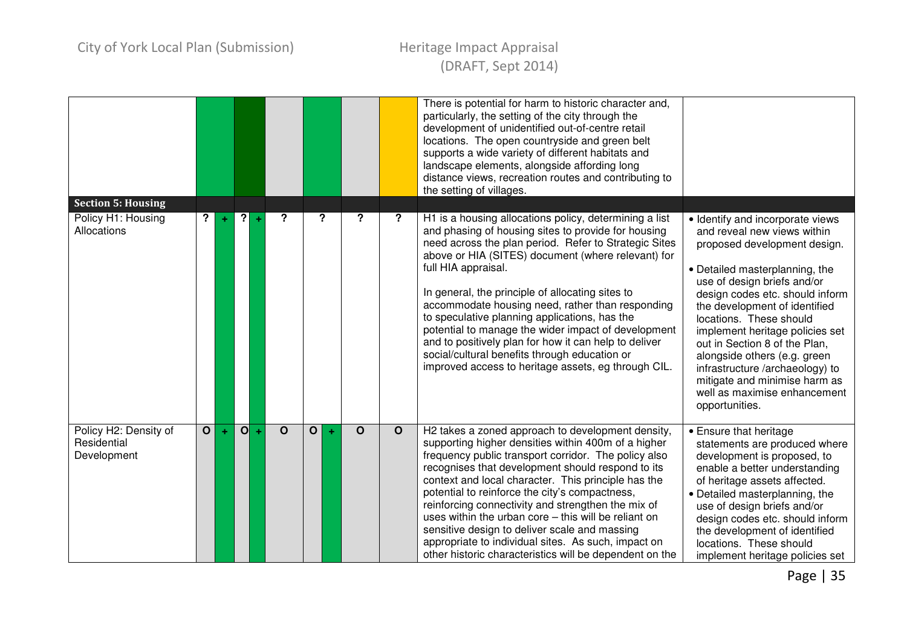| | | | | | | | | | | |
|---|---|---|---|---|---|---|---|---|---|---|
| | | | | | | | | | There is potential for harm to historic character and, particularly, the setting of the city through the development of unidentified out-of-centre retail locations. The open countryside and green belt supports a wide variety of different habitats and landscape elements, alongside affording long distance views, recreation routes and contributing to the setting of villages. | |
| **Section 5: Housing** | | | | | | | | | | |
| Policy H1: Housing Allocations | ? | + | ? | + | ? | ? | | ? | ? | H1 is a housing allocations policy, determining a list and phasing of housing sites to provide for housing need across the plan period. Refer to Strategic Sites above or HIA (SITES) document (where relevant) for full HIA appraisal.<br><br>In general, the principle of allocating sites to accommodate housing need, rather than responding to speculative planning applications, has the potential to manage the wider impact of development and to positively plan for how it can help to deliver social/cultural benefits through education or improved access to heritage assets, eg through CIL. | • Identify and incorporate views and reveal new views within proposed development design.<br><br>• Detailed masterplanning, the use of design briefs and/or design codes etc. should inform the development of identified locations. These should implement heritage policies set out in Section 8 of the Plan, alongside others (e.g. green infrastructure /archaeology) to mitigate and minimise harm as well as maximise enhancement opportunities. |
| Policy H2: Density of Residential Development | O | + | O | + | O | O | + | O | O | H2 takes a zoned approach to development density, supporting higher densities within 400m of a higher frequency public transport corridor. The policy also recognises that development should respond to its context and local character. This principle has the potential to reinforce the city's compactness, reinforcing connectivity and strengthen the mix of uses within the urban core – this will be reliant on sensitive design to deliver scale and massing appropriate to individual sites. As such, impact on other historic characteristics will be dependent on the | • Ensure that heritage statements are produced where development is proposed, to enable a better understanding of heritage assets affected.<br>• Detailed masterplanning, the use of design briefs and/or design codes etc. should inform the development of identified locations. These should implement heritage policies set |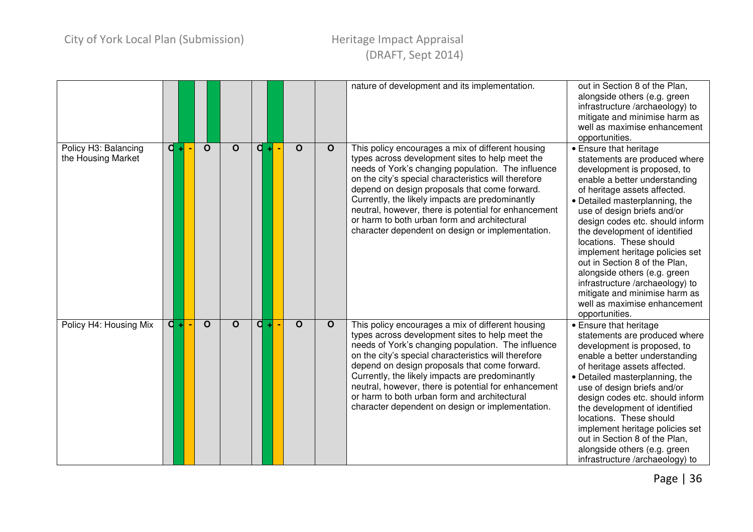| | | | | | | | | |
|---|---|---|---|---|---|---|---|---|
| | | | | | | | nature of development and its implementation. | out in Section 8 of the Plan, alongside others (e.g. green infrastructure /archaeology) to mitigate and minimise harm as well as maximise enhancement opportunities. |
| Policy H3: Balancing the Housing Market | O + - | O | O | O + - | O | O | This policy encourages a mix of different housing types across development sites to help meet the needs of York's changing population. The influence on the city's special characteristics will therefore depend on design proposals that come forward. Currently, the likely impacts are predominantly neutral, however, there is potential for enhancement or harm to both urban form and architectural character dependent on design or implementation. | • Ensure that heritage statements are produced where development is proposed, to enable a better understanding of heritage assets affected.<br>• Detailed masterplanning, the use of design briefs and/or design codes etc. should inform the development of identified locations. These should implement heritage policies set out in Section 8 of the Plan, alongside others (e.g. green infrastructure /archaeology) to mitigate and minimise harm as well as maximise enhancement opportunities. |
| Policy H4: Housing Mix | O + - | O | O | O + - | O | O | This policy encourages a mix of different housing types across development sites to help meet the needs of York's changing population. The influence on the city's special characteristics will therefore depend on design proposals that come forward. Currently, the likely impacts are predominantly neutral, however, there is potential for enhancement or harm to both urban form and architectural character dependent on design or implementation. | • Ensure that heritage statements are produced where development is proposed, to enable a better understanding of heritage assets affected.<br>• Detailed masterplanning, the use of design briefs and/or design codes etc. should inform the development of identified locations. These should implement heritage policies set out in Section 8 of the Plan, alongside others (e.g. green infrastructure /archaeology) to |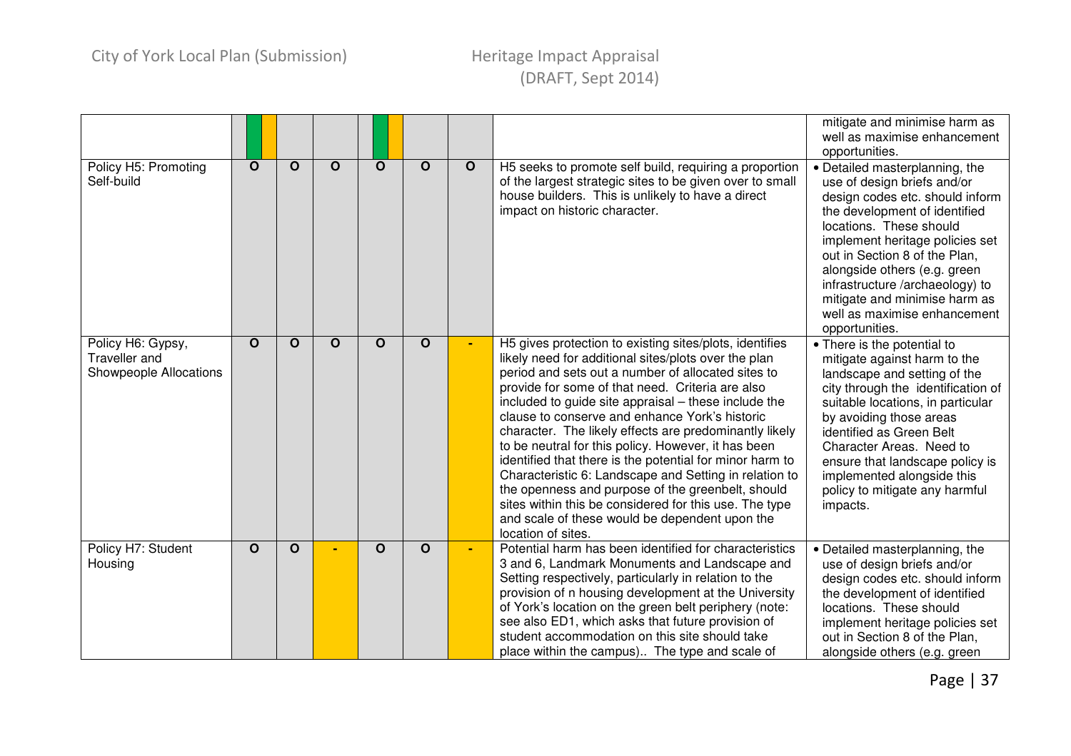| | | | | | | | | |
|---|---|---|---|---|---|---|---|---|
| | | | | | | | | mitigate and minimise harm as well as maximise enhancement opportunities. |
| Policy H5: Promoting Self-build | O | O | O | O | O | O | H5 seeks to promote self build, requiring a proportion of the largest strategic sites to be given over to small house builders. This is unlikely to have a direct impact on historic character. | • Detailed masterplanning, the use of design briefs and/or design codes etc. should inform the development of identified locations. These should implement heritage policies set out in Section 8 of the Plan, alongside others (e.g. green infrastructure /archaeology) to mitigate and minimise harm as well as maximise enhancement opportunities. |
| Policy H6: Gypsy, Traveller and Showpeople Allocations | O | O | O | O | O | - | H5 gives protection to existing sites/plots, identifies likely need for additional sites/plots over the plan period and sets out a number of allocated sites to provide for some of that need. Criteria are also included to guide site appraisal – these include the clause to conserve and enhance York's historic character. The likely effects are predominantly likely to be neutral for this policy. However, it has been identified that there is the potential for minor harm to Characteristic 6: Landscape and Setting in relation to the openness and purpose of the greenbelt, should sites within this be considered for this use. The type and scale of these would be dependent upon the location of sites. | • There is the potential to mitigate against harm to the landscape and setting of the city through the identification of suitable locations, in particular by avoiding those areas identified as Green Belt Character Areas. Need to ensure that landscape policy is implemented alongside this policy to mitigate any harmful impacts. |
| Policy H7: Student Housing | O | O | - | O | O | - | Potential harm has been identified for characteristics 3 and 6, Landmark Monuments and Landscape and Setting respectively, particularly in relation to the provision of n housing development at the University of York's location on the green belt periphery (note: see also ED1, which asks that future provision of student accommodation on this site should take place within the campus).. The type and scale of | • Detailed masterplanning, the use of design briefs and/or design codes etc. should inform the development of identified locations. These should implement heritage policies set out in Section 8 of the Plan, alongside others (e.g. green |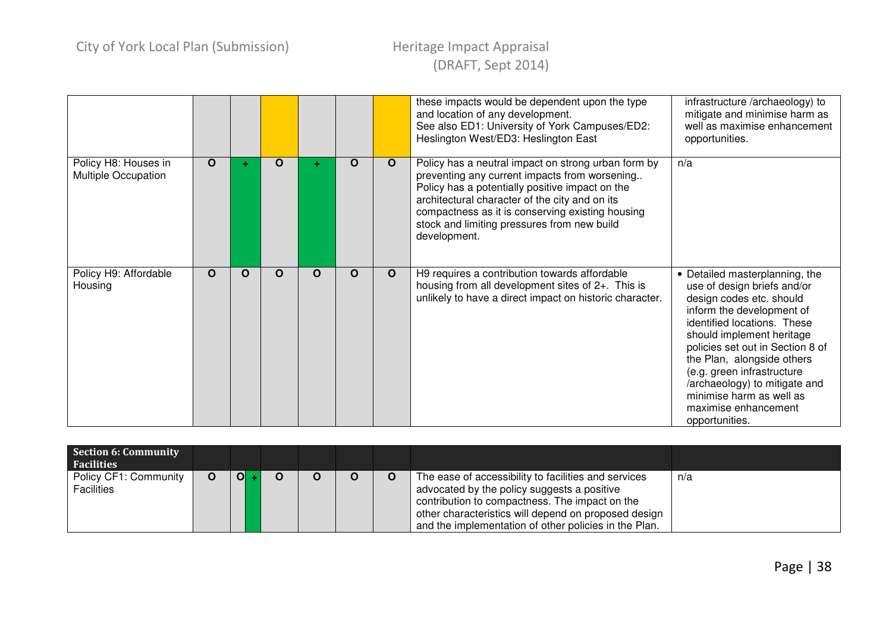| | | | | | | | | |
|---|---|---|---|---|---|---|---|---|
| | | | | | | | these impacts would be dependent upon the type and location of any development.<br>See also ED1: University of York Campuses/ED2: Heslington West/ED3: Heslington East | infrastructure /archaeology) to mitigate and minimise harm as well as maximise enhancement opportunities. |
| Policy H8: Houses in Multiple Occupation | O | + | O | + | O | O | Policy has a neutral impact on strong urban form by preventing any current impacts from worsening.. Policy has a potentially positive impact on the architectural character of the city and on its compactness as it is conserving existing housing stock and limiting pressures from new build development. | n/a |
| Policy H9: Affordable Housing | O | O | O | O | O | O | H9 requires a contribution towards affordable housing from all development sites of 2+. This is unlikely to have a direct impact on historic character. | • Detailed masterplanning, the use of design briefs and/or design codes etc. should inform the development of identified locations. These should implement heritage policies set out in Section 8 of the Plan, alongside others (e.g. green infrastructure /archaeology) to mitigate and minimise harm as well as maximise enhancement opportunities. |

| Section 6: Community Facilities | | | | | | | | |
|---|---|---|---|---|---|---|---|---|
| Policy CF1: Community Facilities | O | O + | O | O | O | O | The ease of accessibility to facilities and services advocated by the policy suggests a positive contribution to compactness. The impact on the other characteristics will depend on proposed design and the implementation of other policies in the Plan. | n/a |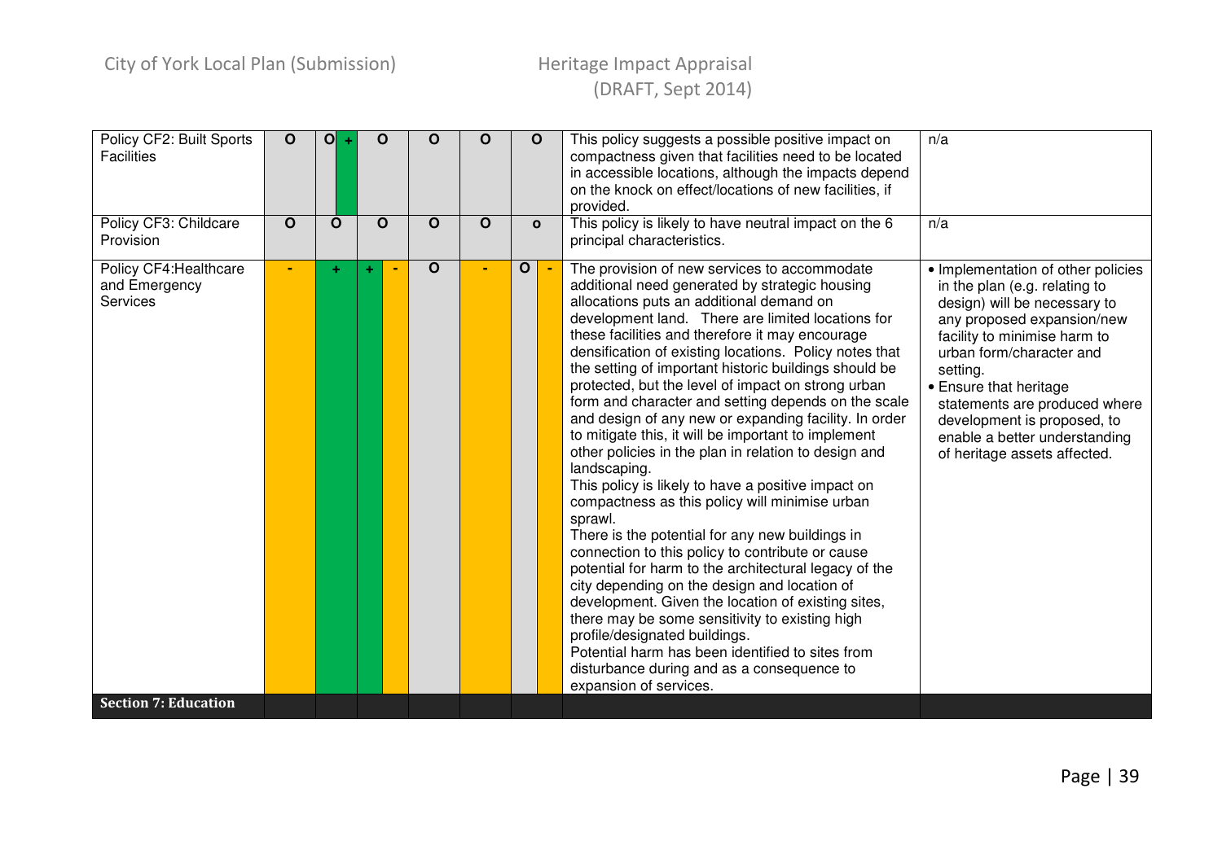| | | | | | | | | |
|---|---|---|---|---|---|---|---|---|
| Policy CF2: Built Sports Facilities | O | O + | O | O | O | O | This policy suggests a possible positive impact on compactness given that facilities need to be located in accessible locations, although the impacts depend on the knock on effect/locations of new facilities, if provided. | n/a |
| Policy CF3: Childcare Provision | O | O | O | O | O | o | This policy is likely to have neutral impact on the 6 principal characteristics. | n/a |
| Policy CF4:Healthcare and Emergency Services | - | + | + - | O | - | O - | The provision of new services to accommodate additional need generated by strategic housing allocations puts an additional demand on development land. There are limited locations for these facilities and therefore it may encourage densification of existing locations. Policy notes that the setting of important historic buildings should be protected, but the level of impact on strong urban form and character and setting depends on the scale and design of any new or expanding facility. In order to mitigate this, it will be important to implement other policies in the plan in relation to design and landscaping.<br>This policy is likely to have a positive impact on compactness as this policy will minimise urban sprawl.<br>There is the potential for any new buildings in connection to this policy to contribute or cause potential for harm to the architectural legacy of the city depending on the design and location of development. Given the location of existing sites, there may be some sensitivity to existing high profile/designated buildings.<br>Potential harm has been identified to sites from disturbance during and as a consequence to expansion of services. | • Implementation of other policies in the plan (e.g. relating to design) will be necessary to any proposed expansion/new facility to minimise harm to urban form/character and setting.<br>• Ensure that heritage statements are produced where development is proposed, to enable a better understanding of heritage assets affected. |
| **Section 7: Education** | | | | | | | | |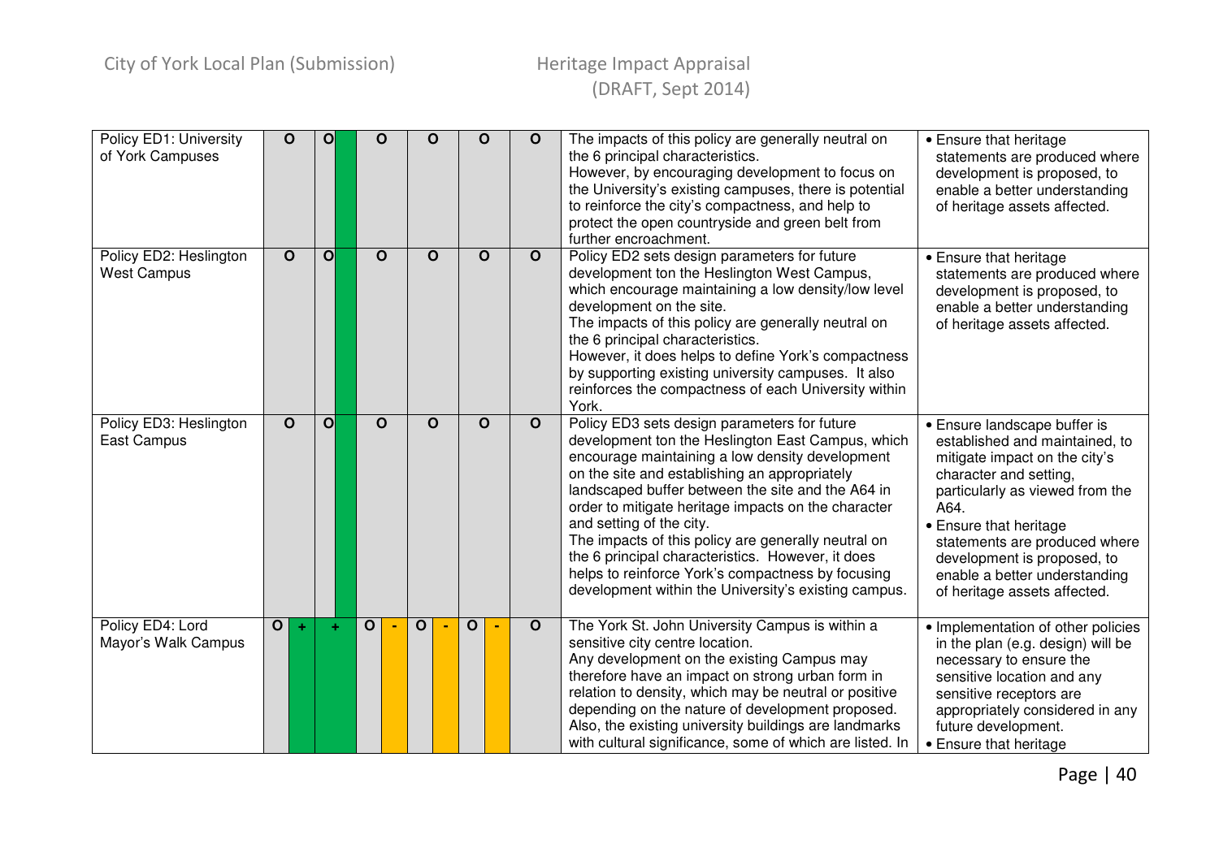| | | | | | | | | |
|---|---|---|---|---|---|---|---|---|
| Policy ED1: University of York Campuses | O | O | O | O | O | O | The impacts of this policy are generally neutral on the 6 principal characteristics.<br>However, by encouraging development to focus on the University's existing campuses, there is potential to reinforce the city's compactness, and help to protect the open countryside and green belt from further encroachment. | • Ensure that heritage statements are produced where development is proposed, to enable a better understanding of heritage assets affected. |
| Policy ED2: Heslington West Campus | O | O | O | O | O | O | Policy ED2 sets design parameters for future development ton the Heslington West Campus, which encourage maintaining a low density/low level development on the site.<br>The impacts of this policy are generally neutral on the 6 principal characteristics.<br>However, it does helps to define York's compactness by supporting existing university campuses. It also reinforces the compactness of each University within York. | • Ensure that heritage statements are produced where development is proposed, to enable a better understanding of heritage assets affected. |
| Policy ED3: Heslington East Campus | O | O | O | O | O | O | Policy ED3 sets design parameters for future development ton the Heslington East Campus, which encourage maintaining a low density development on the site and establishing an appropriately landscaped buffer between the site and the A64 in order to mitigate heritage impacts on the character and setting of the city.<br>The impacts of this policy are generally neutral on the 6 principal characteristics. However, it does helps to reinforce York's compactness by focusing development within the University's existing campus. | • Ensure landscape buffer is established and maintained, to mitigate impact on the city's character and setting, particularly as viewed from the A64.<br>• Ensure that heritage statements are produced where development is proposed, to enable a better understanding of heritage assets affected. |
| Policy ED4: Lord Mayor's Walk Campus | O + | + | O - | O - | O - | O | The York St. John University Campus is within a sensitive city centre location.<br>Any development on the existing Campus may therefore have an impact on strong urban form in relation to density, which may be neutral or positive depending on the nature of development proposed. Also, the existing university buildings are landmarks with cultural significance, some of which are listed. In | • Implementation of other policies in the plan (e.g. design) will be necessary to ensure the sensitive location and any sensitive receptors are appropriately considered in any future development.<br>• Ensure that heritage |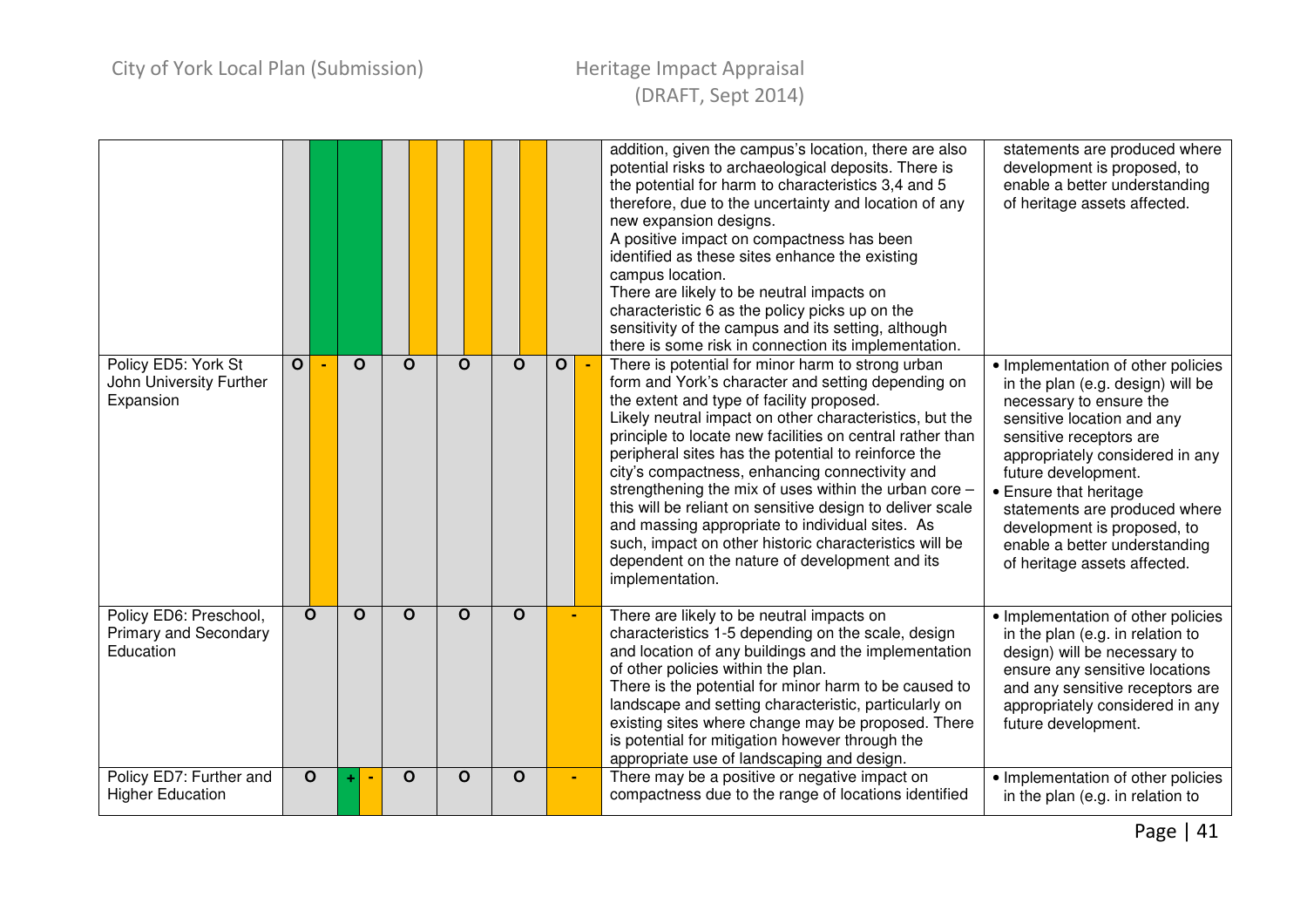| | | | | | | | | |
|---|---|---|---|---|---|---|---|---|
| | | | | | | | addition, given the campus's location, there are also potential risks to archaeological deposits. There is the potential for harm to characteristics 3,4 and 5 therefore, due to the uncertainty and location of any new expansion designs.<br>A positive impact on compactness has been identified as these sites enhance the existing campus location.<br>There are likely to be neutral impacts on characteristic 6 as the policy picks up on the sensitivity of the campus and its setting, although there is some risk in connection its implementation. | statements are produced where development is proposed, to enable a better understanding of heritage assets affected. |
| Policy ED5: York St John University Further Expansion | O - | O | O | O | O | O - | There is potential for minor harm to strong urban form and York's character and setting depending on the extent and type of facility proposed.<br>Likely neutral impact on other characteristics, but the principle to locate new facilities on central rather than peripheral sites has the potential to reinforce the city's compactness, enhancing connectivity and strengthening the mix of uses within the urban core – this will be reliant on sensitive design to deliver scale and massing appropriate to individual sites. As such, impact on other historic characteristics will be dependent on the nature of development and its implementation. | • Implementation of other policies in the plan (e.g. design) will be necessary to ensure the sensitive location and any sensitive receptors are appropriately considered in any future development.<br>• Ensure that heritage statements are produced where development is proposed, to enable a better understanding of heritage assets affected. |
| Policy ED6: Preschool, Primary and Secondary Education | O | O | O | O | O | - | There are likely to be neutral impacts on characteristics 1-5 depending on the scale, design and location of any buildings and the implementation of other policies within the plan.<br>There is the potential for minor harm to be caused to landscape and setting characteristic, particularly on existing sites where change may be proposed. There is potential for mitigation however through the appropriate use of landscaping and design. | • Implementation of other policies in the plan (e.g. in relation to design) will be necessary to ensure any sensitive locations and any sensitive receptors are appropriately considered in any future development. |
| Policy ED7: Further and Higher Education | O | + - | O | O | O | - | There may be a positive or negative impact on compactness due to the range of locations identified | • Implementation of other policies in the plan (e.g. in relation to |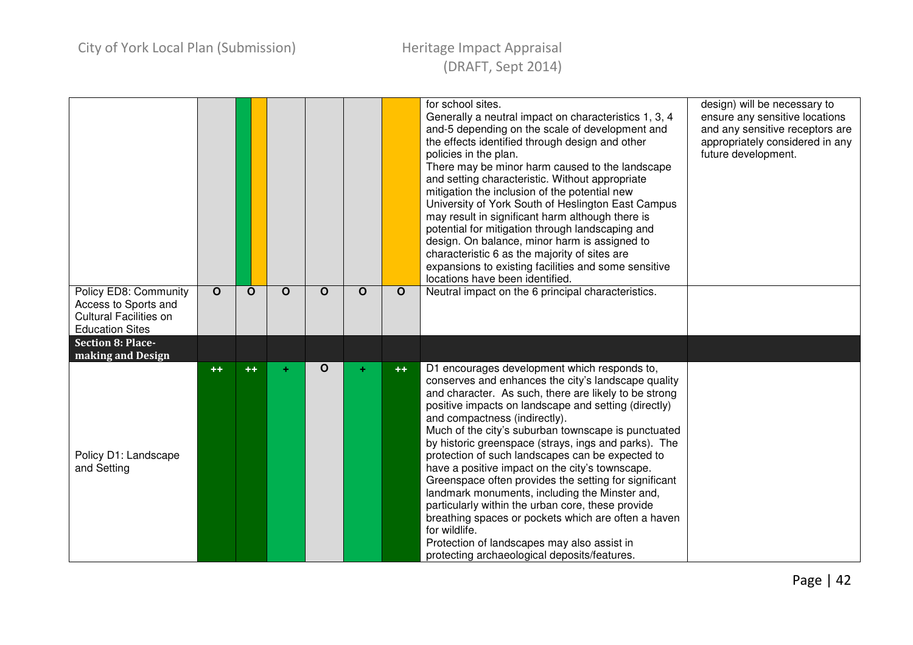| | | | | | | | | |
|---|---|---|---|---|---|---|---|---|
| | | | | | | | for school sites.<br>Generally a neutral impact on characteristics 1, 3, 4 and-5 depending on the scale of development and the effects identified through design and other policies in the plan.<br>There may be minor harm caused to the landscape and setting characteristic. Without appropriate mitigation the inclusion of the potential new University of York South of Heslington East Campus may result in significant harm although there is potential for mitigation through landscaping and design. On balance, minor harm is assigned to characteristic 6 as the majority of sites are expansions to existing facilities and some sensitive locations have been identified. | design) will be necessary to ensure any sensitive locations and any sensitive receptors are appropriately considered in any future development. |
| Policy ED8: Community Access to Sports and Cultural Facilities on Education Sites | O | O | O | O | O | O | Neutral impact on the 6 principal characteristics. | |
| **Section 8: Place-making and Design** | | | | | | | | |
| Policy D1: Landscape and Setting | ++ | ++ | + | O | + | ++ | D1 encourages development which responds to, conserves and enhances the city's landscape quality and character. As such, there are likely to be strong positive impacts on landscape and setting (directly) and compactness (indirectly).<br>Much of the city's suburban townscape is punctuated by historic greenspace (strays, ings and parks). The protection of such landscapes can be expected to have a positive impact on the city's townscape. Greenspace often provides the setting for significant landmark monuments, including the Minster and, particularly within the urban core, these provide breathing spaces or pockets which are often a haven for wildlife.<br>Protection of landscapes may also assist in protecting archaeological deposits/features. | |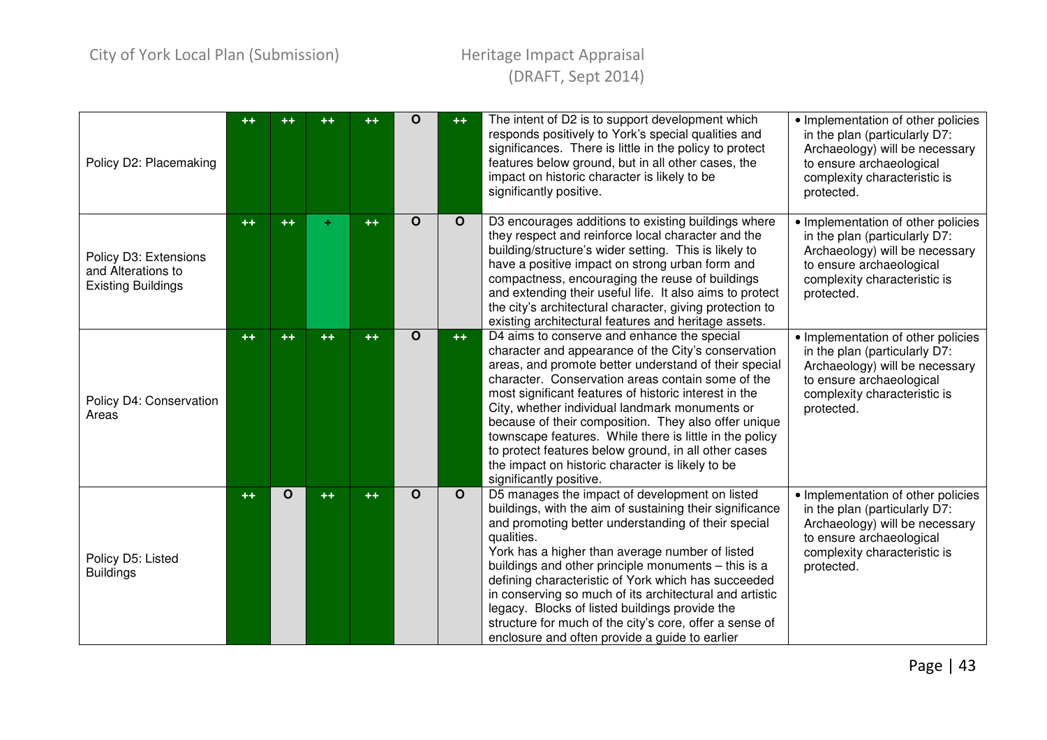| | | | | | | | | |
|---|---|---|---|---|---|---|---|---|
| Policy D2: Placemaking | ++ | ++ | ++ | ++ | O | ++ | The intent of D2 is to support development which responds positively to York's special qualities and significances. There is little in the policy to protect features below ground, but in all other cases, the impact on historic character is likely to be significantly positive. | • Implementation of other policies in the plan (particularly D7: Archaeology) will be necessary to ensure archaeological complexity characteristic is protected. |
| Policy D3: Extensions and Alterations to Existing Buildings | ++ | ++ | + | ++ | O | O | D3 encourages additions to existing buildings where they respect and reinforce local character and the building/structure's wider setting. This is likely to have a positive impact on strong urban form and compactness, encouraging the reuse of buildings and extending their useful life. It also aims to protect the city's architectural character, giving protection to existing architectural features and heritage assets. | • Implementation of other policies in the plan (particularly D7: Archaeology) will be necessary to ensure archaeological complexity characteristic is protected. |
| Policy D4: Conservation Areas | ++ | ++ | ++ | ++ | O | ++ | D4 aims to conserve and enhance the special character and appearance of the City's conservation areas, and promote better understand of their special character. Conservation areas contain some of the most significant features of historic interest in the City, whether individual landmark monuments or because of their composition. They also offer unique townscape features. While there is little in the policy to protect features below ground, in all other cases the impact on historic character is likely to be significantly positive. | • Implementation of other policies in the plan (particularly D7: Archaeology) will be necessary to ensure archaeological complexity characteristic is protected. |
| Policy D5: Listed Buildings | ++ | O | ++ | ++ | O | O | D5 manages the impact of development on listed buildings, with the aim of sustaining their significance and promoting better understanding of their special qualities.<br>York has a higher than average number of listed buildings and other principle monuments – this is a defining characteristic of York which has succeeded in conserving so much of its architectural and artistic legacy. Blocks of listed buildings provide the structure for much of the city's core, offer a sense of enclosure and often provide a guide to earlier | • Implementation of other policies in the plan (particularly D7: Archaeology) will be necessary to ensure archaeological complexity characteristic is protected. |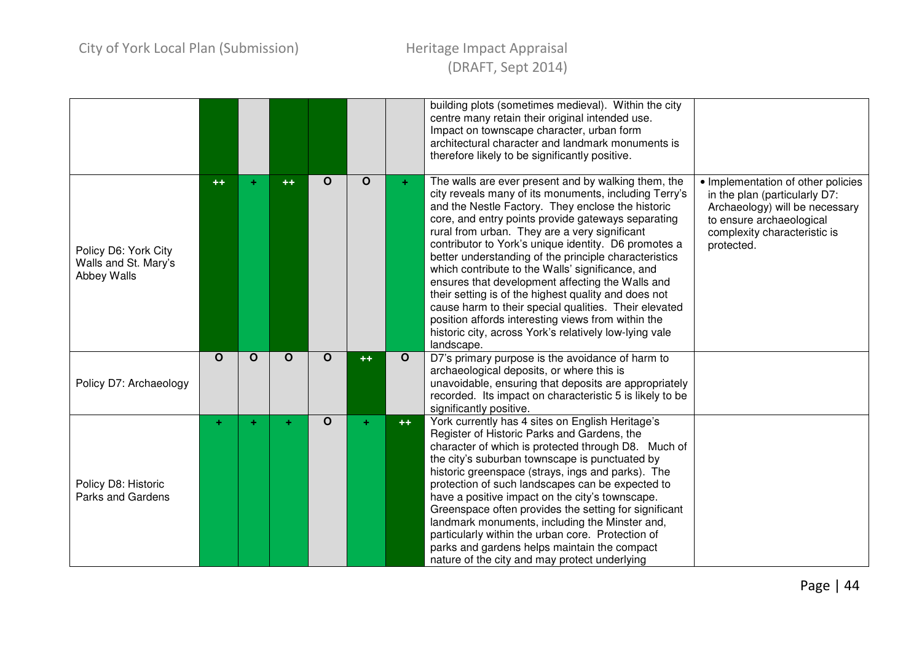| | | | | | | | | |
|---|---|---|---|---|---|---|---|---|
| | | | | | | | building plots (sometimes medieval). Within the city centre many retain their original intended use. Impact on townscape character, urban form architectural character and landmark monuments is therefore likely to be significantly positive. | |
| Policy D6: York City Walls and St. Mary's Abbey Walls | ++ | + | ++ | O | O | + | The walls are ever present and by walking them, the city reveals many of its monuments, including Terry's and the Nestle Factory. They enclose the historic core, and entry points provide gateways separating rural from urban. They are a very significant contributor to York's unique identity. D6 promotes a better understanding of the principle characteristics which contribute to the Walls' significance, and ensures that development affecting the Walls and their setting is of the highest quality and does not cause harm to their special qualities. Their elevated position affords interesting views from within the historic city, across York's relatively low-lying vale landscape. | • Implementation of other policies in the plan (particularly D7: Archaeology) will be necessary to ensure archaeological complexity characteristic is protected. |
| Policy D7: Archaeology | O | O | O | O | ++ | O | D7's primary purpose is the avoidance of harm to archaeological deposits, or where this is unavoidable, ensuring that deposits are appropriately recorded. Its impact on characteristic 5 is likely to be significantly positive. | |
| Policy D8: Historic Parks and Gardens | + | + | + | O | + | ++ | York currently has 4 sites on English Heritage's Register of Historic Parks and Gardens, the character of which is protected through D8. Much of the city's suburban townscape is punctuated by historic greenspace (strays, ings and parks). The protection of such landscapes can be expected to have a positive impact on the city's townscape. Greenspace often provides the setting for significant landmark monuments, including the Minster and, particularly within the urban core. Protection of parks and gardens helps maintain the compact nature of the city and may protect underlying | |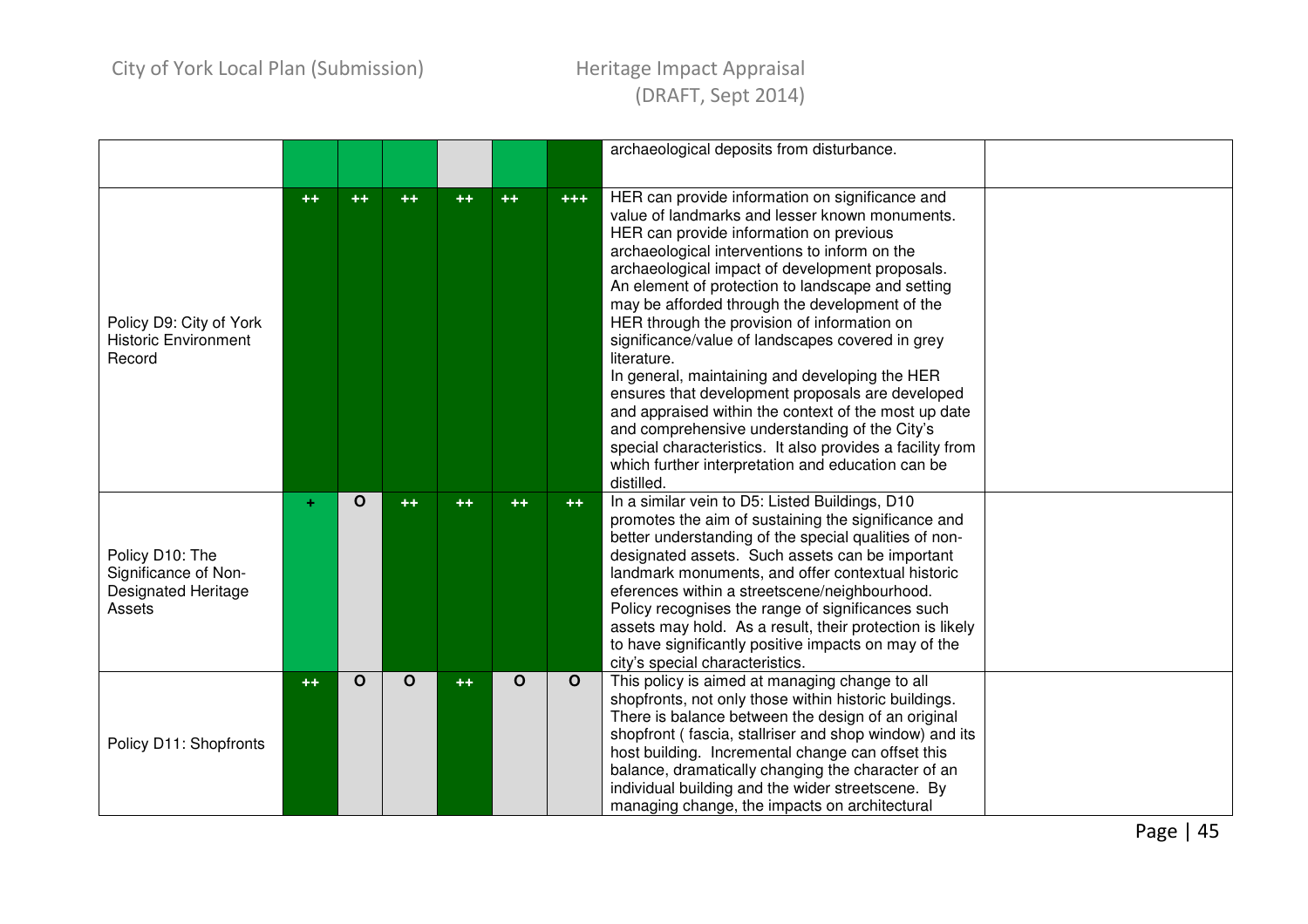| | | | | | | | | |
|---|---|---|---|---|---|---|---|---|
| | | | | | | | archaeological deposits from disturbance. | |
| Policy D9: City of York Historic Environment Record | ++ | ++ | ++ | ++ | ++ | +++ | HER can provide information on significance and value of landmarks and lesser known monuments. HER can provide information on previous archaeological interventions to inform on the archaeological impact of development proposals. An element of protection to landscape and setting may be afforded through the development of the HER through the provision of information on significance/value of landscapes covered in grey literature. In general, maintaining and developing the HER ensures that development proposals are developed and appraised within the context of the most up date and comprehensive understanding of the City's special characteristics. It also provides a facility from which further interpretation and education can be distilled. | |
| Policy D10: The Significance of Non-Designated Heritage Assets | + | O | ++ | ++ | ++ | ++ | In a similar vein to D5: Listed Buildings, D10 promotes the aim of sustaining the significance and better understanding of the special qualities of non-designated assets. Such assets can be important landmark monuments, and offer contextual historic eferences within a streetscene/neighbourhood. Policy recognises the range of significances such assets may hold. As a result, their protection is likely to have significantly positive impacts on may of the city's special characteristics. | |
| Policy D11: Shopfronts | ++ | O | O | ++ | O | O | This policy is aimed at managing change to all shopfronts, not only those within historic buildings. There is balance between the design of an original shopfront ( fascia, stallriser and shop window) and its host building. Incremental change can offset this balance, dramatically changing the character of an individual building and the wider streetscene. By managing change, the impacts on architectural | |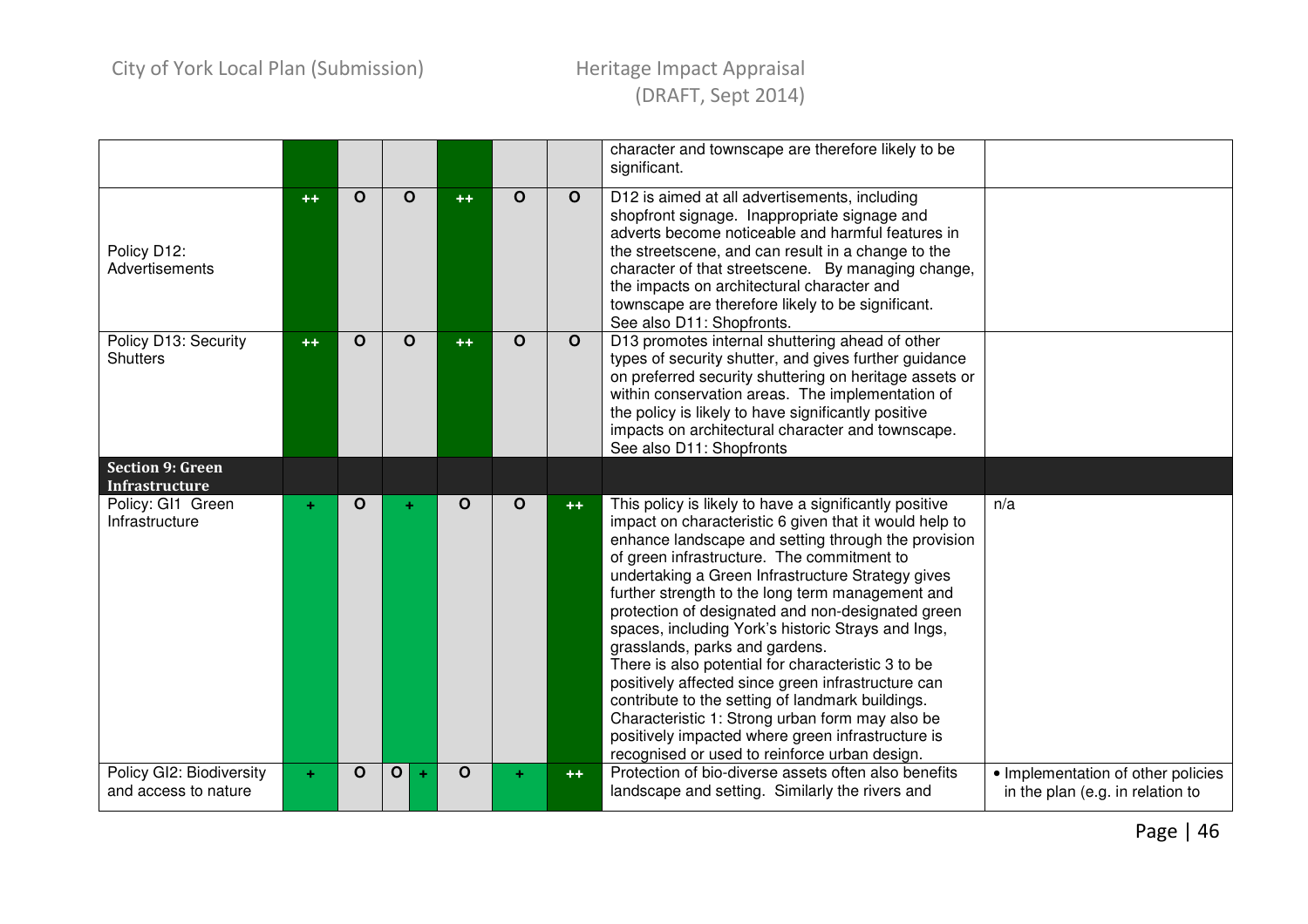| | | | | | | | | |
|---|---|---|---|---|---|---|---|---|
| | | | | | | | character and townscape are therefore likely to be significant. | |
| Policy D12: Advertisements | ++ | O | O | ++ | O | O | D12 is aimed at all advertisements, including shopfront signage. Inappropriate signage and adverts become noticeable and harmful features in the streetscene, and can result in a change to the character of that streetscene. By managing change, the impacts on architectural character and townscape are therefore likely to be significant. See also D11: Shopfronts. | |
| Policy D13: Security Shutters | ++ | O | O | ++ | O | O | D13 promotes internal shuttering ahead of other types of security shutter, and gives further guidance on preferred security shuttering on heritage assets or within conservation areas. The implementation of the policy is likely to have significantly positive impacts on architectural character and townscape. See also D11: Shopfronts | |
| **Section 9: Green Infrastructure** | | | | | | | | |
| Policy: GI1 Green Infrastructure | + | O | + | O | O | ++ | This policy is likely to have a significantly positive impact on characteristic 6 given that it would help to enhance landscape and setting through the provision of green infrastructure. The commitment to undertaking a Green Infrastructure Strategy gives further strength to the long term management and protection of designated and non-designated green spaces, including York's historic Strays and Ings, grasslands, parks and gardens. There is also potential for characteristic 3 to be positively affected since green infrastructure can contribute to the setting of landmark buildings. Characteristic 1: Strong urban form may also be positively impacted where green infrastructure is recognised or used to reinforce urban design. | n/a |
| Policy GI2: Biodiversity and access to nature | + | O | O + | O | + | ++ | Protection of bio-diverse assets often also benefits landscape and setting. Similarly the rivers and | • Implementation of other policies in the plan (e.g. in relation to |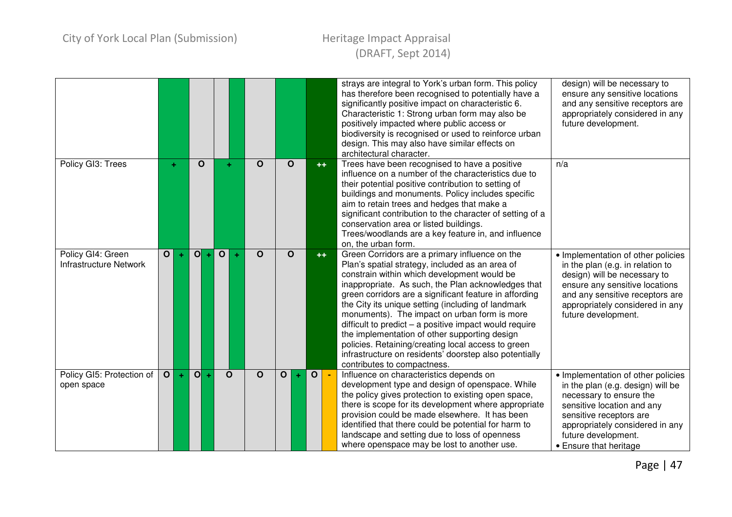| | | | | | | | |
|---|---|---|---|---|---|---|---|
| | | | | | | strays are integral to York's urban form. This policy has therefore been recognised to potentially have a significantly positive impact on characteristic 6. Characteristic 1: Strong urban form may also be positively impacted where public access or biodiversity is recognised or used to reinforce urban design. This may also have similar effects on architectural character. | design) will be necessary to ensure any sensitive locations and any sensitive receptors are appropriately considered in any future development. |
| Policy GI3: Trees | + | O | + | O | O | ++ | Trees have been recognised to have a positive influence on a number of the characteristics due to their potential positive contribution to setting of buildings and monuments. Policy includes specific aim to retain trees and hedges that make a significant contribution to the character of setting of a conservation area or listed buildings. Trees/woodlands are a key feature in, and influence on, the urban form. | n/a |
| Policy GI4: Green Infrastructure Network | O + | O + | O + | O | O | ++ | Green Corridors are a primary influence on the Plan's spatial strategy, included as an area of constrain within which development would be inappropriate. As such, the Plan acknowledges that green corridors are a significant feature in affording the City its unique setting (including of landmark monuments). The impact on urban form is more difficult to predict – a positive impact would require the implementation of other supporting design policies. Retaining/creating local access to green infrastructure on residents' doorstep also potentially contributes to compactness. | • Implementation of other policies in the plan (e.g. in relation to design) will be necessary to ensure any sensitive locations and any sensitive receptors are appropriately considered in any future development. |
| Policy GI5: Protection of open space | O + | O + | O | O | O + | O - | Influence on characteristics depends on development type and design of openspace. While the policy gives protection to existing open space, there is scope for its development where appropriate provision could be made elsewhere. It has been identified that there could be potential for harm to landscape and setting due to loss of openness where openspace may be lost to another use. | • Implementation of other policies in the plan (e.g. design) will be necessary to ensure the sensitive location and any sensitive receptors are appropriately considered in any future development.<br>• Ensure that heritage |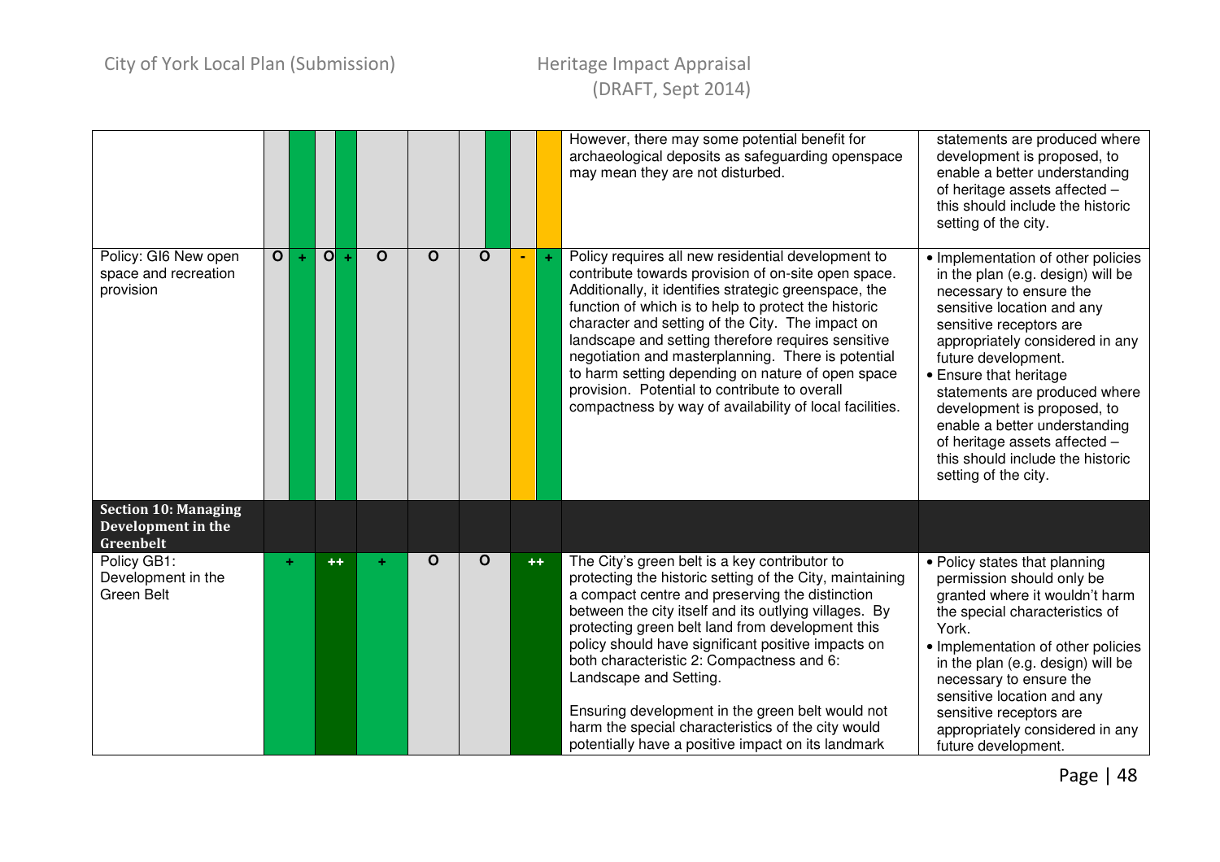| Policy | 1 | 2 | 3 | 4 | 5 | 6 | Commentary | Mitigation |
|---|---|---|---|---|---|---|---|---|
| | | | | | | | However, there may some potential benefit for archaeological deposits as safeguarding openspace may mean they are not disturbed. | statements are produced where development is proposed, to enable a better understanding of heritage assets affected – this should include the historic setting of the city. |
| Policy: GI6 New open space and recreation provision | O + | O + | O | O | O | - + | Policy requires all new residential development to contribute towards provision of on-site open space. Additionally, it identifies strategic greenspace, the function of which is to help to protect the historic character and setting of the City. The impact on landscape and setting therefore requires sensitive negotiation and masterplanning. There is potential to harm setting depending on nature of open space provision. Potential to contribute to overall compactness by way of availability of local facilities. | • Implementation of other policies in the plan (e.g. design) will be necessary to ensure the sensitive location and any sensitive receptors are appropriately considered in any future development.<br>• Ensure that heritage statements are produced where development is proposed, to enable a better understanding of heritage assets affected – this should include the historic setting of the city. |
| **Section 10: Managing Development in the Greenbelt** | | | | | | | | |
| Policy GB1: Development in the Green Belt | + | ++ | + | O | O | ++ | The City's green belt is a key contributor to protecting the historic setting of the City, maintaining a compact centre and preserving the distinction between the city itself and its outlying villages. By protecting green belt land from development this policy should have significant positive impacts on both characteristic 2: Compactness and 6: Landscape and Setting.<br><br>Ensuring development in the green belt would not harm the special characteristics of the city would potentially have a positive impact on its landmark | • Policy states that planning permission should only be granted where it wouldn't harm the special characteristics of York.<br>• Implementation of other policies in the plan (e.g. design) will be necessary to ensure the sensitive location and any sensitive receptors are appropriately considered in any future development. |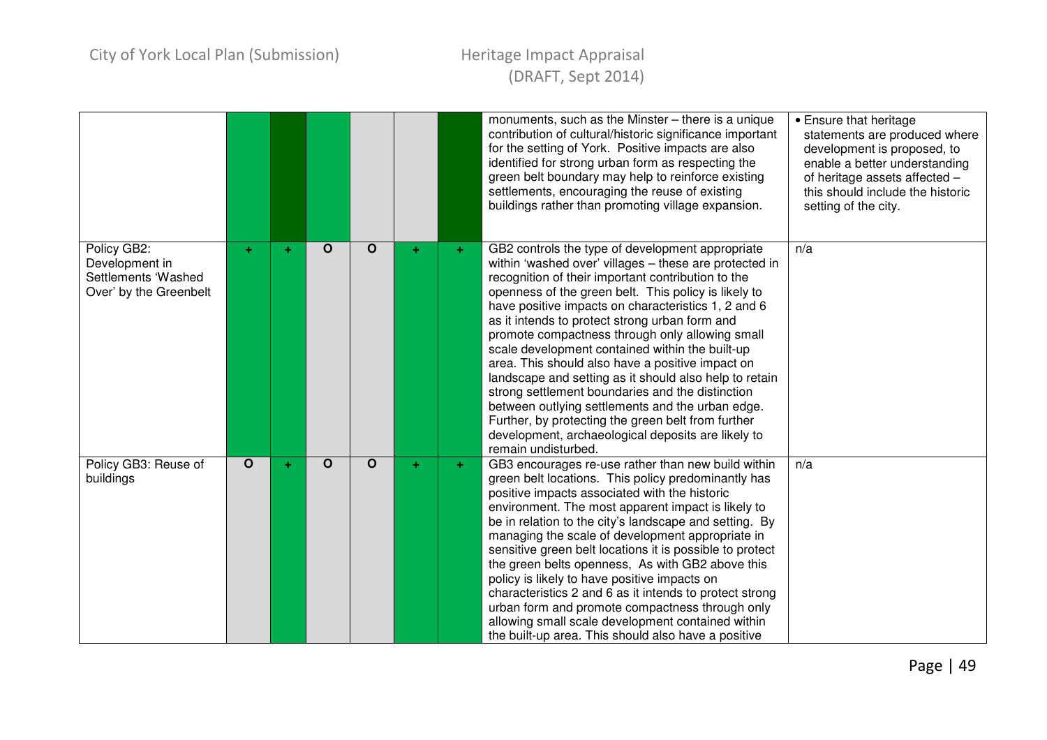| | | | | | | | | |
|---|---|---|---|---|---|---|---|---|
| | | | | | | | monuments, such as the Minster – there is a unique contribution of cultural/historic significance important for the setting of York. Positive impacts are also identified for strong urban form as respecting the green belt boundary may help to reinforce existing settlements, encouraging the reuse of existing buildings rather than promoting village expansion. | • Ensure that heritage statements are produced where development is proposed, to enable a better understanding of heritage assets affected – this should include the historic setting of the city. |
| Policy GB2: Development in Settlements 'Washed Over' by the Greenbelt | + | + | O | O | + | + | GB2 controls the type of development appropriate within 'washed over' villages – these are protected in recognition of their important contribution to the openness of the green belt. This policy is likely to have positive impacts on characteristics 1, 2 and 6 as it intends to protect strong urban form and promote compactness through only allowing small scale development contained within the built-up area. This should also have a positive impact on landscape and setting as it should also help to retain strong settlement boundaries and the distinction between outlying settlements and the urban edge. Further, by protecting the green belt from further development, archaeological deposits are likely to remain undisturbed. | n/a |
| Policy GB3: Reuse of buildings | O | + | O | O | + | + | GB3 encourages re-use rather than new build within green belt locations. This policy predominantly has positive impacts associated with the historic environment. The most apparent impact is likely to be in relation to the city's landscape and setting. By managing the scale of development appropriate in sensitive green belt locations it is possible to protect the green belts openness, As with GB2 above this policy is likely to have positive impacts on characteristics 2 and 6 as it intends to protect strong urban form and promote compactness through only allowing small scale development contained within the built-up area. This should also have a positive | n/a |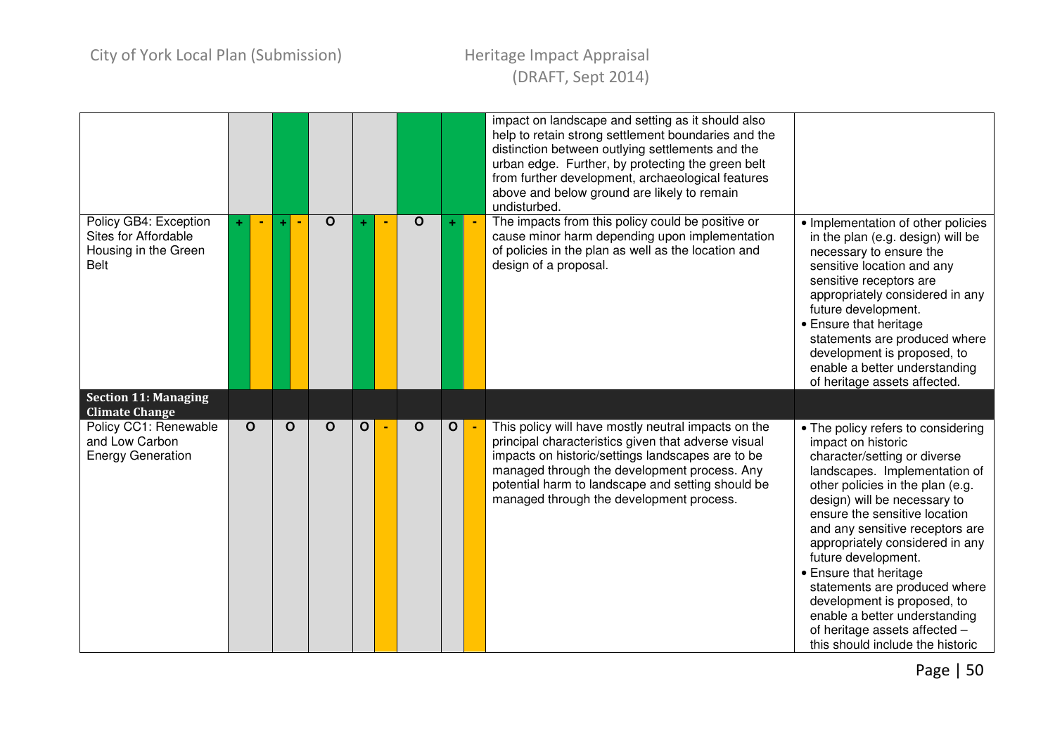| | | | | | | | | |
|---|---|---|---|---|---|---|---|---|
| | | | | | | | impact on landscape and setting as it should also help to retain strong settlement boundaries and the distinction between outlying settlements and the urban edge. Further, by protecting the green belt from further development, archaeological features above and below ground are likely to remain undisturbed. | |
| Policy GB4: Exception Sites for Affordable Housing in the Green Belt | + - | + - | O | + - | O | + - | The impacts from this policy could be positive or cause minor harm depending upon implementation of policies in the plan as well as the location and design of a proposal. | • Implementation of other policies in the plan (e.g. design) will be necessary to ensure the sensitive location and any sensitive receptors are appropriately considered in any future development.<br>• Ensure that heritage statements are produced where development is proposed, to enable a better understanding of heritage assets affected. |
| **Section 11: Managing Climate Change** | | | | | | | | |
| Policy CC1: Renewable and Low Carbon Energy Generation | O | O | O | O - | O | O - | This policy will have mostly neutral impacts on the principal characteristics given that adverse visual impacts on historic/settings landscapes are to be managed through the development process. Any potential harm to landscape and setting should be managed through the development process. | • The policy refers to considering impact on historic character/setting or diverse landscapes. Implementation of other policies in the plan (e.g. design) will be necessary to ensure the sensitive location and any sensitive receptors are appropriately considered in any future development.<br>• Ensure that heritage statements are produced where development is proposed, to enable a better understanding of heritage assets affected – this should include the historic |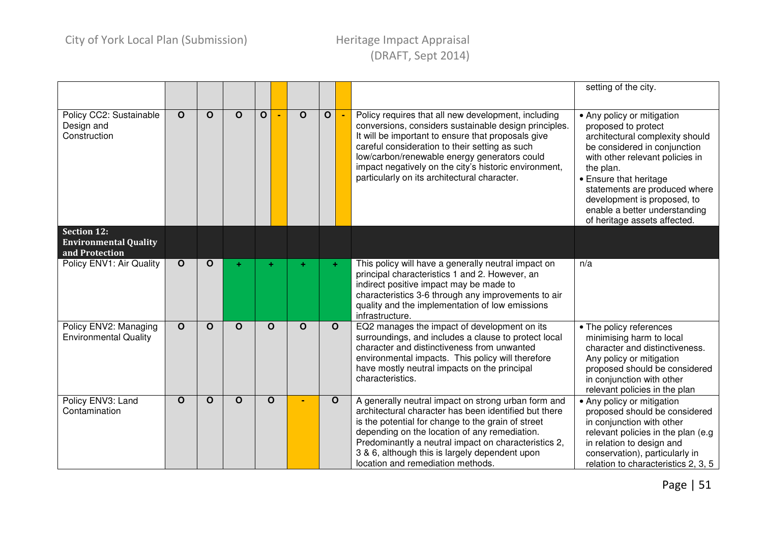| | | | | | | | | setting of the city. |
|---|---|---|---|---|---|---|---|---|
| Policy CC2: Sustainable Design and Construction | O | O | O | O - | O | O - | Policy requires that all new development, including conversions, considers sustainable design principles. It will be important to ensure that proposals give careful consideration to their setting as such low/carbon/renewable energy generators could impact negatively on the city's historic environment, particularly on its architectural character. | • Any policy or mitigation proposed to protect architectural complexity should be considered in conjunction with other relevant policies in the plan.<br>• Ensure that heritage statements are produced where development is proposed, to enable a better understanding of heritage assets affected. |
| **Section 12: Environmental Quality and Protection** | | | | | | | | |
| Policy ENV1: Air Quality | O | O | + | + | + | + | This policy will have a generally neutral impact on principal characteristics 1 and 2. However, an indirect positive impact may be made to characteristics 3-6 through any improvements to air quality and the implementation of low emissions infrastructure. | n/a |
| Policy ENV2: Managing Environmental Quality | O | O | O | O | O | O | EQ2 manages the impact of development on its surroundings, and includes a clause to protect local character and distinctiveness from unwanted environmental impacts. This policy will therefore have mostly neutral impacts on the principal characteristics. | • The policy references minimising harm to local character and distinctiveness. Any policy or mitigation proposed should be considered in conjunction with other relevant policies in the plan |
| Policy ENV3: Land Contamination | O | O | O | O | - | O | A generally neutral impact on strong urban form and architectural character has been identified but there is the potential for change to the grain of street depending on the location of any remediation. Predominantly a neutral impact on characteristics 2, 3 & 6, although this is largely dependent upon location and remediation methods. | • Any policy or mitigation proposed should be considered in conjunction with other relevant policies in the plan (e.g in relation to design and conservation), particularly in relation to characteristics 2, 3, 5 |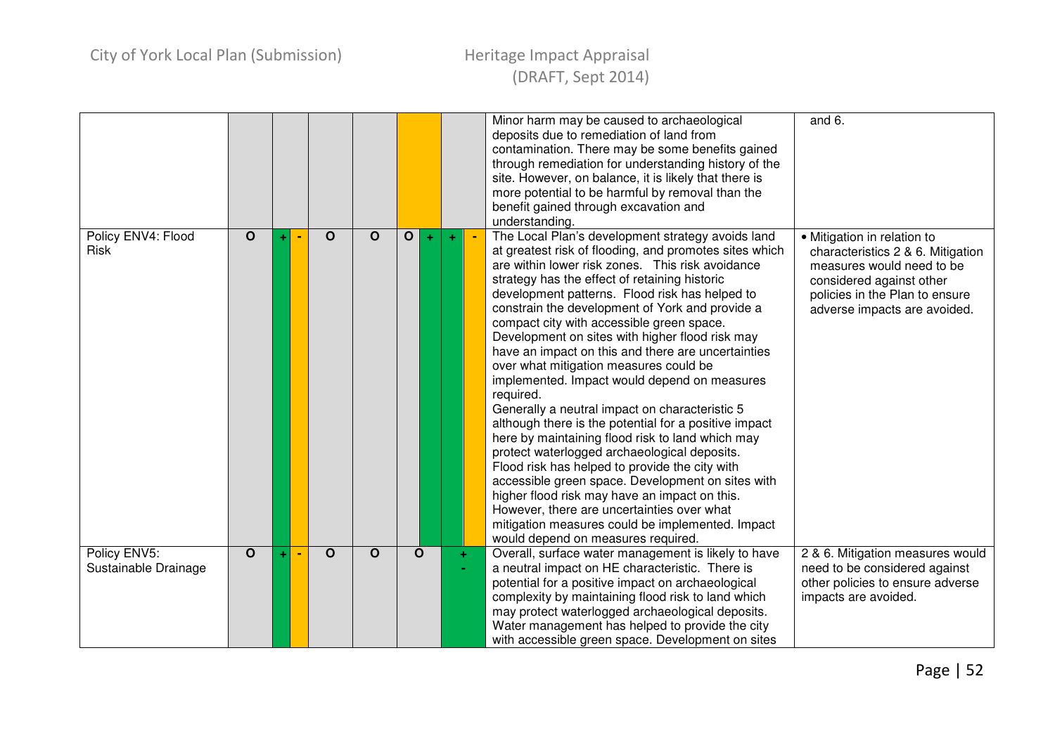| | | | | | | | | |
|---|---|---|---|---|---|---|---|---|
| | | | | | | | Minor harm may be caused to archaeological deposits due to remediation of land from contamination. There may be some benefits gained through remediation for understanding history of the site. However, on balance, it is likely that there is more potential to be harmful by removal than the benefit gained through excavation and understanding. | and 6. |
| Policy ENV4: Flood Risk | O | + - | O | O | O + | + - | The Local Plan's development strategy avoids land at greatest risk of flooding, and promotes sites which are within lower risk zones. This risk avoidance strategy has the effect of retaining historic development patterns. Flood risk has helped to constrain the development of York and provide a compact city with accessible green space. Development on sites with higher flood risk may have an impact on this and there are uncertainties over what mitigation measures could be implemented. Impact would depend on measures required. Generally a neutral impact on characteristic 5 although there is the potential for a positive impact here by maintaining flood risk to land which may protect waterlogged archaeological deposits. Flood risk has helped to provide the city with accessible green space. Development on sites with higher flood risk may have an impact on this. However, there are uncertainties over what mitigation measures could be implemented. Impact would depend on measures required. | • Mitigation in relation to characteristics 2 & 6. Mitigation measures would need to be considered against other policies in the Plan to ensure adverse impacts are avoided. |
| Policy ENV5: Sustainable Drainage | O | + - | O | O | O | + - | Overall, surface water management is likely to have a neutral impact on HE characteristic. There is potential for a positive impact on archaeological complexity by maintaining flood risk to land which may protect waterlogged archaeological deposits. Water management has helped to provide the city with accessible green space. Development on sites | 2 & 6. Mitigation measures would need to be considered against other policies to ensure adverse impacts are avoided. |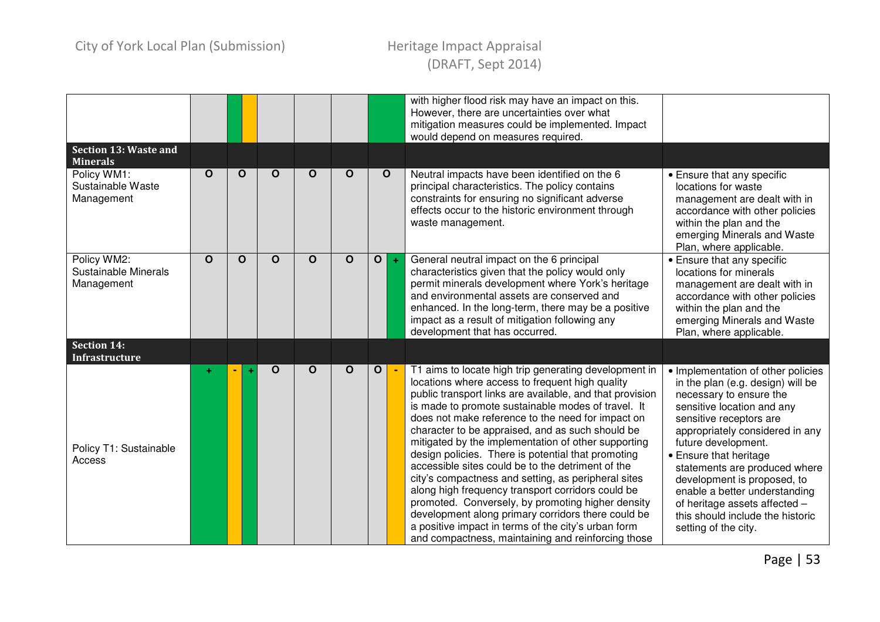| | | | | | | | | |
|---|---|---|---|---|---|---|---|---|
| | | | | | | | with higher flood risk may have an impact on this. However, there are uncertainties over what mitigation measures could be implemented. Impact would depend on measures required. | |
| **Section 13: Waste and Minerals** | | | | | | | | |
| Policy WM1: Sustainable Waste Management | O | O | O | O | O | O | Neutral impacts have been identified on the 6 principal characteristics. The policy contains constraints for ensuring no significant adverse effects occur to the historic environment through waste management. | • Ensure that any specific locations for waste management are dealt with in accordance with other policies within the plan and the emerging Minerals and Waste Plan, where applicable. |
| Policy WM2: Sustainable Minerals Management | O | O | O | O | O | O / + | General neutral impact on the 6 principal characteristics given that the policy would only permit minerals development where York's heritage and environmental assets are conserved and enhanced. In the long-term, there may be a positive impact as a result of mitigation following any development that has occurred. | • Ensure that any specific locations for minerals management are dealt with in accordance with other policies within the plan and the emerging Minerals and Waste Plan, where applicable. |
| **Section 14: Infrastructure** | | | | | | | | |
| Policy T1: Sustainable Access | + | - / + | O | O | O | O / - | T1 aims to locate high trip generating development in locations where access to frequent high quality public transport links are available, and that provision is made to promote sustainable modes of travel. It does not make reference to the need for impact on character to be appraised, and as such should be mitigated by the implementation of other supporting design policies. There is potential that promoting accessible sites could be to the detriment of the city's compactness and setting, as peripheral sites along high frequency transport corridors could be promoted. Conversely, by promoting higher density development along primary corridors there could be a positive impact in terms of the city's urban form and compactness, maintaining and reinforcing those | • Implementation of other policies in the plan (e.g. design) will be necessary to ensure the sensitive location and any sensitive receptors are appropriately considered in any future development.<br>• Ensure that heritage statements are produced where development is proposed, to enable a better understanding of heritage assets affected – this should include the historic setting of the city. |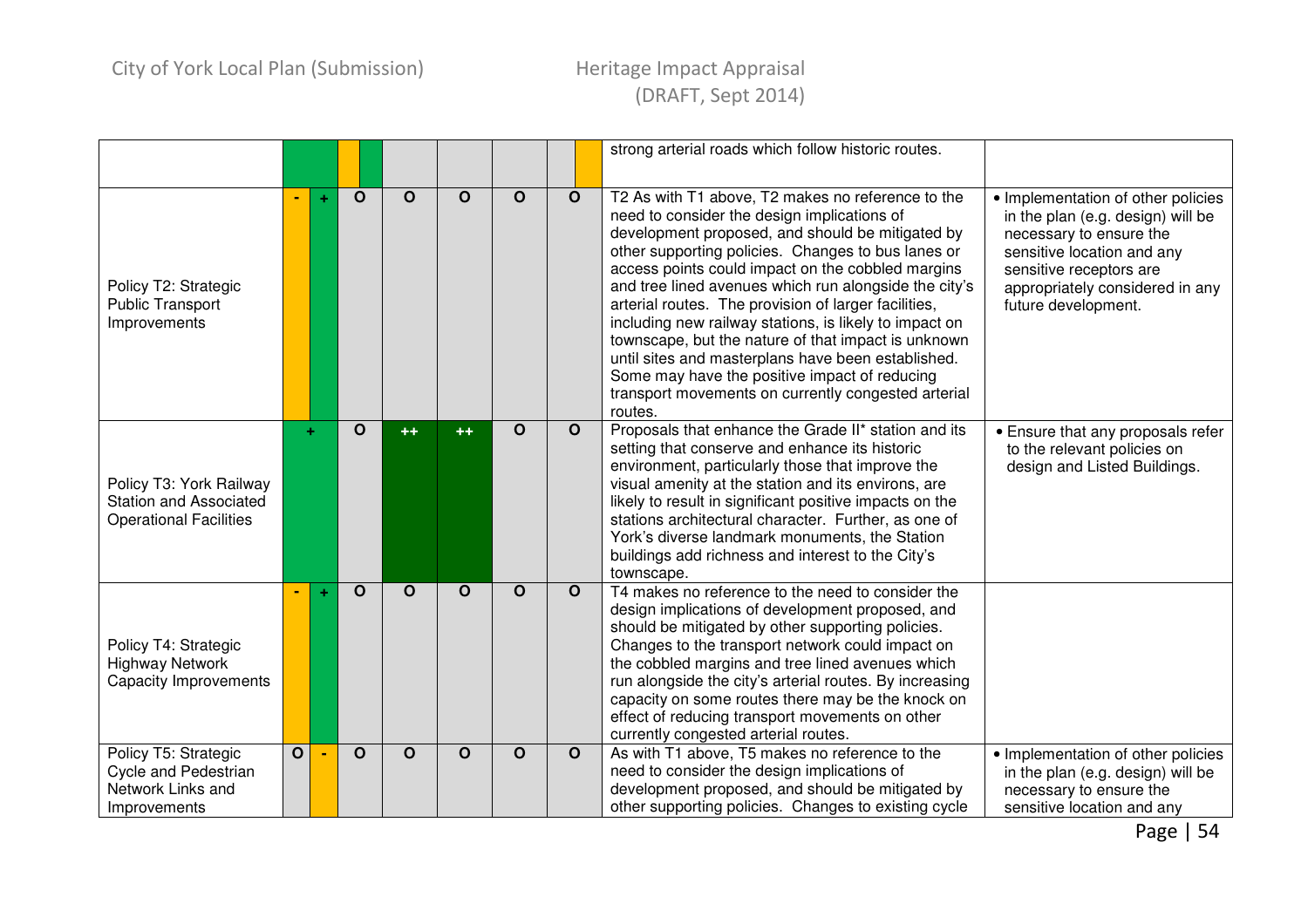| | | | | | | | | |
|---|---|---|---|---|---|---|---|---|
| | | | | | | | strong arterial roads which follow historic routes. | |
| Policy T2: Strategic Public Transport Improvements | - + | O | O | O | O | O | T2 As with T1 above, T2 makes no reference to the need to consider the design implications of development proposed, and should be mitigated by other supporting policies. Changes to bus lanes or access points could impact on the cobbled margins and tree lined avenues which run alongside the city's arterial routes. The provision of larger facilities, including new railway stations, is likely to impact on townscape, but the nature of that impact is unknown until sites and masterplans have been established. Some may have the positive impact of reducing transport movements on currently congested arterial routes. | • Implementation of other policies in the plan (e.g. design) will be necessary to ensure the sensitive location and any sensitive receptors are appropriately considered in any future development. |
| Policy T3: York Railway Station and Associated Operational Facilities | + | O | ++ | ++ | O | O | Proposals that enhance the Grade II* station and its setting that conserve and enhance its historic environment, particularly those that improve the visual amenity at the station and its environs, are likely to result in significant positive impacts on the stations architectural character. Further, as one of York's diverse landmark monuments, the Station buildings add richness and interest to the City's townscape. | • Ensure that any proposals refer to the relevant policies on design and Listed Buildings. |
| Policy T4: Strategic Highway Network Capacity Improvements | - + | O | O | O | O | O | T4 makes no reference to the need to consider the design implications of development proposed, and should be mitigated by other supporting policies. Changes to the transport network could impact on the cobbled margins and tree lined avenues which run alongside the city's arterial routes. By increasing capacity on some routes there may be the knock on effect of reducing transport movements on other currently congested arterial routes. | |
| Policy T5: Strategic Cycle and Pedestrian Network Links and Improvements | O - | O | O | O | O | O | As with T1 above, T5 makes no reference to the need to consider the design implications of development proposed, and should be mitigated by other supporting policies. Changes to existing cycle | • Implementation of other policies in the plan (e.g. design) will be necessary to ensure the sensitive location and any |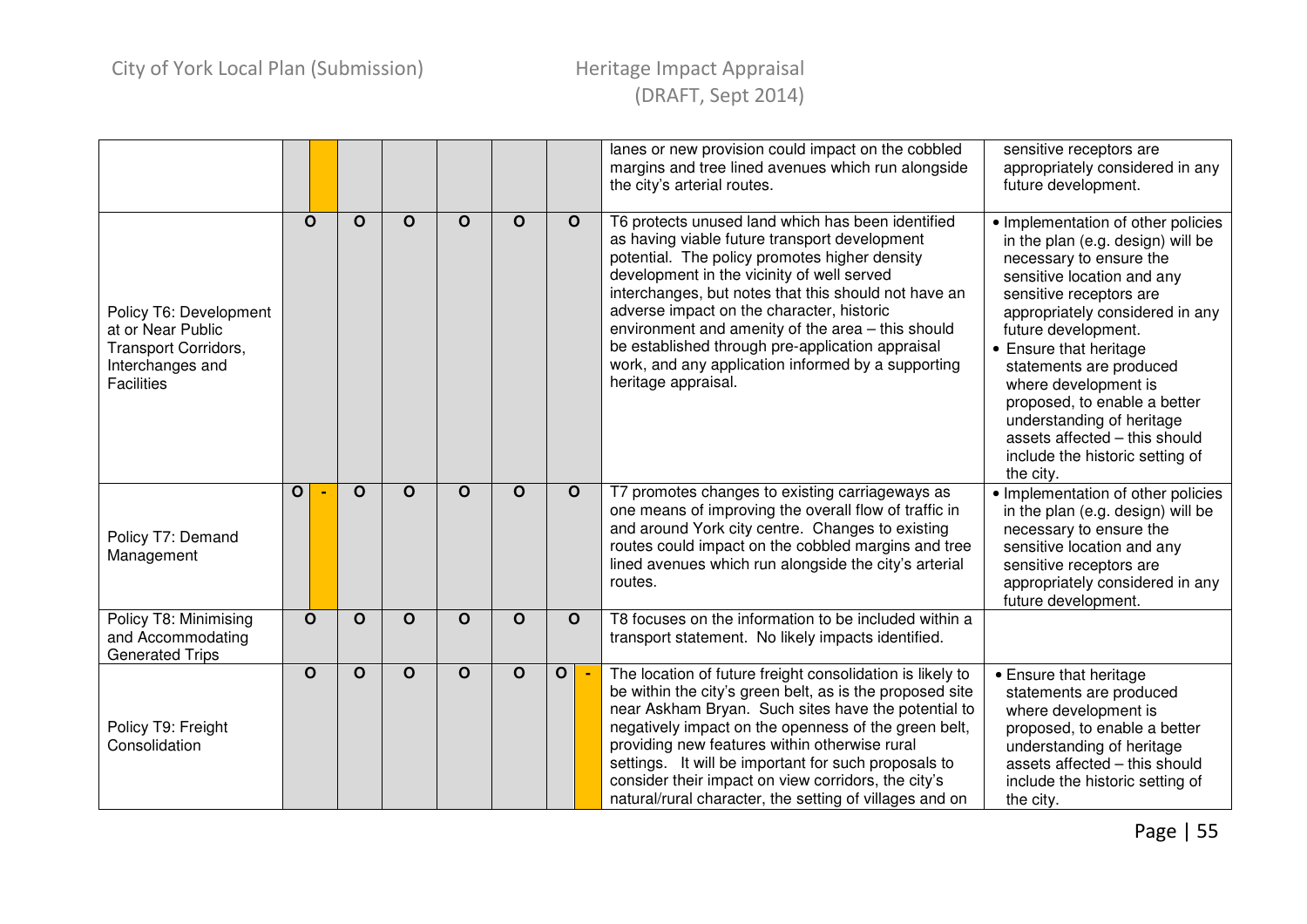| | | | | | | | | |
|---|---|---|---|---|---|---|---|---|
| | | | | | | | lanes or new provision could impact on the cobbled margins and tree lined avenues which run alongside the city's arterial routes. | sensitive receptors are appropriately considered in any future development. |
| Policy T6: Development at or Near Public Transport Corridors, Interchanges and Facilities | O | O | O | O | O | O | T6 protects unused land which has been identified as having viable future transport development potential. The policy promotes higher density development in the vicinity of well served interchanges, but notes that this should not have an adverse impact on the character, historic environment and amenity of the area – this should be established through pre-application appraisal work, and any application informed by a supporting heritage appraisal. | • Implementation of other policies in the plan (e.g. design) will be necessary to ensure the sensitive location and any sensitive receptors are appropriately considered in any future development.<br>• Ensure that heritage statements are produced where development is proposed, to enable a better understanding of heritage assets affected – this should include the historic setting of the city. |
| Policy T7: Demand Management | O - | O | O | O | O | O | T7 promotes changes to existing carriageways as one means of improving the overall flow of traffic in and around York city centre. Changes to existing routes could impact on the cobbled margins and tree lined avenues which run alongside the city's arterial routes. | • Implementation of other policies in the plan (e.g. design) will be necessary to ensure the sensitive location and any sensitive receptors are appropriately considered in any future development. |
| Policy T8: Minimising and Accommodating Generated Trips | O | O | O | O | O | O | T8 focuses on the information to be included within a transport statement. No likely impacts identified. | |
| Policy T9: Freight Consolidation | O | O | O | O | O | O - | The location of future freight consolidation is likely to be within the city's green belt, as is the proposed site near Askham Bryan. Such sites have the potential to negatively impact on the openness of the green belt, providing new features within otherwise rural settings. It will be important for such proposals to consider their impact on view corridors, the city's natural/rural character, the setting of villages and on | • Ensure that heritage statements are produced where development is proposed, to enable a better understanding of heritage assets affected – this should include the historic setting of the city. |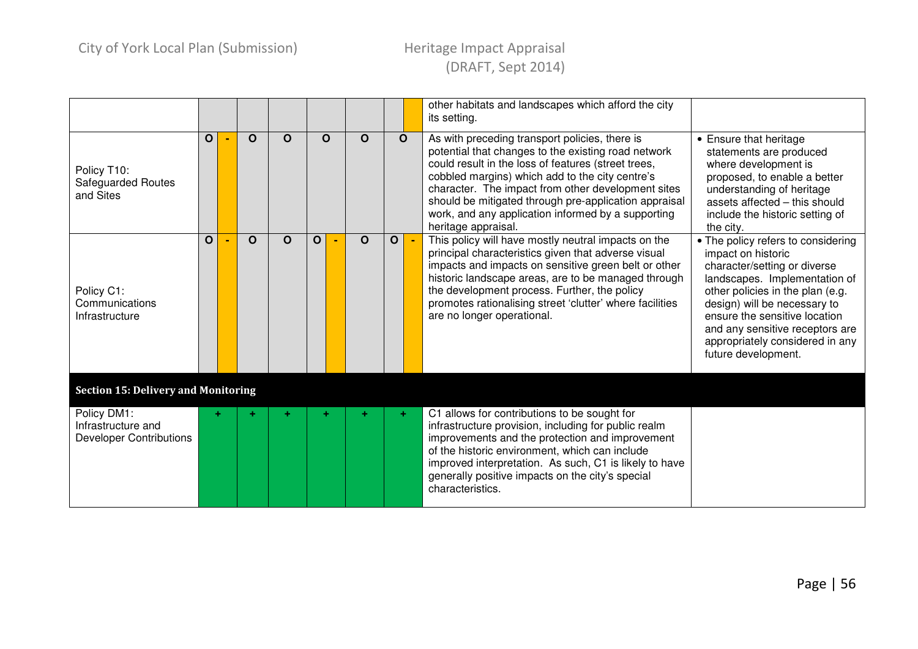| | | | | | | | | | | |
|---|---|---|---|---|---|---|---|---|---|---|
| | | | | | | | | | other habitats and landscapes which afford the city its setting. | |
| Policy T10: Safeguarded Routes and Sites | O | - | O | O | O | O | O | | As with preceding transport policies, there is potential that changes to the existing road network could result in the loss of features (street trees, cobbled margins) which add to the city centre's character. The impact from other development sites should be mitigated through pre-application appraisal work, and any application informed by a supporting heritage appraisal. | • Ensure that heritage statements are produced where development is proposed, to enable a better understanding of heritage assets affected – this should include the historic setting of the city. |
| Policy C1: Communications Infrastructure | O | - | O | O | O | - | O | O | - | This policy will have mostly neutral impacts on the principal characteristics given that adverse visual impacts and impacts on sensitive green belt or other historic landscape areas, are to be managed through the development process. Further, the policy promotes rationalising street 'clutter' where facilities are no longer operational. | • The policy refers to considering impact on historic character/setting or diverse landscapes. Implementation of other policies in the plan (e.g. design) will be necessary to ensure the sensitive location and any sensitive receptors are appropriately considered in any future development. |
| **Section 15: Delivery and Monitoring** | | | | | | | | | | |
| Policy DM1: Infrastructure and Developer Contributions | + | | + | + | + | + | + | | C1 allows for contributions to be sought for infrastructure provision, including for public realm improvements and the protection and improvement of the historic environment, which can include improved interpretation. As such, C1 is likely to have generally positive impacts on the city's special characteristics. | |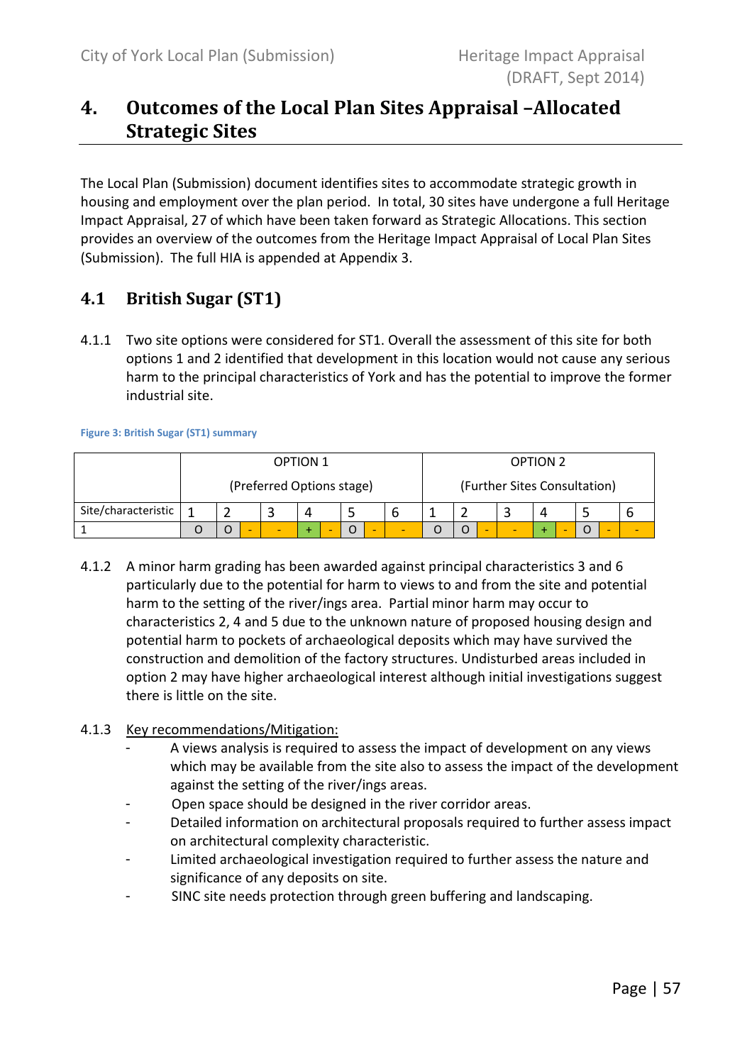# 4. Outcomes of the Local Plan Sites Appraisal –Allocated Strategic Sites

The Local Plan (Submission) document identifies sites to accommodate strategic growth in housing and employment over the plan period. In total, 30 sites have undergone a full Heritage Impact Appraisal, 27 of which have been taken forward as Strategic Allocations. This section provides an overview of the outcomes from the Heritage Impact Appraisal of Local Plan Sites (Submission). The full HIA is appended at Appendix 3.

## 4.1 British Sugar (ST1)

4.1.1 Two site options were considered for ST1. Overall the assessment of this site for both options 1 and 2 identified that development in this location would not cause any serious harm to the principal characteristics of York and has the potential to improve the former industrial site.

Figure 3: British Sugar (ST1) summary

| | OPTION 1 (Preferred Options stage) | | | | | | OPTION 2 (Further Sites Consultation) | | | | | |
|---|---|---|---|---|---|---|---|---|---|---|---|---|
| Site/characteristic | 1 | 2 | 3 | 4 | 5 | 6 | 1 | 2 | 3 | 4 | 5 | 6 |
| 1 | O | O - | - | + - | O - | - | O | O - | - | + - | O - | - |

4.1.2 A minor harm grading has been awarded against principal characteristics 3 and 6 particularly due to the potential for harm to views to and from the site and potential harm to the setting of the river/ings area. Partial minor harm may occur to characteristics 2, 4 and 5 due to the unknown nature of proposed housing design and potential harm to pockets of archaeological deposits which may have survived the construction and demolition of the factory structures. Undisturbed areas included in option 2 may have higher archaeological interest although initial investigations suggest there is little on the site.

4.1.3 Key recommendations/Mitigation:

- A views analysis is required to assess the impact of development on any views which may be available from the site also to assess the impact of the development against the setting of the river/ings areas.
- Open space should be designed in the river corridor areas.
- Detailed information on architectural proposals required to further assess impact on architectural complexity characteristic.
- Limited archaeological investigation required to further assess the nature and significance of any deposits on site.
- SINC site needs protection through green buffering and landscaping.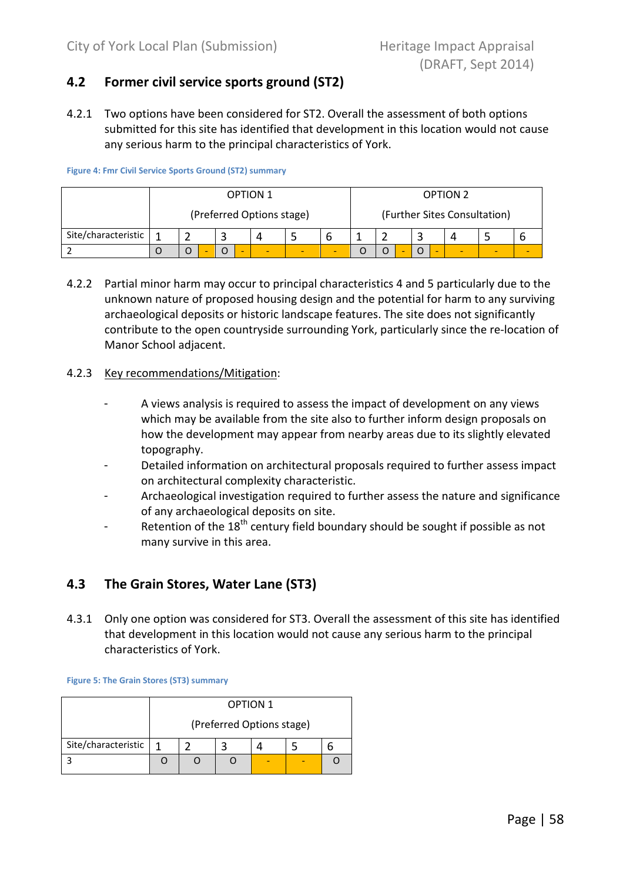## 4.2 Former civil service sports ground (ST2)

4.2.1 Two options have been considered for ST2. Overall the assessment of both options submitted for this site has identified that development in this location would not cause any serious harm to the principal characteristics of York.

Figure 4: Fmr Civil Service Sports Ground (ST2) summary

| | OPTION 1 (Preferred Options stage) | | | | | | OPTION 2 (Further Sites Consultation) | | | | | |
|---|---|---|---|---|---|---|---|---|---|---|---|---|
| Site/characteristic | 1 | 2 | 3 | 4 | 5 | 6 | 1 | 2 | 3 | 4 | 5 | 6 |
| 2 | O | O - | O - | - | - | - | O | O - | O - | - | - | - |

4.2.2 Partial minor harm may occur to principal characteristics 4 and 5 particularly due to the unknown nature of proposed housing design and the potential for harm to any surviving archaeological deposits or historic landscape features. The site does not significantly contribute to the open countryside surrounding York, particularly since the re-location of Manor School adjacent.

4.2.3 Key recommendations/Mitigation:

- A views analysis is required to assess the impact of development on any views which may be available from the site also to further inform design proposals on how the development may appear from nearby areas due to its slightly elevated topography.
- Detailed information on architectural proposals required to further assess impact on architectural complexity characteristic.
- Archaeological investigation required to further assess the nature and significance of any archaeological deposits on site.
- Retention of the 18th century field boundary should be sought if possible as not many survive in this area.

## 4.3 The Grain Stores, Water Lane (ST3)

4.3.1 Only one option was considered for ST3. Overall the assessment of this site has identified that development in this location would not cause any serious harm to the principal characteristics of York.

Figure 5: The Grain Stores (ST3) summary

| | OPTION 1 (Preferred Options stage) | | | | | |
|---|---|---|---|---|---|---|
| Site/characteristic | 1 | 2 | 3 | 4 | 5 | 6 |
| 3 | O | O | O | - | - | O |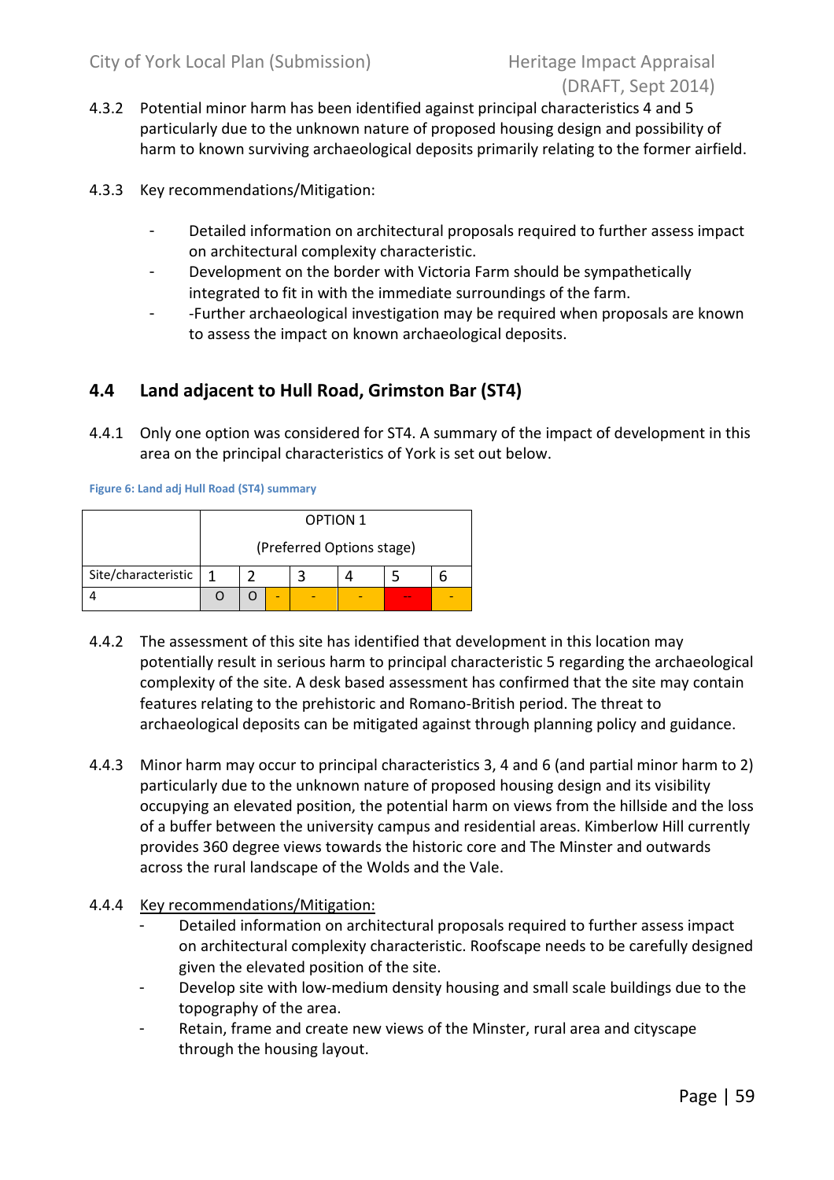4.3.2 Potential minor harm has been identified against principal characteristics 4 and 5 particularly due to the unknown nature of proposed housing design and possibility of harm to known surviving archaeological deposits primarily relating to the former airfield.

4.3.3 Key recommendations/Mitigation:

- Detailed information on architectural proposals required to further assess impact on architectural complexity characteristic.
- Development on the border with Victoria Farm should be sympathetically integrated to fit in with the immediate surroundings of the farm.
- -Further archaeological investigation may be required when proposals are known to assess the impact on known archaeological deposits.

## 4.4 Land adjacent to Hull Road, Grimston Bar (ST4)

4.4.1 Only one option was considered for ST4. A summary of the impact of development in this area on the principal characteristics of York is set out below.

Figure 6: Land adj Hull Road (ST4) summary

| | OPTION 1 (Preferred Options stage) | | | | | | |
|---|---|---|---|---|---|---|---|
| Site/characteristic | 1 | 2 | | 3 | 4 | 5 | 6 |
| 4 | O | O | - | - | - | -- | - |

4.4.2 The assessment of this site has identified that development in this location may potentially result in serious harm to principal characteristic 5 regarding the archaeological complexity of the site. A desk based assessment has confirmed that the site may contain features relating to the prehistoric and Romano-British period. The threat to archaeological deposits can be mitigated against through planning policy and guidance.

4.4.3 Minor harm may occur to principal characteristics 3, 4 and 6 (and partial minor harm to 2) particularly due to the unknown nature of proposed housing design and its visibility occupying an elevated position, the potential harm on views from the hillside and the loss of a buffer between the university campus and residential areas. Kimberlow Hill currently provides 360 degree views towards the historic core and The Minster and outwards across the rural landscape of the Wolds and the Vale.

4.4.4 Key recommendations/Mitigation:

- Detailed information on architectural proposals required to further assess impact on architectural complexity characteristic. Roofscape needs to be carefully designed given the elevated position of the site.
- Develop site with low-medium density housing and small scale buildings due to the topography of the area.
- Retain, frame and create new views of the Minster, rural area and cityscape through the housing layout.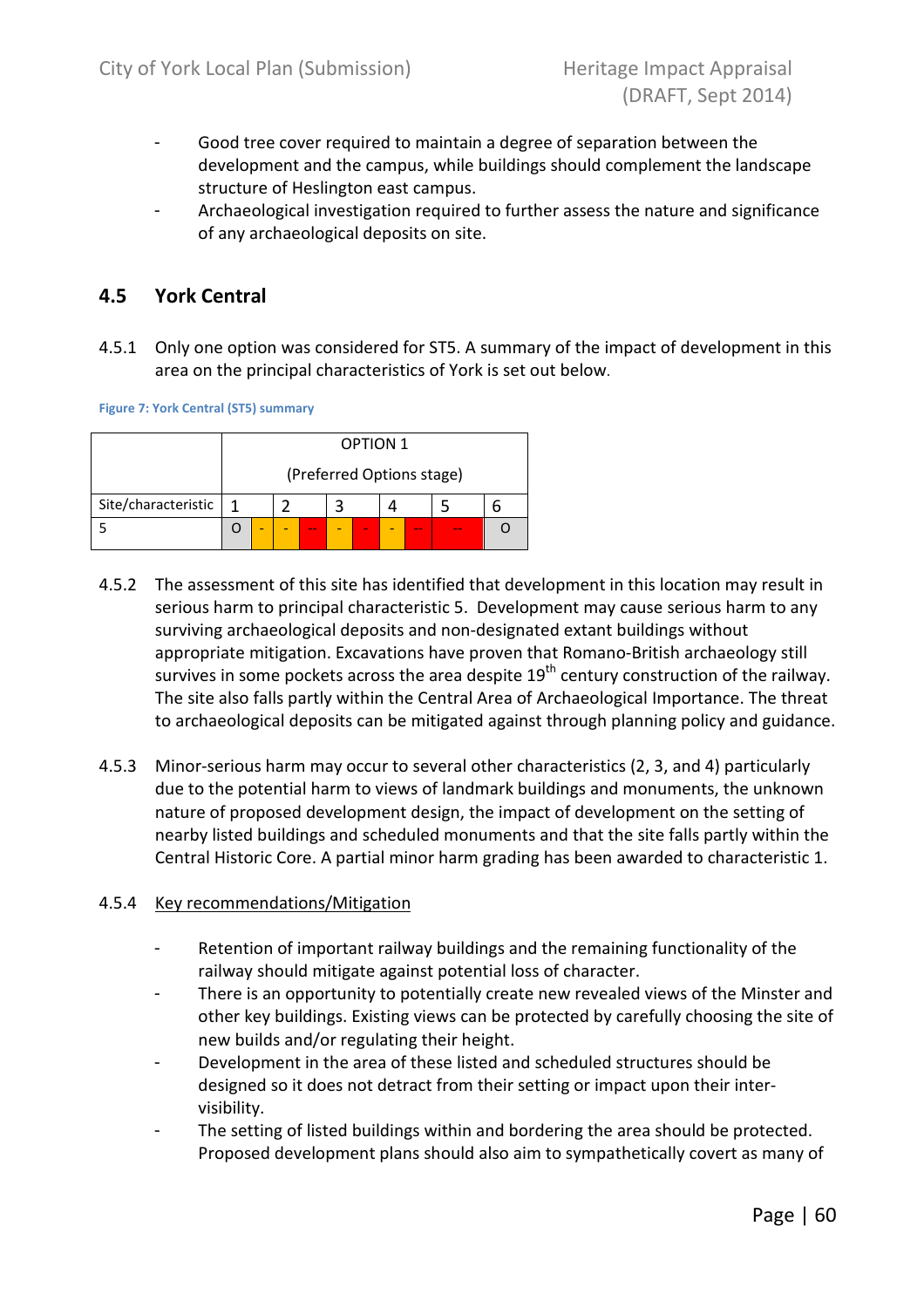- Good tree cover required to maintain a degree of separation between the development and the campus, while buildings should complement the landscape structure of Heslington east campus.
- Archaeological investigation required to further assess the nature and significance of any archaeological deposits on site.

## 4.5 York Central

4.5.1 Only one option was considered for ST5. A summary of the impact of development in this area on the principal characteristics of York is set out below.

**Figure 7: York Central (ST5) summary**

| | OPTION 1 (Preferred Options stage) | | | | | |
|---|---|---|---|---|---|---|
| Site/characteristic | 1 | 2 | 3 | 4 | 5 | 6 |
| 5 | O - | - -- | - - | - -- | -- | O |

4.5.2 The assessment of this site has identified that development in this location may result in serious harm to principal characteristic 5. Development may cause serious harm to any surviving archaeological deposits and non-designated extant buildings without appropriate mitigation. Excavations have proven that Romano-British archaeology still survives in some pockets across the area despite 19th century construction of the railway. The site also falls partly within the Central Area of Archaeological Importance. The threat to archaeological deposits can be mitigated against through planning policy and guidance.

4.5.3 Minor-serious harm may occur to several other characteristics (2, 3, and 4) particularly due to the potential harm to views of landmark buildings and monuments, the unknown nature of proposed development design, the impact of development on the setting of nearby listed buildings and scheduled monuments and that the site falls partly within the Central Historic Core. A partial minor harm grading has been awarded to characteristic 1.

4.5.4 <u>Key recommendations/Mitigation</u>

- Retention of important railway buildings and the remaining functionality of the railway should mitigate against potential loss of character.
- There is an opportunity to potentially create new revealed views of the Minster and other key buildings. Existing views can be protected by carefully choosing the site of new builds and/or regulating their height.
- Development in the area of these listed and scheduled structures should be designed so it does not detract from their setting or impact upon their inter-visibility.
- The setting of listed buildings within and bordering the area should be protected. Proposed development plans should also aim to sympathetically covert as many of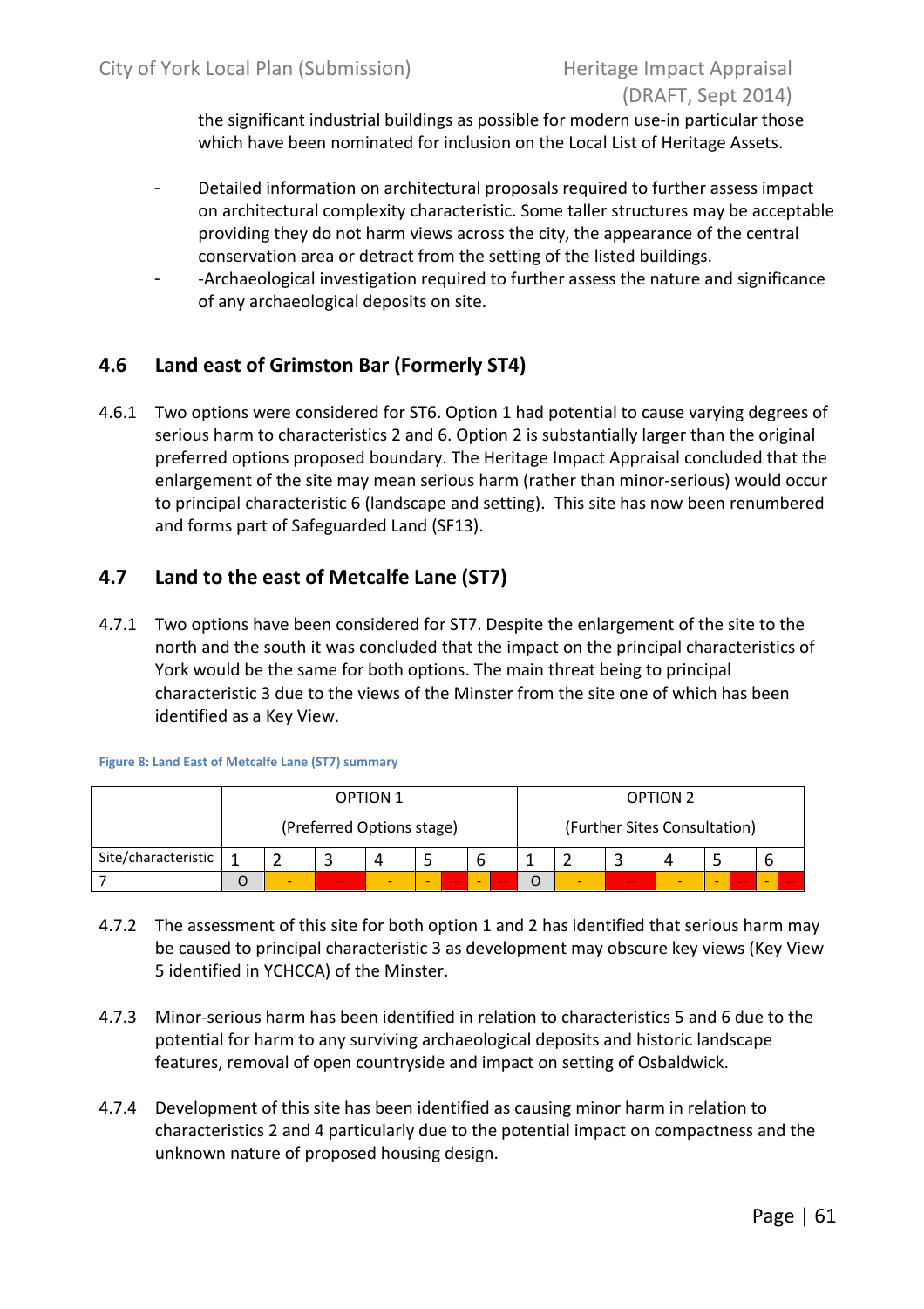the significant industrial buildings as possible for modern use-in particular those which have been nominated for inclusion on the Local List of Heritage Assets.

- Detailed information on architectural proposals required to further assess impact on architectural complexity characteristic. Some taller structures may be acceptable providing they do not harm views across the city, the appearance of the central conservation area or detract from the setting of the listed buildings.
- -Archaeological investigation required to further assess the nature and significance of any archaeological deposits on site.

## 4.6 Land east of Grimston Bar (Formerly ST4)

4.6.1 Two options were considered for ST6. Option 1 had potential to cause varying degrees of serious harm to characteristics 2 and 6. Option 2 is substantially larger than the original preferred options proposed boundary. The Heritage Impact Appraisal concluded that the enlargement of the site may mean serious harm (rather than minor-serious) would occur to principal characteristic 6 (landscape and setting). This site has now been renumbered and forms part of Safeguarded Land (SF13).

## 4.7 Land to the east of Metcalfe Lane (ST7)

4.7.1 Two options have been considered for ST7. Despite the enlargement of the site to the north and the south it was concluded that the impact on the principal characteristics of York would be the same for both options. The main threat being to principal characteristic 3 due to the views of the Minster from the site one of which has been identified as a Key View.

**Figure 8: Land East of Metcalfe Lane (ST7) summary**

| | OPTION 1 (Preferred Options stage) | | | | | | | | OPTION 2 (Further Sites Consultation) | | | | | | | |
|---|---|---|---|---|---|---|---|---|---|---|---|---|---|---|---|---|
| Site/characteristic | 1 | 2 | 3 | 4 | 5 | | 6 | | 1 | 2 | 3 | 4 | 5 | | 6 | |
| 7 | O | - | -- | - | - | -- | - | -- | O | - | -- | - | - | -- | - | -- |

4.7.2 The assessment of this site for both option 1 and 2 has identified that serious harm may be caused to principal characteristic 3 as development may obscure key views (Key View 5 identified in YCHCCA) of the Minster.

4.7.3 Minor-serious harm has been identified in relation to characteristics 5 and 6 due to the potential for harm to any surviving archaeological deposits and historic landscape features, removal of open countryside and impact on setting of Osbaldwick.

4.7.4 Development of this site has been identified as causing minor harm in relation to characteristics 2 and 4 particularly due to the potential impact on compactness and the unknown nature of proposed housing design.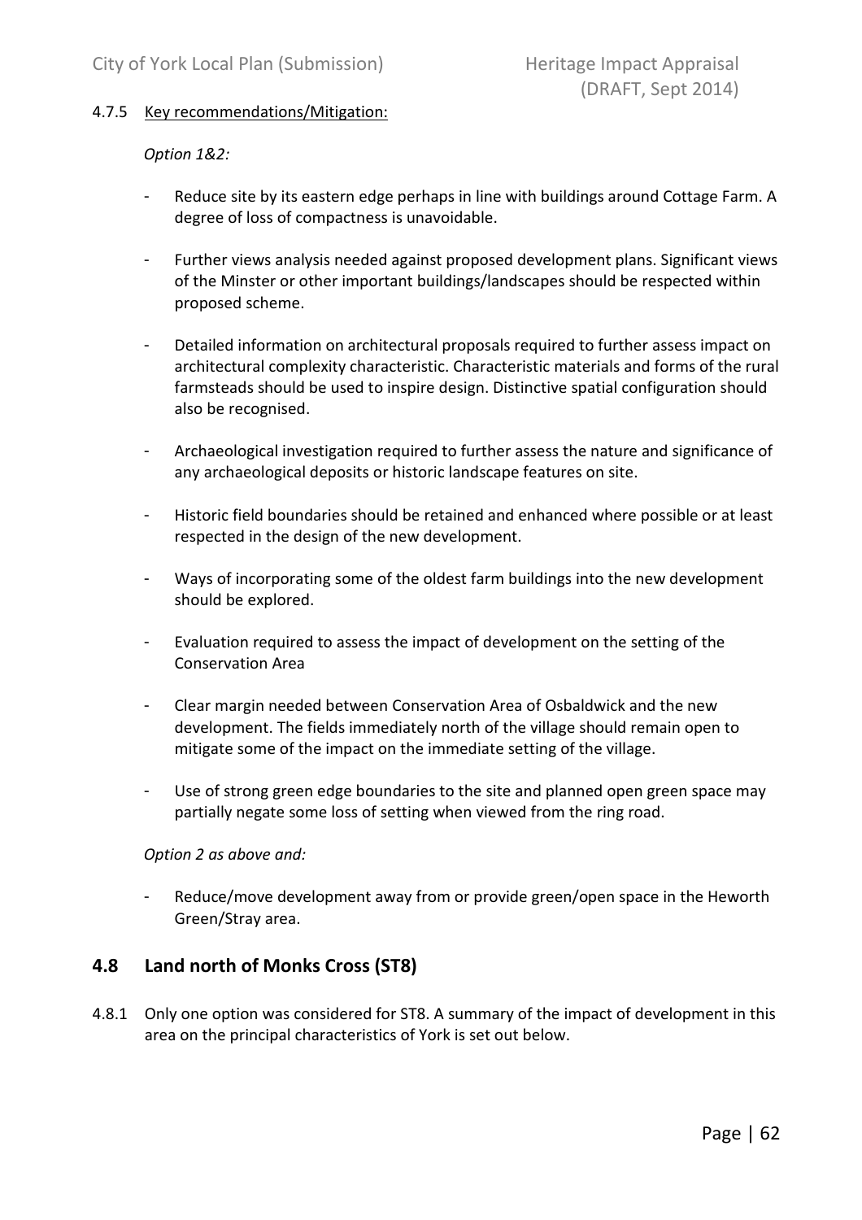4.7.5 Key recommendations/Mitigation:

*Option 1&2:*

- Reduce site by its eastern edge perhaps in line with buildings around Cottage Farm. A degree of loss of compactness is unavoidable.
- Further views analysis needed against proposed development plans. Significant views of the Minster or other important buildings/landscapes should be respected within proposed scheme.
- Detailed information on architectural proposals required to further assess impact on architectural complexity characteristic. Characteristic materials and forms of the rural farmsteads should be used to inspire design. Distinctive spatial configuration should also be recognised.
- Archaeological investigation required to further assess the nature and significance of any archaeological deposits or historic landscape features on site.
- Historic field boundaries should be retained and enhanced where possible or at least respected in the design of the new development.
- Ways of incorporating some of the oldest farm buildings into the new development should be explored.
- Evaluation required to assess the impact of development on the setting of the Conservation Area
- Clear margin needed between Conservation Area of Osbaldwick and the new development. The fields immediately north of the village should remain open to mitigate some of the impact on the immediate setting of the village.
- Use of strong green edge boundaries to the site and planned open green space may partially negate some loss of setting when viewed from the ring road.

*Option 2 as above and:*

- Reduce/move development away from or provide green/open space in the Heworth Green/Stray area.

## 4.8 Land north of Monks Cross (ST8)

4.8.1 Only one option was considered for ST8. A summary of the impact of development in this area on the principal characteristics of York is set out below.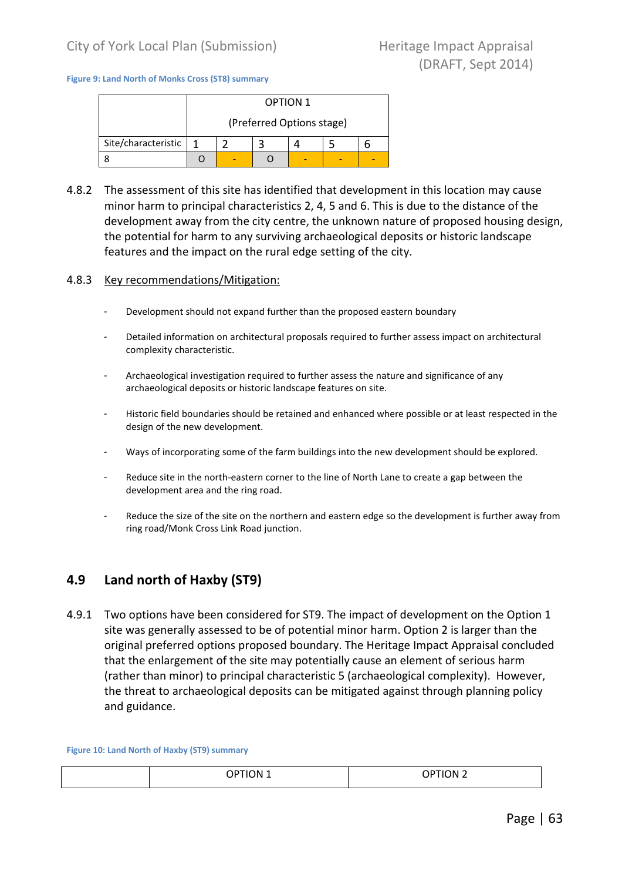**Figure 9: Land North of Monks Cross (ST8) summary**

| | OPTION 1 (Preferred Options stage) | | | | | |
|---|---|---|---|---|---|---|
| Site/characteristic | 1 | 2 | 3 | 4 | 5 | 6 |
| 8 | O | - | O | - | - | - |

4.8.2 The assessment of this site has identified that development in this location may cause minor harm to principal characteristics 2, 4, 5 and 6. This is due to the distance of the development away from the city centre, the unknown nature of proposed housing design, the potential for harm to any surviving archaeological deposits or historic landscape features and the impact on the rural edge setting of the city.

4.8.3 Key recommendations/Mitigation:

- Development should not expand further than the proposed eastern boundary
- Detailed information on architectural proposals required to further assess impact on architectural complexity characteristic.
- Archaeological investigation required to further assess the nature and significance of any archaeological deposits or historic landscape features on site.
- Historic field boundaries should be retained and enhanced where possible or at least respected in the design of the new development.
- Ways of incorporating some of the farm buildings into the new development should be explored.
- Reduce site in the north-eastern corner to the line of North Lane to create a gap between the development area and the ring road.
- Reduce the size of the site on the northern and eastern edge so the development is further away from ring road/Monk Cross Link Road junction.

## 4.9 Land north of Haxby (ST9)

4.9.1 Two options have been considered for ST9. The impact of development on the Option 1 site was generally assessed to be of potential minor harm. Option 2 is larger than the original preferred options proposed boundary. The Heritage Impact Appraisal concluded that the enlargement of the site may potentially cause an element of serious harm (rather than minor) to principal characteristic 5 (archaeological complexity). However, the threat to archaeological deposits can be mitigated against through planning policy and guidance.

**Figure 10: Land North of Haxby (ST9) summary**

| | OPTION 1 | OPTION 2 |
|---|---|---|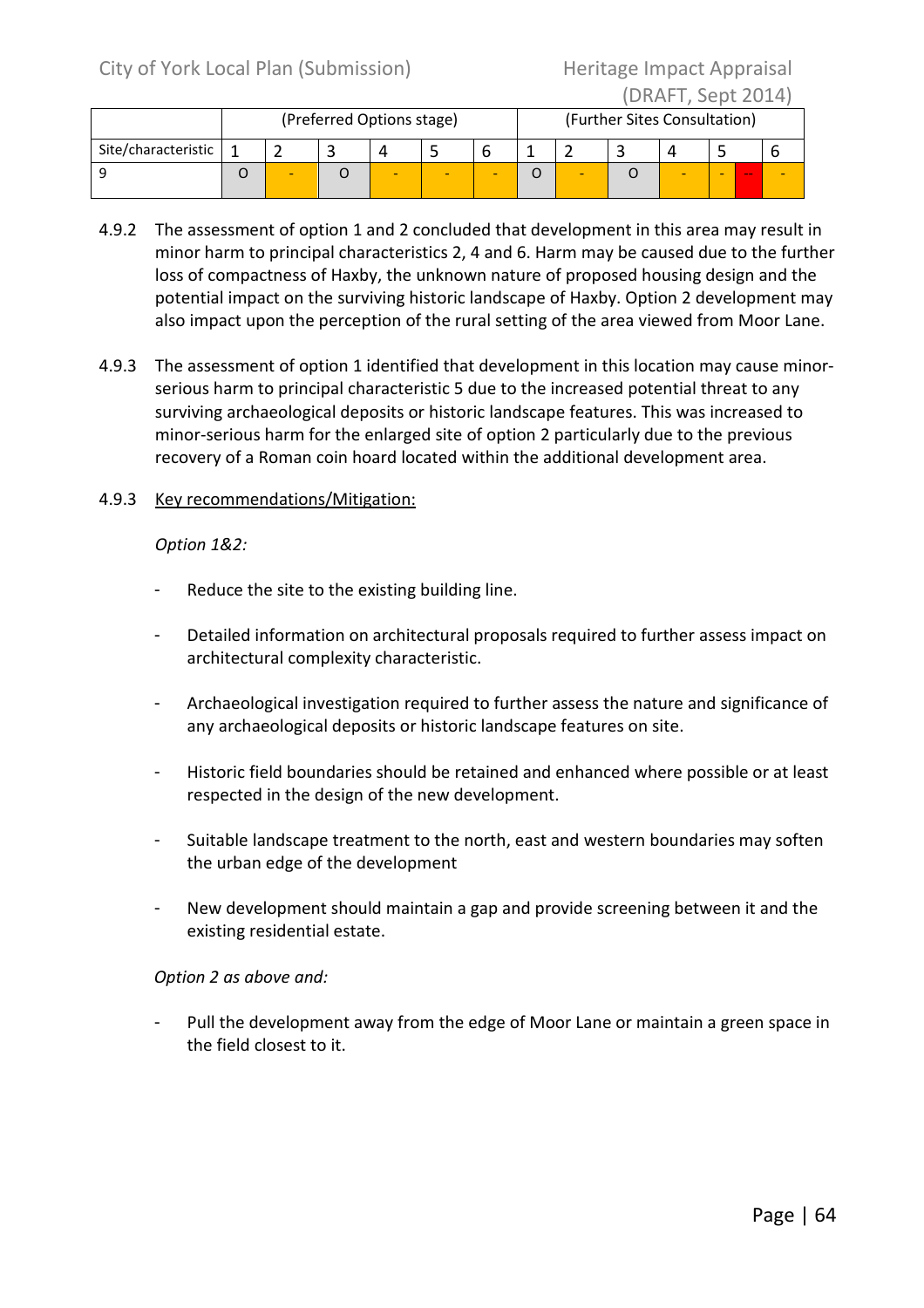| | (Preferred Options stage) | | | | | | (Further Sites Consultation) | | | | | |
|---|---|---|---|---|---|---|---|---|---|---|---|---|
| Site/characteristic | 1 | 2 | 3 | 4 | 5 | 6 | 1 | 2 | 3 | 4 | 5 | 6 |
| 9 | O | - | O | - | - | - | O | - | O | - | - -- | - |

4.9.2 The assessment of option 1 and 2 concluded that development in this area may result in minor harm to principal characteristics 2, 4 and 6. Harm may be caused due to the further loss of compactness of Haxby, the unknown nature of proposed housing design and the potential impact on the surviving historic landscape of Haxby. Option 2 development may also impact upon the perception of the rural setting of the area viewed from Moor Lane.

4.9.3 The assessment of option 1 identified that development in this location may cause minor-serious harm to principal characteristic 5 due to the increased potential threat to any surviving archaeological deposits or historic landscape features. This was increased to minor-serious harm for the enlarged site of option 2 particularly due to the previous recovery of a Roman coin hoard located within the additional development area.

4.9.3 <u>Key recommendations/Mitigation:</u>

*Option 1&2:*

- Reduce the site to the existing building line.
- Detailed information on architectural proposals required to further assess impact on architectural complexity characteristic.
- Archaeological investigation required to further assess the nature and significance of any archaeological deposits or historic landscape features on site.
- Historic field boundaries should be retained and enhanced where possible or at least respected in the design of the new development.
- Suitable landscape treatment to the north, east and western boundaries may soften the urban edge of the development
- New development should maintain a gap and provide screening between it and the existing residential estate.

*Option 2 as above and:*

- Pull the development away from the edge of Moor Lane or maintain a green space in the field closest to it.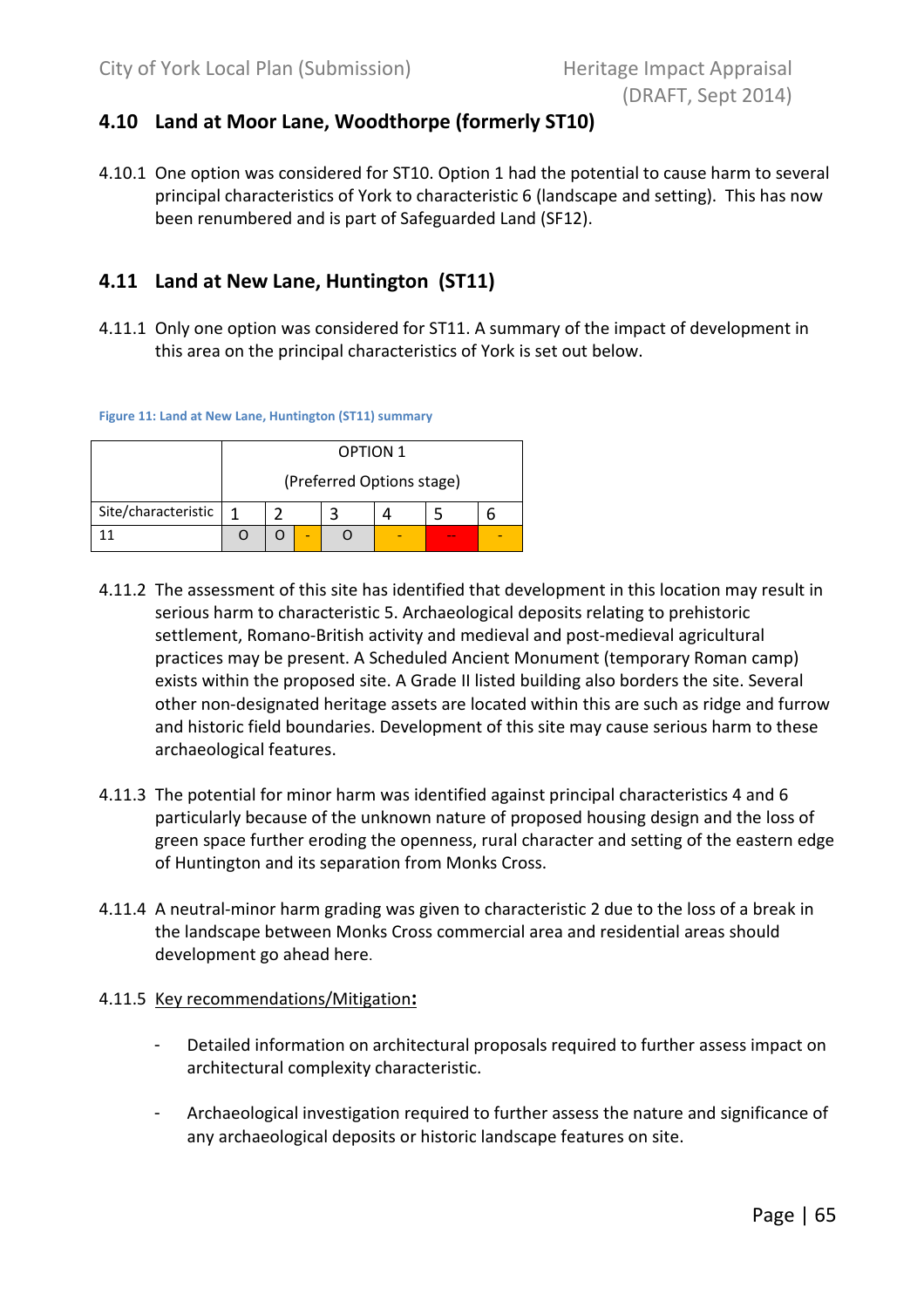## 4.10 Land at Moor Lane, Woodthorpe (formerly ST10)

4.10.1 One option was considered for ST10. Option 1 had the potential to cause harm to several principal characteristics of York to characteristic 6 (landscape and setting). This has now been renumbered and is part of Safeguarded Land (SF12).

## 4.11 Land at New Lane, Huntington (ST11)

4.11.1 Only one option was considered for ST11. A summary of the impact of development in this area on the principal characteristics of York is set out below.

Figure 11: Land at New Lane, Huntington (ST11) summary

| | OPTION 1 (Preferred Options stage) | | | | | | |
|---|---|---|---|---|---|---|---|
| Site/characteristic | 1 | 2 | | 3 | 4 | 5 | 6 |
| 11 | O | O | - | O | - | -- | - |

4.11.2 The assessment of this site has identified that development in this location may result in serious harm to characteristic 5. Archaeological deposits relating to prehistoric settlement, Romano-British activity and medieval and post-medieval agricultural practices may be present. A Scheduled Ancient Monument (temporary Roman camp) exists within the proposed site. A Grade II listed building also borders the site. Several other non-designated heritage assets are located within this are such as ridge and furrow and historic field boundaries. Development of this site may cause serious harm to these archaeological features.

4.11.3 The potential for minor harm was identified against principal characteristics 4 and 6 particularly because of the unknown nature of proposed housing design and the loss of green space further eroding the openness, rural character and setting of the eastern edge of Huntington and its separation from Monks Cross.

4.11.4 A neutral-minor harm grading was given to characteristic 2 due to the loss of a break in the landscape between Monks Cross commercial area and residential areas should development go ahead here.

4.11.5 Key recommendations/Mitigation**:**

- Detailed information on architectural proposals required to further assess impact on architectural complexity characteristic.

- Archaeological investigation required to further assess the nature and significance of any archaeological deposits or historic landscape features on site.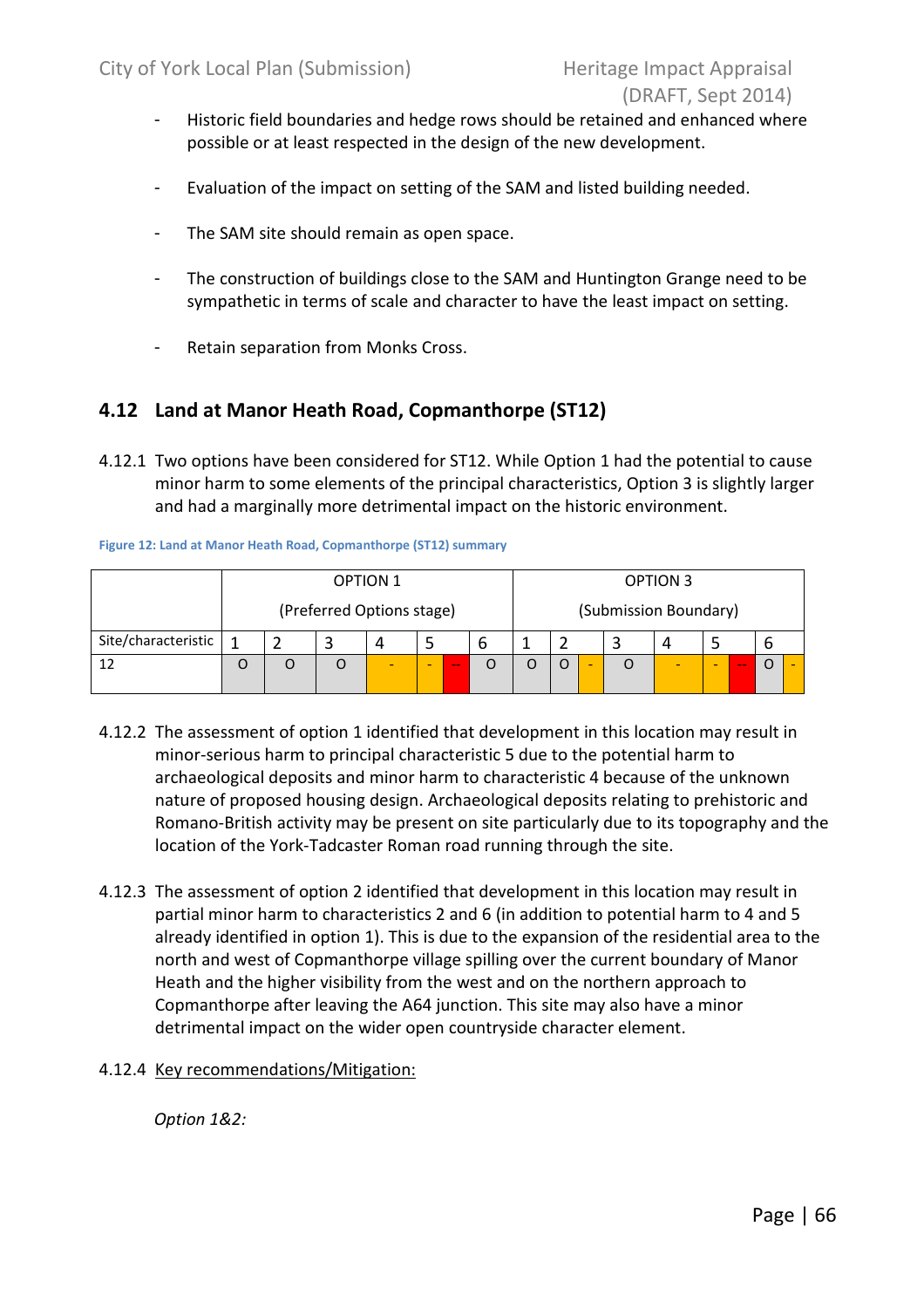- Historic field boundaries and hedge rows should be retained and enhanced where possible or at least respected in the design of the new development.

- Evaluation of the impact on setting of the SAM and listed building needed.

- The SAM site should remain as open space.

- The construction of buildings close to the SAM and Huntington Grange need to be sympathetic in terms of scale and character to have the least impact on setting.

- Retain separation from Monks Cross.

## 4.12 Land at Manor Heath Road, Copmanthorpe (ST12)

4.12.1 Two options have been considered for ST12. While Option 1 had the potential to cause minor harm to some elements of the principal characteristics, Option 3 is slightly larger and had a marginally more detrimental impact on the historic environment.

Figure 12: Land at Manor Heath Road, Copmanthorpe (ST12) summary

| | OPTION 1 (Preferred Options stage) | | | | | | | OPTION 3 (Submission Boundary) | | | | | | | | |
|---|---|---|---|---|---|---|---|---|---|---|---|---|---|---|---|---|
| Site/characteristic | 1 | 2 | 3 | 4 | 5 | | 6 | 1 | 2 | | 3 | 4 | 5 | | 6 | |
| 12 | O | O | O | - | - | -- | O | O | O | - | O | - | - | -- | O | - |

4.12.2 The assessment of option 1 identified that development in this location may result in minor-serious harm to principal characteristic 5 due to the potential harm to archaeological deposits and minor harm to characteristic 4 because of the unknown nature of proposed housing design. Archaeological deposits relating to prehistoric and Romano-British activity may be present on site particularly due to its topography and the location of the York-Tadcaster Roman road running through the site.

4.12.3 The assessment of option 2 identified that development in this location may result in partial minor harm to characteristics 2 and 6 (in addition to potential harm to 4 and 5 already identified in option 1). This is due to the expansion of the residential area to the north and west of Copmanthorpe village spilling over the current boundary of Manor Heath and the higher visibility from the west and on the northern approach to Copmanthorpe after leaving the A64 junction. This site may also have a minor detrimental impact on the wider open countryside character element.

4.12.4 Key recommendations/Mitigation:

*Option 1&2:*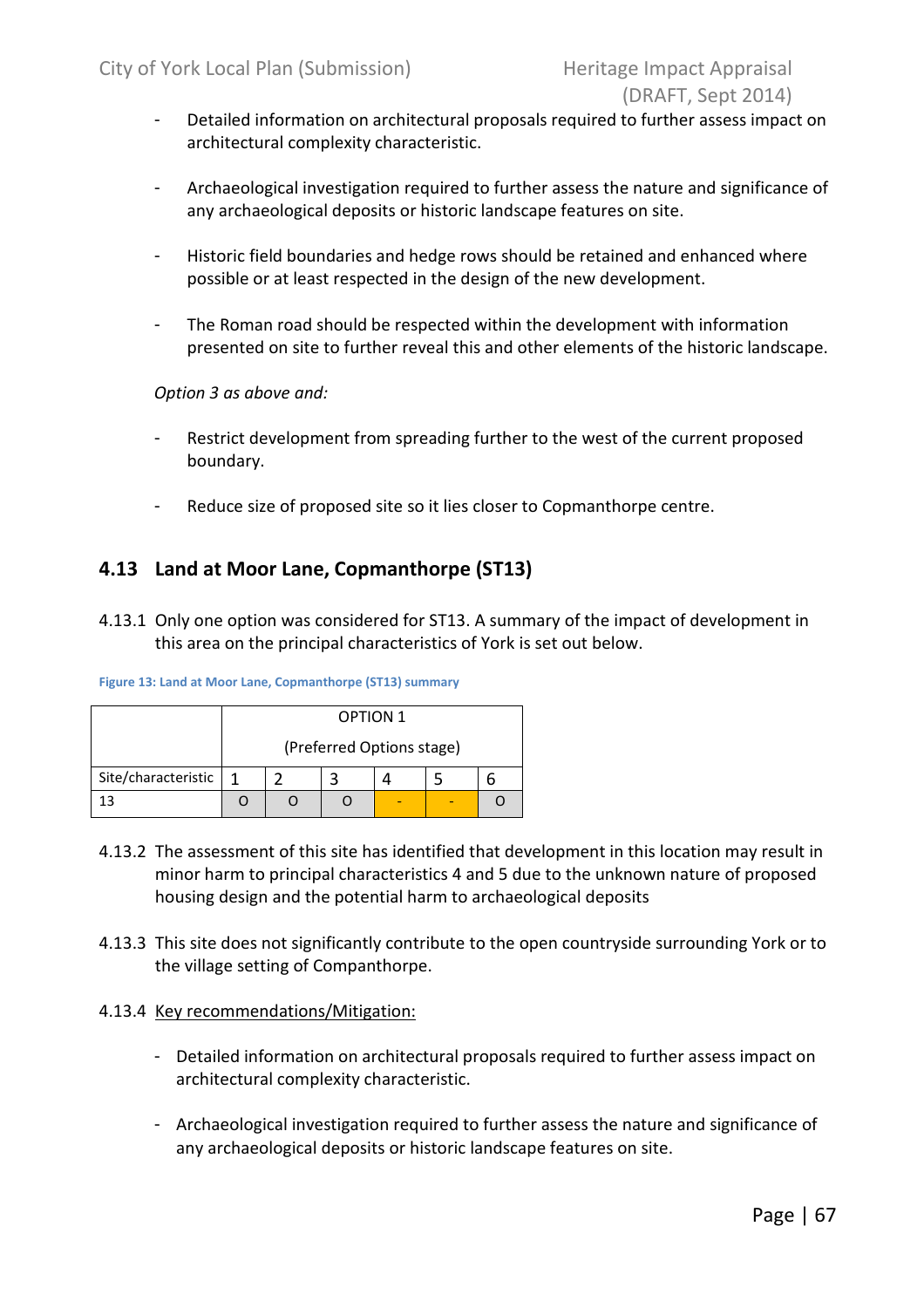- Detailed information on architectural proposals required to further assess impact on architectural complexity characteristic.

- Archaeological investigation required to further assess the nature and significance of any archaeological deposits or historic landscape features on site.

- Historic field boundaries and hedge rows should be retained and enhanced where possible or at least respected in the design of the new development.

- The Roman road should be respected within the development with information presented on site to further reveal this and other elements of the historic landscape.

*Option 3 as above and:*

- Restrict development from spreading further to the west of the current proposed boundary.

- Reduce size of proposed site so it lies closer to Copmanthorpe centre.

## 4.13 Land at Moor Lane, Copmanthorpe (ST13)

4.13.1 Only one option was considered for ST13. A summary of the impact of development in this area on the principal characteristics of York is set out below.

Figure 13: Land at Moor Lane, Copmanthorpe (ST13) summary

| | OPTION 1 (Preferred Options stage) | | | | | |
|---|---|---|---|---|---|---|
| Site/characteristic | 1 | 2 | 3 | 4 | 5 | 6 |
| 13 | O | O | O | - | - | O |

4.13.2 The assessment of this site has identified that development in this location may result in minor harm to principal characteristics 4 and 5 due to the unknown nature of proposed housing design and the potential harm to archaeological deposits

4.13.3 This site does not significantly contribute to the open countryside surrounding York or to the village setting of Companthorpe.

4.13.4 Key recommendations/Mitigation:

- Detailed information on architectural proposals required to further assess impact on architectural complexity characteristic.

- Archaeological investigation required to further assess the nature and significance of any archaeological deposits or historic landscape features on site.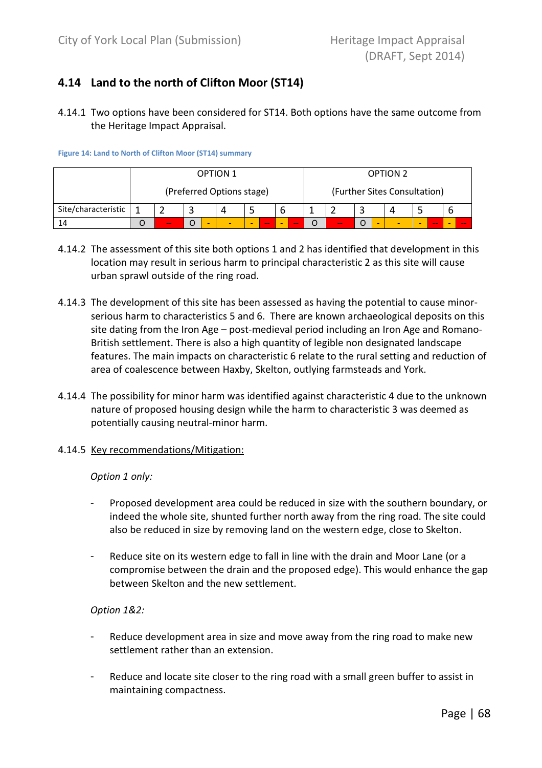## 4.14 Land to the north of Clifton Moor (ST14)

4.14.1 Two options have been considered for ST14. Both options have the same outcome from the Heritage Impact Appraisal.

Figure 14: Land to North of Clifton Moor (ST14) summary

| | OPTION 1 (Preferred Options stage) | | | | | | OPTION 2 (Further Sites Consultation) | | | | | |
|---|---|---|---|---|---|---|---|---|---|---|---|---|
| Site/characteristic | 1 | 2 | 3 | 4 | 5 | 6 | 1 | 2 | 3 | 4 | 5 | 6 |
| 14 | O | -- | O / - | - | - / -- | - / -- | O | -- | O / - | - | - / -- | - / -- |

4.14.2 The assessment of this site both options 1 and 2 has identified that development in this location may result in serious harm to principal characteristic 2 as this site will cause urban sprawl outside of the ring road.

4.14.3 The development of this site has been assessed as having the potential to cause minor-serious harm to characteristics 5 and 6. There are known archaeological deposits on this site dating from the Iron Age – post-medieval period including an Iron Age and Romano-British settlement. There is also a high quantity of legible non designated landscape features. The main impacts on characteristic 6 relate to the rural setting and reduction of area of coalescence between Haxby, Skelton, outlying farmsteads and York.

4.14.4 The possibility for minor harm was identified against characteristic 4 due to the unknown nature of proposed housing design while the harm to characteristic 3 was deemed as potentially causing neutral-minor harm.

4.14.5 Key recommendations/Mitigation:

*Option 1 only:*

- Proposed development area could be reduced in size with the southern boundary, or indeed the whole site, shunted further north away from the ring road. The site could also be reduced in size by removing land on the western edge, close to Skelton.

- Reduce site on its western edge to fall in line with the drain and Moor Lane (or a compromise between the drain and the proposed edge). This would enhance the gap between Skelton and the new settlement.

*Option 1&2:*

- Reduce development area in size and move away from the ring road to make new settlement rather than an extension.

- Reduce and locate site closer to the ring road with a small green buffer to assist in maintaining compactness.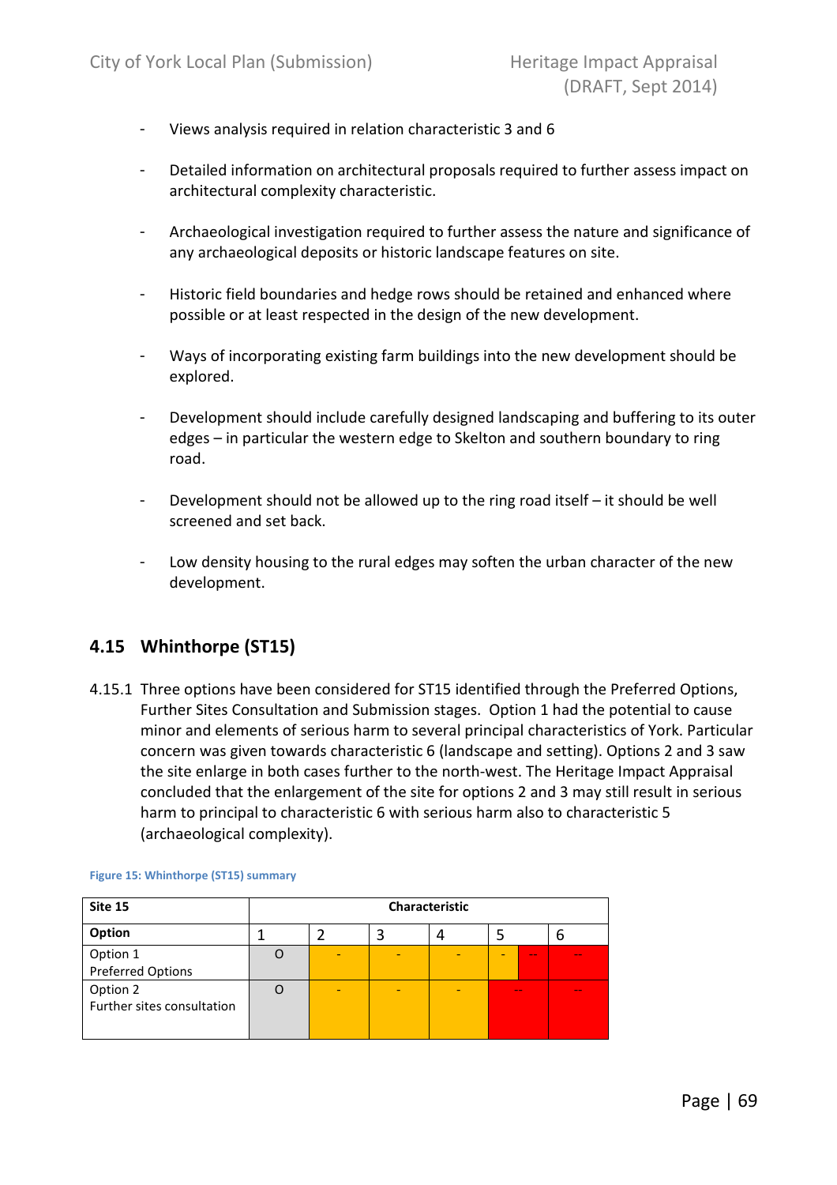- Views analysis required in relation characteristic 3 and 6

- Detailed information on architectural proposals required to further assess impact on architectural complexity characteristic.

- Archaeological investigation required to further assess the nature and significance of any archaeological deposits or historic landscape features on site.

- Historic field boundaries and hedge rows should be retained and enhanced where possible or at least respected in the design of the new development.

- Ways of incorporating existing farm buildings into the new development should be explored.

- Development should include carefully designed landscaping and buffering to its outer edges – in particular the western edge to Skelton and southern boundary to ring road.

- Development should not be allowed up to the ring road itself – it should be well screened and set back.

- Low density housing to the rural edges may soften the urban character of the new development.

## 4.15 Whinthorpe (ST15)

4.15.1 Three options have been considered for ST15 identified through the Preferred Options, Further Sites Consultation and Submission stages. Option 1 had the potential to cause minor and elements of serious harm to several principal characteristics of York. Particular concern was given towards characteristic 6 (landscape and setting). Options 2 and 3 saw the site enlarge in both cases further to the north-west. The Heritage Impact Appraisal concluded that the enlargement of the site for options 2 and 3 may still result in serious harm to principal to characteristic 6 with serious harm also to characteristic 5 (archaeological complexity).

Figure 15: Whinthorpe (ST15) summary

| Site 15 | Characteristic | | | | | |
|---|---|---|---|---|---|---|
| **Option** | 1 | 2 | 3 | 4 | 5 | 6 |
| Option 1<br>Preferred Options | O | - | - | - | - / -- | -- |
| Option 2<br>Further sites consultation | O | - | - | - | -- | -- |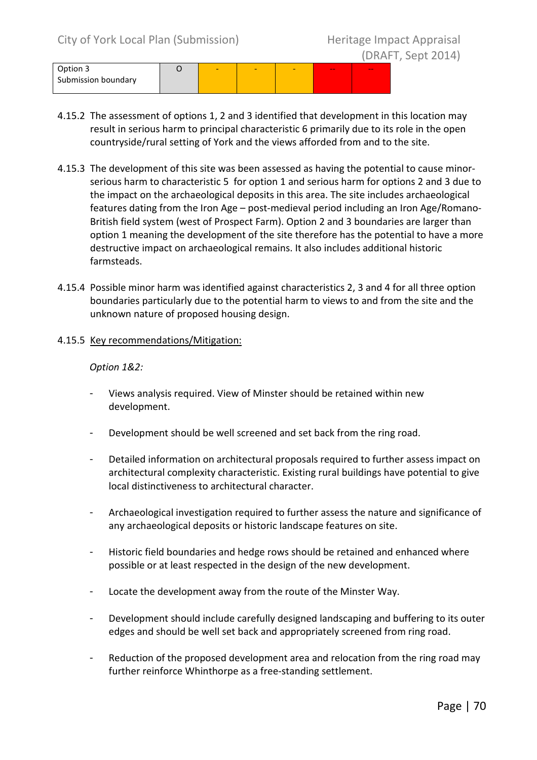| Option 3 Submission boundary | O | - | - | - | -- | -- |
|---|---|---|---|---|---|---|

4.15.2 The assessment of options 1, 2 and 3 identified that development in this location may result in serious harm to principal characteristic 6 primarily due to its role in the open countryside/rural setting of York and the views afforded from and to the site.

4.15.3 The development of this site was been assessed as having the potential to cause minor-serious harm to characteristic 5 for option 1 and serious harm for options 2 and 3 due to the impact on the archaeological deposits in this area. The site includes archaeological features dating from the Iron Age – post-medieval period including an Iron Age/Romano-British field system (west of Prospect Farm). Option 2 and 3 boundaries are larger than option 1 meaning the development of the site therefore has the potential to have a more destructive impact on archaeological remains. It also includes additional historic farmsteads.

4.15.4 Possible minor harm was identified against characteristics 2, 3 and 4 for all three option boundaries particularly due to the potential harm to views to and from the site and the unknown nature of proposed housing design.

4.15.5 Key recommendations/Mitigation:

*Option 1&2:*

- Views analysis required. View of Minster should be retained within new development.
- Development should be well screened and set back from the ring road.
- Detailed information on architectural proposals required to further assess impact on architectural complexity characteristic. Existing rural buildings have potential to give local distinctiveness to architectural character.
- Archaeological investigation required to further assess the nature and significance of any archaeological deposits or historic landscape features on site.
- Historic field boundaries and hedge rows should be retained and enhanced where possible or at least respected in the design of the new development.
- Locate the development away from the route of the Minster Way.
- Development should include carefully designed landscaping and buffering to its outer edges and should be well set back and appropriately screened from ring road.
- Reduction of the proposed development area and relocation from the ring road may further reinforce Whinthorpe as a free-standing settlement.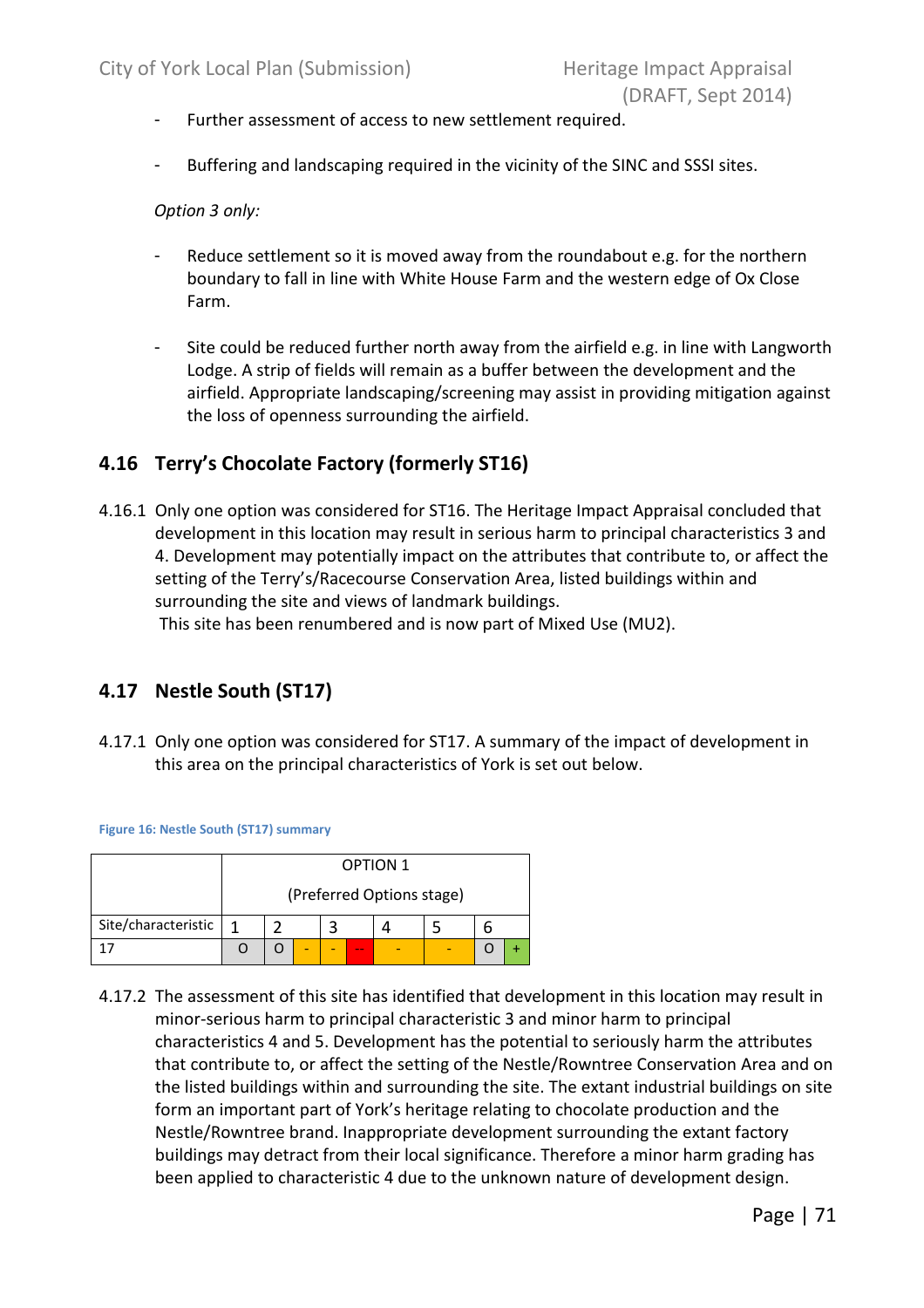- Further assessment of access to new settlement required.
- Buffering and landscaping required in the vicinity of the SINC and SSSI sites.

*Option 3 only:*

- Reduce settlement so it is moved away from the roundabout e.g. for the northern boundary to fall in line with White House Farm and the western edge of Ox Close Farm.
- Site could be reduced further north away from the airfield e.g. in line with Langworth Lodge. A strip of fields will remain as a buffer between the development and the airfield. Appropriate landscaping/screening may assist in providing mitigation against the loss of openness surrounding the airfield.

## 4.16 Terry's Chocolate Factory (formerly ST16)

4.16.1 Only one option was considered for ST16. The Heritage Impact Appraisal concluded that development in this location may result in serious harm to principal characteristics 3 and 4. Development may potentially impact on the attributes that contribute to, or affect the setting of the Terry's/Racecourse Conservation Area, listed buildings within and surrounding the site and views of landmark buildings.
This site has been renumbered and is now part of Mixed Use (MU2).

## 4.17 Nestle South (ST17)

4.17.1 Only one option was considered for ST17. A summary of the impact of development in this area on the principal characteristics of York is set out below.

**Figure 16: Nestle South (ST17) summary**

| | OPTION 1 (Preferred Options stage) | | | | | | | | |
|---|---|---|---|---|---|---|---|---|---|
| Site/characteristic | 1 | 2 | | 3 | | 4 | 5 | 6 | |
| 17 | O | O | - | - | -- | - | - | O | + |

4.17.2 The assessment of this site has identified that development in this location may result in minor-serious harm to principal characteristic 3 and minor harm to principal characteristics 4 and 5. Development has the potential to seriously harm the attributes that contribute to, or affect the setting of the Nestle/Rowntree Conservation Area and on the listed buildings within and surrounding the site. The extant industrial buildings on site form an important part of York's heritage relating to chocolate production and the Nestle/Rowntree brand. Inappropriate development surrounding the extant factory buildings may detract from their local significance. Therefore a minor harm grading has been applied to characteristic 4 due to the unknown nature of development design.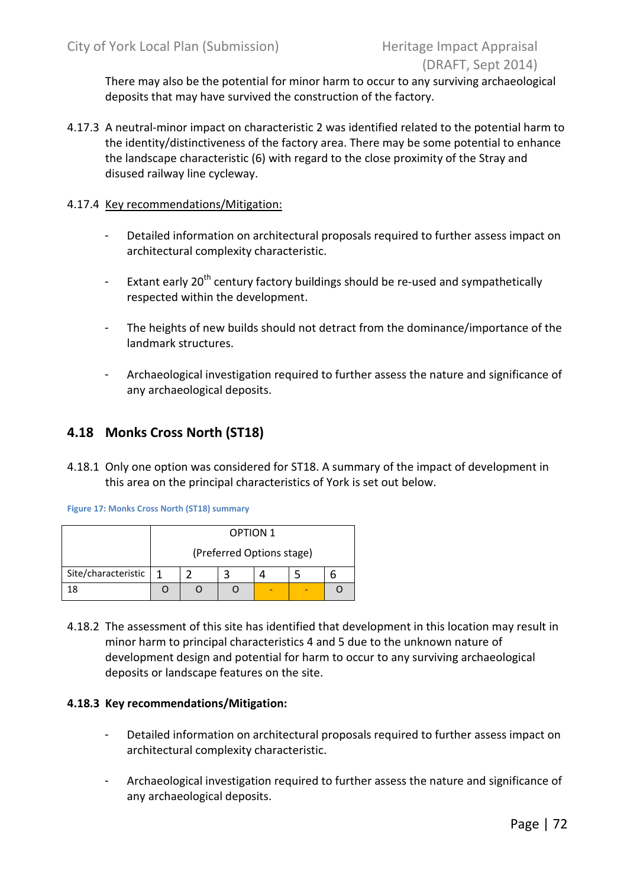There may also be the potential for minor harm to occur to any surviving archaeological deposits that may have survived the construction of the factory.

4.17.3 A neutral-minor impact on characteristic 2 was identified related to the potential harm to the identity/distinctiveness of the factory area. There may be some potential to enhance the landscape characteristic (6) with regard to the close proximity of the Stray and disused railway line cycleway.

4.17.4 Key recommendations/Mitigation:

- Detailed information on architectural proposals required to further assess impact on architectural complexity characteristic.
- Extant early 20th century factory buildings should be re-used and sympathetically respected within the development.
- The heights of new builds should not detract from the dominance/importance of the landmark structures.
- Archaeological investigation required to further assess the nature and significance of any archaeological deposits.

## 4.18 Monks Cross North (ST18)

4.18.1 Only one option was considered for ST18. A summary of the impact of development in this area on the principal characteristics of York is set out below.

Figure 17: Monks Cross North (ST18) summary

| | OPTION 1 (Preferred Options stage) | | | | | |
|---|---|---|---|---|---|---|
| Site/characteristic | 1 | 2 | 3 | 4 | 5 | 6 |
| 18 | O | O | O | - | - | O |

4.18.2 The assessment of this site has identified that development in this location may result in minor harm to principal characteristics 4 and 5 due to the unknown nature of development design and potential for harm to occur to any surviving archaeological deposits or landscape features on the site.

**4.18.3 Key recommendations/Mitigation:**

- Detailed information on architectural proposals required to further assess impact on architectural complexity characteristic.
- Archaeological investigation required to further assess the nature and significance of any archaeological deposits.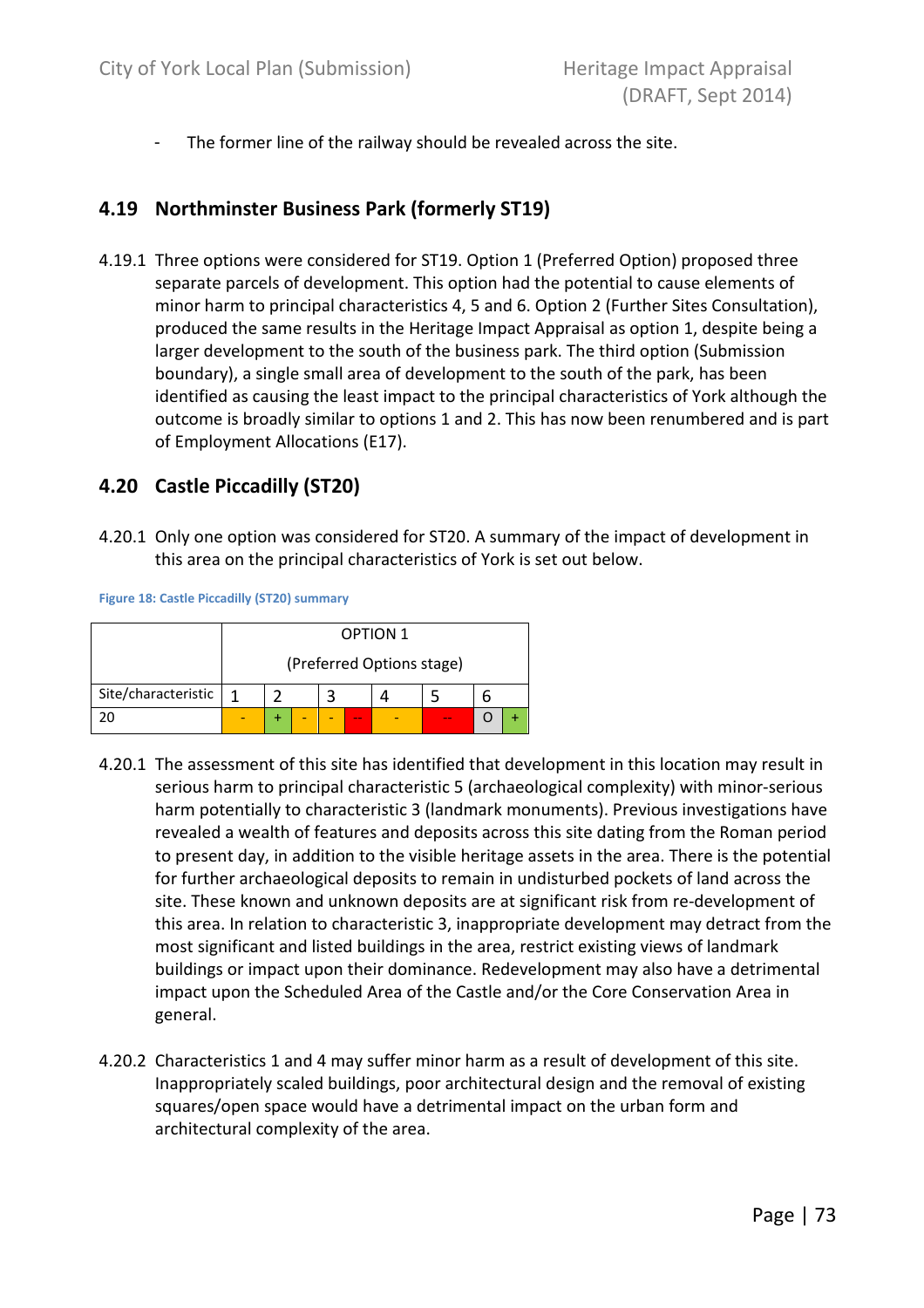- The former line of the railway should be revealed across the site.

## 4.19 Northminster Business Park (formerly ST19)

4.19.1 Three options were considered for ST19. Option 1 (Preferred Option) proposed three separate parcels of development. This option had the potential to cause elements of minor harm to principal characteristics 4, 5 and 6. Option 2 (Further Sites Consultation), produced the same results in the Heritage Impact Appraisal as option 1, despite being a larger development to the south of the business park. The third option (Submission boundary), a single small area of development to the south of the park, has been identified as causing the least impact to the principal characteristics of York although the outcome is broadly similar to options 1 and 2. This has now been renumbered and is part of Employment Allocations (E17).

## 4.20 Castle Piccadilly (ST20)

4.20.1 Only one option was considered for ST20. A summary of the impact of development in this area on the principal characteristics of York is set out below.

Figure 18: Castle Piccadilly (ST20) summary

| | OPTION 1 (Preferred Options stage) | | | | | | | | |
|---|---|---|---|---|---|---|---|---|---|
| Site/characteristic | 1 | 2 | | 3 | | 4 | 5 | 6 | |
| 20 | - | + | - | - | -- | - | -- | O | + |

4.20.1 The assessment of this site has identified that development in this location may result in serious harm to principal characteristic 5 (archaeological complexity) with minor-serious harm potentially to characteristic 3 (landmark monuments). Previous investigations have revealed a wealth of features and deposits across this site dating from the Roman period to present day, in addition to the visible heritage assets in the area. There is the potential for further archaeological deposits to remain in undisturbed pockets of land across the site. These known and unknown deposits are at significant risk from re-development of this area. In relation to characteristic 3, inappropriate development may detract from the most significant and listed buildings in the area, restrict existing views of landmark buildings or impact upon their dominance. Redevelopment may also have a detrimental impact upon the Scheduled Area of the Castle and/or the Core Conservation Area in general.

4.20.2 Characteristics 1 and 4 may suffer minor harm as a result of development of this site. Inappropriately scaled buildings, poor architectural design and the removal of existing squares/open space would have a detrimental impact on the urban form and architectural complexity of the area.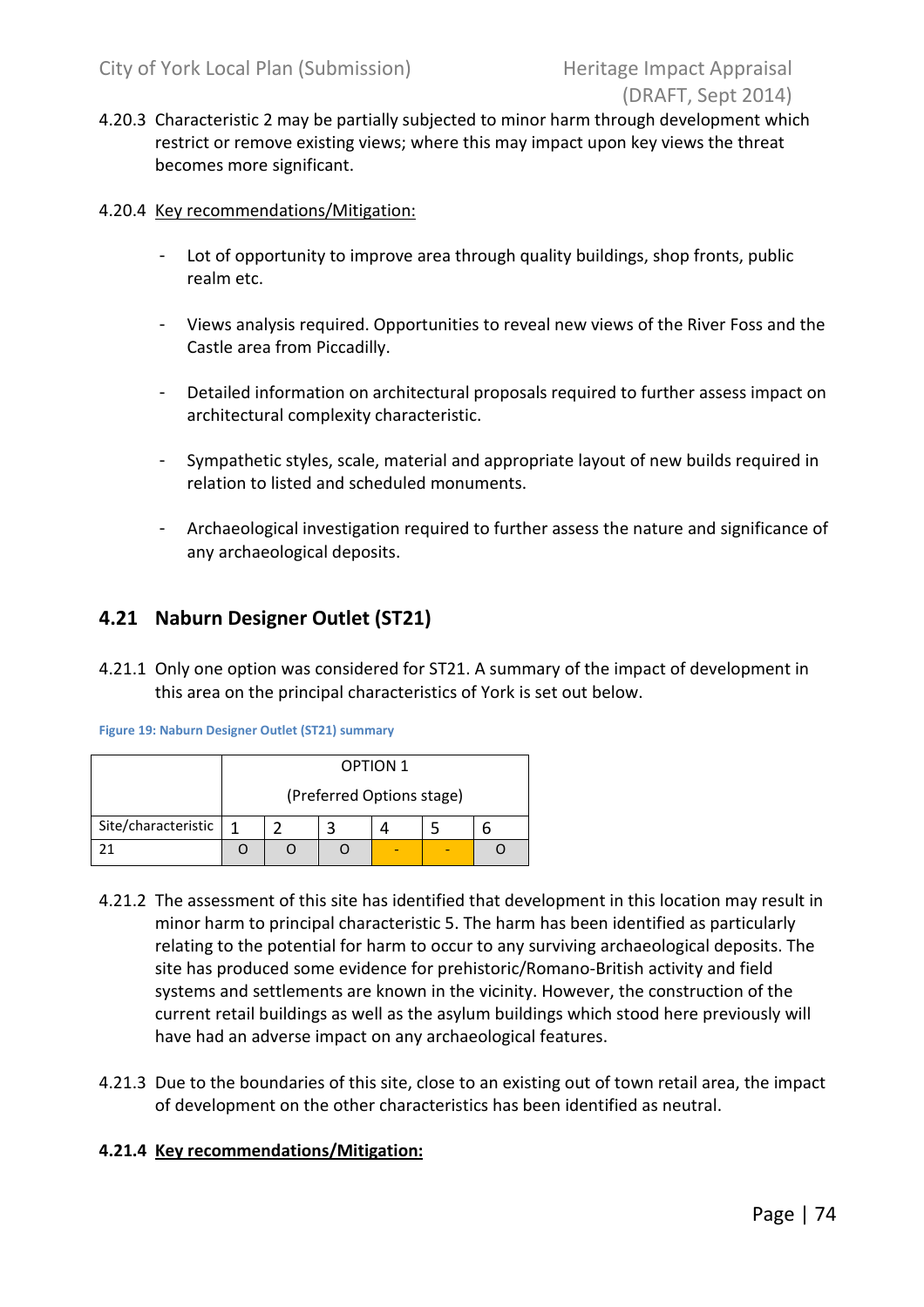4.20.3 Characteristic 2 may be partially subjected to minor harm through development which restrict or remove existing views; where this may impact upon key views the threat becomes more significant.

4.20.4 Key recommendations/Mitigation:

- Lot of opportunity to improve area through quality buildings, shop fronts, public realm etc.

- Views analysis required. Opportunities to reveal new views of the River Foss and the Castle area from Piccadilly.

- Detailed information on architectural proposals required to further assess impact on architectural complexity characteristic.

- Sympathetic styles, scale, material and appropriate layout of new builds required in relation to listed and scheduled monuments.

- Archaeological investigation required to further assess the nature and significance of any archaeological deposits.

## 4.21 Naburn Designer Outlet (ST21)

4.21.1 Only one option was considered for ST21. A summary of the impact of development in this area on the principal characteristics of York is set out below.

Figure 19: Naburn Designer Outlet (ST21) summary

| | OPTION 1 (Preferred Options stage) | | | | | |
|---|---|---|---|---|---|---|
| Site/characteristic | 1 | 2 | 3 | 4 | 5 | 6 |
| 21 | O | O | O | - | - | O |

4.21.2 The assessment of this site has identified that development in this location may result in minor harm to principal characteristic 5. The harm has been identified as particularly relating to the potential for harm to occur to any surviving archaeological deposits. The site has produced some evidence for prehistoric/Romano-British activity and field systems and settlements are known in the vicinity. However, the construction of the current retail buildings as well as the asylum buildings which stood here previously will have had an adverse impact on any archaeological features.

4.21.3 Due to the boundaries of this site, close to an existing out of town retail area, the impact of development on the other characteristics has been identified as neutral.

**4.21.4 Key recommendations/Mitigation:**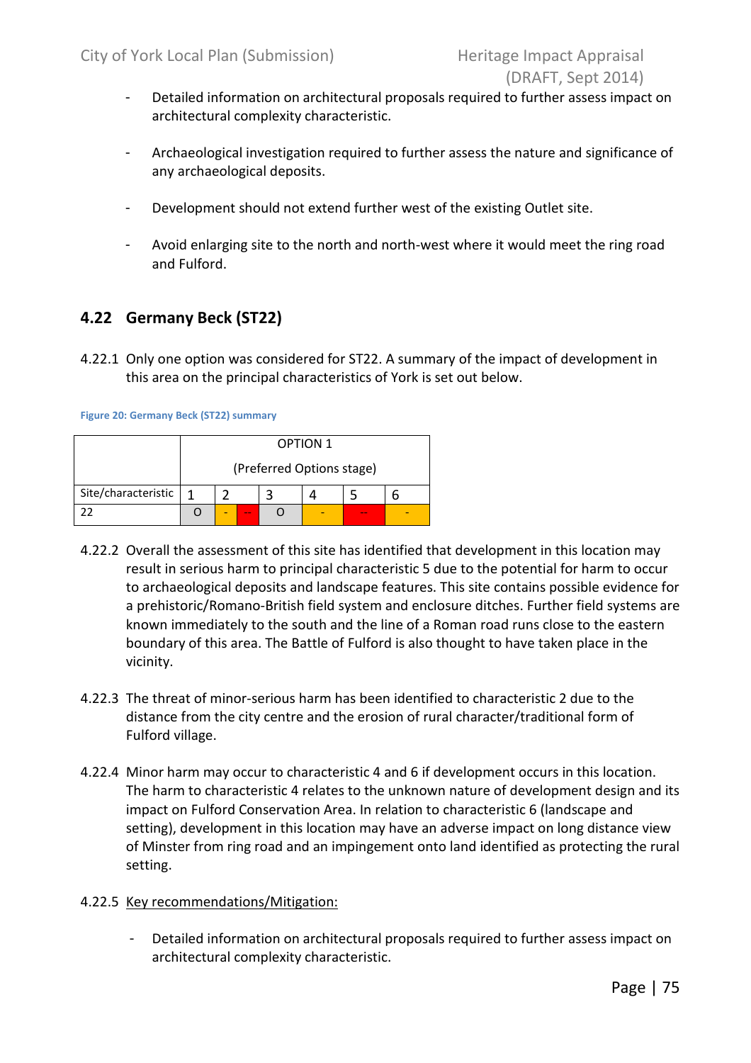- Detailed information on architectural proposals required to further assess impact on architectural complexity characteristic.

- Archaeological investigation required to further assess the nature and significance of any archaeological deposits.

- Development should not extend further west of the existing Outlet site.

- Avoid enlarging site to the north and north-west where it would meet the ring road and Fulford.

## 4.22 Germany Beck (ST22)

4.22.1 Only one option was considered for ST22. A summary of the impact of development in this area on the principal characteristics of York is set out below.

Figure 20: Germany Beck (ST22) summary

| | OPTION 1 (Preferred Options stage) | | | | | | |
|---|---|---|---|---|---|---|---|
| Site/characteristic | 1 | 2 | | 3 | 4 | 5 | 6 |
| 22 | O | - | -- | O | - | -- | - |

4.22.2 Overall the assessment of this site has identified that development in this location may result in serious harm to principal characteristic 5 due to the potential for harm to occur to archaeological deposits and landscape features. This site contains possible evidence for a prehistoric/Romano-British field system and enclosure ditches. Further field systems are known immediately to the south and the line of a Roman road runs close to the eastern boundary of this area. The Battle of Fulford is also thought to have taken place in the vicinity.

4.22.3 The threat of minor-serious harm has been identified to characteristic 2 due to the distance from the city centre and the erosion of rural character/traditional form of Fulford village.

4.22.4 Minor harm may occur to characteristic 4 and 6 if development occurs in this location. The harm to characteristic 4 relates to the unknown nature of development design and its impact on Fulford Conservation Area. In relation to characteristic 6 (landscape and setting), development in this location may have an adverse impact on long distance view of Minster from ring road and an impingement onto land identified as protecting the rural setting.

4.22.5 Key recommendations/Mitigation:

- Detailed information on architectural proposals required to further assess impact on architectural complexity characteristic.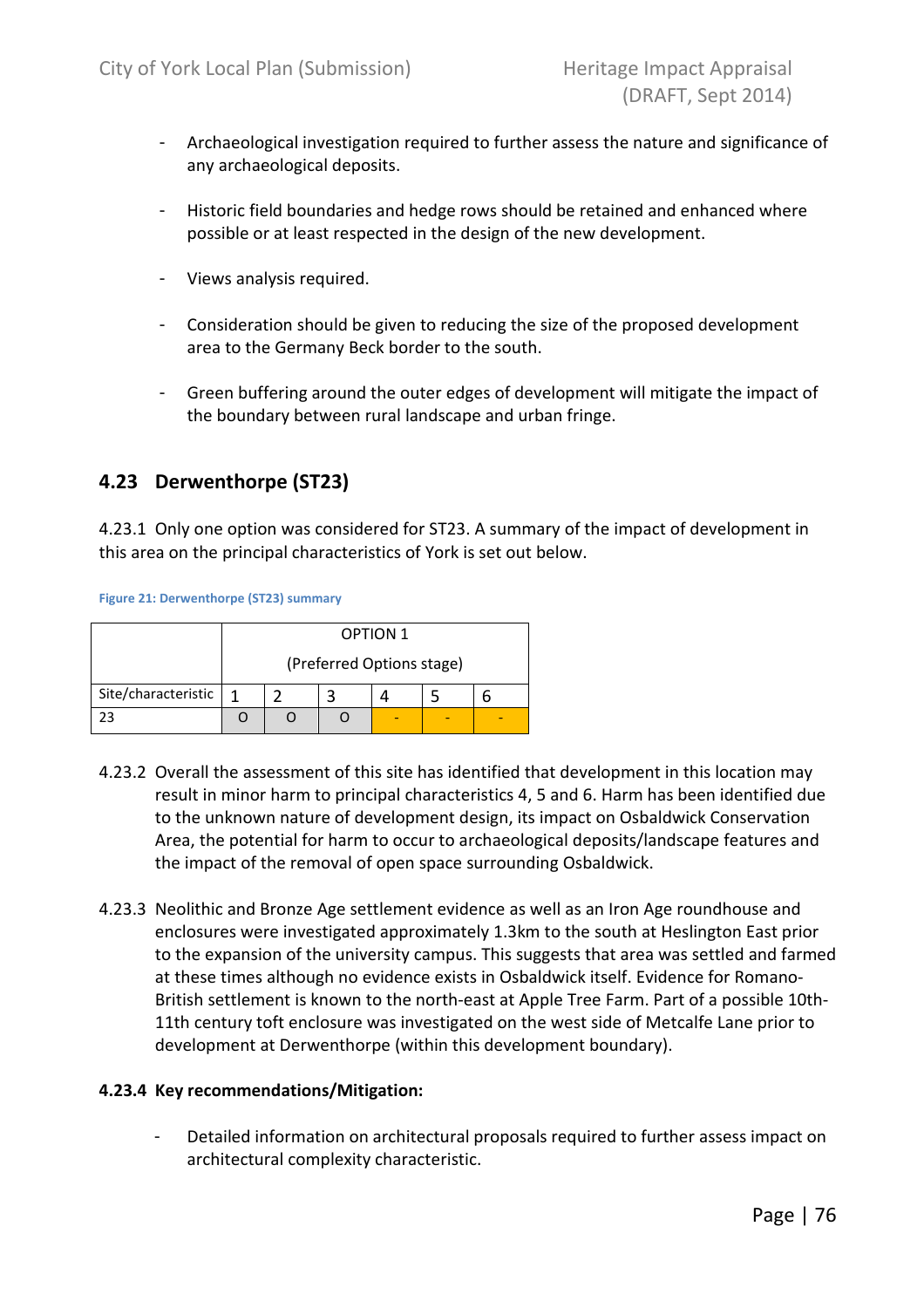- Archaeological investigation required to further assess the nature and significance of any archaeological deposits.

- Historic field boundaries and hedge rows should be retained and enhanced where possible or at least respected in the design of the new development.

- Views analysis required.

- Consideration should be given to reducing the size of the proposed development area to the Germany Beck border to the south.

- Green buffering around the outer edges of development will mitigate the impact of the boundary between rural landscape and urban fringe.

## 4.23 Derwenthorpe (ST23)

4.23.1 Only one option was considered for ST23. A summary of the impact of development in this area on the principal characteristics of York is set out below.

Figure 21: Derwenthorpe (ST23) summary

| | OPTION 1 (Preferred Options stage) | | | | | |
|---|---|---|---|---|---|---|
| Site/characteristic | 1 | 2 | 3 | 4 | 5 | 6 |
| 23 | O | O | O | - | - | - |

4.23.2 Overall the assessment of this site has identified that development in this location may result in minor harm to principal characteristics 4, 5 and 6. Harm has been identified due to the unknown nature of development design, its impact on Osbaldwick Conservation Area, the potential for harm to occur to archaeological deposits/landscape features and the impact of the removal of open space surrounding Osbaldwick.

4.23.3 Neolithic and Bronze Age settlement evidence as well as an Iron Age roundhouse and enclosures were investigated approximately 1.3km to the south at Heslington East prior to the expansion of the university campus. This suggests that area was settled and farmed at these times although no evidence exists in Osbaldwick itself. Evidence for Romano-British settlement is known to the north-east at Apple Tree Farm. Part of a possible 10th-11th century toft enclosure was investigated on the west side of Metcalfe Lane prior to development at Derwenthorpe (within this development boundary).

**4.23.4 Key recommendations/Mitigation:**

- Detailed information on architectural proposals required to further assess impact on architectural complexity characteristic.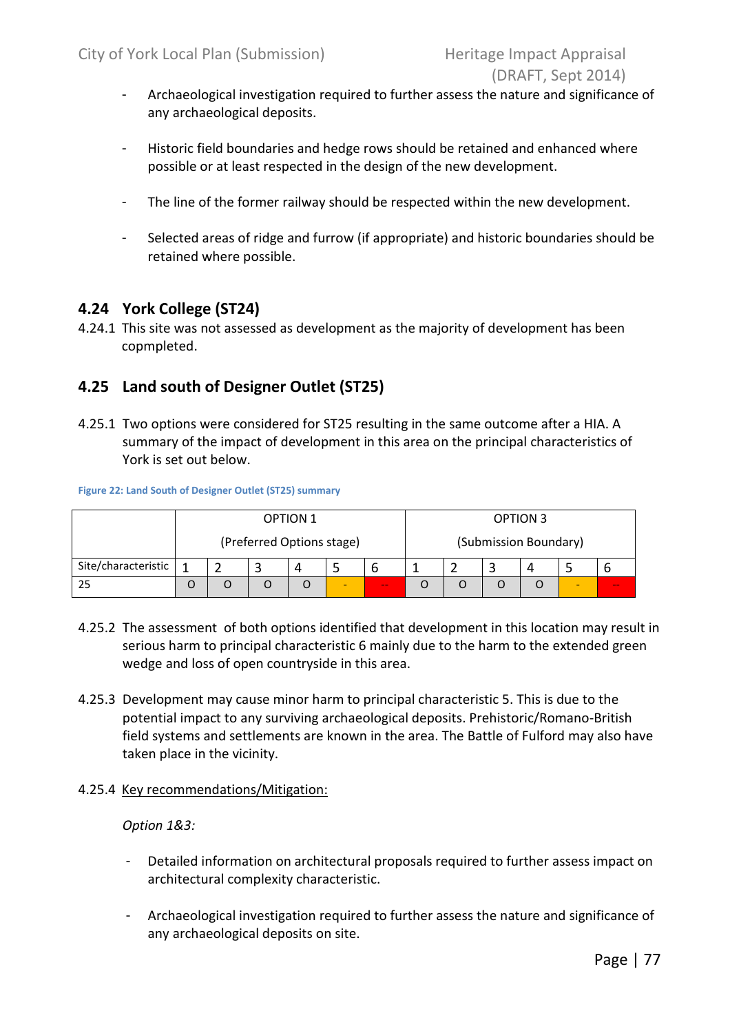- Archaeological investigation required to further assess the nature and significance of any archaeological deposits.

- Historic field boundaries and hedge rows should be retained and enhanced where possible or at least respected in the design of the new development.

- The line of the former railway should be respected within the new development.

- Selected areas of ridge and furrow (if appropriate) and historic boundaries should be retained where possible.

## 4.24 York College (ST24)

4.24.1 This site was not assessed as development as the majority of development has been copmpleted.

## 4.25 Land south of Designer Outlet (ST25)

4.25.1 Two options were considered for ST25 resulting in the same outcome after a HIA. A summary of the impact of development in this area on the principal characteristics of York is set out below.

Figure 22: Land South of Designer Outlet (ST25) summary

| | OPTION 1 (Preferred Options stage) | | | | | | OPTION 3 (Submission Boundary) | | | | | |
|---|---|---|---|---|---|---|---|---|---|---|---|---|
| Site/characteristic | 1 | 2 | 3 | 4 | 5 | 6 | 1 | 2 | 3 | 4 | 5 | 6 |
| 25 | O | O | O | O | - | -- | O | O | O | O | - | -- |

4.25.2 The assessment of both options identified that development in this location may result in serious harm to principal characteristic 6 mainly due to the harm to the extended green wedge and loss of open countryside in this area.

4.25.3 Development may cause minor harm to principal characteristic 5. This is due to the potential impact to any surviving archaeological deposits. Prehistoric/Romano-British field systems and settlements are known in the area. The Battle of Fulford may also have taken place in the vicinity.

4.25.4 Key recommendations/Mitigation:

*Option 1&3:*

- Detailed information on architectural proposals required to further assess impact on architectural complexity characteristic.

- Archaeological investigation required to further assess the nature and significance of any archaeological deposits on site.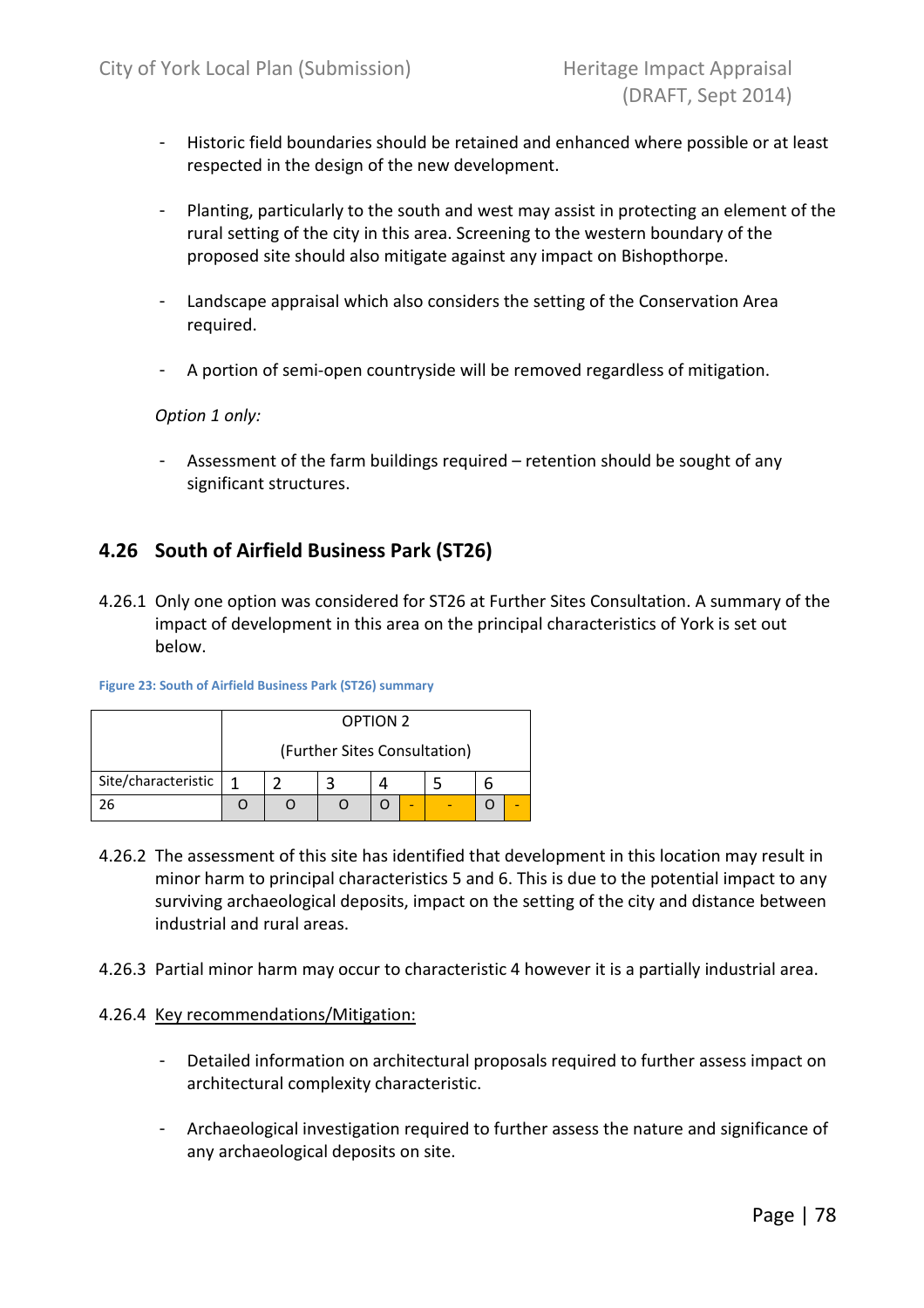- Historic field boundaries should be retained and enhanced where possible or at least respected in the design of the new development.

- Planting, particularly to the south and west may assist in protecting an element of the rural setting of the city in this area. Screening to the western boundary of the proposed site should also mitigate against any impact on Bishopthorpe.

- Landscape appraisal which also considers the setting of the Conservation Area required.

- A portion of semi-open countryside will be removed regardless of mitigation.

*Option 1 only:*

- Assessment of the farm buildings required – retention should be sought of any significant structures.

## 4.26 South of Airfield Business Park (ST26)

4.26.1 Only one option was considered for ST26 at Further Sites Consultation. A summary of the impact of development in this area on the principal characteristics of York is set out below.

Figure 23: South of Airfield Business Park (ST26) summary

| | OPTION 2 (Further Sites Consultation) | | | | | | | |
|---|---|---|---|---|---|---|---|---|
| Site/characteristic | 1 | 2 | 3 | 4 | | 5 | 6 | |
| 26 | O | O | O | O | - | - | O | - |

4.26.2 The assessment of this site has identified that development in this location may result in minor harm to principal characteristics 5 and 6. This is due to the potential impact to any surviving archaeological deposits, impact on the setting of the city and distance between industrial and rural areas.

4.26.3 Partial minor harm may occur to characteristic 4 however it is a partially industrial area.

4.26.4 Key recommendations/Mitigation:

- Detailed information on architectural proposals required to further assess impact on architectural complexity characteristic.

- Archaeological investigation required to further assess the nature and significance of any archaeological deposits on site.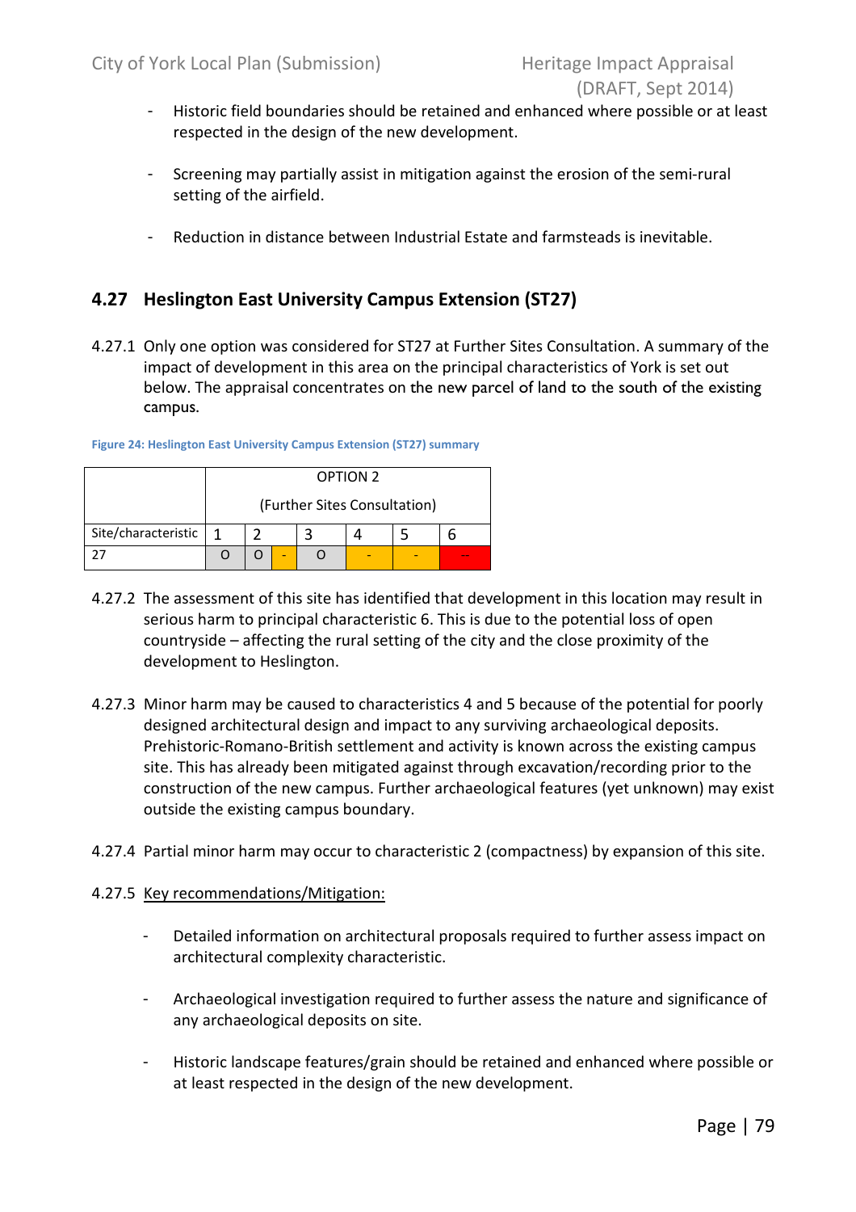- Historic field boundaries should be retained and enhanced where possible or at least respected in the design of the new development.

- Screening may partially assist in mitigation against the erosion of the semi-rural setting of the airfield.

- Reduction in distance between Industrial Estate and farmsteads is inevitable.

## 4.27 Heslington East University Campus Extension (ST27)

4.27.1 Only one option was considered for ST27 at Further Sites Consultation. A summary of the impact of development in this area on the principal characteristics of York is set out below. The appraisal concentrates on the new parcel of land to the south of the existing campus.

Figure 24: Heslington East University Campus Extension (ST27) summary

| | OPTION 2 (Further Sites Consultation) | | | | | | |
|---|---|---|---|---|---|---|---|
| Site/characteristic | 1 | 2 | | 3 | 4 | 5 | 6 |
| 27 | O | O | - | O | - | - | -- |

4.27.2 The assessment of this site has identified that development in this location may result in serious harm to principal characteristic 6. This is due to the potential loss of open countryside – affecting the rural setting of the city and the close proximity of the development to Heslington.

4.27.3 Minor harm may be caused to characteristics 4 and 5 because of the potential for poorly designed architectural design and impact to any surviving archaeological deposits. Prehistoric-Romano-British settlement and activity is known across the existing campus site. This has already been mitigated against through excavation/recording prior to the construction of the new campus. Further archaeological features (yet unknown) may exist outside the existing campus boundary.

4.27.4 Partial minor harm may occur to characteristic 2 (compactness) by expansion of this site.

4.27.5 Key recommendations/Mitigation:

- Detailed information on architectural proposals required to further assess impact on architectural complexity characteristic.

- Archaeological investigation required to further assess the nature and significance of any archaeological deposits on site.

- Historic landscape features/grain should be retained and enhanced where possible or at least respected in the design of the new development.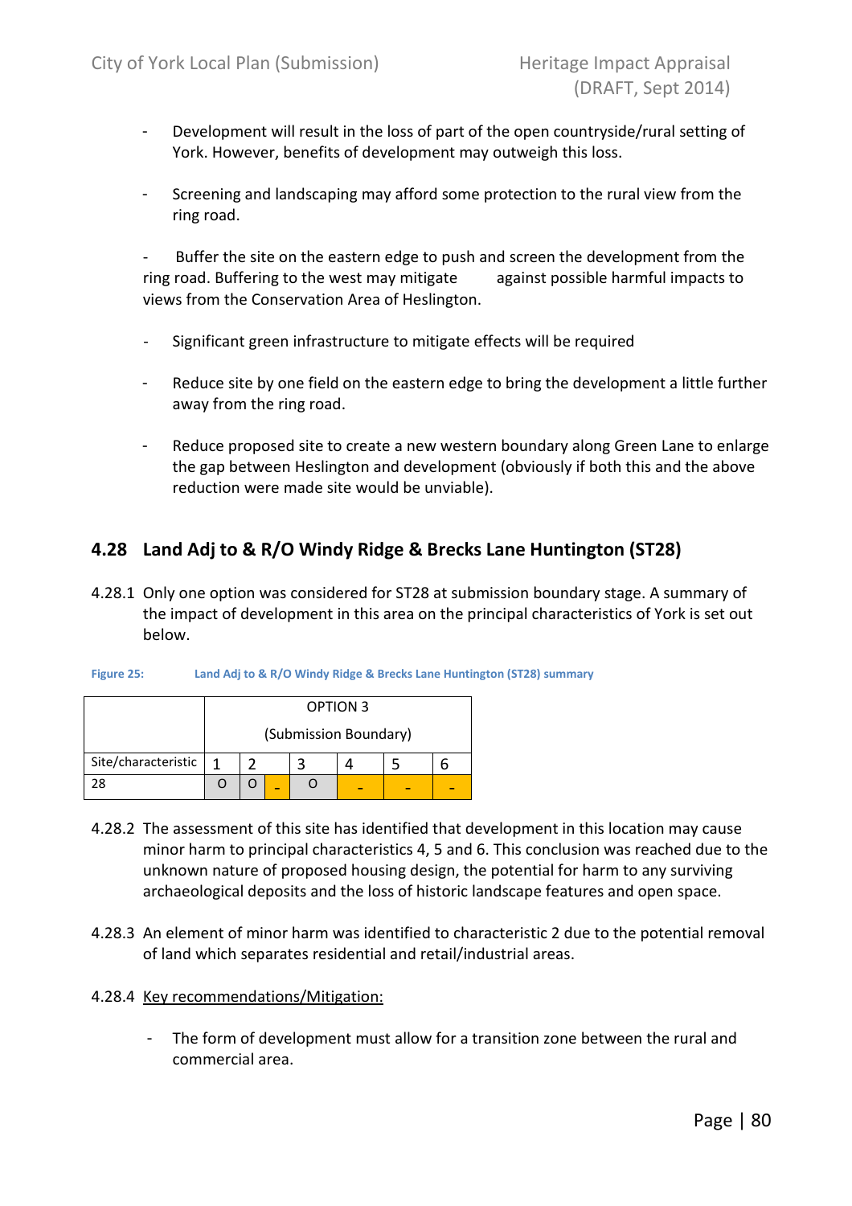- Development will result in the loss of part of the open countryside/rural setting of York. However, benefits of development may outweigh this loss.

- Screening and landscaping may afford some protection to the rural view from the ring road.

- Buffer the site on the eastern edge to push and screen the development from the ring road. Buffering to the west may mitigate against possible harmful impacts to views from the Conservation Area of Heslington.

- Significant green infrastructure to mitigate effects will be required

- Reduce site by one field on the eastern edge to bring the development a little further away from the ring road.

- Reduce proposed site to create a new western boundary along Green Lane to enlarge the gap between Heslington and development (obviously if both this and the above reduction were made site would be unviable).

## 4.28 Land Adj to & R/O Windy Ridge & Brecks Lane Huntington (ST28)

4.28.1 Only one option was considered for ST28 at submission boundary stage. A summary of the impact of development in this area on the principal characteristics of York is set out below.

**Figure 25: Land Adj to & R/O Windy Ridge & Brecks Lane Huntington (ST28) summary**

| | OPTION 3 (Submission Boundary) | | | | | | |
|---|---|---|---|---|---|---|---|
| Site/characteristic | 1 | 2 | | 3 | 4 | 5 | 6 |
| 28 | O | O | - | O | - | - | - |

4.28.2 The assessment of this site has identified that development in this location may cause minor harm to principal characteristics 4, 5 and 6. This conclusion was reached due to the unknown nature of proposed housing design, the potential for harm to any surviving archaeological deposits and the loss of historic landscape features and open space.

4.28.3 An element of minor harm was identified to characteristic 2 due to the potential removal of land which separates residential and retail/industrial areas.

4.28.4 Key recommendations/Mitigation:

- The form of development must allow for a transition zone between the rural and commercial area.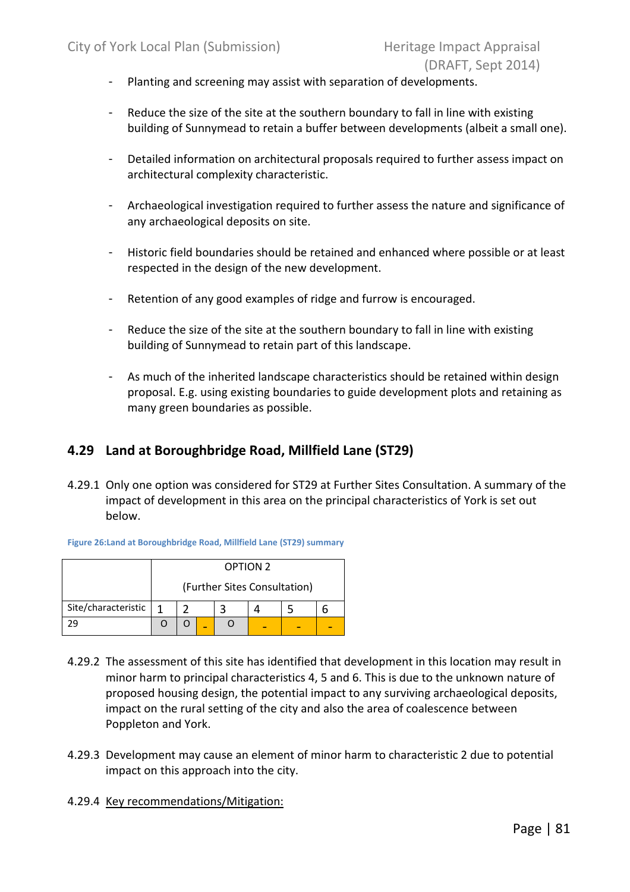- Planting and screening may assist with separation of developments.

- Reduce the size of the site at the southern boundary to fall in line with existing building of Sunnymead to retain a buffer between developments (albeit a small one).

- Detailed information on architectural proposals required to further assess impact on architectural complexity characteristic.

- Archaeological investigation required to further assess the nature and significance of any archaeological deposits on site.

- Historic field boundaries should be retained and enhanced where possible or at least respected in the design of the new development.

- Retention of any good examples of ridge and furrow is encouraged.

- Reduce the size of the site at the southern boundary to fall in line with existing building of Sunnymead to retain part of this landscape.

- As much of the inherited landscape characteristics should be retained within design proposal. E.g. using existing boundaries to guide development plots and retaining as many green boundaries as possible.

## 4.29 Land at Boroughbridge Road, Millfield Lane (ST29)

4.29.1 Only one option was considered for ST29 at Further Sites Consultation. A summary of the impact of development in this area on the principal characteristics of York is set out below.

Figure 26:Land at Boroughbridge Road, Millfield Lane (ST29) summary

| | OPTION 2 (Further Sites Consultation) | | | | | | |
|---|---|---|---|---|---|---|---|
| Site/characteristic | 1 | 2 | | 3 | 4 | 5 | 6 |
| 29 | O | O | - | O | - | - | - |

4.29.2 The assessment of this site has identified that development in this location may result in minor harm to principal characteristics 4, 5 and 6. This is due to the unknown nature of proposed housing design, the potential impact to any surviving archaeological deposits, impact on the rural setting of the city and also the area of coalescence between Poppleton and York.

4.29.3 Development may cause an element of minor harm to characteristic 2 due to potential impact on this approach into the city.

4.29.4 Key recommendations/Mitigation: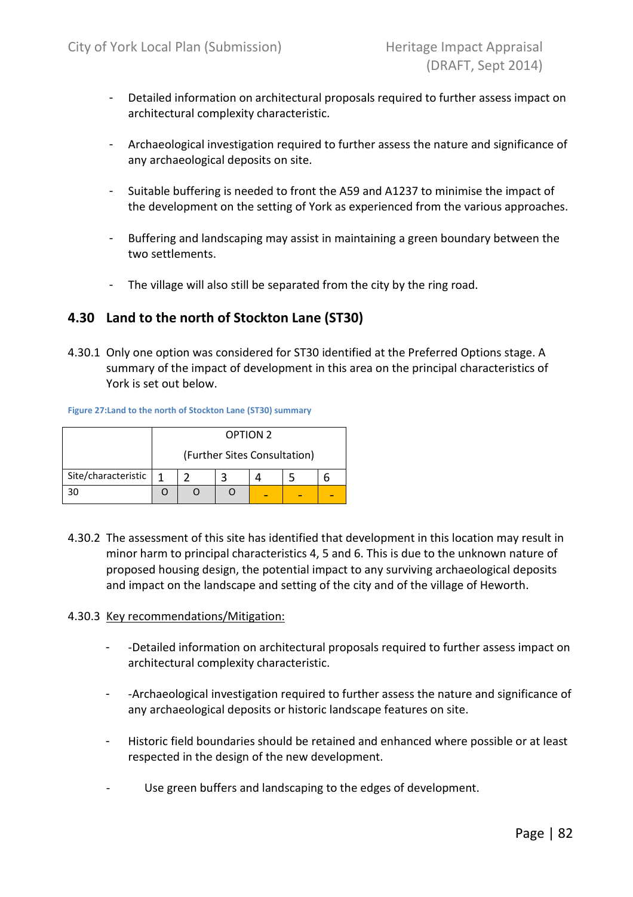- Detailed information on architectural proposals required to further assess impact on architectural complexity characteristic.

- Archaeological investigation required to further assess the nature and significance of any archaeological deposits on site.

- Suitable buffering is needed to front the A59 and A1237 to minimise the impact of the development on the setting of York as experienced from the various approaches.

- Buffering and landscaping may assist in maintaining a green boundary between the two settlements.

- The village will also still be separated from the city by the ring road.

## 4.30 Land to the north of Stockton Lane (ST30)

4.30.1 Only one option was considered for ST30 identified at the Preferred Options stage. A summary of the impact of development in this area on the principal characteristics of York is set out below.

Figure 27:Land to the north of Stockton Lane (ST30) summary

| | OPTION 2 (Further Sites Consultation) | | | | | |
|---|---|---|---|---|---|---|
| Site/characteristic | 1 | 2 | 3 | 4 | 5 | 6 |
| 30 | O | O | O | - | - | - |

4.30.2 The assessment of this site has identified that development in this location may result in minor harm to principal characteristics 4, 5 and 6. This is due to the unknown nature of proposed housing design, the potential impact to any surviving archaeological deposits and impact on the landscape and setting of the city and of the village of Heworth.

4.30.3 Key recommendations/Mitigation:

- -Detailed information on architectural proposals required to further assess impact on architectural complexity characteristic.

- -Archaeological investigation required to further assess the nature and significance of any archaeological deposits or historic landscape features on site.

- Historic field boundaries should be retained and enhanced where possible or at least respected in the design of the new development.

- Use green buffers and landscaping to the edges of development.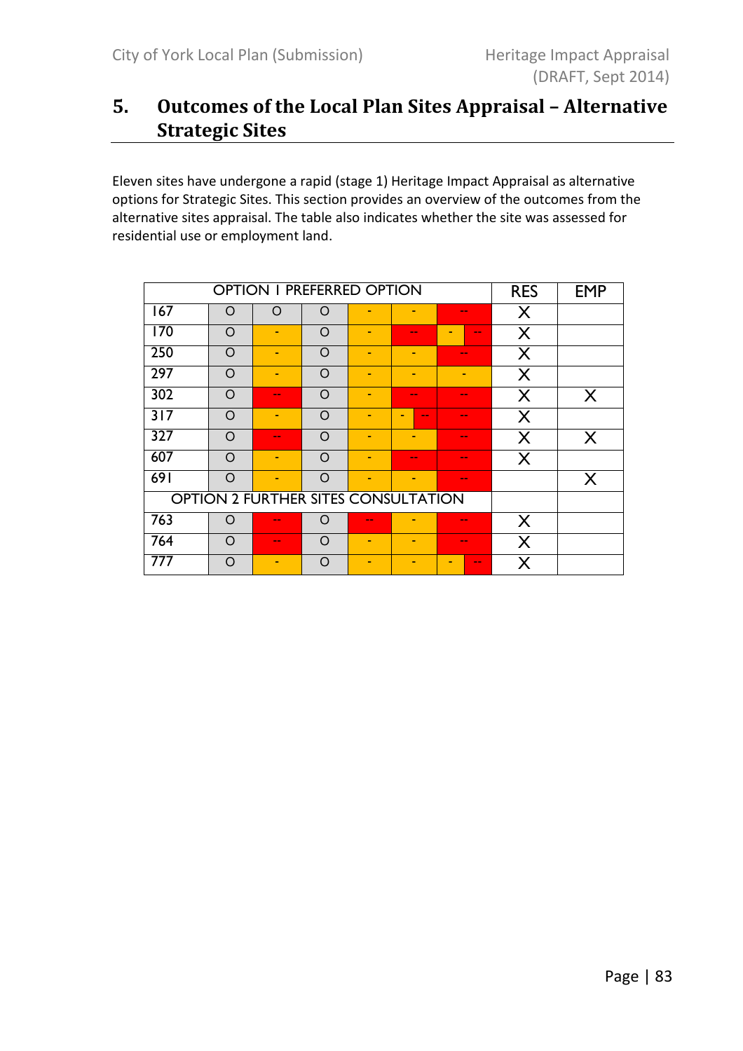# 5. Outcomes of the Local Plan Sites Appraisal – Alternative Strategic Sites

Eleven sites have undergone a rapid (stage 1) Heritage Impact Appraisal as alternative options for Strategic Sites. This section provides an overview of the outcomes from the alternative sites appraisal. The table also indicates whether the site was assessed for residential use or employment land.

| OPTION 1 PREFERRED OPTION | | | | | | | RES | EMP |
|---|---|---|---|---|---|---|---|---|
| 167 | O | O | O | - | - | -- | X | |
| 170 | O | - | O | - | -- | - / -- | X | |
| 250 | O | - | O | - | - | -- | X | |
| 297 | O | - | O | - | - | - | X | |
| 302 | O | -- | O | - | -- | -- | X | X |
| 317 | O | - | O | - | - / -- | -- | X | |
| 327 | O | -- | O | - | - | -- | X | X |
| 607 | O | - | O | - | -- | -- | X | |
| 691 | O | - | O | - | - | -- | | X |
| OPTION 2 FURTHER SITES CONSULTATION | | | | | | | | |
| 763 | O | -- | O | -- | - | -- | X | |
| 764 | O | -- | O | - | - | -- | X | |
| 777 | O | - | O | - | - | - / -- | X | |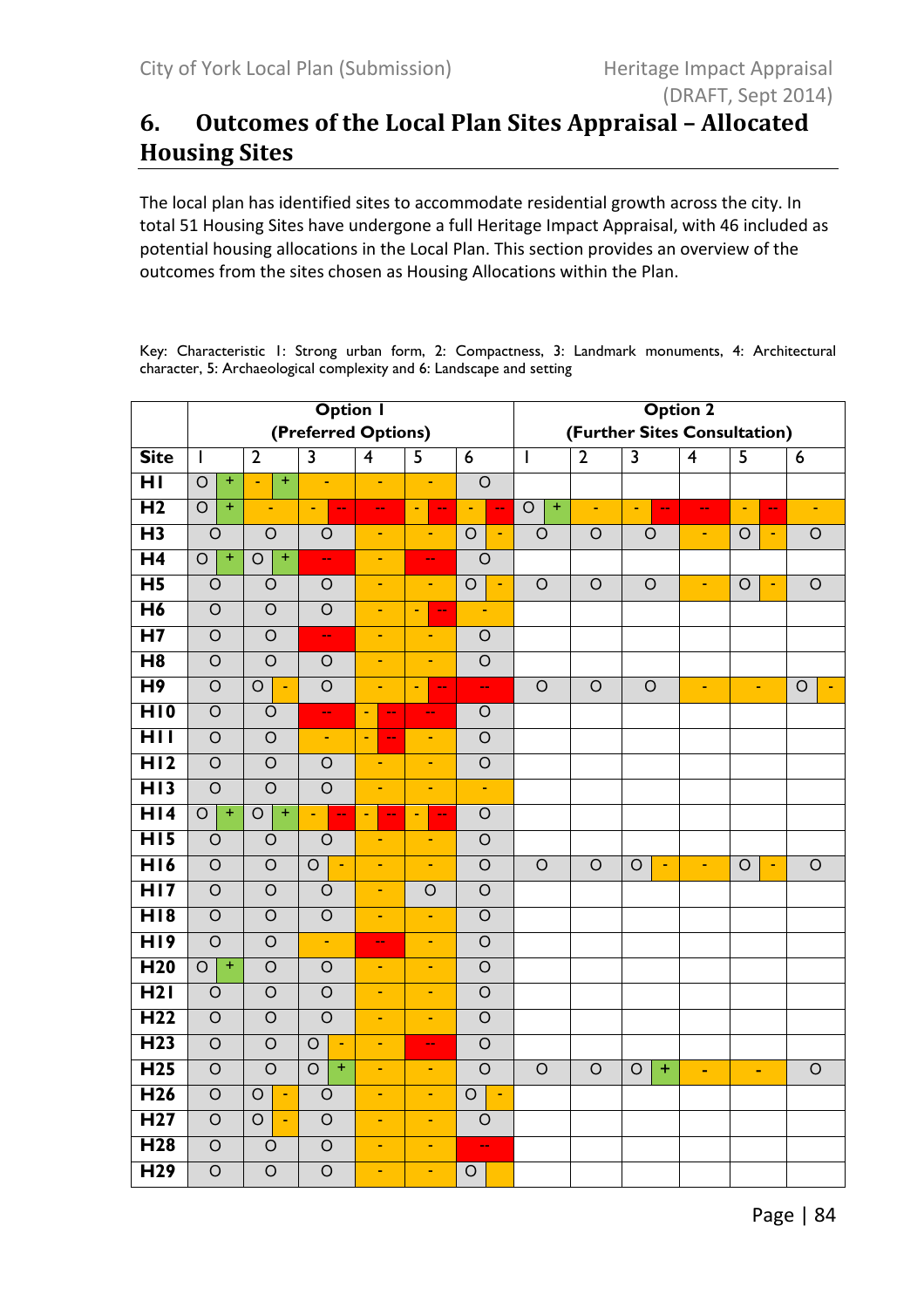# 6. Outcomes of the Local Plan Sites Appraisal – Allocated Housing Sites

The local plan has identified sites to accommodate residential growth across the city. In total 51 Housing Sites have undergone a full Heritage Impact Appraisal, with 46 included as potential housing allocations in the Local Plan. This section provides an overview of the outcomes from the sites chosen as Housing Allocations within the Plan.

Key: Characteristic 1: Strong urban form, 2: Compactness, 3: Landmark monuments, 4: Architectural character, 5: Archaeological complexity and 6: Landscape and setting

| | Option 1 (Preferred Options) | | | | | | Option 2 (Further Sites Consultation) | | | | | |
|---|---|---|---|---|---|---|---|---|---|---|---|---|
| **Site** | 1 | 2 | 3 | 4 | 5 | 6 | 1 | 2 | 3 | 4 | 5 | 6 |
| **H1** | O + | - + | - | - | - | O | | | | | | |
| **H2** | O + | - | - -- | -- | - -- | - -- | O + | - | - -- | -- | - -- | - |
| **H3** | O | O | O | - | - | O - | O | O | O | - | O - | O |
| **H4** | O + | O + | -- | - | -- | O | | | | | | |
| **H5** | O | O | O | - | - | O - | O | O | O | - | O - | O |
| **H6** | O | O | O | - | - -- | - | | | | | | |
| **H7** | O | O | -- | - | - | O | | | | | | |
| **H8** | O | O | O | - | - | O | | | | | | |
| **H9** | O | O - | O | - | - -- | -- | O | O | O | - | - | O - |
| **H10** | O | O | -- | - -- | -- | O | | | | | | |
| **H11** | O | O | - | - -- | - | O | | | | | | |
| **H12** | O | O | O | - | - | O | | | | | | |
| **H13** | O | O | O | - | - | - | | | | | | |
| **H14** | O + | O + | - -- | - -- | - -- | O | | | | | | |
| **H15** | O | O | O | - | - | O | | | | | | |
| **H16** | O | O | O - | - | - | O | O | O | O - | - | O - | O |
| **H17** | O | O | O | - | O | O | | | | | | |
| **H18** | O | O | O | - | - | O | | | | | | |
| **H19** | O | O | - | -- | - | O | | | | | | |
| **H20** | O + | O | O | - | - | O | | | | | | |
| **H21** | O | O | O | - | - | O | | | | | | |
| **H22** | O | O | O | - | - | O | | | | | | |
| **H23** | O | O | O - | - | -- | O | | | | | | |
| **H25** | O | O | O + | - | - | O | O | O | O + | - | - | O |
| **H26** | O | O - | O | - | - | O - | | | | | | |
| **H27** | O | O - | O | - | - | O | | | | | | |
| **H28** | O | O | O | - | - | -- | | | | | | |
| **H29** | O | O | O | - | - | O | | | | | | |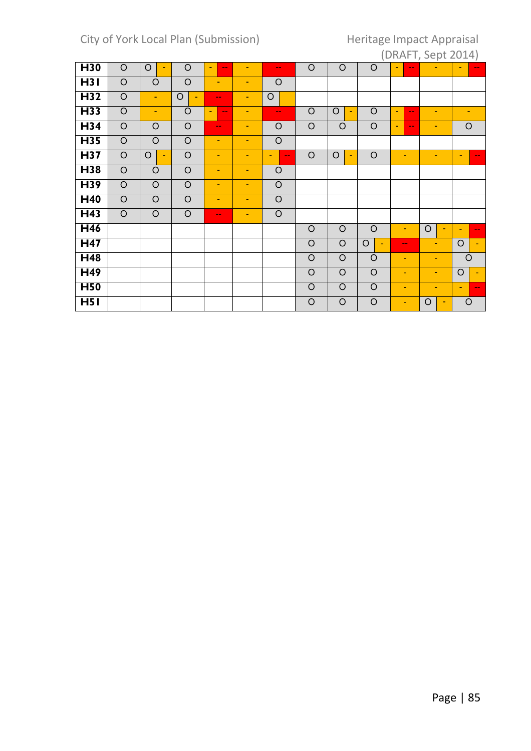| H30 | O | O - | O | - -- | - | -- | O | O | O | - -- | - | - -- |
|---|---|---|---|---|---|---|---|---|---|---|---|---|
| H31 | O | O | O | - | - | O | | | | | | |
| H32 | O | - | O - | -- | - | O | | | | | | |
| H33 | O | - | O | - -- | - | -- | O | O - | O | - -- | - | - |
| H34 | O | O | O | -- | - | O | O | O | O | - -- | - | O |
| H35 | O | O | O | - | - | O | | | | | | |
| H37 | O | O - | O | - | - | - -- | O | O - | O | - | - | - -- |
| H38 | O | O | O | - | - | O | | | | | | |
| H39 | O | O | O | - | - | O | | | | | | |
| H40 | O | O | O | - | - | O | | | | | | |
| H43 | O | O | O | -- | - | O | | | | | | |
| H46 | | | | | | | O | O | O | - | O - | - -- |
| H47 | | | | | | | O | O | O - | -- | - | O - |
| H48 | | | | | | | O | O | O | - | - | O |
| H49 | | | | | | | O | O | O | - | - | O - |
| H50 | | | | | | | O | O | O | - | - | - -- |
| H51 | | | | | | | O | O | O | - | O - | O |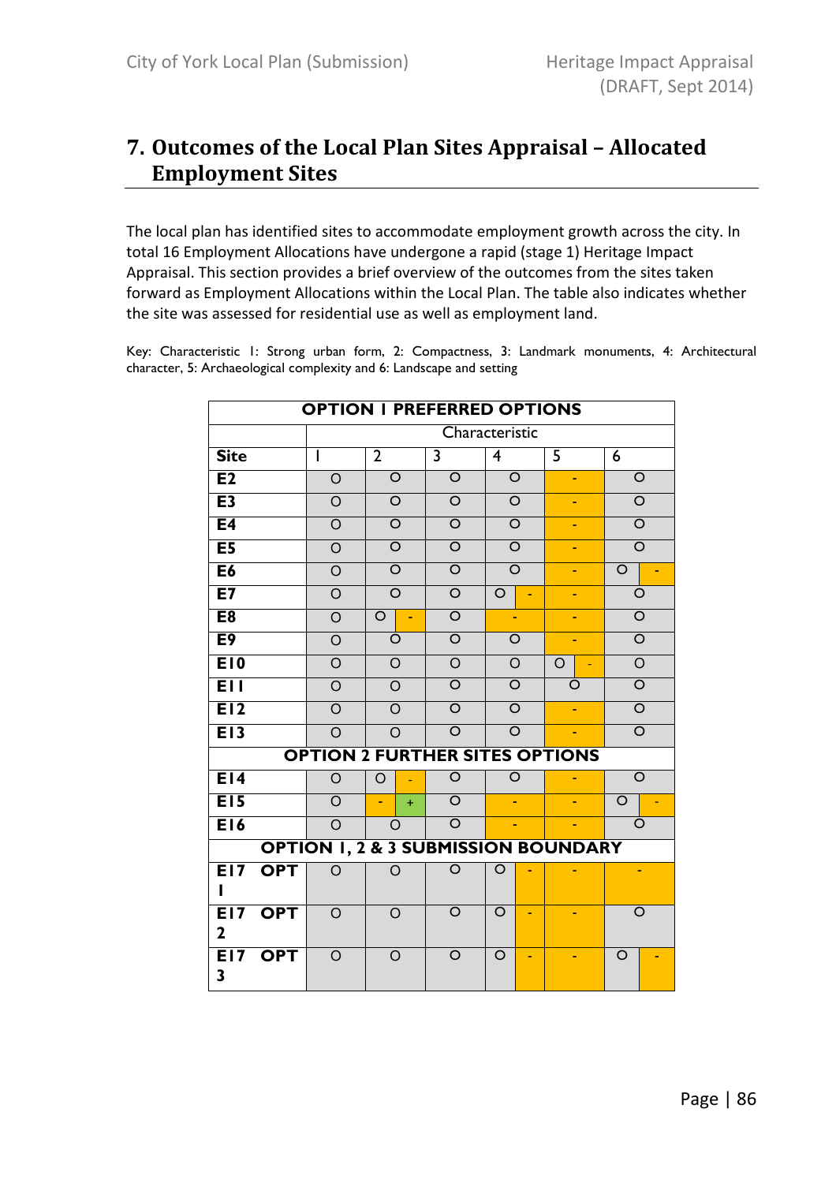# 7. Outcomes of the Local Plan Sites Appraisal – Allocated Employment Sites

The local plan has identified sites to accommodate employment growth across the city. In total 16 Employment Allocations have undergone a rapid (stage 1) Heritage Impact Appraisal. This section provides a brief overview of the outcomes from the sites taken forward as Employment Allocations within the Local Plan. The table also indicates whether the site was assessed for residential use as well as employment land.

Key: Characteristic 1: Strong urban form, 2: Compactness, 3: Landmark monuments, 4: Architectural character, 5: Archaeological complexity and 6: Landscape and setting

| OPTION 1 PREFERRED OPTIONS | | | | | | |
|---|---|---|---|---|---|---|
| | Characteristic | | | | | |
| **Site** | 1 | 2 | 3 | 4 | 5 | 6 |
| **E2** | O | O | O | O | - | O |
| **E3** | O | O | O | O | - | O |
| **E4** | O | O | O | O | - | O |
| **E5** | O | O | O | O | - | O |
| **E6** | O | O | O | O | - | O - |
| **E7** | O | O | O | O - | - | O |
| **E8** | O | O - | O | - | - | O |
| **E9** | O | O | O | O | - | O |
| **E10** | O | O | O | O | O - | O |
| **E11** | O | O | O | O | O | O |
| **E12** | O | O | O | O | - | O |
| **E13** | O | O | O | O | - | O |
| **OPTION 2 FURTHER SITES OPTIONS** | | | | | | |
| **E14** | O | O - | O | O | - | O |
| **E15** | O | - + | O | - | - | O - |
| **E16** | O | O | O | - | - | O |
| **OPTION 1, 2 & 3 SUBMISSION BOUNDARY** | | | | | | |
| **E17 OPT 1** | O | O | O | O - | - | - |
| **E17 OPT 2** | O | O | O | O - | - | O |
| **E17 OPT 3** | O | O | O | O - | - | O - |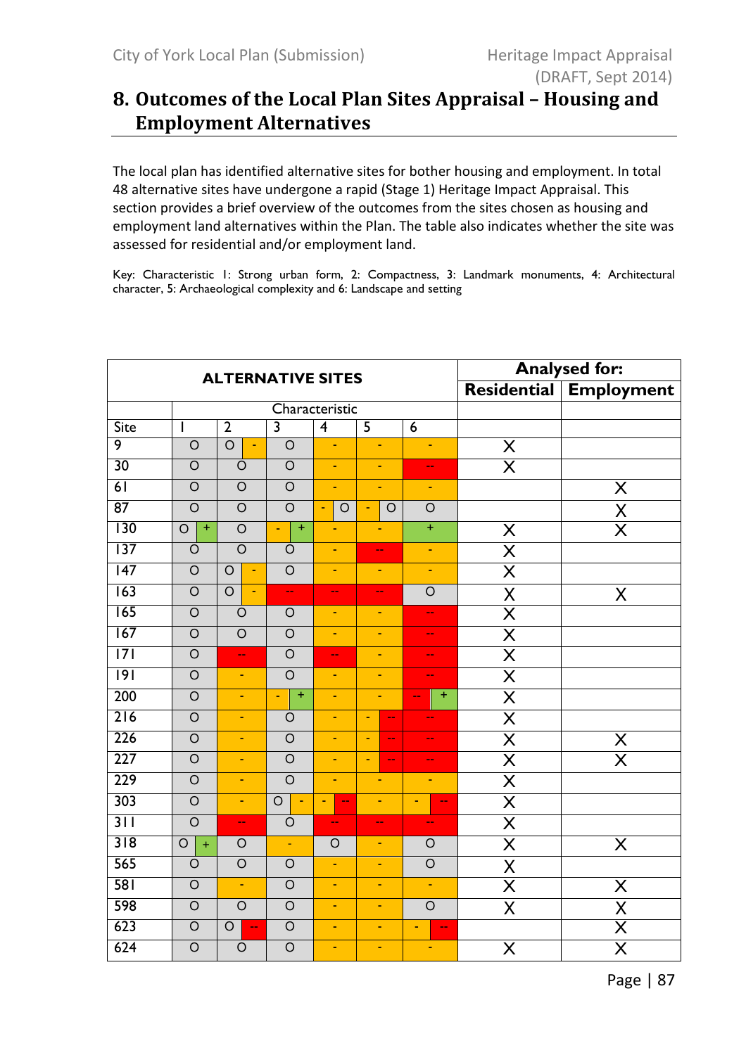# 8. Outcomes of the Local Plan Sites Appraisal – Housing and Employment Alternatives

The local plan has identified alternative sites for bother housing and employment. In total 48 alternative sites have undergone a rapid (Stage 1) Heritage Impact Appraisal. This section provides a brief overview of the outcomes from the sites chosen as housing and employment land alternatives within the Plan. The table also indicates whether the site was assessed for residential and/or employment land.

Key: Characteristic 1: Strong urban form, 2: Compactness, 3: Landmark monuments, 4: Architectural character, 5: Archaeological complexity and 6: Landscape and setting

| ALTERNATIVE SITES | | | | | | | Analysed for: | |
|---|---|---|---|---|---|---|---|---|
| | | | | | | | Residential | Employment |
| | Characteristic | | | | | | | |
| Site | 1 | 2 | 3 | 4 | 5 | 6 | | |
| 9 | O | O - | O | - | - | - | X | |
| 30 | O | O | O | - | - | -- | X | |
| 61 | O | O | O | - | - | - | | X |
| 87 | O | O | O | - O | - O | O | | X |
| 130 | O + | O | - + | - | - | + | X | X |
| 137 | O | O | O | - | -- | - | X | |
| 147 | O | O - | O | - | - | - | X | |
| 163 | O | O - | -- | -- | -- | O | X | X |
| 165 | O | O | O | - | - | -- | X | |
| 167 | O | O | O | - | - | -- | X | |
| 171 | O | -- | O | -- | - | -- | X | |
| 191 | O | - | O | - | - | -- | X | |
| 200 | O | - | - + | - | - | -- + | X | |
| 216 | O | - | O | - | - -- | -- | X | |
| 226 | O | - | O | - | - -- | -- | X | X |
| 227 | O | - | O | - | - -- | -- | X | X |
| 229 | O | - | O | - | - | - | X | |
| 303 | O | - | O - | - -- | - | - -- | X | |
| 311 | O | -- | O | -- | -- | -- | X | |
| 318 | O + | O | - | O | - | O | X | X |
| 565 | O | O | O | - | - | O | X | |
| 581 | O | - | O | - | - | - | X | X |
| 598 | O | O | O | - | - | O | X | X |
| 623 | O | O -- | O | - | - | - -- | | X |
| 624 | O | O | O | - | - | - | X | X |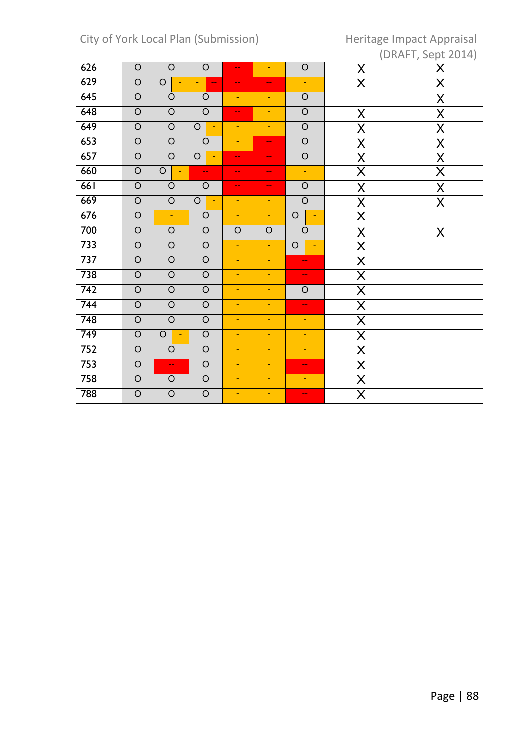| 626 | O | O | O | -- | - | O | X | X |
|---|---|---|---|---|---|---|---|---|
| 629 | O | O - | - -- | -- | -- | - | X | X |
| 645 | O | O | O | - | - | O | | X |
| 648 | O | O | O | -- | - | O | X | X |
| 649 | O | O | O - | - | - | O | X | X |
| 653 | O | O | O | - | -- | O | X | X |
| 657 | O | O | O - | -- | -- | O | X | X |
| 660 | O | O - | -- | -- | -- | - | X | X |
| 661 | O | O | O | -- | -- | O | X | X |
| 669 | O | O | O - | - | - | O | X | X |
| 676 | O | - | O | - | - | O - | X | |
| 700 | O | O | O | O | O | O | X | X |
| 733 | O | O | O | - | - | O - | X | |
| 737 | O | O | O | - | - | -- | X | |
| 738 | O | O | O | - | - | -- | X | |
| 742 | O | O | O | - | - | O | X | |
| 744 | O | O | O | - | - | -- | X | |
| 748 | O | O | O | - | - | - | X | |
| 749 | O | O - | O | - | - | - | X | |
| 752 | O | O | O | - | - | - | X | |
| 753 | O | -- | O | - | - | -- | X | |
| 758 | O | O | O | - | - | - | X | |
| 788 | O | O | O | - | - | -- | X | |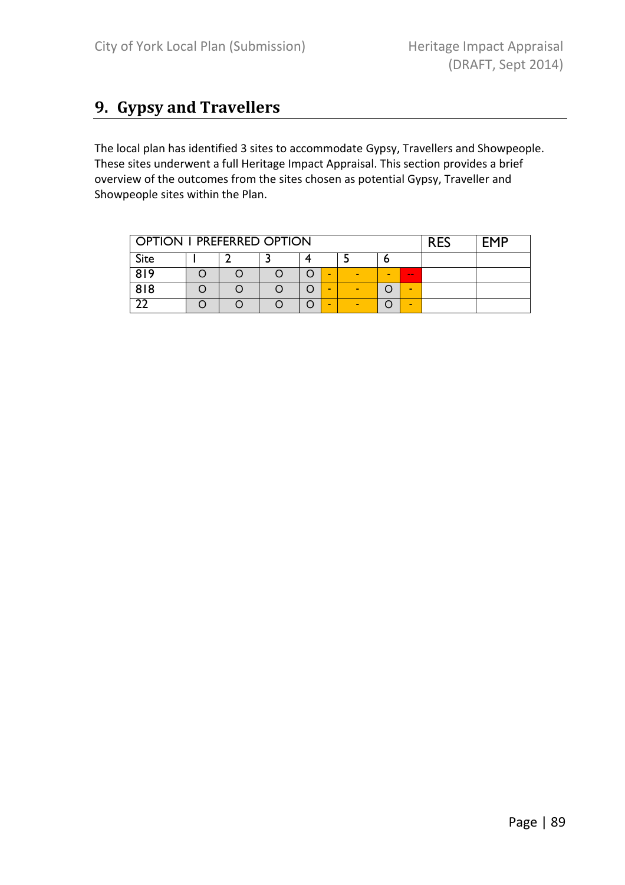# 9. Gypsy and Travellers

The local plan has identified 3 sites to accommodate Gypsy, Travellers and Showpeople. These sites underwent a full Heritage Impact Appraisal. This section provides a brief overview of the outcomes from the sites chosen as potential Gypsy, Traveller and Showpeople sites within the Plan.

| OPTION I PREFERRED OPTION | | | | | | | | | RES | EMP |
|---|---|---|---|---|---|---|---|---|---|---|
| Site | I | 2 | 3 | 4 | | 5 | 6 | | | |
| 819 | O | O | O | O | - | - | - | -- | | |
| 818 | O | O | O | O | - | - | O | - | | |
| 22 | O | O | O | O | - | - | O | - | | |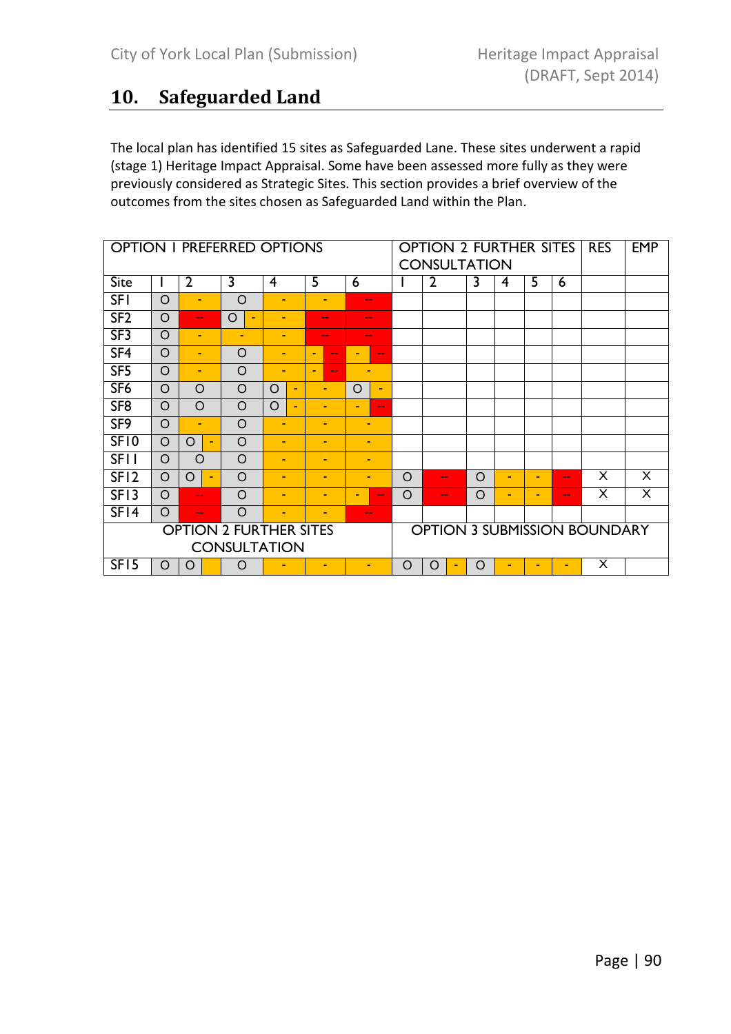# 10. Safeguarded Land

The local plan has identified 15 sites as Safeguarded Lane. These sites underwent a rapid (stage 1) Heritage Impact Appraisal. Some have been assessed more fully as they were previously considered as Strategic Sites. This section provides a brief overview of the outcomes from the sites chosen as Safeguarded Land within the Plan.

| OPTION 1 PREFERRED OPTIONS | | | | | | | OPTION 2 FURTHER SITES CONSULTATION | | | | | | RES | EMP |
|---|---|---|---|---|---|---|---|---|---|---|---|---|---|---|
| Site | 1 | 2 | 3 | 4 | 5 | 6 | 1 | 2 | 3 | 4 | 5 | 6 | | |
| SF1 | O | - | O | - | - | -- | | | | | | | | |
| SF2 | O | -- | O - | - | -- | -- | | | | | | | | |
| SF3 | O | - | - | - | -- | -- | | | | | | | | |
| SF4 | O | - | O | - | - -- | - -- | | | | | | | | |
| SF5 | O | - | O | - | - -- | - | | | | | | | | |
| SF6 | O | O | O | O - | - | O - | | | | | | | | |
| SF8 | O | O | O | O - | - | - -- | | | | | | | | |
| SF9 | O | - | O | - | - | - | | | | | | | | |
| SF10 | O | O - | O | - | - | - | | | | | | | | |
| SF11 | O | O | O | - | - | - | | | | | | | | |
| SF12 | O | O - | O | - | - | - | O | -- | O | - | - | -- | X | X |
| SF13 | O | -- | O | - | - | - -- | O | -- | O | - | - | -- | X | X |
| SF14 | O | -- | O | - | - | -- | | | | | | | | |
| OPTION 2 FURTHER SITES CONSULTATION | | | | | | | OPTION 3 SUBMISSION BOUNDARY | | | | | | | |
| SF15 | O | O | O | - | - | - | O | O - | O | - | - | - | X | |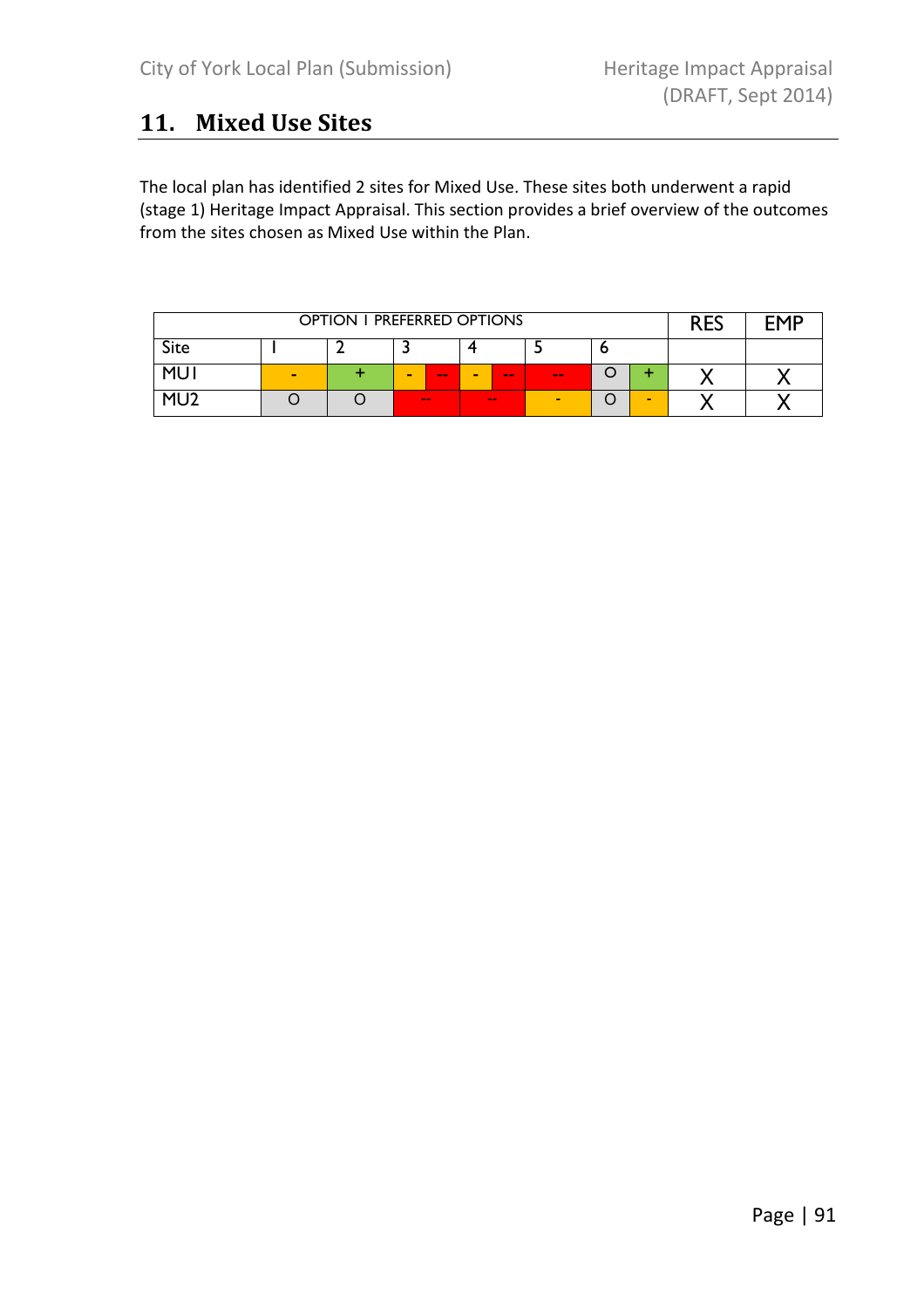## 11. Mixed Use Sites

The local plan has identified 2 sites for Mixed Use. These sites both underwent a rapid (stage 1) Heritage Impact Appraisal. This section provides a brief overview of the outcomes from the sites chosen as Mixed Use within the Plan.

| OPTION 1 PREFERRED OPTIONS | | | | | | | RES | EMP |
|---|---|---|---|---|---|---|---|---|
| Site | 1 | 2 | 3 | 4 | 5 | 6 | | |
| MU1 | - | + | - / -- | - / -- | -- | O / + | X | X |
| MU2 | O | O | -- | -- | - | O / - | X | X |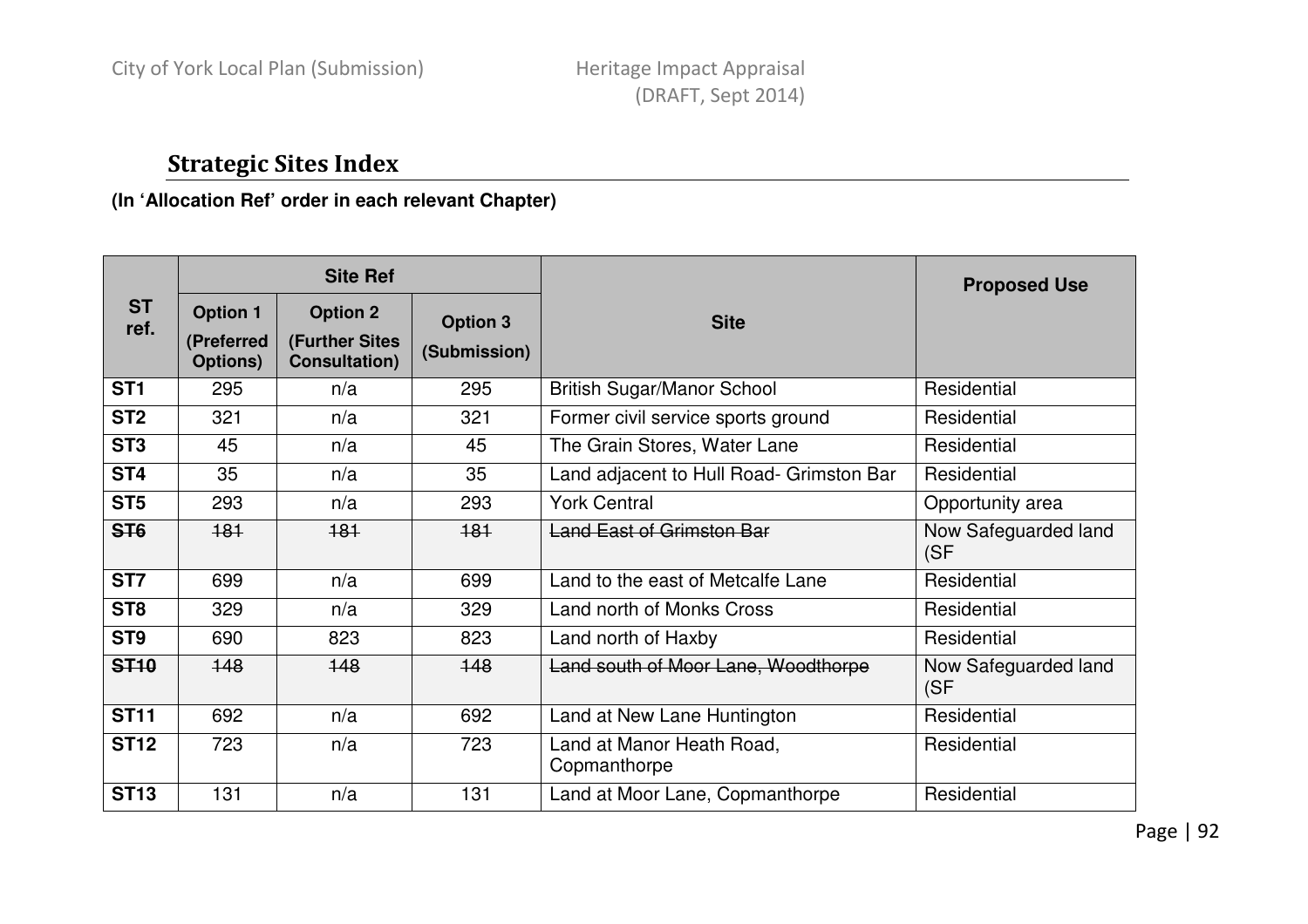## Strategic Sites Index

**(In 'Allocation Ref' order in each relevant Chapter)**

| ST ref. | Site Ref | | | Site | Proposed Use |
|---|---|---|---|---|---|
| | Option 1 (Preferred Options) | Option 2 (Further Sites Consultation) | Option 3 (Submission) | | |
| **ST1** | 295 | n/a | 295 | British Sugar/Manor School | Residential |
| **ST2** | 321 | n/a | 321 | Former civil service sports ground | Residential |
| **ST3** | 45 | n/a | 45 | The Grain Stores, Water Lane | Residential |
| **ST4** | 35 | n/a | 35 | Land adjacent to Hull Road- Grimston Bar | Residential |
| **ST5** | 293 | n/a | 293 | York Central | Opportunity area |
| ~~**ST6**~~ | ~~181~~ | ~~181~~ | ~~181~~ | ~~Land East of Grimston Bar~~ | Now Safeguarded land (SF |
| **ST7** | 699 | n/a | 699 | Land to the east of Metcalfe Lane | Residential |
| **ST8** | 329 | n/a | 329 | Land north of Monks Cross | Residential |
| **ST9** | 690 | 823 | 823 | Land north of Haxby | Residential |
| ~~**ST10**~~ | ~~148~~ | ~~148~~ | ~~148~~ | ~~Land south of Moor Lane, Woodthorpe~~ | Now Safeguarded land (SF |
| **ST11** | 692 | n/a | 692 | Land at New Lane Huntington | Residential |
| **ST12** | 723 | n/a | 723 | Land at Manor Heath Road, Copmanthorpe | Residential |
| **ST13** | 131 | n/a | 131 | Land at Moor Lane, Copmanthorpe | Residential |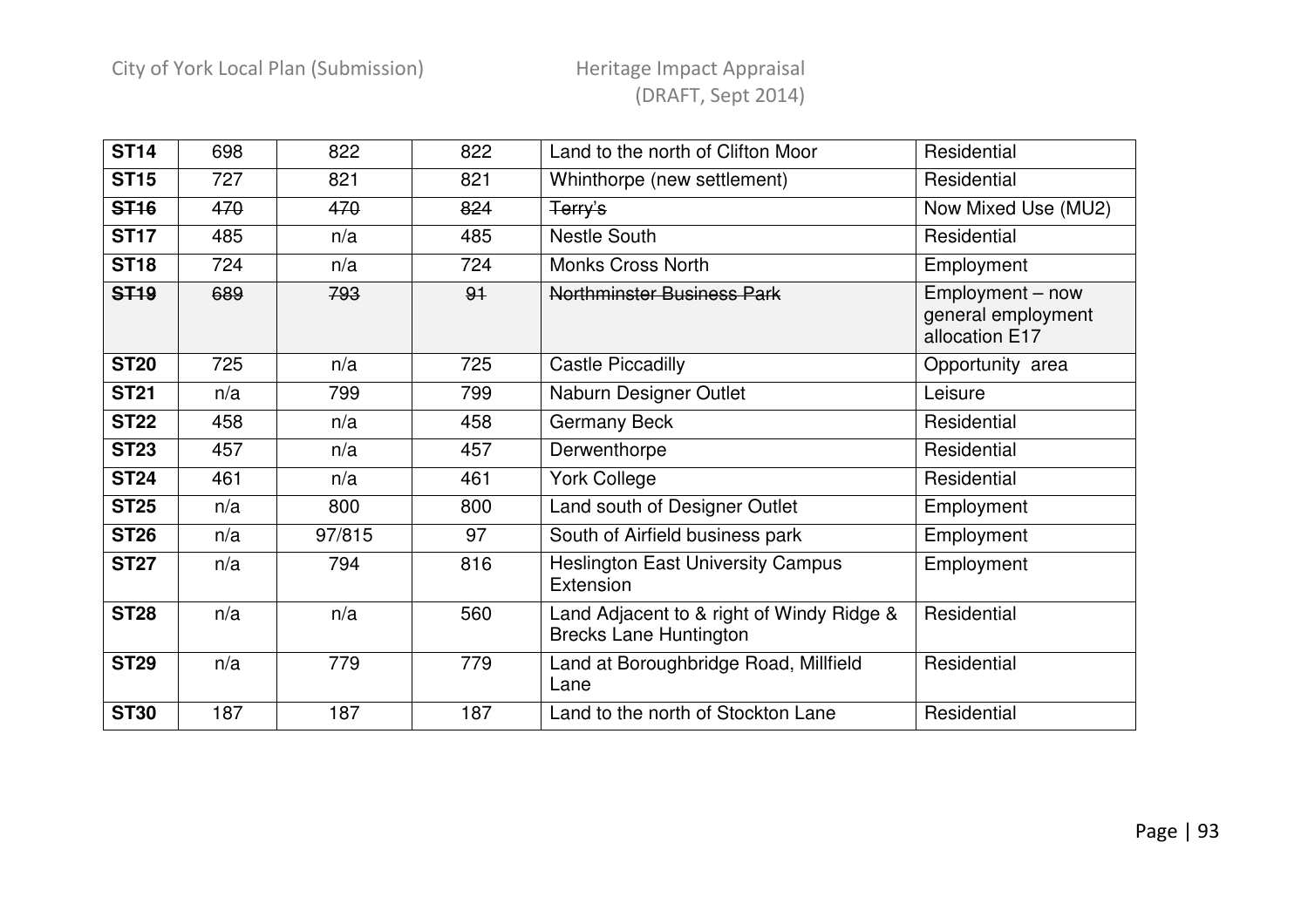| | | | | | |
|---|---|---|---|---|---|
| **ST14** | 698 | 822 | 822 | Land to the north of Clifton Moor | Residential |
| **ST15** | 727 | 821 | 821 | Whinthorpe (new settlement) | Residential |
| ~~**ST16**~~ | ~~470~~ | ~~470~~ | ~~824~~ | ~~Terry's~~ | Now Mixed Use (MU2) |
| **ST17** | 485 | n/a | 485 | Nestle South | Residential |
| **ST18** | 724 | n/a | 724 | Monks Cross North | Employment |
| ~~**ST19**~~ | ~~689~~ | ~~793~~ | ~~91~~ | ~~Northminster Business Park~~ | Employment – now general employment allocation E17 |
| **ST20** | 725 | n/a | 725 | Castle Piccadilly | Opportunity area |
| **ST21** | n/a | 799 | 799 | Naburn Designer Outlet | Leisure |
| **ST22** | 458 | n/a | 458 | Germany Beck | Residential |
| **ST23** | 457 | n/a | 457 | Derwenthorpe | Residential |
| **ST24** | 461 | n/a | 461 | York College | Residential |
| **ST25** | n/a | 800 | 800 | Land south of Designer Outlet | Employment |
| **ST26** | n/a | 97/815 | 97 | South of Airfield business park | Employment |
| **ST27** | n/a | 794 | 816 | Heslington East University Campus Extension | Employment |
| **ST28** | n/a | n/a | 560 | Land Adjacent to & right of Windy Ridge & Brecks Lane Huntington | Residential |
| **ST29** | n/a | 779 | 779 | Land at Boroughbridge Road, Millfield Lane | Residential |
| **ST30** | 187 | 187 | 187 | Land to the north of Stockton Lane | Residential |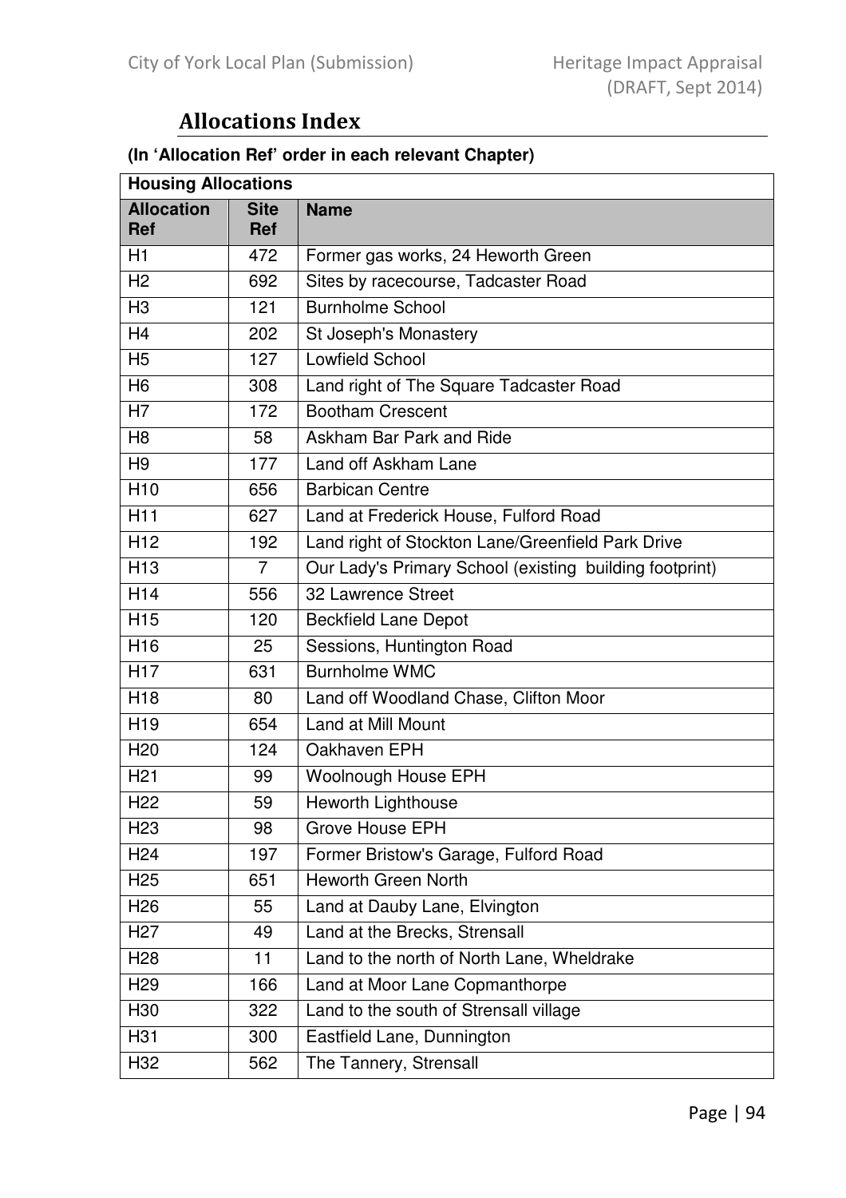## Allocations Index

**(In 'Allocation Ref' order in each relevant Chapter)**

| **Housing Allocations** | | |
|---|---|---|
| **Allocation Ref** | **Site Ref** | **Name** |
| H1 | 472 | Former gas works, 24 Heworth Green |
| H2 | 692 | Sites by racecourse, Tadcaster Road |
| H3 | 121 | Burnholme School |
| H4 | 202 | St Joseph's Monastery |
| H5 | 127 | Lowfield School |
| H6 | 308 | Land right of The Square Tadcaster Road |
| H7 | 172 | Bootham Crescent |
| H8 | 58 | Askham Bar Park and Ride |
| H9 | 177 | Land off Askham Lane |
| H10 | 656 | Barbican Centre |
| H11 | 627 | Land at Frederick House, Fulford Road |
| H12 | 192 | Land right of Stockton Lane/Greenfield Park Drive |
| H13 | 7 | Our Lady's Primary School (existing building footprint) |
| H14 | 556 | 32 Lawrence Street |
| H15 | 120 | Beckfield Lane Depot |
| H16 | 25 | Sessions, Huntington Road |
| H17 | 631 | Burnholme WMC |
| H18 | 80 | Land off Woodland Chase, Clifton Moor |
| H19 | 654 | Land at Mill Mount |
| H20 | 124 | Oakhaven EPH |
| H21 | 99 | Woolnough House EPH |
| H22 | 59 | Heworth Lighthouse |
| H23 | 98 | Grove House EPH |
| H24 | 197 | Former Bristow's Garage, Fulford Road |
| H25 | 651 | Heworth Green North |
| H26 | 55 | Land at Dauby Lane, Elvington |
| H27 | 49 | Land at the Brecks, Strensall |
| H28 | 11 | Land to the north of North Lane, Wheldrake |
| H29 | 166 | Land at Moor Lane Copmanthorpe |
| H30 | 322 | Land to the south of Strensall village |
| H31 | 300 | Eastfield Lane, Dunnington |
| H32 | 562 | The Tannery, Strensall |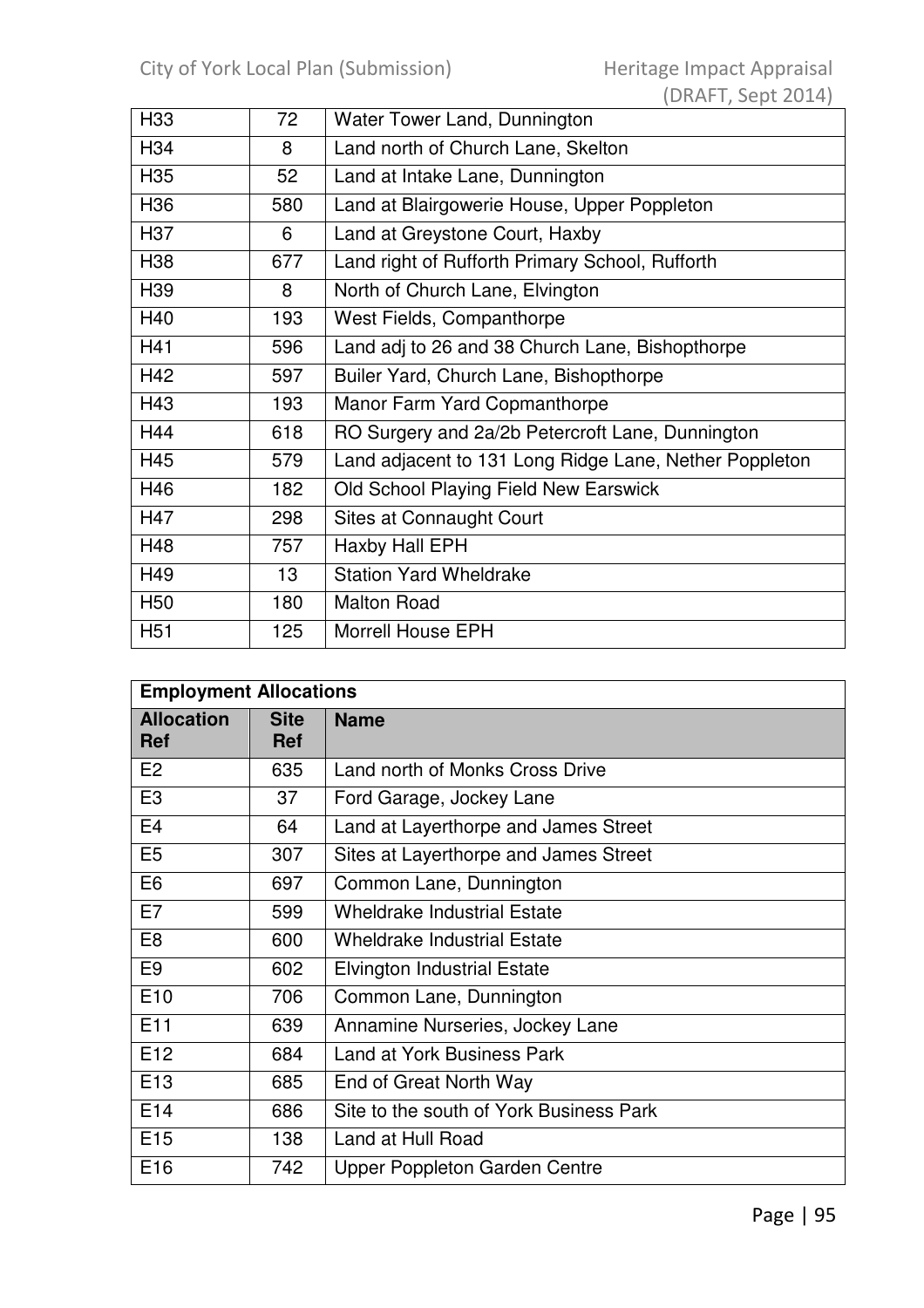| | | |
|---|---|---|
| H33 | 72 | Water Tower Land, Dunnington |
| H34 | 8 | Land north of Church Lane, Skelton |
| H35 | 52 | Land at Intake Lane, Dunnington |
| H36 | 580 | Land at Blairgowerie House, Upper Poppleton |
| H37 | 6 | Land at Greystone Court, Haxby |
| H38 | 677 | Land right of Rufforth Primary School, Rufforth |
| H39 | 8 | North of Church Lane, Elvington |
| H40 | 193 | West Fields, Companthorpe |
| H41 | 596 | Land adj to 26 and 38 Church Lane, Bishopthorpe |
| H42 | 597 | Builer Yard, Church Lane, Bishopthorpe |
| H43 | 193 | Manor Farm Yard Copmanthorpe |
| H44 | 618 | RO Surgery and 2a/2b Petercroft Lane, Dunnington |
| H45 | 579 | Land adjacent to 131 Long Ridge Lane, Nether Poppleton |
| H46 | 182 | Old School Playing Field New Earswick |
| H47 | 298 | Sites at Connaught Court |
| H48 | 757 | Haxby Hall EPH |
| H49 | 13 | Station Yard Wheldrake |
| H50 | 180 | Malton Road |
| H51 | 125 | Morrell House EPH |

| **Employment Allocations** | | |
|---|---|---|
| **Allocation Ref** | **Site Ref** | **Name** |
| E2 | 635 | Land north of Monks Cross Drive |
| E3 | 37 | Ford Garage, Jockey Lane |
| E4 | 64 | Land at Layerthorpe and James Street |
| E5 | 307 | Sites at Layerthorpe and James Street |
| E6 | 697 | Common Lane, Dunnington |
| E7 | 599 | Wheldrake Industrial Estate |
| E8 | 600 | Wheldrake Industrial Estate |
| E9 | 602 | Elvington Industrial Estate |
| E10 | 706 | Common Lane, Dunnington |
| E11 | 639 | Annamine Nurseries, Jockey Lane |
| E12 | 684 | Land at York Business Park |
| E13 | 685 | End of Great North Way |
| E14 | 686 | Site to the south of York Business Park |
| E15 | 138 | Land at Hull Road |
| E16 | 742 | Upper Poppleton Garden Centre |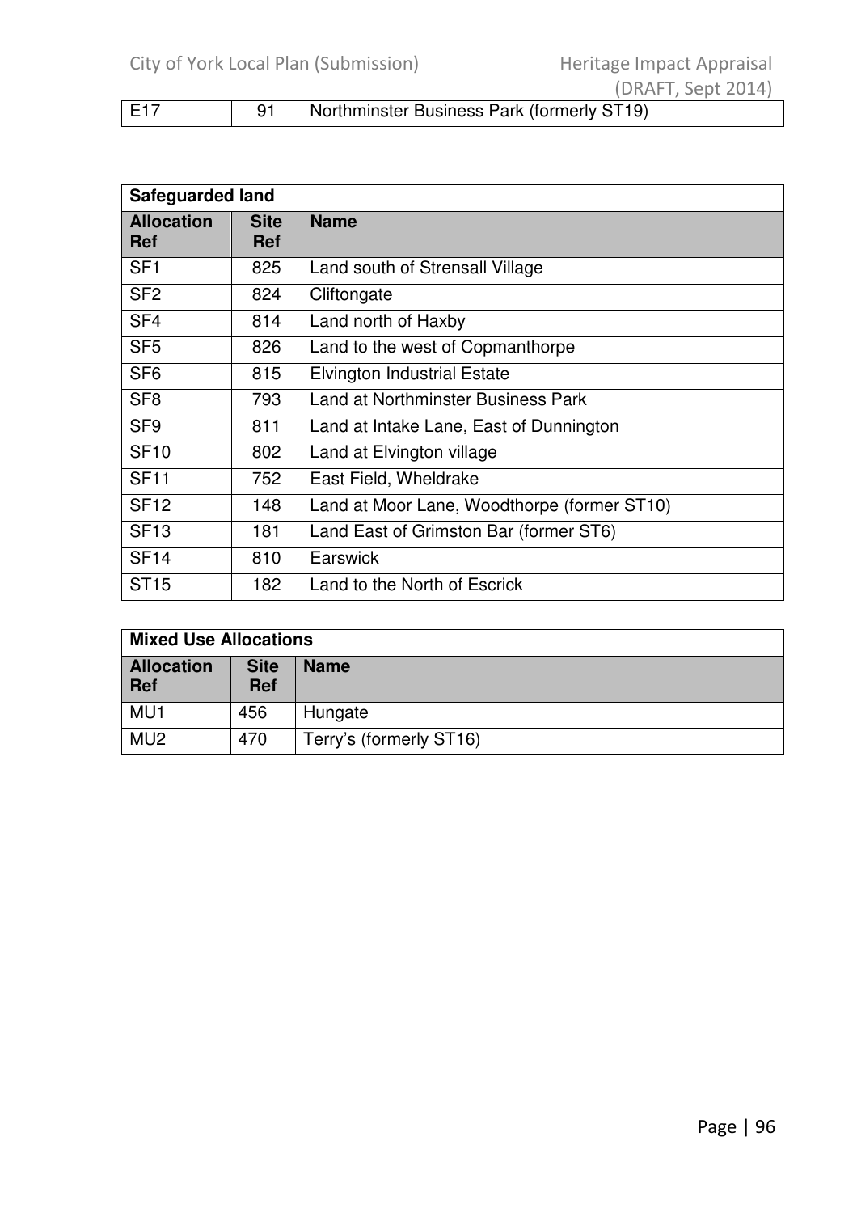| E17 | 91 | Northminster Business Park (formerly ST19) |
|---|---|---|

| Safeguarded land | | |
|---|---|---|
| **Allocation Ref** | **Site Ref** | **Name** |
| SF1 | 825 | Land south of Strensall Village |
| SF2 | 824 | Cliftongate |
| SF4 | 814 | Land north of Haxby |
| SF5 | 826 | Land to the west of Copmanthorpe |
| SF6 | 815 | Elvington Industrial Estate |
| SF8 | 793 | Land at Northminster Business Park |
| SF9 | 811 | Land at Intake Lane, East of Dunnington |
| SF10 | 802 | Land at Elvington village |
| SF11 | 752 | East Field, Wheldrake |
| SF12 | 148 | Land at Moor Lane, Woodthorpe (former ST10) |
| SF13 | 181 | Land East of Grimston Bar (former ST6) |
| SF14 | 810 | Earswick |
| ST15 | 182 | Land to the North of Escrick |

| Mixed Use Allocations | | |
|---|---|---|
| **Allocation Ref** | **Site Ref** | **Name** |
| MU1 | 456 | Hungate |
| MU2 | 470 | Terry's (formerly ST16) |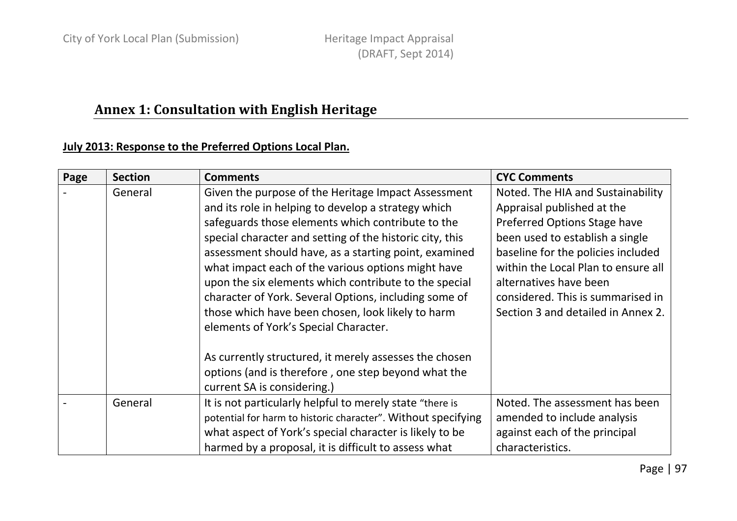# Annex 1: Consultation with English Heritage

**July 2013: Response to the Preferred Options Local Plan.**

| Page | Section | Comments | CYC Comments |
|---|---|---|---|
| - | General | Given the purpose of the Heritage Impact Assessment and its role in helping to develop a strategy which safeguards those elements which contribute to the special character and setting of the historic city, this assessment should have, as a starting point, examined what impact each of the various options might have upon the six elements which contribute to the special character of York. Several Options, including some of those which have been chosen, look likely to harm elements of York's Special Character.<br><br>As currently structured, it merely assesses the chosen options (and is therefore , one step beyond what the current SA is considering.) | Noted. The HIA and Sustainability Appraisal published at the Preferred Options Stage have been used to establish a single baseline for the policies included within the Local Plan to ensure all alternatives have been considered. This is summarised in Section 3 and detailed in Annex 2. |
| - | General | It is not particularly helpful to merely state "there is potential for harm to historic character". Without specifying what aspect of York's special character is likely to be harmed by a proposal, it is difficult to assess what | Noted. The assessment has been amended to include analysis against each of the principal characteristics. |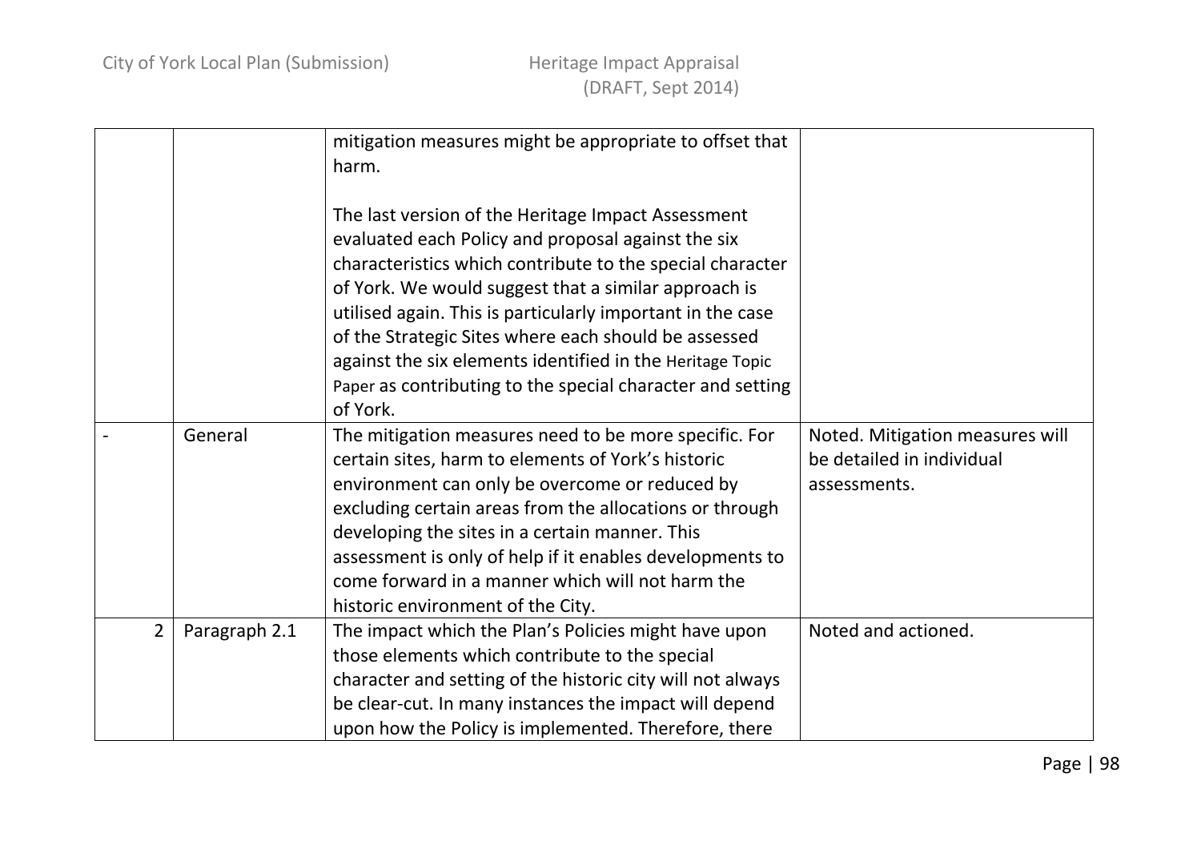| | | | |
|---|---|---|---|
| | | mitigation measures might be appropriate to offset that harm.<br><br>The last version of the Heritage Impact Assessment evaluated each Policy and proposal against the six characteristics which contribute to the special character of York. We would suggest that a similar approach is utilised again. This is particularly important in the case of the Strategic Sites where each should be assessed against the six elements identified in the Heritage Topic Paper as contributing to the special character and setting of York. | |
| - | General | The mitigation measures need to be more specific. For certain sites, harm to elements of York's historic environment can only be overcome or reduced by excluding certain areas from the allocations or through developing the sites in a certain manner. This assessment is only of help if it enables developments to come forward in a manner which will not harm the historic environment of the City. | Noted. Mitigation measures will be detailed in individual assessments. |
| 2 | Paragraph 2.1 | The impact which the Plan's Policies might have upon those elements which contribute to the special character and setting of the historic city will not always be clear-cut. In many instances the impact will depend upon how the Policy is implemented. Therefore, there | Noted and actioned. |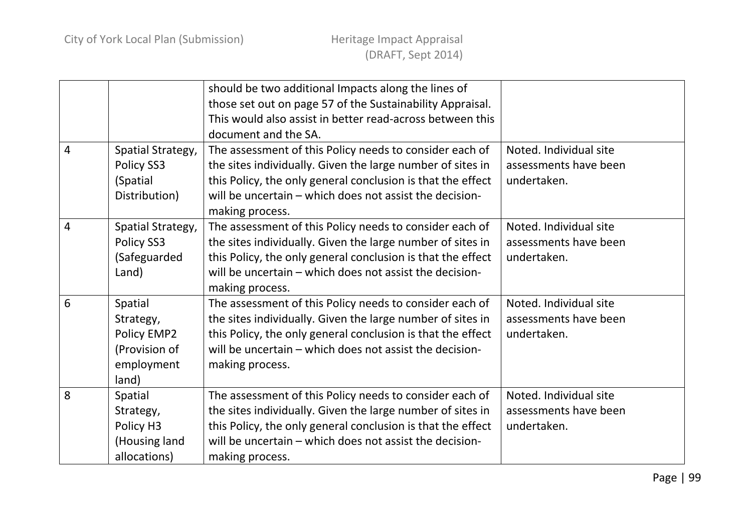| | | | |
|---|---|---|---|
| | | should be two additional Impacts along the lines of those set out on page 57 of the Sustainability Appraisal. This would also assist in better read-across between this document and the SA. | |
| 4 | Spatial Strategy, Policy SS3 (Spatial Distribution) | The assessment of this Policy needs to consider each of the sites individually. Given the large number of sites in this Policy, the only general conclusion is that the effect will be uncertain – which does not assist the decision-making process. | Noted. Individual site assessments have been undertaken. |
| 4 | Spatial Strategy, Policy SS3 (Safeguarded Land) | The assessment of this Policy needs to consider each of the sites individually. Given the large number of sites in this Policy, the only general conclusion is that the effect will be uncertain – which does not assist the decision-making process. | Noted. Individual site assessments have been undertaken. |
| 6 | Spatial Strategy, Policy EMP2 (Provision of employment land) | The assessment of this Policy needs to consider each of the sites individually. Given the large number of sites in this Policy, the only general conclusion is that the effect will be uncertain – which does not assist the decision-making process. | Noted. Individual site assessments have been undertaken. |
| 8 | Spatial Strategy, Policy H3 (Housing land allocations) | The assessment of this Policy needs to consider each of the sites individually. Given the large number of sites in this Policy, the only general conclusion is that the effect will be uncertain – which does not assist the decision-making process. | Noted. Individual site assessments have been undertaken. |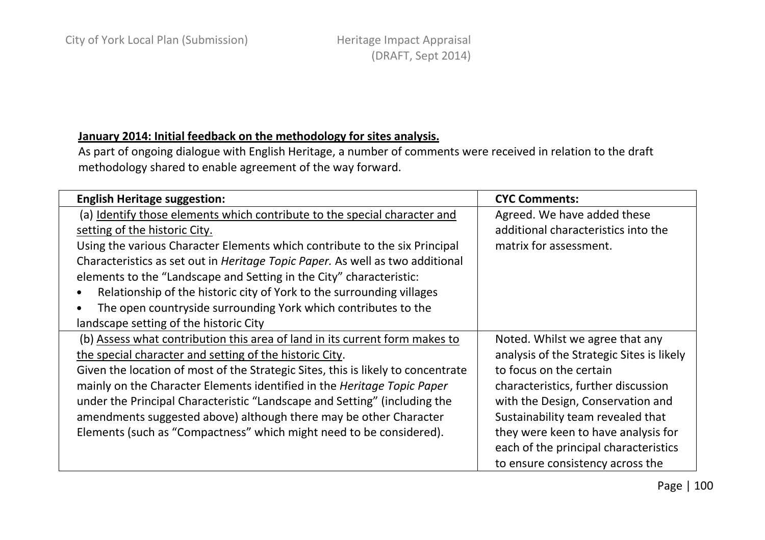**<u>January 2014: Initial feedback on the methodology for sites analysis.</u>**

As part of ongoing dialogue with English Heritage, a number of comments were received in relation to the draft methodology shared to enable agreement of the way forward.

| English Heritage suggestion: | CYC Comments: |
|---|---|
| (a) <u>Identify those elements which contribute to the special character and setting of the historic City.</u><br>Using the various Character Elements which contribute to the six Principal Characteristics as set out in *Heritage Topic Paper.* As well as two additional elements to the "Landscape and Setting in the City" characteristic:<br>• Relationship of the historic city of York to the surrounding villages<br>• The open countryside surrounding York which contributes to the landscape setting of the historic City | Agreed. We have added these additional characteristics into the matrix for assessment. |
| (b) <u>Assess what contribution this area of land in its current form makes to the special character and setting of the historic City</u>.<br>Given the location of most of the Strategic Sites, this is likely to concentrate mainly on the Character Elements identified in the *Heritage Topic Paper* under the Principal Characteristic "Landscape and Setting" (including the amendments suggested above) although there may be other Character Elements (such as "Compactness" which might need to be considered). | Noted. Whilst we agree that any analysis of the Strategic Sites is likely to focus on the certain characteristics, further discussion with the Design, Conservation and Sustainability team revealed that they were keen to have analysis for each of the principal characteristics to ensure consistency across the |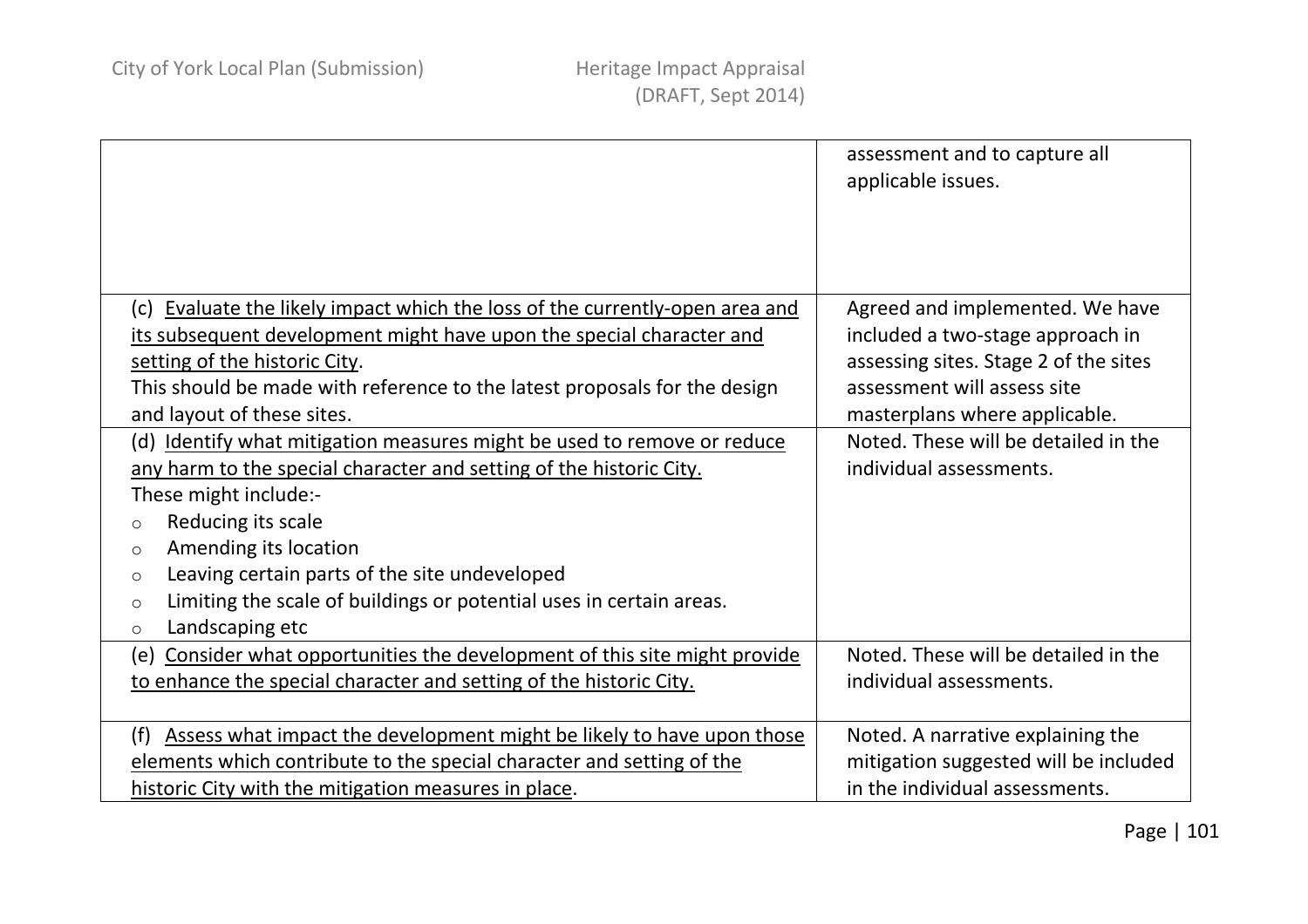| | |
|---|---|
| | assessment and to capture all applicable issues. |
| (c) <u>Evaluate the likely impact which the loss of the currently-open area and its subsequent development might have upon the special character and setting of the historic City</u>.<br>This should be made with reference to the latest proposals for the design and layout of these sites. | Agreed and implemented. We have included a two-stage approach in assessing sites. Stage 2 of the sites assessment will assess site masterplans where applicable. |
| (d) <u>Identify what mitigation measures might be used to remove or reduce any harm to the special character and setting of the historic City.</u><br>These might include:-<br>○ Reducing its scale<br>○ Amending its location<br>○ Leaving certain parts of the site undeveloped<br>○ Limiting the scale of buildings or potential uses in certain areas.<br>○ Landscaping etc | Noted. These will be detailed in the individual assessments. |
| (e) <u>Consider what opportunities the development of this site might provide to enhance the special character and setting of the historic City.</u> | Noted. These will be detailed in the individual assessments. |
| (f) <u>Assess what impact the development might be likely to have upon those elements which contribute to the special character and setting of the historic City with the mitigation measures in place</u>. | Noted. A narrative explaining the mitigation suggested will be included in the individual assessments. |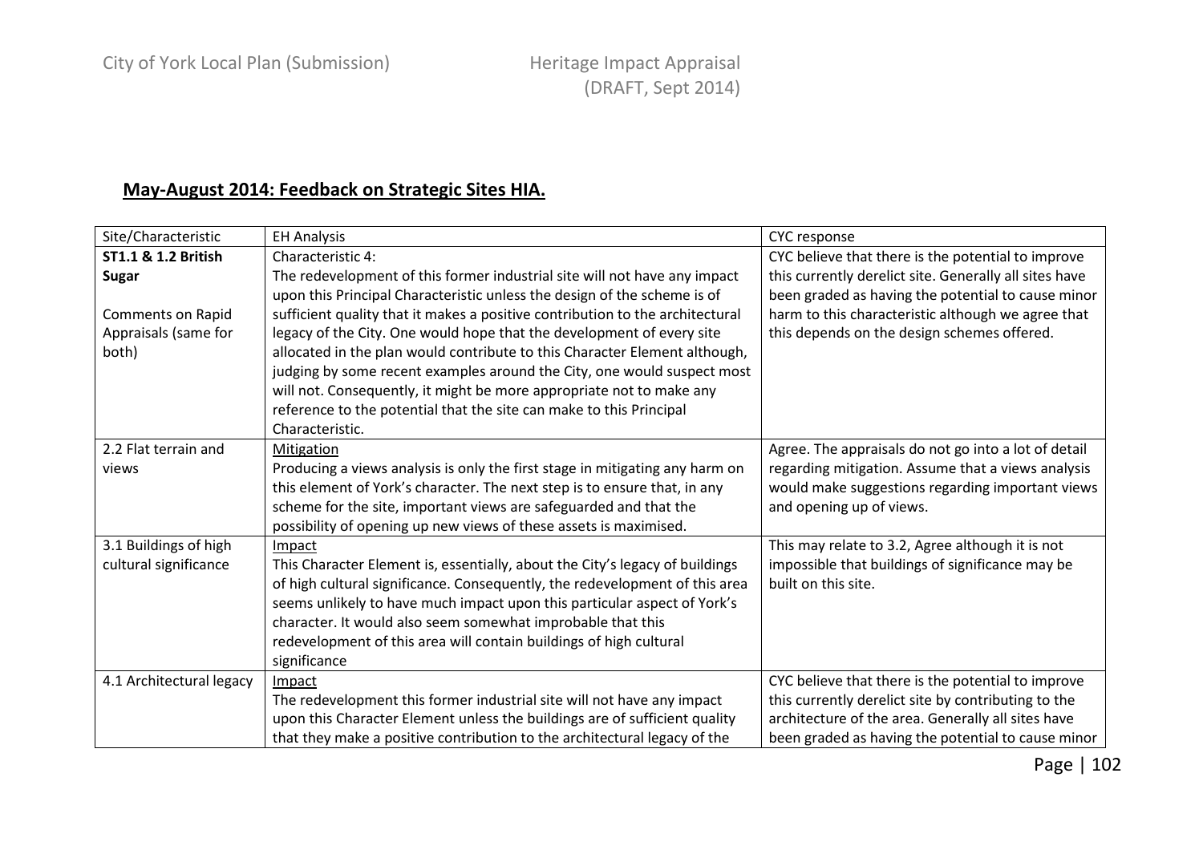## May-August 2014: Feedback on Strategic Sites HIA.

| Site/Characteristic | EH Analysis | CYC response |
|---|---|---|
| **ST1.1 & 1.2 British Sugar**<br><br>Comments on Rapid Appraisals (same for both) | Characteristic 4:<br>The redevelopment of this former industrial site will not have any impact upon this Principal Characteristic unless the design of the scheme is of sufficient quality that it makes a positive contribution to the architectural legacy of the City. One would hope that the development of every site allocated in the plan would contribute to this Character Element although, judging by some recent examples around the City, one would suspect most will not. Consequently, it might be more appropriate not to make any reference to the potential that the site can make to this Principal Characteristic. | CYC believe that there is the potential to improve this currently derelict site. Generally all sites have been graded as having the potential to cause minor harm to this characteristic although we agree that this depends on the design schemes offered. |
| 2.2 Flat terrain and views | Mitigation<br>Producing a views analysis is only the first stage in mitigating any harm on this element of York's character. The next step is to ensure that, in any scheme for the site, important views are safeguarded and that the possibility of opening up new views of these assets is maximised. | Agree. The appraisals do not go into a lot of detail regarding mitigation. Assume that a views analysis would make suggestions regarding important views and opening up of views. |
| 3.1 Buildings of high cultural significance | Impact<br>This Character Element is, essentially, about the City's legacy of buildings of high cultural significance. Consequently, the redevelopment of this area seems unlikely to have much impact upon this particular aspect of York's character. It would also seem somewhat improbable that this redevelopment of this area will contain buildings of high cultural significance | This may relate to 3.2, Agree although it is not impossible that buildings of significance may be built on this site. |
| 4.1 Architectural legacy | Impact<br>The redevelopment this former industrial site will not have any impact upon this Character Element unless the buildings are of sufficient quality that they make a positive contribution to the architectural legacy of the | CYC believe that there is the potential to improve this currently derelict site by contributing to the architecture of the area. Generally all sites have been graded as having the potential to cause minor |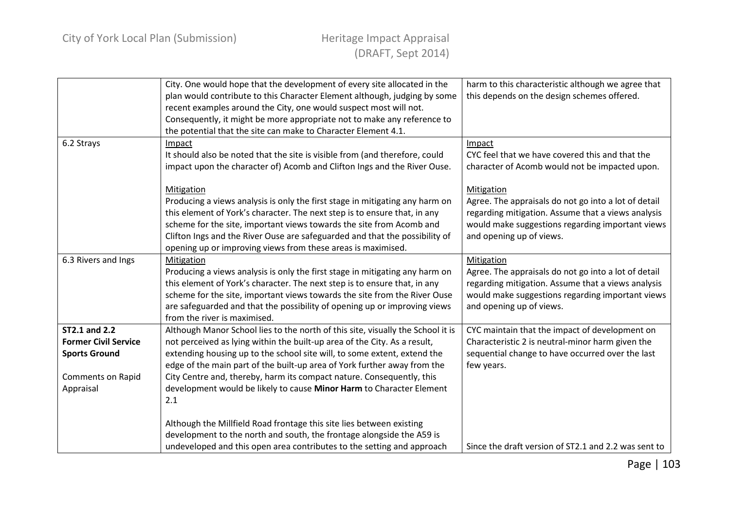|  |  |  |
|---|---|---|
|  | City. One would hope that the development of every site allocated in the plan would contribute to this Character Element although, judging by some recent examples around the City, one would suspect most will not. Consequently, it might be more appropriate not to make any reference to the potential that the site can make to Character Element 4.1. | harm to this characteristic although we agree that this depends on the design schemes offered. |
| 6.2 Strays | Impact<br>It should also be noted that the site is visible from (and therefore, could impact upon the character of) Acomb and Clifton Ings and the River Ouse.<br><br>Mitigation<br>Producing a views analysis is only the first stage in mitigating any harm on this element of York's character. The next step is to ensure that, in any scheme for the site, important views towards the site from Acomb and Clifton Ings and the River Ouse are safeguarded and that the possibility of opening up or improving views from these areas is maximised. | Impact<br>CYC feel that we have covered this and that the character of Acomb would not be impacted upon.<br><br>Mitigation<br>Agree. The appraisals do not go into a lot of detail regarding mitigation. Assume that a views analysis would make suggestions regarding important views and opening up of views. |
| 6.3 Rivers and Ings | Mitigation<br>Producing a views analysis is only the first stage in mitigating any harm on this element of York's character. The next step is to ensure that, in any scheme for the site, important views towards the site from the River Ouse are safeguarded and that the possibility of opening up or improving views from the river is maximised. | Mitigation<br>Agree. The appraisals do not go into a lot of detail regarding mitigation. Assume that a views analysis would make suggestions regarding important views and opening up of views. |
| **ST2.1 and 2.2 Former Civil Service Sports Ground**<br><br>Comments on Rapid Appraisal | Although Manor School lies to the north of this site, visually the School it is not perceived as lying within the built-up area of the City. As a result, extending housing up to the school site will, to some extent, extend the edge of the main part of the built-up area of York further away from the City Centre and, thereby, harm its compact nature. Consequently, this development would be likely to cause **Minor Harm** to Character Element 2.1<br><br>Although the Millfield Road frontage this site lies between existing development to the north and south, the frontage alongside the A59 is undeveloped and this open area contributes to the setting and approach | CYC maintain that the impact of development on Characteristic 2 is neutral-minor harm given the sequential change to have occurred over the last few years.<br><br>Since the draft version of ST2.1 and 2.2 was sent to |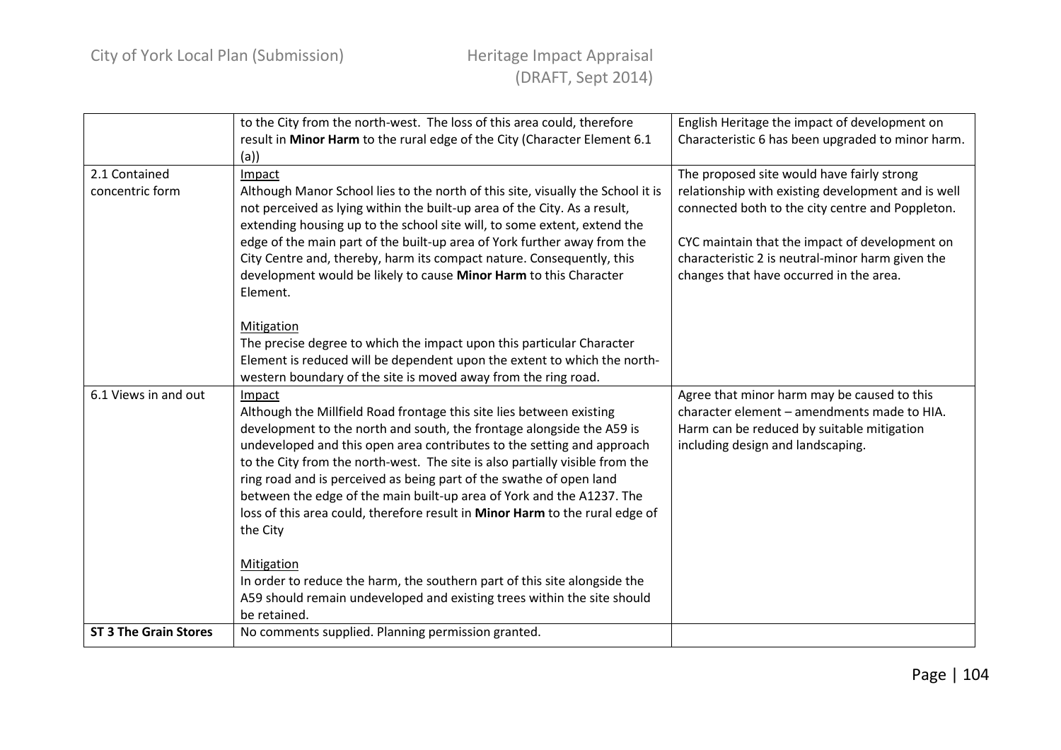| | | |
|---|---|---|
| | to the City from the north-west. The loss of this area could, therefore result in **Minor Harm** to the rural edge of the City (Character Element 6.1 (a)) | English Heritage the impact of development on Characteristic 6 has been upgraded to minor harm. |
| 2.1 Contained concentric form | Impact<br>Although Manor School lies to the north of this site, visually the School it is not perceived as lying within the built-up area of the City. As a result, extending housing up to the school site will, to some extent, extend the edge of the main part of the built-up area of York further away from the City Centre and, thereby, harm its compact nature. Consequently, this development would be likely to cause **Minor Harm** to this Character Element.<br><br>Mitigation<br>The precise degree to which the impact upon this particular Character Element is reduced will be dependent upon the extent to which the north-western boundary of the site is moved away from the ring road. | The proposed site would have fairly strong relationship with existing development and is well connected both to the city centre and Poppleton.<br><br>CYC maintain that the impact of development on characteristic 2 is neutral-minor harm given the changes that have occurred in the area. |
| 6.1 Views in and out | Impact<br>Although the Millfield Road frontage this site lies between existing development to the north and south, the frontage alongside the A59 is undeveloped and this open area contributes to the setting and approach to the City from the north-west. The site is also partially visible from the ring road and is perceived as being part of the swathe of open land between the edge of the main built-up area of York and the A1237. The loss of this area could, therefore result in **Minor Harm** to the rural edge of the City<br><br>Mitigation<br>In order to reduce the harm, the southern part of this site alongside the A59 should remain undeveloped and existing trees within the site should be retained. | Agree that minor harm may be caused to this character element – amendments made to HIA. Harm can be reduced by suitable mitigation including design and landscaping. |
| **ST 3 The Grain Stores** | No comments supplied. Planning permission granted. | |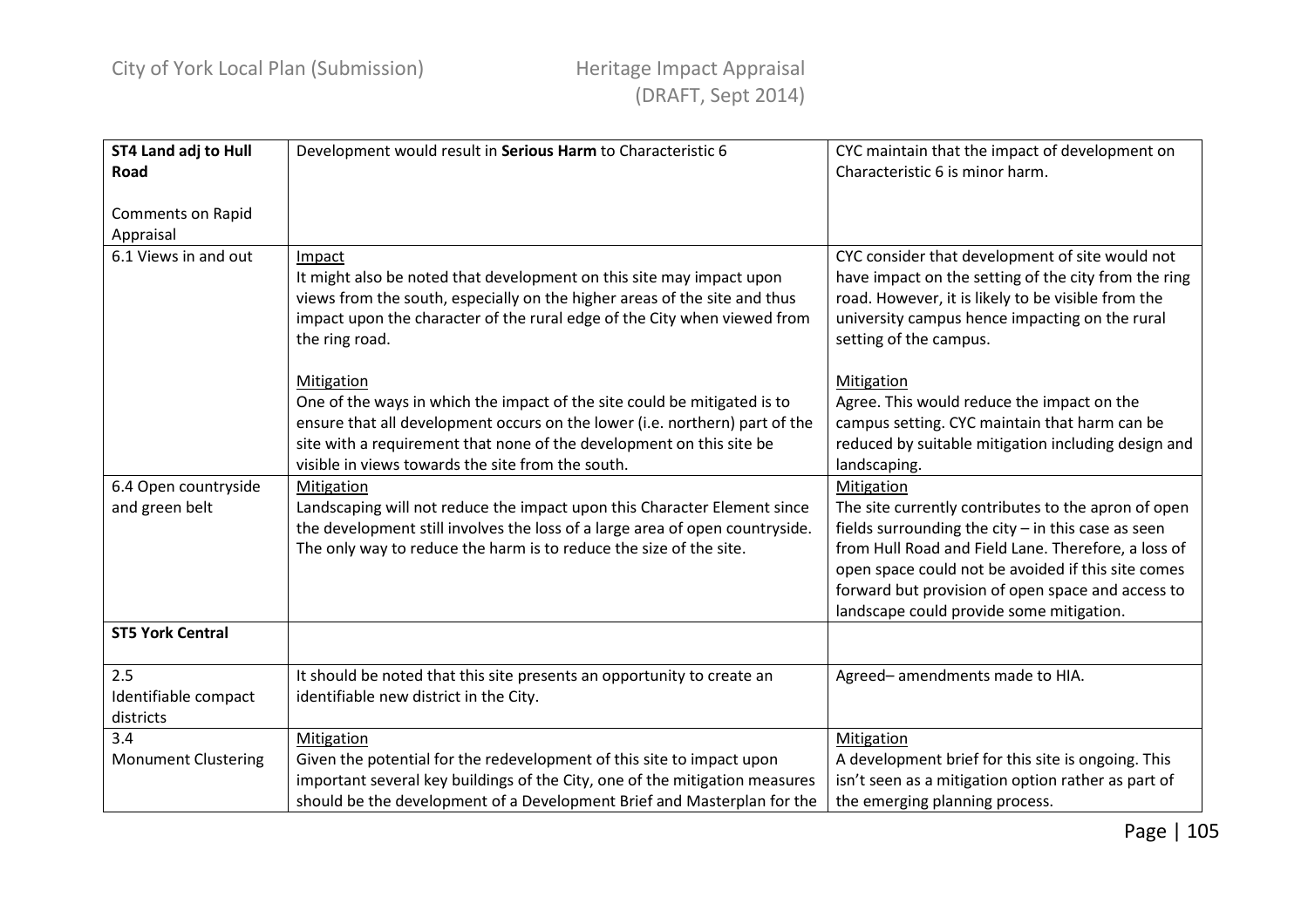| **ST4 Land adj to Hull Road**<br><br>Comments on Rapid Appraisal | Development would result in **Serious Harm** to Characteristic 6 | CYC maintain that the impact of development on Characteristic 6 is minor harm. |
|---|---|---|
| 6.1 Views in and out | Impact<br>It might also be noted that development on this site may impact upon views from the south, especially on the higher areas of the site and thus impact upon the character of the rural edge of the City when viewed from the ring road.<br><br>Mitigation<br>One of the ways in which the impact of the site could be mitigated is to ensure that all development occurs on the lower (i.e. northern) part of the site with a requirement that none of the development on this site be visible in views towards the site from the south. | CYC consider that development of site would not have impact on the setting of the city from the ring road. However, it is likely to be visible from the university campus hence impacting on the rural setting of the campus.<br><br>Mitigation<br>Agree. This would reduce the impact on the campus setting. CYC maintain that harm can be reduced by suitable mitigation including design and landscaping. |
| 6.4 Open countryside and green belt | Mitigation<br>Landscaping will not reduce the impact upon this Character Element since the development still involves the loss of a large area of open countryside. The only way to reduce the harm is to reduce the size of the site. | Mitigation<br>The site currently contributes to the apron of open fields surrounding the city – in this case as seen from Hull Road and Field Lane. Therefore, a loss of open space could not be avoided if this site comes forward but provision of open space and access to landscape could provide some mitigation. |
| **ST5 York Central** | | |
| 2.5<br>Identifiable compact districts | It should be noted that this site presents an opportunity to create an identifiable new district in the City. | Agreed– amendments made to HIA. |
| 3.4<br>Monument Clustering | Mitigation<br>Given the potential for the redevelopment of this site to impact upon important several key buildings of the City, one of the mitigation measures should be the development of a Development Brief and Masterplan for the | Mitigation<br>A development brief for this site is ongoing. This isn't seen as a mitigation option rather as part of the emerging planning process. |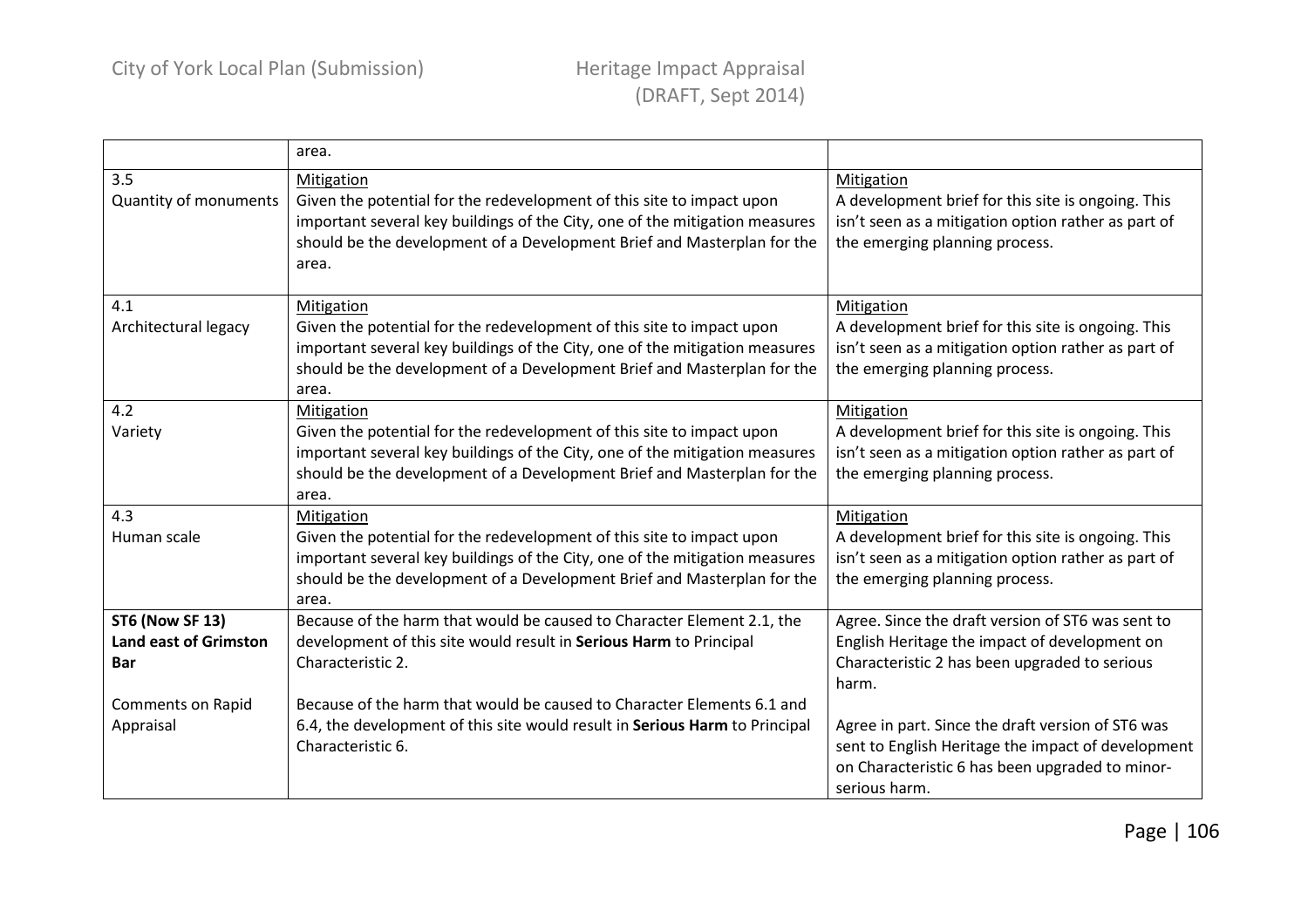|  |  |  |
|---|---|---|
|  | area. |  |
| 3.5<br>Quantity of monuments | Mitigation<br>Given the potential for the redevelopment of this site to impact upon important several key buildings of the City, one of the mitigation measures should be the development of a Development Brief and Masterplan for the area. | Mitigation<br>A development brief for this site is ongoing. This isn't seen as a mitigation option rather as part of the emerging planning process. |
| 4.1<br>Architectural legacy | Mitigation<br>Given the potential for the redevelopment of this site to impact upon important several key buildings of the City, one of the mitigation measures should be the development of a Development Brief and Masterplan for the area. | Mitigation<br>A development brief for this site is ongoing. This isn't seen as a mitigation option rather as part of the emerging planning process. |
| 4.2<br>Variety | Mitigation<br>Given the potential for the redevelopment of this site to impact upon important several key buildings of the City, one of the mitigation measures should be the development of a Development Brief and Masterplan for the area. | Mitigation<br>A development brief for this site is ongoing. This isn't seen as a mitigation option rather as part of the emerging planning process. |
| 4.3<br>Human scale | Mitigation<br>Given the potential for the redevelopment of this site to impact upon important several key buildings of the City, one of the mitigation measures should be the development of a Development Brief and Masterplan for the area. | Mitigation<br>A development brief for this site is ongoing. This isn't seen as a mitigation option rather as part of the emerging planning process. |
| **ST6 (Now SF 13)**<br>**Land east of Grimston Bar**<br><br>Comments on Rapid Appraisal | Because of the harm that would be caused to Character Element 2.1, the development of this site would result in **Serious Harm** to Principal Characteristic 2.<br><br>Because of the harm that would be caused to Character Elements 6.1 and 6.4, the development of this site would result in **Serious Harm** to Principal Characteristic 6. | Agree. Since the draft version of ST6 was sent to English Heritage the impact of development on Characteristic 2 has been upgraded to serious harm.<br><br>Agree in part. Since the draft version of ST6 was sent to English Heritage the impact of development on Characteristic 6 has been upgraded to minor-serious harm. |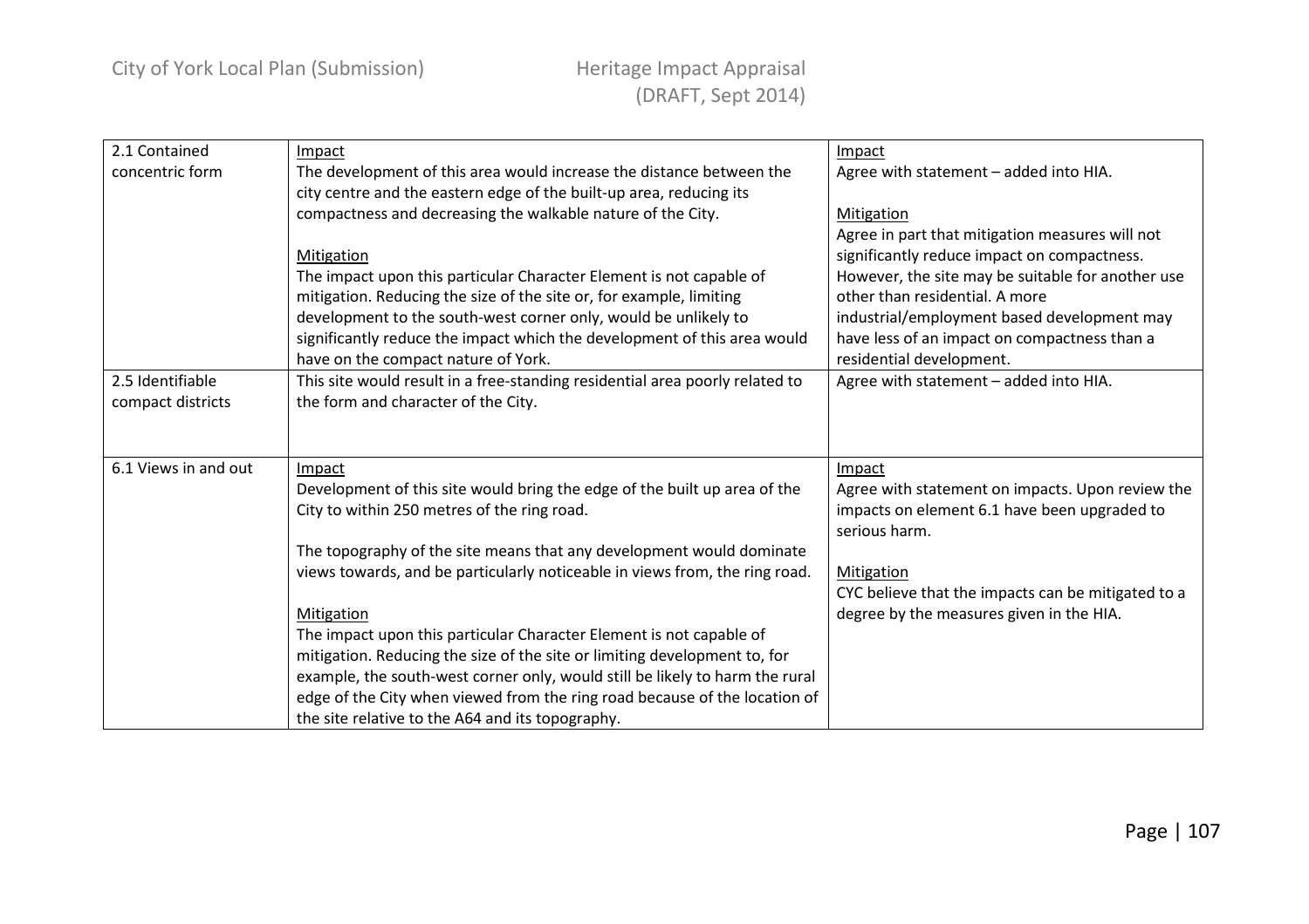| | | |
|---|---|---|
| 2.1 Contained concentric form | Impact<br>The development of this area would increase the distance between the city centre and the eastern edge of the built-up area, reducing its compactness and decreasing the walkable nature of the City.<br><br>Mitigation<br>The impact upon this particular Character Element is not capable of mitigation. Reducing the size of the site or, for example, limiting development to the south-west corner only, would be unlikely to significantly reduce the impact which the development of this area would have on the compact nature of York. | Impact<br>Agree with statement – added into HIA.<br><br>Mitigation<br>Agree in part that mitigation measures will not significantly reduce impact on compactness. However, the site may be suitable for another use other than residential. A more industrial/employment based development may have less of an impact on compactness than a residential development. |
| 2.5 Identifiable compact districts | This site would result in a free-standing residential area poorly related to the form and character of the City. | Agree with statement – added into HIA. |
| 6.1 Views in and out | Impact<br>Development of this site would bring the edge of the built up area of the City to within 250 metres of the ring road.<br><br>The topography of the site means that any development would dominate views towards, and be particularly noticeable in views from, the ring road.<br><br>Mitigation<br>The impact upon this particular Character Element is not capable of mitigation. Reducing the size of the site or limiting development to, for example, the south-west corner only, would still be likely to harm the rural edge of the City when viewed from the ring road because of the location of the site relative to the A64 and its topography. | Impact<br>Agree with statement on impacts. Upon review the impacts on element 6.1 have been upgraded to serious harm.<br><br>Mitigation<br>CYC believe that the impacts can be mitigated to a degree by the measures given in the HIA. |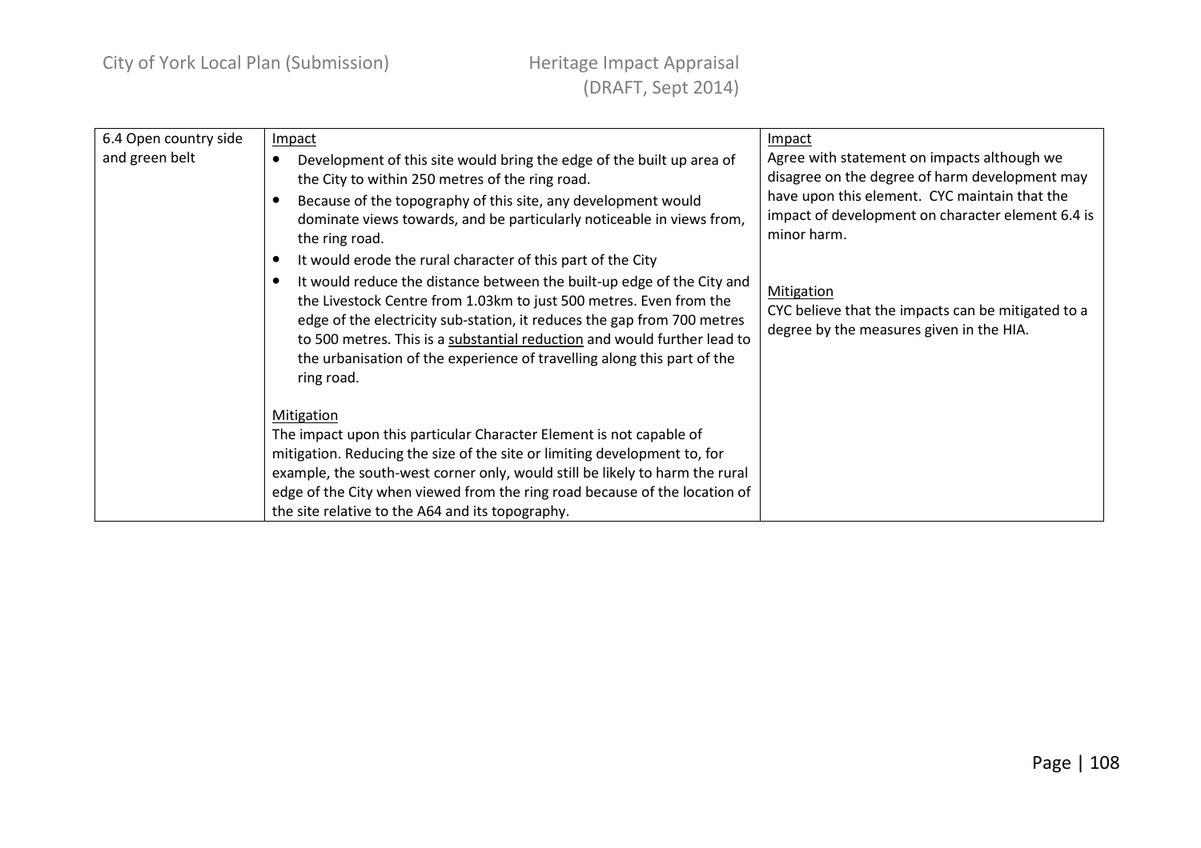| | | |
|---|---|---|
| 6.4 Open country side and green belt | Impact<br>• Development of this site would bring the edge of the built up area of the City to within 250 metres of the ring road.<br>• Because of the topography of this site, any development would dominate views towards, and be particularly noticeable in views from, the ring road.<br>• It would erode the rural character of this part of the City<br>• It would reduce the distance between the built-up edge of the City and the Livestock Centre from 1.03km to just 500 metres. Even from the edge of the electricity sub-station, it reduces the gap from 700 metres to 500 metres. This is a substantial reduction and would further lead to the urbanisation of the experience of travelling along this part of the ring road.<br><br>Mitigation<br>The impact upon this particular Character Element is not capable of mitigation. Reducing the size of the site or limiting development to, for example, the south-west corner only, would still be likely to harm the rural edge of the City when viewed from the ring road because of the location of the site relative to the A64 and its topography. | Impact<br>Agree with statement on impacts although we disagree on the degree of harm development may have upon this element. CYC maintain that the impact of development on character element 6.4 is minor harm.<br><br>Mitigation<br>CYC believe that the impacts can be mitigated to a degree by the measures given in the HIA. |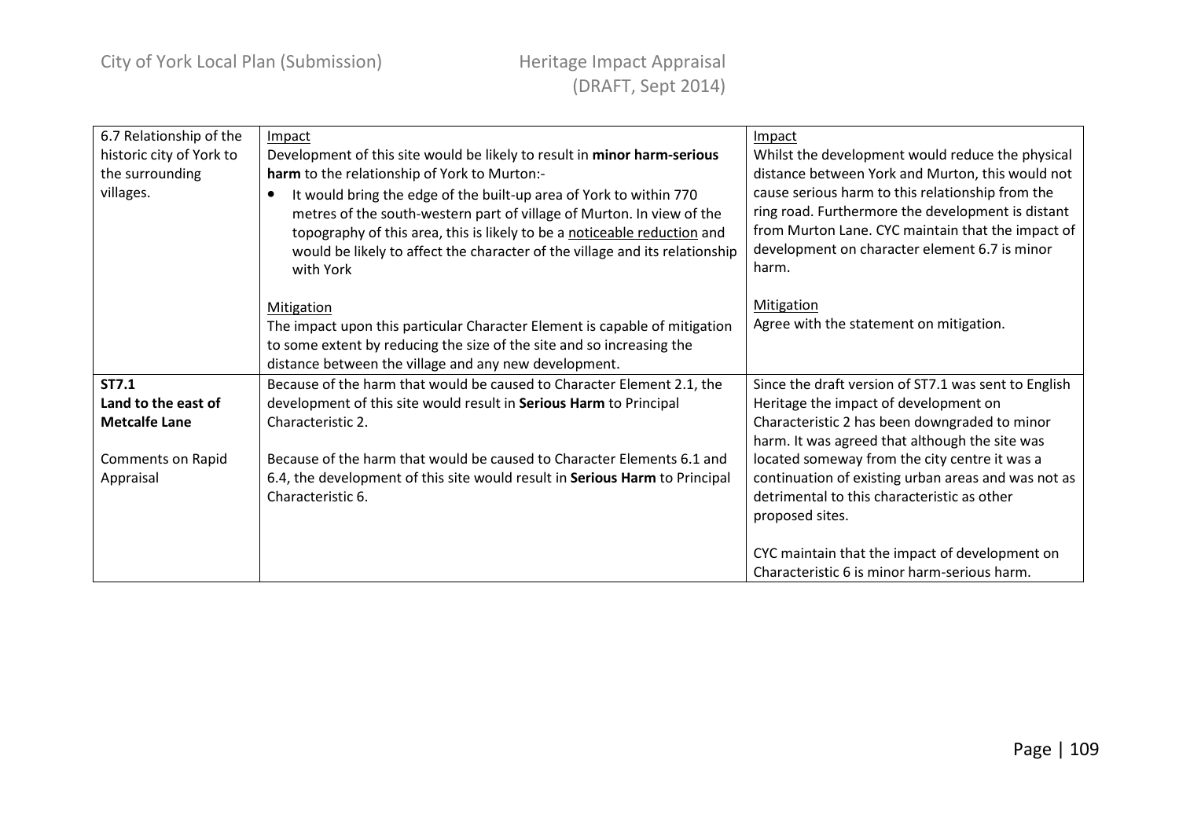| | | |
|---|---|---|
| 6.7 Relationship of the historic city of York to the surrounding villages. | Impact<br>Development of this site would be likely to result in **minor harm-serious harm** to the relationship of York to Murton:-<br>• It would bring the edge of the built-up area of York to within 770 metres of the south-western part of village of Murton. In view of the topography of this area, this is likely to be a noticeable reduction and would be likely to affect the character of the village and its relationship with York<br><br>Mitigation<br>The impact upon this particular Character Element is capable of mitigation to some extent by reducing the size of the site and so increasing the distance between the village and any new development. | Impact<br>Whilst the development would reduce the physical distance between York and Murton, this would not cause serious harm to this relationship from the ring road. Furthermore the development is distant from Murton Lane. CYC maintain that the impact of development on character element 6.7 is minor harm.<br><br>Mitigation<br>Agree with the statement on mitigation. |
| **ST7.1**<br>**Land to the east of Metcalfe Lane**<br><br>Comments on Rapid Appraisal | Because of the harm that would be caused to Character Element 2.1, the development of this site would result in **Serious Harm** to Principal Characteristic 2.<br><br>Because of the harm that would be caused to Character Elements 6.1 and 6.4, the development of this site would result in **Serious Harm** to Principal Characteristic 6. | Since the draft version of ST7.1 was sent to English Heritage the impact of development on Characteristic 2 has been downgraded to minor harm. It was agreed that although the site was located someway from the city centre it was a continuation of existing urban areas and was not as detrimental to this characteristic as other proposed sites.<br><br>CYC maintain that the impact of development on Characteristic 6 is minor harm-serious harm. |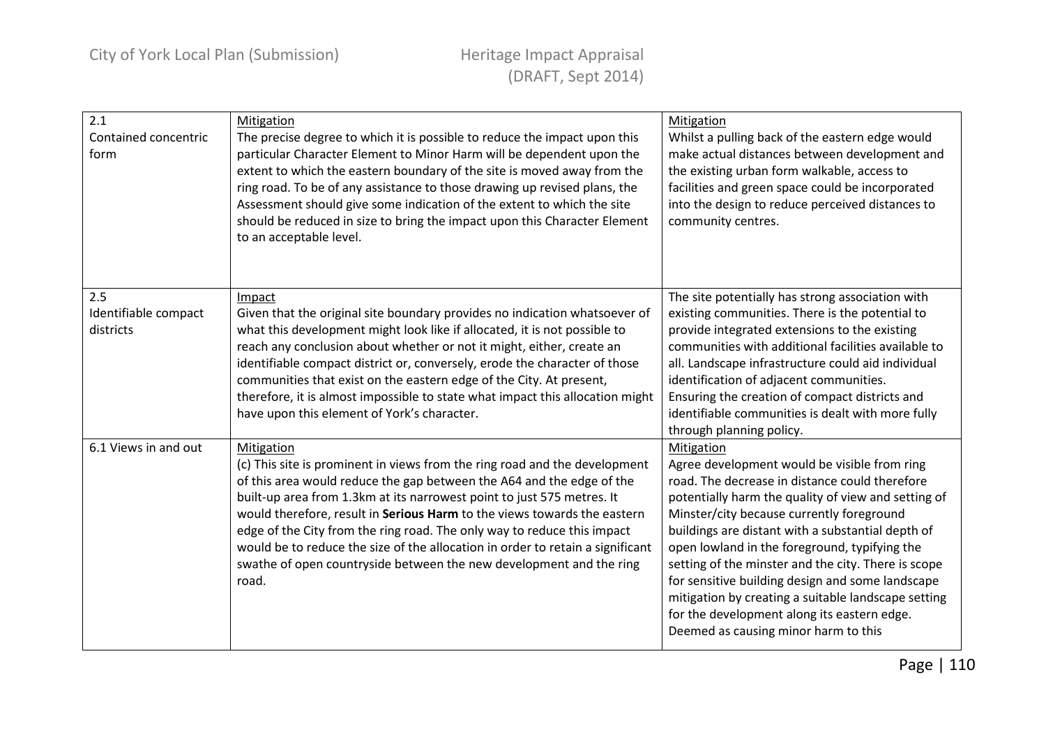| | | |
|---|---|---|
| 2.1<br>Contained concentric form | Mitigation<br>The precise degree to which it is possible to reduce the impact upon this particular Character Element to Minor Harm will be dependent upon the extent to which the eastern boundary of the site is moved away from the ring road. To be of any assistance to those drawing up revised plans, the Assessment should give some indication of the extent to which the site should be reduced in size to bring the impact upon this Character Element to an acceptable level. | Mitigation<br>Whilst a pulling back of the eastern edge would make actual distances between development and the existing urban form walkable, access to facilities and green space could be incorporated into the design to reduce perceived distances to community centres. |
| 2.5<br>Identifiable compact districts | Impact<br>Given that the original site boundary provides no indication whatsoever of what this development might look like if allocated, it is not possible to reach any conclusion about whether or not it might, either, create an identifiable compact district or, conversely, erode the character of those communities that exist on the eastern edge of the City. At present, therefore, it is almost impossible to state what impact this allocation might have upon this element of York's character. | The site potentially has strong association with existing communities. There is the potential to provide integrated extensions to the existing communities with additional facilities available to all. Landscape infrastructure could aid individual identification of adjacent communities.<br>Ensuring the creation of compact districts and identifiable communities is dealt with more fully through planning policy. |
| 6.1 Views in and out | Mitigation<br>(c) This site is prominent in views from the ring road and the development of this area would reduce the gap between the A64 and the edge of the built-up area from 1.3km at its narrowest point to just 575 metres. It would therefore, result in **Serious Harm** to the views towards the eastern edge of the City from the ring road. The only way to reduce this impact would be to reduce the size of the allocation in order to retain a significant swathe of open countryside between the new development and the ring road. | Mitigation<br>Agree development would be visible from ring road. The decrease in distance could therefore potentially harm the quality of view and setting of Minster/city because currently foreground buildings are distant with a substantial depth of open lowland in the foreground, typifying the setting of the minster and the city. There is scope for sensitive building design and some landscape mitigation by creating a suitable landscape setting for the development along its eastern edge.<br>Deemed as causing minor harm to this |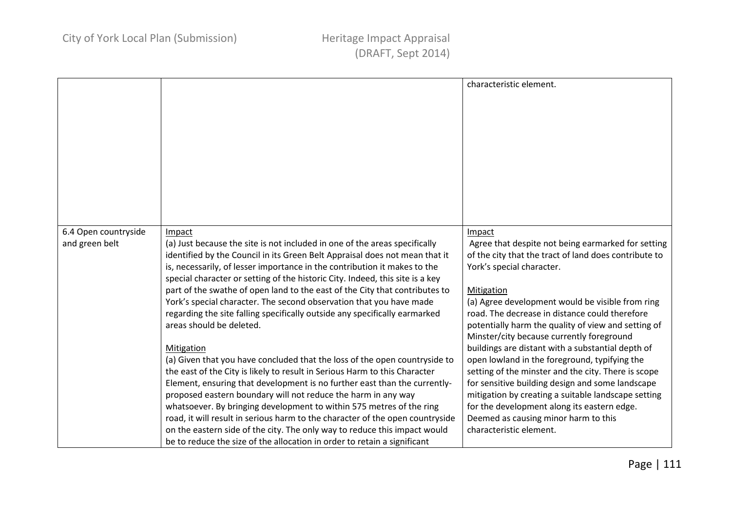| | | |
|---|---|---|
| | | characteristic element. |
| 6.4 Open countryside and green belt | Impact<br>(a) Just because the site is not included in one of the areas specifically identified by the Council in its Green Belt Appraisal does not mean that it is, necessarily, of lesser importance in the contribution it makes to the special character or setting of the historic City. Indeed, this site is a key part of the swathe of open land to the east of the City that contributes to York's special character. The second observation that you have made regarding the site falling specifically outside any specifically earmarked areas should be deleted.<br><br>Mitigation<br>(a) Given that you have concluded that the loss of the open countryside to the east of the City is likely to result in Serious Harm to this Character Element, ensuring that development is no further east than the currently-proposed eastern boundary will not reduce the harm in any way whatsoever. By bringing development to within 575 metres of the ring road, it will result in serious harm to the character of the open countryside on the eastern side of the city. The only way to reduce this impact would be to reduce the size of the allocation in order to retain a significant | Impact<br>Agree that despite not being earmarked for setting of the city that the tract of land does contribute to York's special character.<br><br>Mitigation<br>(a) Agree development would be visible from ring road. The decrease in distance could therefore potentially harm the quality of view and setting of Minster/city because currently foreground buildings are distant with a substantial depth of open lowland in the foreground, typifying the setting of the minster and the city. There is scope for sensitive building design and some landscape mitigation by creating a suitable landscape setting for the development along its eastern edge. Deemed as causing minor harm to this characteristic element. |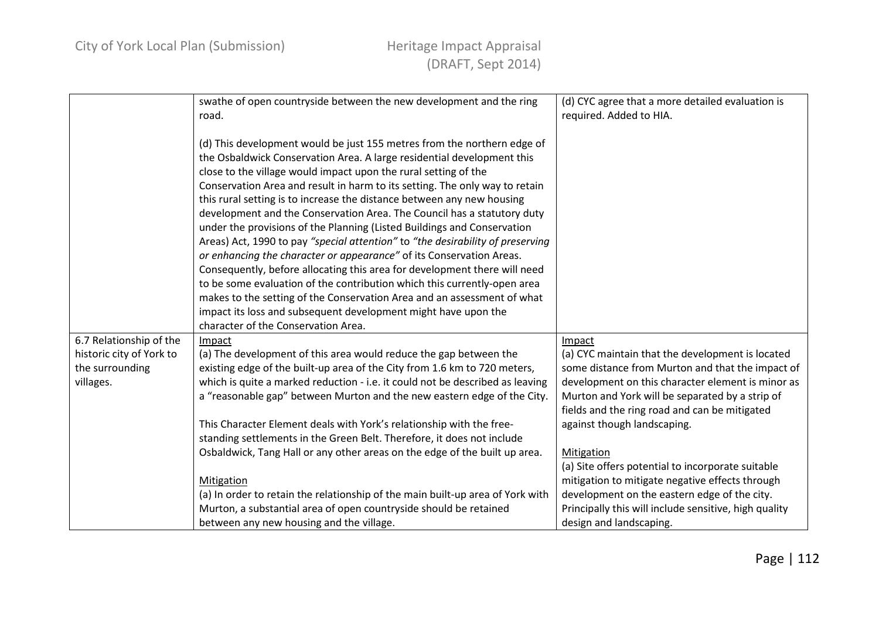| | | |
|---|---|---|
| | swathe of open countryside between the new development and the ring road.<br><br>(d) This development would be just 155 metres from the northern edge of the Osbaldwick Conservation Area. A large residential development this close to the village would impact upon the rural setting of the Conservation Area and result in harm to its setting. The only way to retain this rural setting is to increase the distance between any new housing development and the Conservation Area. The Council has a statutory duty under the provisions of the Planning (Listed Buildings and Conservation Areas) Act, 1990 to pay *"special attention"* to *"the desirability of preserving or enhancing the character or appearance"* of its Conservation Areas. Consequently, before allocating this area for development there will need to be some evaluation of the contribution which this currently-open area makes to the setting of the Conservation Area and an assessment of what impact its loss and subsequent development might have upon the character of the Conservation Area. | (d) CYC agree that a more detailed evaluation is required. Added to HIA. |
| 6.7 Relationship of the historic city of York to the surrounding villages. | Impact<br>(a) The development of this area would reduce the gap between the existing edge of the built-up area of the City from 1.6 km to 720 meters, which is quite a marked reduction - i.e. it could not be described as leaving a "reasonable gap" between Murton and the new eastern edge of the City.<br><br>This Character Element deals with York's relationship with the free-standing settlements in the Green Belt. Therefore, it does not include Osbaldwick, Tang Hall or any other areas on the edge of the built up area.<br><br>Mitigation<br>(a) In order to retain the relationship of the main built-up area of York with Murton, a substantial area of open countryside should be retained between any new housing and the village. | Impact<br>(a) CYC maintain that the development is located some distance from Murton and that the impact of development on this character element is minor as Murton and York will be separated by a strip of fields and the ring road and can be mitigated against though landscaping.<br><br>Mitigation<br>(a) Site offers potential to incorporate suitable mitigation to mitigate negative effects through development on the eastern edge of the city. Principally this will include sensitive, high quality design and landscaping. |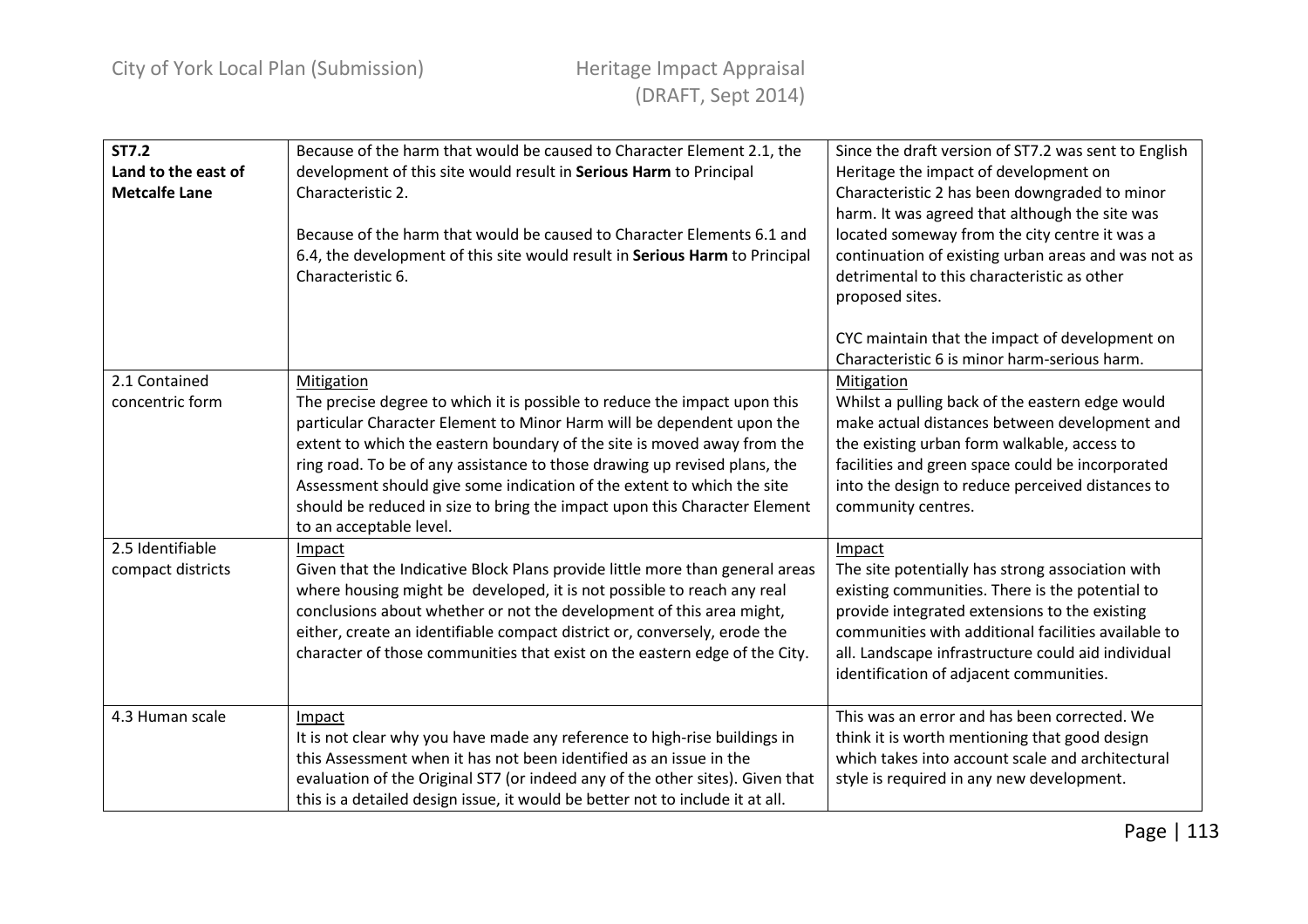| **ST7.2 Land to the east of Metcalfe Lane** | Because of the harm that would be caused to Character Element 2.1, the development of this site would result in **Serious Harm** to Principal Characteristic 2.<br><br>Because of the harm that would be caused to Character Elements 6.1 and 6.4, the development of this site would result in **Serious Harm** to Principal Characteristic 6. | Since the draft version of ST7.2 was sent to English Heritage the impact of development on Characteristic 2 has been downgraded to minor harm. It was agreed that although the site was located someway from the city centre it was a continuation of existing urban areas and was not as detrimental to this characteristic as other proposed sites.<br><br>CYC maintain that the impact of development on Characteristic 6 is minor harm-serious harm. |
|---|---|---|
| 2.1 Contained concentric form | Mitigation<br>The precise degree to which it is possible to reduce the impact upon this particular Character Element to Minor Harm will be dependent upon the extent to which the eastern boundary of the site is moved away from the ring road. To be of any assistance to those drawing up revised plans, the Assessment should give some indication of the extent to which the site should be reduced in size to bring the impact upon this Character Element to an acceptable level. | Mitigation<br>Whilst a pulling back of the eastern edge would make actual distances between development and the existing urban form walkable, access to facilities and green space could be incorporated into the design to reduce perceived distances to community centres. |
| 2.5 Identifiable compact districts | Impact<br>Given that the Indicative Block Plans provide little more than general areas where housing might be developed, it is not possible to reach any real conclusions about whether or not the development of this area might, either, create an identifiable compact district or, conversely, erode the character of those communities that exist on the eastern edge of the City. | Impact<br>The site potentially has strong association with existing communities. There is the potential to provide integrated extensions to the existing communities with additional facilities available to all. Landscape infrastructure could aid individual identification of adjacent communities. |
| 4.3 Human scale | Impact<br>It is not clear why you have made any reference to high-rise buildings in this Assessment when it has not been identified as an issue in the evaluation of the Original ST7 (or indeed any of the other sites). Given that this is a detailed design issue, it would be better not to include it at all. | This was an error and has been corrected. We think it is worth mentioning that good design which takes into account scale and architectural style is required in any new development. |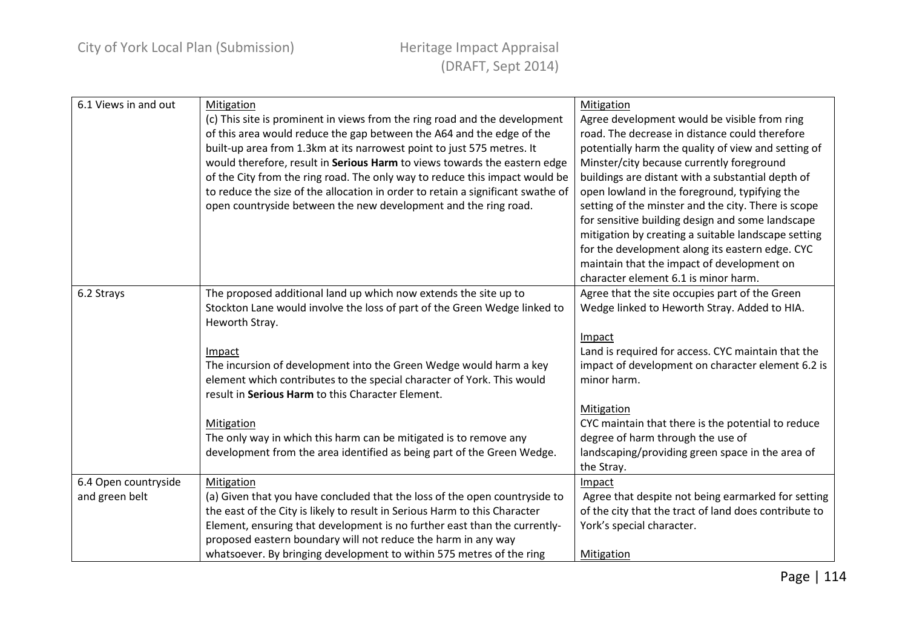| | | |
|---|---|---|
| 6.1 Views in and out | Mitigation<br>(c) This site is prominent in views from the ring road and the development of this area would reduce the gap between the A64 and the edge of the built-up area from 1.3km at its narrowest point to just 575 metres. It would therefore, result in **Serious Harm** to views towards the eastern edge of the City from the ring road. The only way to reduce this impact would be to reduce the size of the allocation in order to retain a significant swathe of open countryside between the new development and the ring road. | Mitigation<br>Agree development would be visible from ring road. The decrease in distance could therefore potentially harm the quality of view and setting of Minster/city because currently foreground buildings are distant with a substantial depth of open lowland in the foreground, typifying the setting of the minster and the city. There is scope for sensitive building design and some landscape mitigation by creating a suitable landscape setting for the development along its eastern edge. CYC maintain that the impact of development on character element 6.1 is minor harm. |
| 6.2 Strays | The proposed additional land up which now extends the site up to Stockton Lane would involve the loss of part of the Green Wedge linked to Heworth Stray.<br><br>Impact<br>The incursion of development into the Green Wedge would harm a key element which contributes to the special character of York. This would result in **Serious Harm** to this Character Element.<br><br>Mitigation<br>The only way in which this harm can be mitigated is to remove any development from the area identified as being part of the Green Wedge. | Agree that the site occupies part of the Green Wedge linked to Heworth Stray. Added to HIA.<br><br>Impact<br>Land is required for access. CYC maintain that the impact of development on character element 6.2 is minor harm.<br><br>Mitigation<br>CYC maintain that there is the potential to reduce degree of harm through the use of landscaping/providing green space in the area of the Stray. |
| 6.4 Open countryside and green belt | Mitigation<br>(a) Given that you have concluded that the loss of the open countryside to the east of the City is likely to result in Serious Harm to this Character Element, ensuring that development is no further east than the currently-proposed eastern boundary will not reduce the harm in any way whatsoever. By bringing development to within 575 metres of the ring | Impact<br>Agree that despite not being earmarked for setting of the city that the tract of land does contribute to York's special character.<br><br>Mitigation |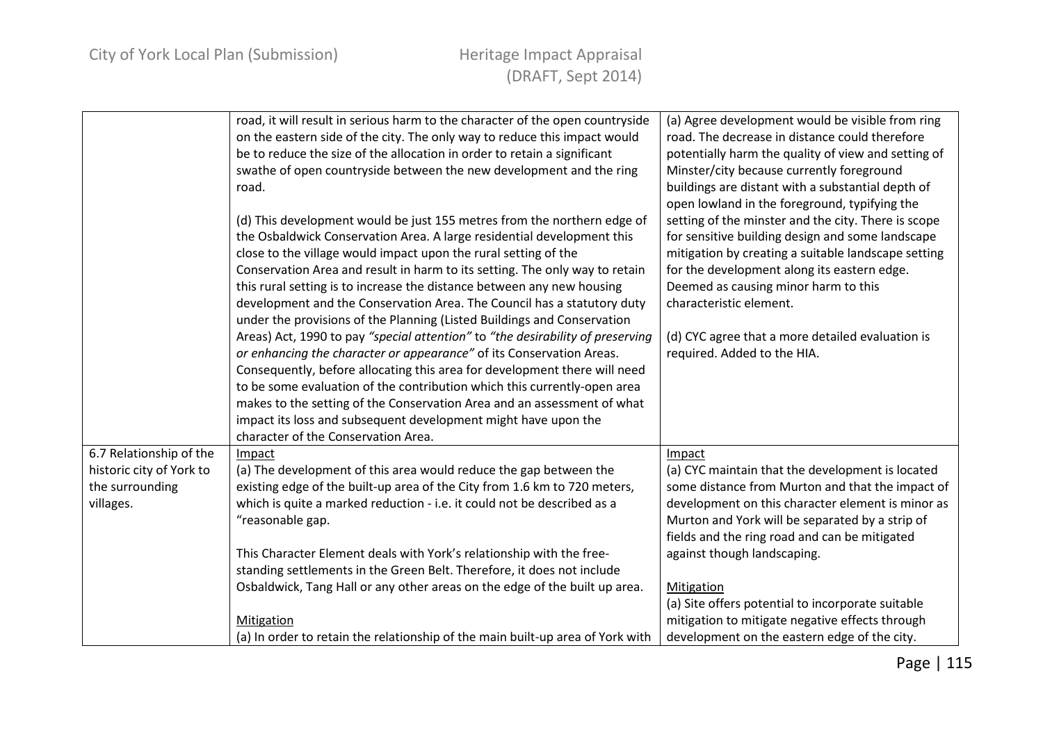| | | |
|---|---|---|
| | road, it will result in serious harm to the character of the open countryside on the eastern side of the city. The only way to reduce this impact would be to reduce the size of the allocation in order to retain a significant swathe of open countryside between the new development and the ring road.<br><br>(d) This development would be just 155 metres from the northern edge of the Osbaldwick Conservation Area. A large residential development this close to the village would impact upon the rural setting of the Conservation Area and result in harm to its setting. The only way to retain this rural setting is to increase the distance between any new housing development and the Conservation Area. The Council has a statutory duty under the provisions of the Planning (Listed Buildings and Conservation Areas) Act, 1990 to pay *"special attention"* to *"the desirability of preserving or enhancing the character or appearance"* of its Conservation Areas. Consequently, before allocating this area for development there will need to be some evaluation of the contribution which this currently-open area makes to the setting of the Conservation Area and an assessment of what impact its loss and subsequent development might have upon the character of the Conservation Area. | (a) Agree development would be visible from ring road. The decrease in distance could therefore potentially harm the quality of view and setting of Minster/city because currently foreground buildings are distant with a substantial depth of open lowland in the foreground, typifying the setting of the minster and the city. There is scope for sensitive building design and some landscape mitigation by creating a suitable landscape setting for the development along its eastern edge. Deemed as causing minor harm to this characteristic element.<br><br>(d) CYC agree that a more detailed evaluation is required. Added to the HIA. |
| 6.7 Relationship of the historic city of York to the surrounding villages. | Impact<br>(a) The development of this area would reduce the gap between the existing edge of the built-up area of the City from 1.6 km to 720 meters, which is quite a marked reduction - i.e. it could not be described as a "reasonable gap.<br><br>This Character Element deals with York's relationship with the free-standing settlements in the Green Belt. Therefore, it does not include Osbaldwick, Tang Hall or any other areas on the edge of the built up area.<br><br>Mitigation<br>(a) In order to retain the relationship of the main built-up area of York with | Impact<br>(a) CYC maintain that the development is located some distance from Murton and that the impact of development on this character element is minor as Murton and York will be separated by a strip of fields and the ring road and can be mitigated against though landscaping.<br><br>Mitigation<br>(a) Site offers potential to incorporate suitable mitigation to mitigate negative effects through development on the eastern edge of the city. |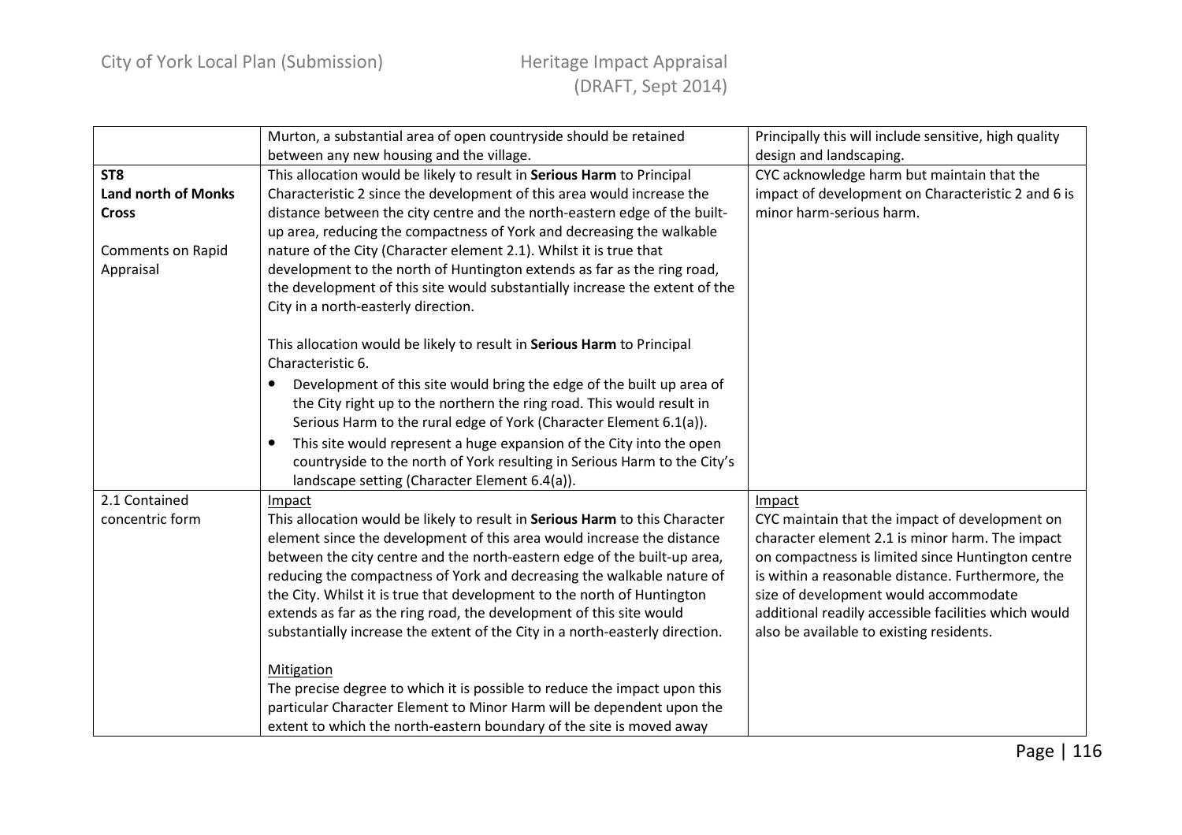| | | |
|---|---|---|
| | Murton, a substantial area of open countryside should be retained between any new housing and the village. | Principally this will include sensitive, high quality design and landscaping. |
| **ST8 Land north of Monks Cross**<br><br>Comments on Rapid Appraisal | This allocation would be likely to result in **Serious Harm** to Principal Characteristic 2 since the development of this area would increase the distance between the city centre and the north-eastern edge of the built-up area, reducing the compactness of York and decreasing the walkable nature of the City (Character element 2.1). Whilst it is true that development to the north of Huntington extends as far as the ring road, the development of this site would substantially increase the extent of the City in a north-easterly direction.<br><br>This allocation would be likely to result in **Serious Harm** to Principal Characteristic 6.<br>• Development of this site would bring the edge of the built up area of the City right up to the northern ring road. This would result in Serious Harm to the rural edge of York (Character Element 6.1(a)).<br>• This site would represent a huge expansion of the City into the open countryside to the north of York resulting in Serious Harm to the City's landscape setting (Character Element 6.4(a)). | CYC acknowledge harm but maintain that the impact of development on Characteristic 2 and 6 is minor harm-serious harm. |
| 2.1 Contained concentric form | Impact<br>This allocation would be likely to result in **Serious Harm** to this Character element since the development of this area would increase the distance between the city centre and the north-eastern edge of the built-up area, reducing the compactness of York and decreasing the walkable nature of the City. Whilst it is true that development to the north of Huntington extends as far as the ring road, the development of this site would substantially increase the extent of the City in a north-easterly direction.<br><br>Mitigation<br>The precise degree to which it is possible to reduce the impact upon this particular Character Element to Minor Harm will be dependent upon the extent to which the north-eastern boundary of the site is moved away | Impact<br>CYC maintain that the impact of development on character element 2.1 is minor harm. The impact on compactness is limited since Huntington centre is within a reasonable distance. Furthermore, the size of development would accommodate additional readily accessible facilities which would also be available to existing residents. |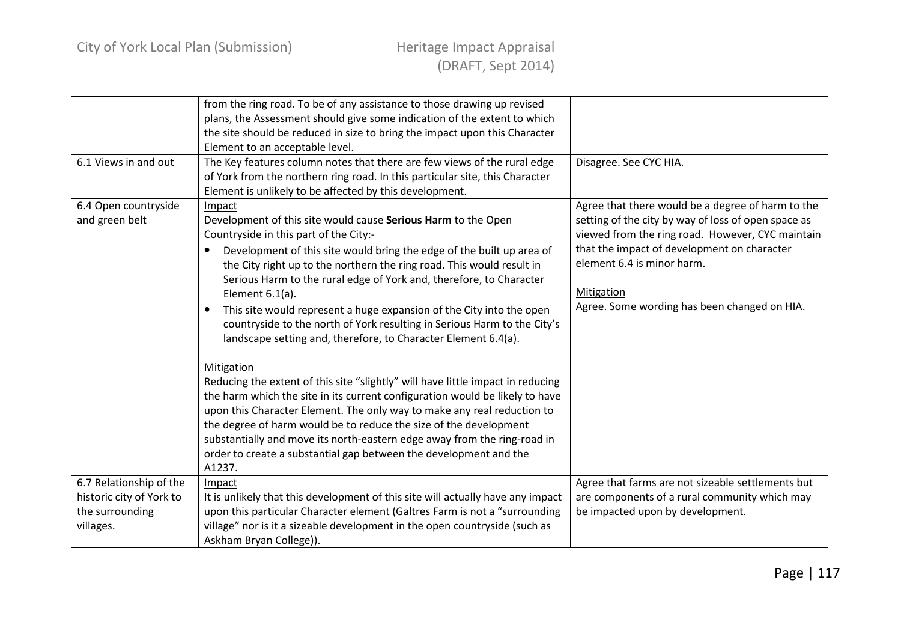| | | |
|---|---|---|
| | from the ring road. To be of any assistance to those drawing up revised plans, the Assessment should give some indication of the extent to which the site should be reduced in size to bring the impact upon this Character Element to an acceptable level. | |
| 6.1 Views in and out | The Key features column notes that there are few views of the rural edge of York from the northern ring road. In this particular site, this Character Element is unlikely to be affected by this development. | Disagree. See CYC HIA. |
| 6.4 Open countryside and green belt | <u>Impact</u><br>Development of this site would cause **Serious Harm** to the Open Countryside in this part of the City:-<br>• Development of this site would bring the edge of the built up area of the City right up to the northern ring road. This would result in Serious Harm to the rural edge of York and, therefore, to Character Element 6.1(a).<br>• This site would represent a huge expansion of the City into the open countryside to the north of York resulting in Serious Harm to the City's landscape setting and, therefore, to Character Element 6.4(a).<br><br><u>Mitigation</u><br>Reducing the extent of this site "slightly" will have little impact in reducing the harm which the site in its current configuration would be likely to have upon this Character Element. The only way to make any real reduction to the degree of harm would be to reduce the size of the development substantially and move its north-eastern edge away from the ring-road in order to create a substantial gap between the development and the A1237. | Agree that there would be a degree of harm to the setting of the city by way of loss of open space as viewed from the ring road. However, CYC maintain that the impact of development on character element 6.4 is minor harm.<br><br><u>Mitigation</u><br>Agree. Some wording has been changed on HIA. |
| 6.7 Relationship of the historic city of York to the surrounding villages. | <u>Impact</u><br>It is unlikely that this development of this site will actually have any impact upon this particular Character element (Galtres Farm is not a "surrounding village" nor is it a sizeable development in the open countryside (such as Askham Bryan College)). | Agree that farms are not sizeable settlements but are components of a rural community which may be impacted upon by development. |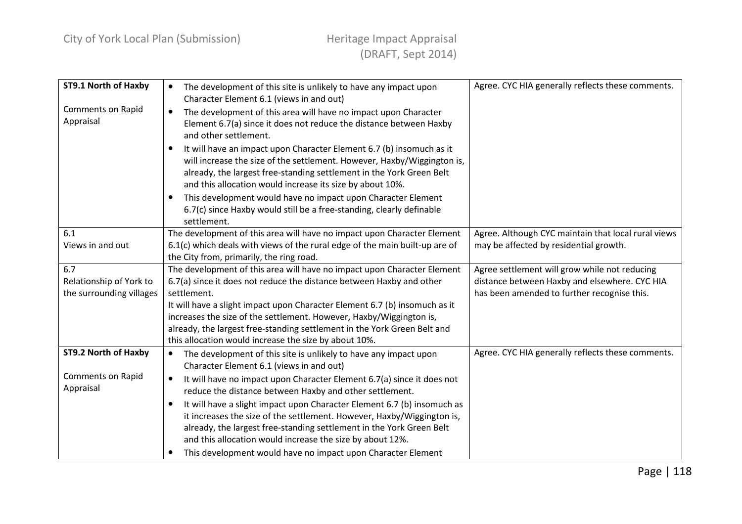| | | |
|---|---|---|
| **ST9.1 North of Haxby**<br><br>Comments on Rapid Appraisal | • The development of this site is unlikely to have any impact upon Character Element 6.1 (views in and out)<br>• The development of this area will have no impact upon Character Element 6.7(a) since it does not reduce the distance between Haxby and other settlement.<br>• It will have an impact upon Character Element 6.7 (b) insomuch as it will increase the size of the settlement. However, Haxby/Wiggington is, already, the largest free-standing settlement in the York Green Belt and this allocation would increase its size by about 10%.<br>• This development would have no impact upon Character Element 6.7(c) since Haxby would still be a free-standing, clearly definable settlement. | Agree. CYC HIA generally reflects these comments. |
| 6.1<br>Views in and out | The development of this area will have no impact upon Character Element 6.1(c) which deals with views of the rural edge of the main built-up are of the City from, primarily, the ring road. | Agree. Although CYC maintain that local rural views may be affected by residential growth. |
| 6.7<br>Relationship of York to the surrounding villages | The development of this area will have no impact upon Character Element 6.7(a) since it does not reduce the distance between Haxby and other settlement.<br>It will have a slight impact upon Character Element 6.7 (b) insomuch as it increases the size of the settlement. However, Haxby/Wiggington is, already, the largest free-standing settlement in the York Green Belt and this allocation would increase the size by about 10%. | Agree settlement will grow while not reducing distance between Haxby and elsewhere. CYC HIA has been amended to further recognise this. |
| **ST9.2 North of Haxby**<br><br>Comments on Rapid Appraisal | • The development of this site is unlikely to have any impact upon Character Element 6.1 (views in and out)<br>• It will have no impact upon Character Element 6.7(a) since it does not reduce the distance between Haxby and other settlement.<br>• It will have a slight impact upon Character Element 6.7 (b) insomuch as it increases the size of the settlement. However, Haxby/Wiggington is, already, the largest free-standing settlement in the York Green Belt and this allocation would increase the size by about 12%.<br>• This development would have no impact upon Character Element | Agree. CYC HIA generally reflects these comments. |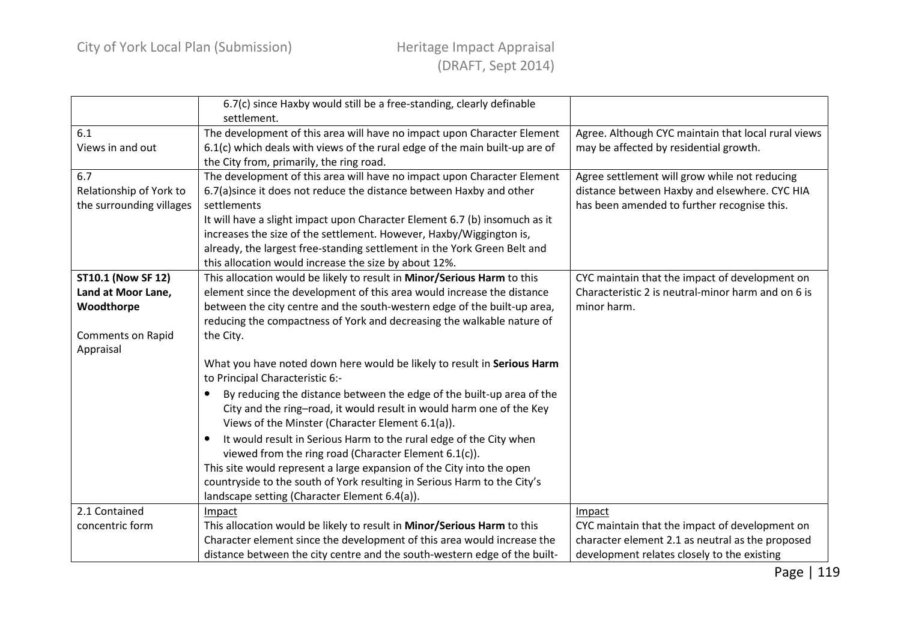| | | |
|---|---|---|
| | 6.7(c) since Haxby would still be a free-standing, clearly definable settlement. | |
| 6.1<br>Views in and out | The development of this area will have no impact upon Character Element 6.1(c) which deals with views of the rural edge of the main built-up are of the City from, primarily, the ring road. | Agree. Although CYC maintain that local rural views may be affected by residential growth. |
| 6.7<br>Relationship of York to the surrounding villages | The development of this area will have no impact upon Character Element 6.7(a)since it does not reduce the distance between Haxby and other settlements<br>It will have a slight impact upon Character Element 6.7 (b) insomuch as it increases the size of the settlement. However, Haxby/Wiggington is, already, the largest free-standing settlement in the York Green Belt and this allocation would increase the size by about 12%. | Agree settlement will grow while not reducing distance between Haxby and elsewhere. CYC HIA has been amended to further recognise this. |
| **ST10.1 (Now SF 12) Land at Moor Lane, Woodthorpe**<br><br>Comments on Rapid Appraisal | This allocation would be likely to result in **Minor/Serious Harm** to this element since the development of this area would increase the distance between the city centre and the south-western edge of the built-up area, reducing the compactness of York and decreasing the walkable nature of the City.<br><br>What you have noted down here would be likely to result in **Serious Harm** to Principal Characteristic 6:-<br>• By reducing the distance between the edge of the built-up area of the City and the ring–road, it would result in would harm one of the Key Views of the Minster (Character Element 6.1(a)).<br>• It would result in Serious Harm to the rural edge of the City when viewed from the ring road (Character Element 6.1(c)).<br>This site would represent a large expansion of the City into the open countryside to the south of York resulting in Serious Harm to the City's landscape setting (Character Element 6.4(a)). | CYC maintain that the impact of development on Characteristic 2 is neutral-minor harm and on 6 is minor harm. |
| 2.1 Contained concentric form | Impact<br>This allocation would be likely to result in **Minor/Serious Harm** to this Character element since the development of this area would increase the distance between the city centre and the south-western edge of the built- | Impact<br>CYC maintain that the impact of development on character element 2.1 as neutral as the proposed development relates closely to the existing |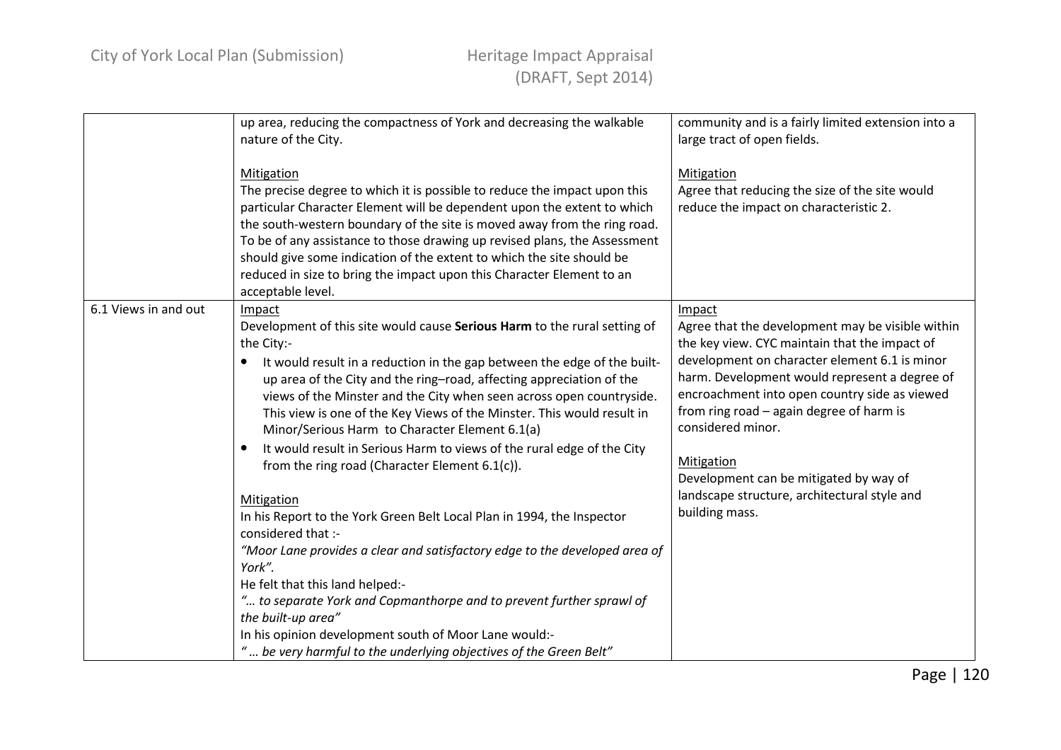| | | |
|---|---|---|
| | up area, reducing the compactness of York and decreasing the walkable nature of the City.<br><br><u>Mitigation</u><br>The precise degree to which it is possible to reduce the impact upon this particular Character Element will be dependent upon the extent to which the south-western boundary of the site is moved away from the ring road. To be of any assistance to those drawing up revised plans, the Assessment should give some indication of the extent to which the site should be reduced in size to bring the impact upon this Character Element to an acceptable level. | community and is a fairly limited extension into a large tract of open fields.<br><br><u>Mitigation</u><br>Agree that reducing the size of the site would reduce the impact on characteristic 2. |
| 6.1 Views in and out | <u>Impact</u><br>Development of this site would cause **Serious Harm** to the rural setting of the City:-<br>• It would result in a reduction in the gap between the edge of the built-up area of the City and the ring–road, affecting appreciation of the views of the Minster and the City when seen across open countryside. This view is one of the Key Views of the Minster. This would result in Minor/Serious Harm to Character Element 6.1(a)<br>• It would result in Serious Harm to views of the rural edge of the City from the ring road (Character Element 6.1(c)).<br><br><u>Mitigation</u><br>In his Report to the York Green Belt Local Plan in 1994, the Inspector considered that :-<br>*"Moor Lane provides a clear and satisfactory edge to the developed area of York".*<br>He felt that this land helped:-<br>*"… to separate York and Copmanthorpe and to prevent further sprawl of the built-up area"*<br>In his opinion development south of Moor Lane would:-<br>*" … be very harmful to the underlying objectives of the Green Belt"* | <u>Impact</u><br>Agree that the development may be visible within the key view. CYC maintain that the impact of development on character element 6.1 is minor harm. Development would represent a degree of encroachment into open country side as viewed from ring road – again degree of harm is considered minor.<br><br><u>Mitigation</u><br>Development can be mitigated by way of landscape structure, architectural style and building mass. |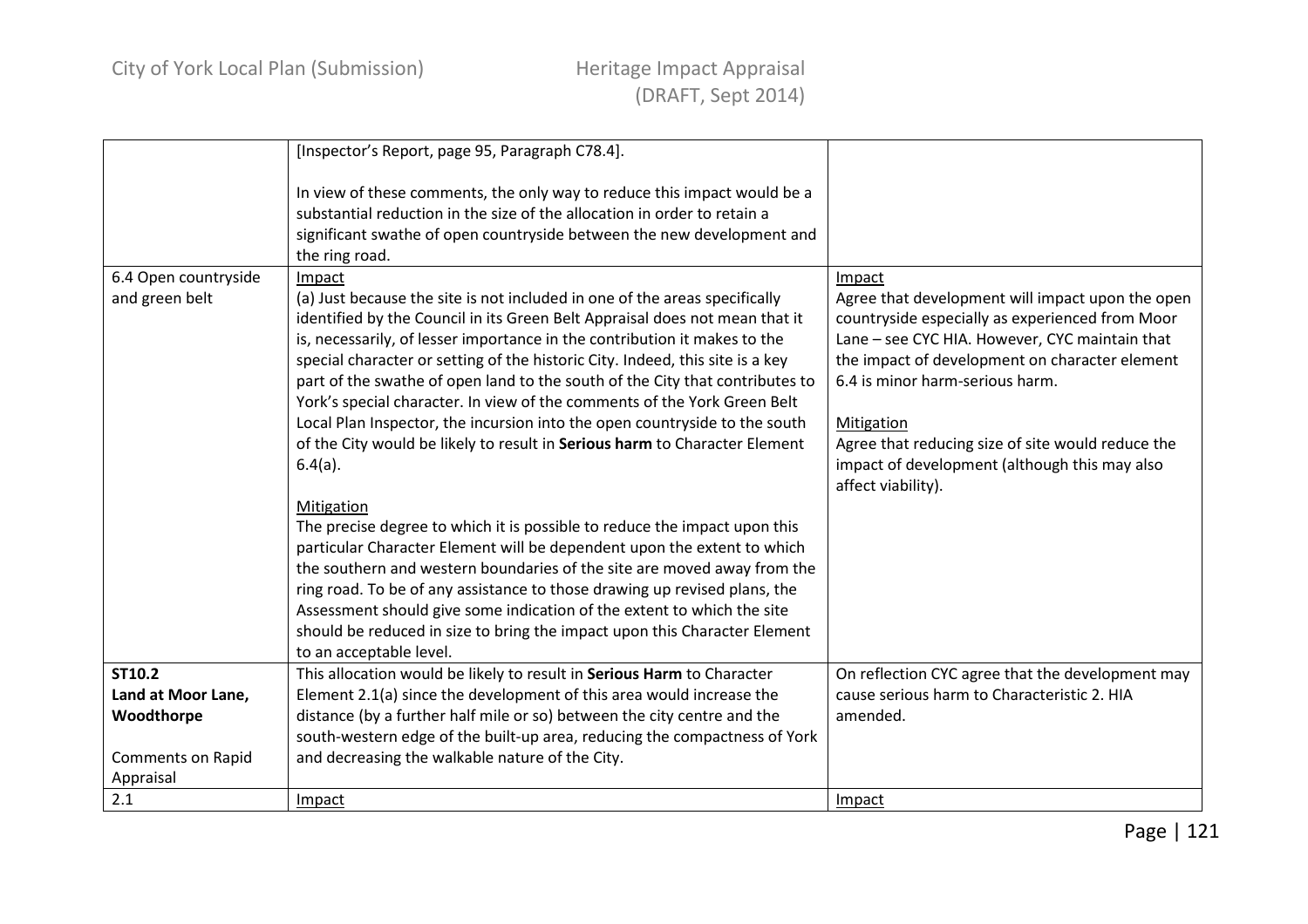| | | |
|---|---|---|
| | [Inspector's Report, page 95, Paragraph C78.4].<br><br>In view of these comments, the only way to reduce this impact would be a substantial reduction in the size of the allocation in order to retain a significant swathe of open countryside between the new development and the ring road. | |
| 6.4 Open countryside and green belt | Impact<br>(a) Just because the site is not included in one of the areas specifically identified by the Council in its Green Belt Appraisal does not mean that it is, necessarily, of lesser importance in the contribution it makes to the special character or setting of the historic City. Indeed, this site is a key part of the swathe of open land to the south of the City that contributes to York's special character. In view of the comments of the York Green Belt Local Plan Inspector, the incursion into the open countryside to the south of the City would be likely to result in **Serious harm** to Character Element 6.4(a).<br><br>Mitigation<br>The precise degree to which it is possible to reduce the impact upon this particular Character Element will be dependent upon the extent to which the southern and western boundaries of the site are moved away from the ring road. To be of any assistance to those drawing up revised plans, the Assessment should give some indication of the extent to which the site should be reduced in size to bring the impact upon this Character Element to an acceptable level. | Impact<br>Agree that development will impact upon the open countryside especially as experienced from Moor Lane – see CYC HIA. However, CYC maintain that the impact of development on character element 6.4 is minor harm-serious harm.<br><br>Mitigation<br>Agree that reducing size of site would reduce the impact of development (although this may also affect viability). |
| **ST10.2**<br>**Land at Moor Lane, Woodthorpe**<br><br>Comments on Rapid Appraisal | This allocation would be likely to result in **Serious Harm** to Character Element 2.1(a) since the development of this area would increase the distance (by a further half mile or so) between the city centre and the south-western edge of the built-up area, reducing the compactness of York and decreasing the walkable nature of the City. | On reflection CYC agree that the development may cause serious harm to Characteristic 2. HIA amended. |
| 2.1 | Impact | Impact |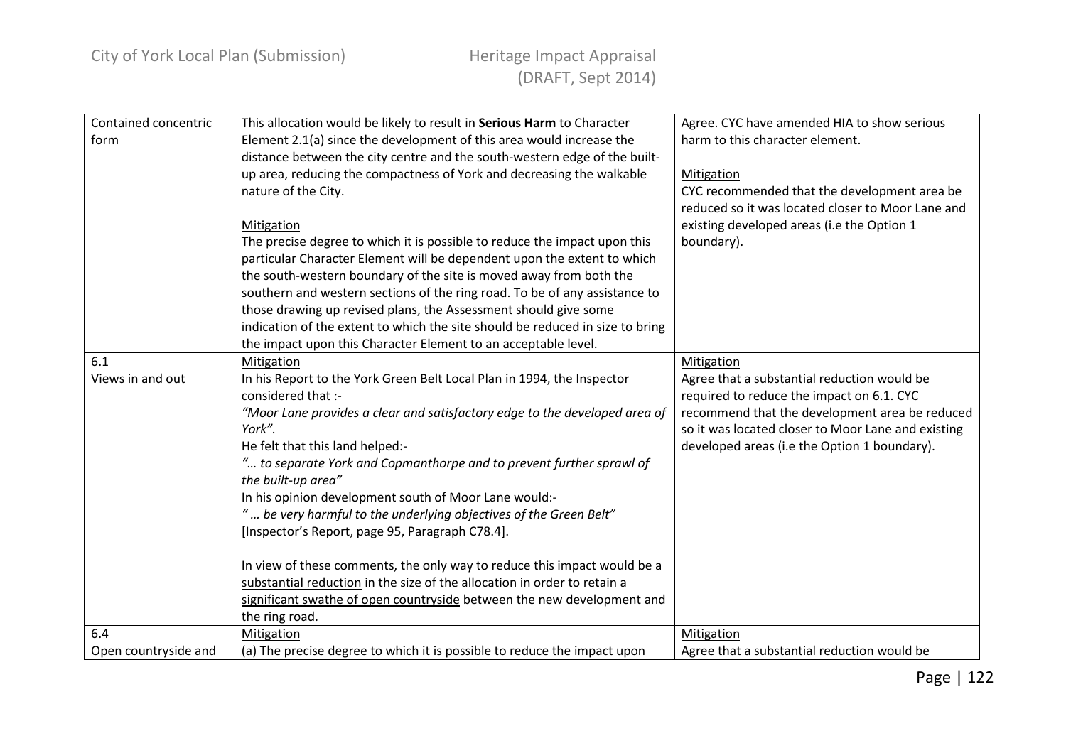| Contained concentric form | This allocation would be likely to result in **Serious Harm** to Character Element 2.1(a) since the development of this area would increase the distance between the city centre and the south-western edge of the built-up area, reducing the compactness of York and decreasing the walkable nature of the City.<br><br><u>Mitigation</u><br>The precise degree to which it is possible to reduce the impact upon this particular Character Element will be dependent upon the extent to which the south-western boundary of the site is moved away from both the southern and western sections of the ring road. To be of any assistance to those drawing up revised plans, the Assessment should give some indication of the extent to which the site should be reduced in size to bring the impact upon this Character Element to an acceptable level. | Agree. CYC have amended HIA to show serious harm to this character element.<br><br><u>Mitigation</u><br>CYC recommended that the development area be reduced so it was located closer to Moor Lane and existing developed areas (i.e the Option 1 boundary). |
|---|---|---|
| 6.1<br>Views in and out | <u>Mitigation</u><br>In his Report to the York Green Belt Local Plan in 1994, the Inspector considered that :-<br>*"Moor Lane provides a clear and satisfactory edge to the developed area of York".*<br>He felt that this land helped:-<br>*"… to separate York and Copmanthorpe and to prevent further sprawl of the built-up area"*<br>In his opinion development south of Moor Lane would:-<br>*" … be very harmful to the underlying objectives of the Green Belt"*<br>[Inspector's Report, page 95, Paragraph C78.4].<br><br>In view of these comments, the only way to reduce this impact would be a <u>substantial reduction</u> in the size of the allocation in order to retain a <u>significant swathe of open countryside</u> between the new development and the ring road. | <u>Mitigation</u><br>Agree that a substantial reduction would be required to reduce the impact on 6.1. CYC recommend that the development area be reduced so it was located closer to Moor Lane and existing developed areas (i.e the Option 1 boundary). |
| 6.4<br>Open countryside and | <u>Mitigation</u><br>(a) The precise degree to which it is possible to reduce the impact upon | <u>Mitigation</u><br>Agree that a substantial reduction would be |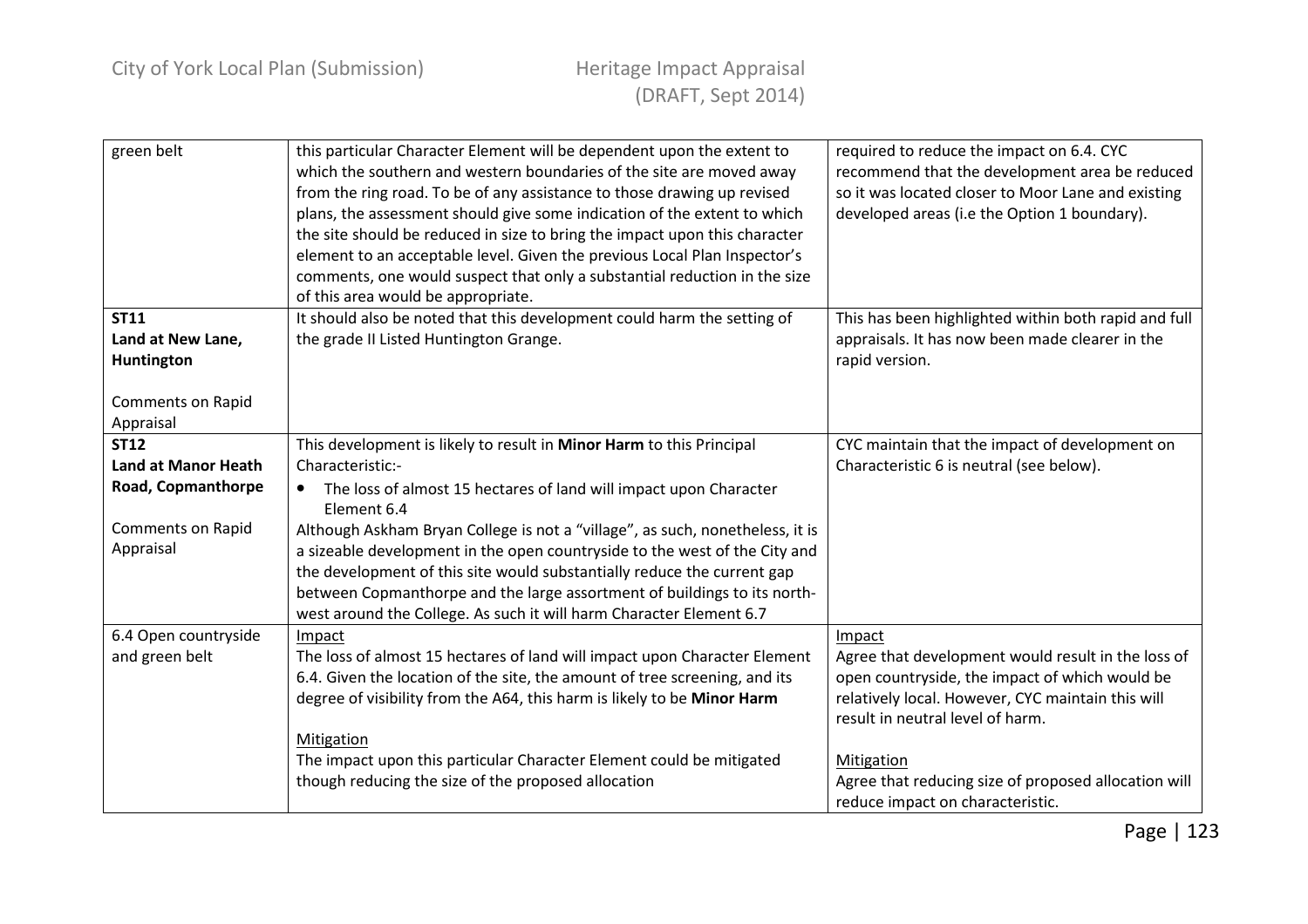| | | |
|---|---|---|
| green belt | this particular Character Element will be dependent upon the extent to which the southern and western boundaries of the site are moved away from the ring road. To be of any assistance to those drawing up revised plans, the assessment should give some indication of the extent to which the site should be reduced in size to bring the impact upon this character element to an acceptable level. Given the previous Local Plan Inspector's comments, one would suspect that only a substantial reduction in the size of this area would be appropriate. | required to reduce the impact on 6.4. CYC recommend that the development area be reduced so it was located closer to Moor Lane and existing developed areas (i.e the Option 1 boundary). |
| **ST11**<br>**Land at New Lane, Huntington**<br><br>Comments on Rapid Appraisal | It should also be noted that this development could harm the setting of the grade II Listed Huntington Grange. | This has been highlighted within both rapid and full appraisals. It has now been made clearer in the rapid version. |
| **ST12**<br>**Land at Manor Heath Road, Copmanthorpe**<br><br>Comments on Rapid Appraisal | This development is likely to result in **Minor Harm** to this Principal Characteristic:-<br>• The loss of almost 15 hectares of land will impact upon Character Element 6.4<br>Although Askham Bryan College is not a "village", as such, nonetheless, it is a sizeable development in the open countryside to the west of the City and the development of this site would substantially reduce the current gap between Copmanthorpe and the large assortment of buildings to its north-west around the College. As such it will harm Character Element 6.7 | CYC maintain that the impact of development on Characteristic 6 is neutral (see below). |
| 6.4 Open countryside and green belt | Impact<br>The loss of almost 15 hectares of land will impact upon Character Element 6.4. Given the location of the site, the amount of tree screening, and its degree of visibility from the A64, this harm is likely to be **Minor Harm**<br><br>Mitigation<br>The impact upon this particular Character Element could be mitigated though reducing the size of the proposed allocation | Impact<br>Agree that development would result in the loss of open countryside, the impact of which would be relatively local. However, CYC maintain this will result in neutral level of harm.<br><br>Mitigation<br>Agree that reducing size of proposed allocation will reduce impact on characteristic. |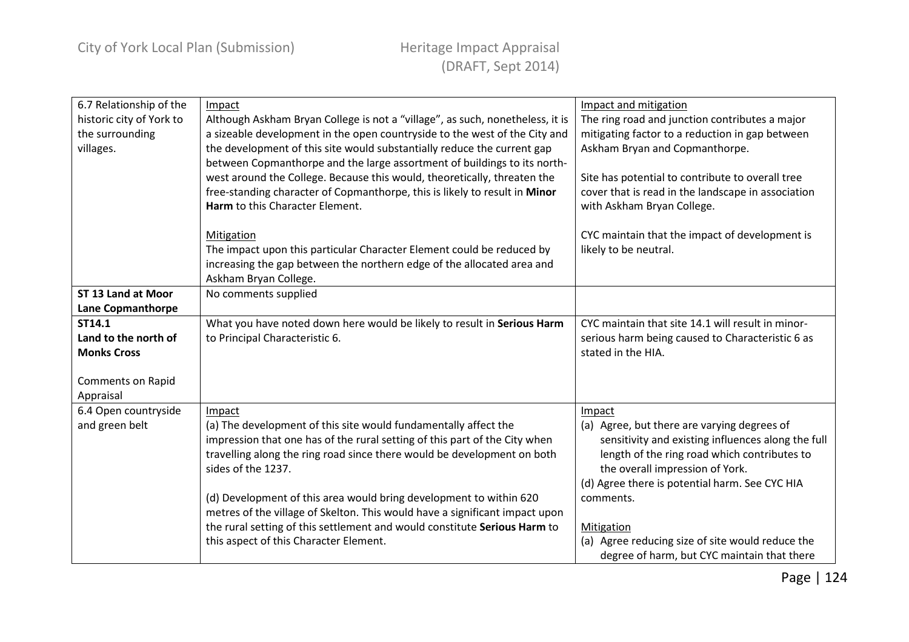| | | |
|---|---|---|
| 6.7 Relationship of the historic city of York to the surrounding villages. | Impact<br>Although Askham Bryan College is not a "village", as such, nonetheless, it is a sizeable development in the open countryside to the west of the City and the development of this site would substantially reduce the current gap between Copmanthorpe and the large assortment of buildings to its north-west around the College. Because this would, theoretically, threaten the free-standing character of Copmanthorpe, this is likely to result in **Minor Harm** to this Character Element.<br><br>Mitigation<br>The impact upon this particular Character Element could be reduced by increasing the gap between the northern edge of the allocated area and Askham Bryan College. | Impact and mitigation<br>The ring road and junction contributes a major mitigating factor to a reduction in gap between Askham Bryan and Copmanthorpe.<br><br>Site has potential to contribute to overall tree cover that is read in the landscape in association with Askham Bryan College.<br><br>CYC maintain that the impact of development is likely to be neutral. |
| **ST 13 Land at Moor Lane Copmanthorpe** | No comments supplied | |
| **ST14.1**<br>**Land to the north of Monks Cross**<br><br>Comments on Rapid Appraisal | What you have noted down here would be likely to result in **Serious Harm** to Principal Characteristic 6. | CYC maintain that site 14.1 will result in minor-serious harm being caused to Characteristic 6 as stated in the HIA. |
| 6.4 Open countryside and green belt | Impact<br>(a) The development of this site would fundamentally affect the impression that one has of the rural setting of this part of the City when travelling along the ring road since there would be development on both sides of the 1237.<br><br>(d) Development of this area would bring development to within 620 metres of the village of Skelton. This would have a significant impact upon the rural setting of this settlement and would constitute **Serious Harm** to this aspect of this Character Element. | Impact<br>(a) Agree, but there are varying degrees of sensitivity and existing influences along the full length of the ring road which contributes to the overall impression of York.<br>(d) Agree there is potential harm. See CYC HIA comments.<br><br>Mitigation<br>(a) Agree reducing size of site would reduce the degree of harm, but CYC maintain that there |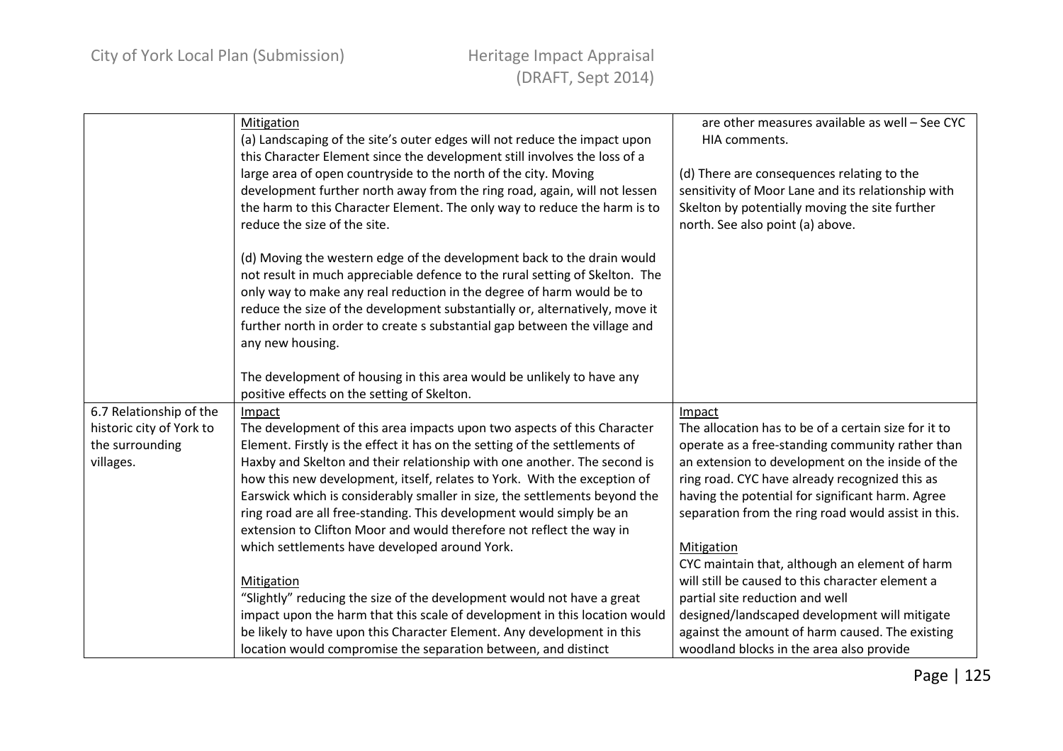| | | |
|---|---|---|
| | Mitigation<br>(a) Landscaping of the site's outer edges will not reduce the impact upon this Character Element since the development still involves the loss of a large area of open countryside to the north of the city. Moving development further north away from the ring road, again, will not lessen the harm to this Character Element. The only way to reduce the harm is to reduce the size of the site.<br><br>(d) Moving the western edge of the development back to the drain would not result in much appreciable defence to the rural setting of Skelton. The only way to make any real reduction in the degree of harm would be to reduce the size of the development substantially or, alternatively, move it further north in order to create s substantial gap between the village and any new housing.<br><br>The development of housing in this area would be unlikely to have any positive effects on the setting of Skelton. | are other measures available as well – See CYC HIA comments.<br><br>(d) There are consequences relating to the sensitivity of Moor Lane and its relationship with Skelton by potentially moving the site further north. See also point (a) above. |
| 6.7 Relationship of the historic city of York to the surrounding villages. | Impact<br>The development of this area impacts upon two aspects of this Character Element. Firstly is the effect it has on the setting of the settlements of Haxby and Skelton and their relationship with one another. The second is how this new development, itself, relates to York. With the exception of Earswick which is considerably smaller in size, the settlements beyond the ring road are all free-standing. This development would simply be an extension to Clifton Moor and would therefore not reflect the way in which settlements have developed around York.<br><br>Mitigation<br>"Slightly" reducing the size of the development would not have a great impact upon the harm that this scale of development in this location would be likely to have upon this Character Element. Any development in this location would compromise the separation between, and distinct | Impact<br>The allocation has to be of a certain size for it to operate as a free-standing community rather than an extension to development on the inside of the ring road. CYC have already recognized this as having the potential for significant harm. Agree separation from the ring road would assist in this.<br><br>Mitigation<br>CYC maintain that, although an element of harm will still be caused to this character element a partial site reduction and well designed/landscaped development will mitigate against the amount of harm caused. The existing woodland blocks in the area also provide |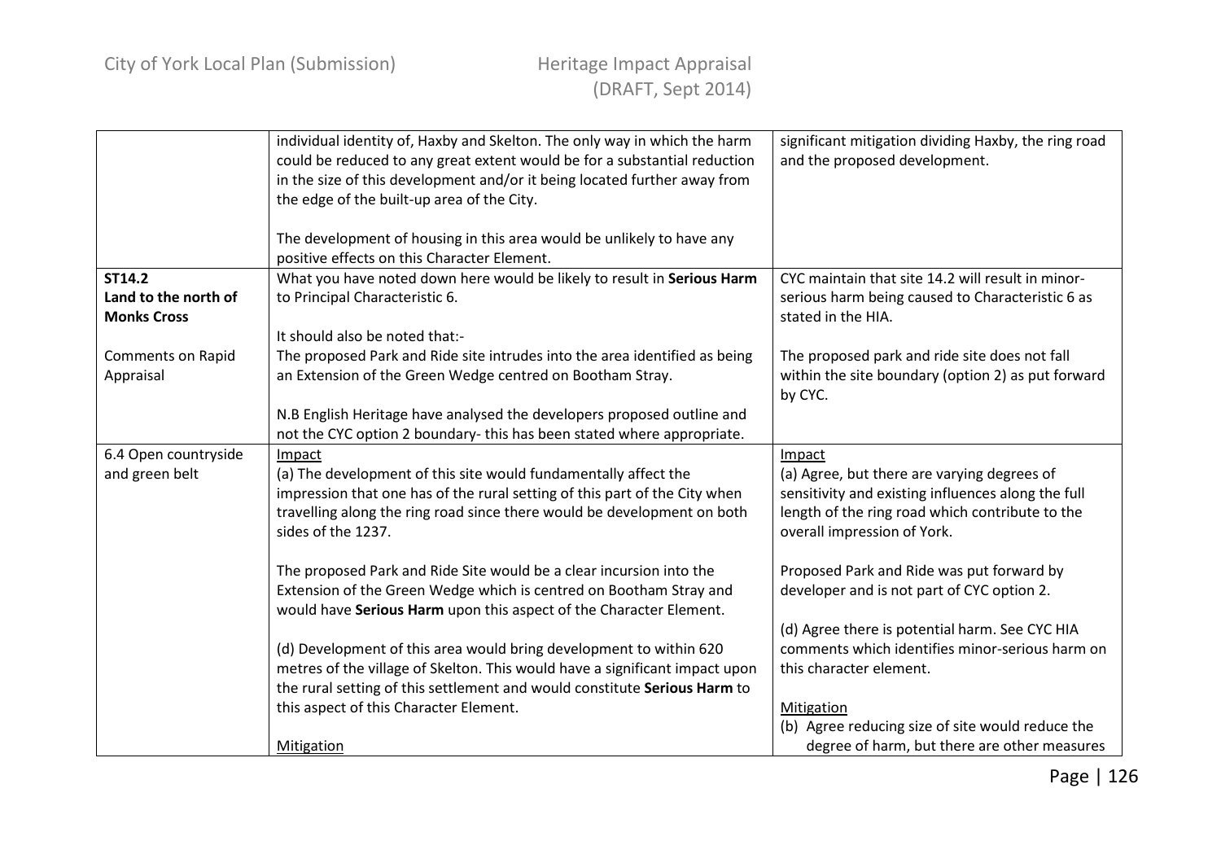| | | |
|---|---|---|
| | individual identity of, Haxby and Skelton. The only way in which the harm could be reduced to any great extent would be for a substantial reduction in the size of this development and/or it being located further away from the edge of the built-up area of the City.<br><br>The development of housing in this area would be unlikely to have any positive effects on this Character Element. | significant mitigation dividing Haxby, the ring road and the proposed development. |
| **ST14.2**<br>**Land to the north of Monks Cross**<br><br>Comments on Rapid Appraisal | What you have noted down here would be likely to result in **Serious Harm** to Principal Characteristic 6.<br><br>It should also be noted that:-<br>The proposed Park and Ride site intrudes into the area identified as being an Extension of the Green Wedge centred on Bootham Stray.<br><br>N.B English Heritage have analysed the developers proposed outline and not the CYC option 2 boundary- this has been stated where appropriate. | CYC maintain that site 14.2 will result in minor-serious harm being caused to Characteristic 6 as stated in the HIA.<br><br>The proposed park and ride site does not fall within the site boundary (option 2) as put forward by CYC. |
| 6.4 Open countryside and green belt | Impact<br>(a) The development of this site would fundamentally affect the impression that one has of the rural setting of this part of the City when travelling along the ring road since there would be development on both sides of the 1237.<br><br>The proposed Park and Ride Site would be a clear incursion into the Extension of the Green Wedge which is centred on Bootham Stray and would have **Serious Harm** upon this aspect of the Character Element.<br><br>(d) Development of this area would bring development to within 620 metres of the village of Skelton. This would have a significant impact upon the rural setting of this settlement and would constitute **Serious Harm** to this aspect of this Character Element.<br><br>Mitigation | Impact<br>(a) Agree, but there are varying degrees of sensitivity and existing influences along the full length of the ring road which contribute to the overall impression of York.<br><br>Proposed Park and Ride was put forward by developer and is not part of CYC option 2.<br><br>(d) Agree there is potential harm. See CYC HIA comments which identifies minor-serious harm on this character element.<br><br>Mitigation<br>(b) Agree reducing size of site would reduce the degree of harm, but there are other measures |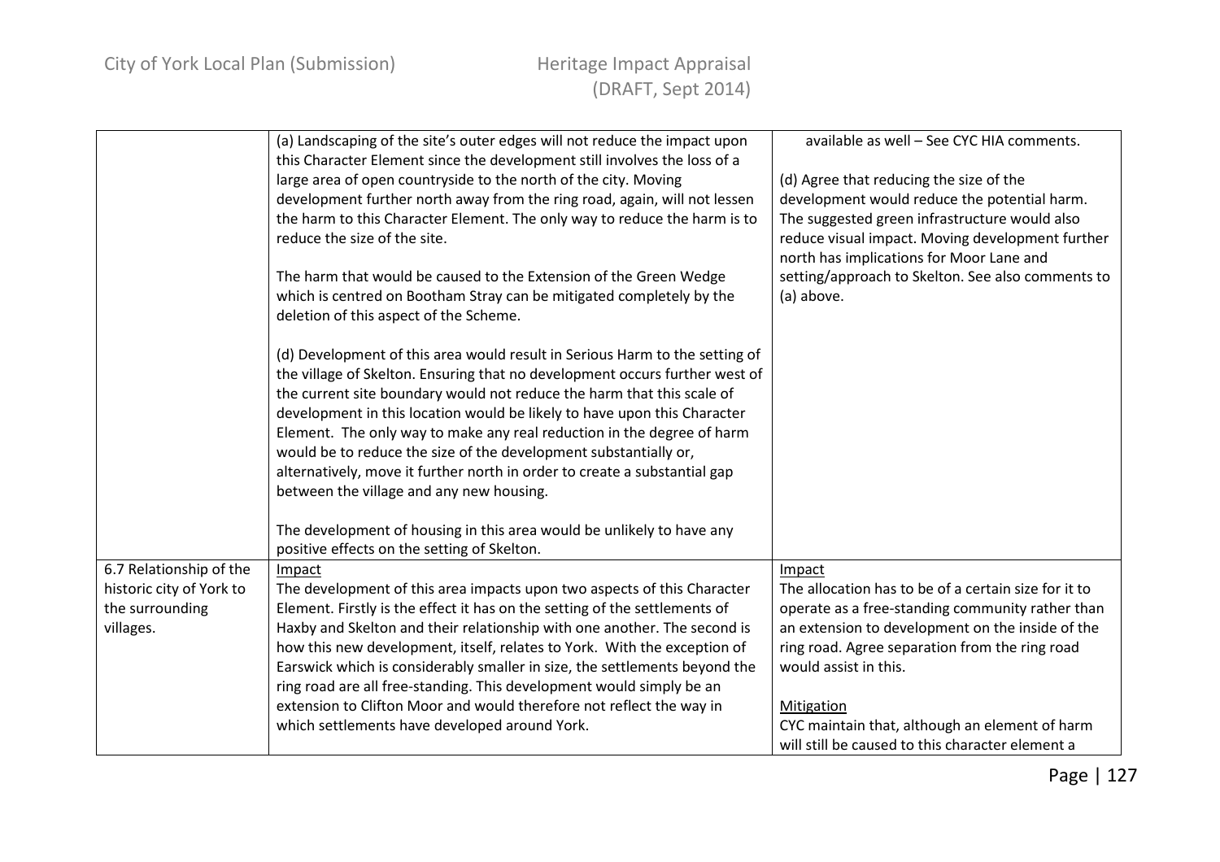| | | |
|---|---|---|
| | (a) Landscaping of the site's outer edges will not reduce the impact upon this Character Element since the development still involves the loss of a large area of open countryside to the north of the city. Moving development further north away from the ring road, again, will not lessen the harm to this Character Element. The only way to reduce the harm is to reduce the size of the site.<br><br>The harm that would be caused to the Extension of the Green Wedge which is centred on Bootham Stray can be mitigated completely by the deletion of this aspect of the Scheme.<br><br>(d) Development of this area would result in Serious Harm to the setting of the village of Skelton. Ensuring that no development occurs further west of the current site boundary would not reduce the harm that this scale of development in this location would be likely to have upon this Character Element. The only way to make any real reduction in the degree of harm would be to reduce the size of the development substantially or, alternatively, move it further north in order to create a substantial gap between the village and any new housing.<br><br>The development of housing in this area would be unlikely to have any positive effects on the setting of Skelton. | available as well – See CYC HIA comments.<br><br>(d) Agree that reducing the size of the development would reduce the potential harm. The suggested green infrastructure would also reduce visual impact. Moving development further north has implications for Moor Lane and setting/approach to Skelton. See also comments to (a) above. |
| 6.7 Relationship of the historic city of York to the surrounding villages. | Impact<br>The development of this area impacts upon two aspects of this Character Element. Firstly is the effect it has on the setting of the settlements of Haxby and Skelton and their relationship with one another. The second is how this new development, itself, relates to York. With the exception of Earswick which is considerably smaller in size, the settlements beyond the ring road are all free-standing. This development would simply be an extension to Clifton Moor and would therefore not reflect the way in which settlements have developed around York. | Impact<br>The allocation has to be of a certain size for it to operate as a free-standing community rather than an extension to development on the inside of the ring road. Agree separation from the ring road would assist in this.<br><br>Mitigation<br>CYC maintain that, although an element of harm will still be caused to this character element a |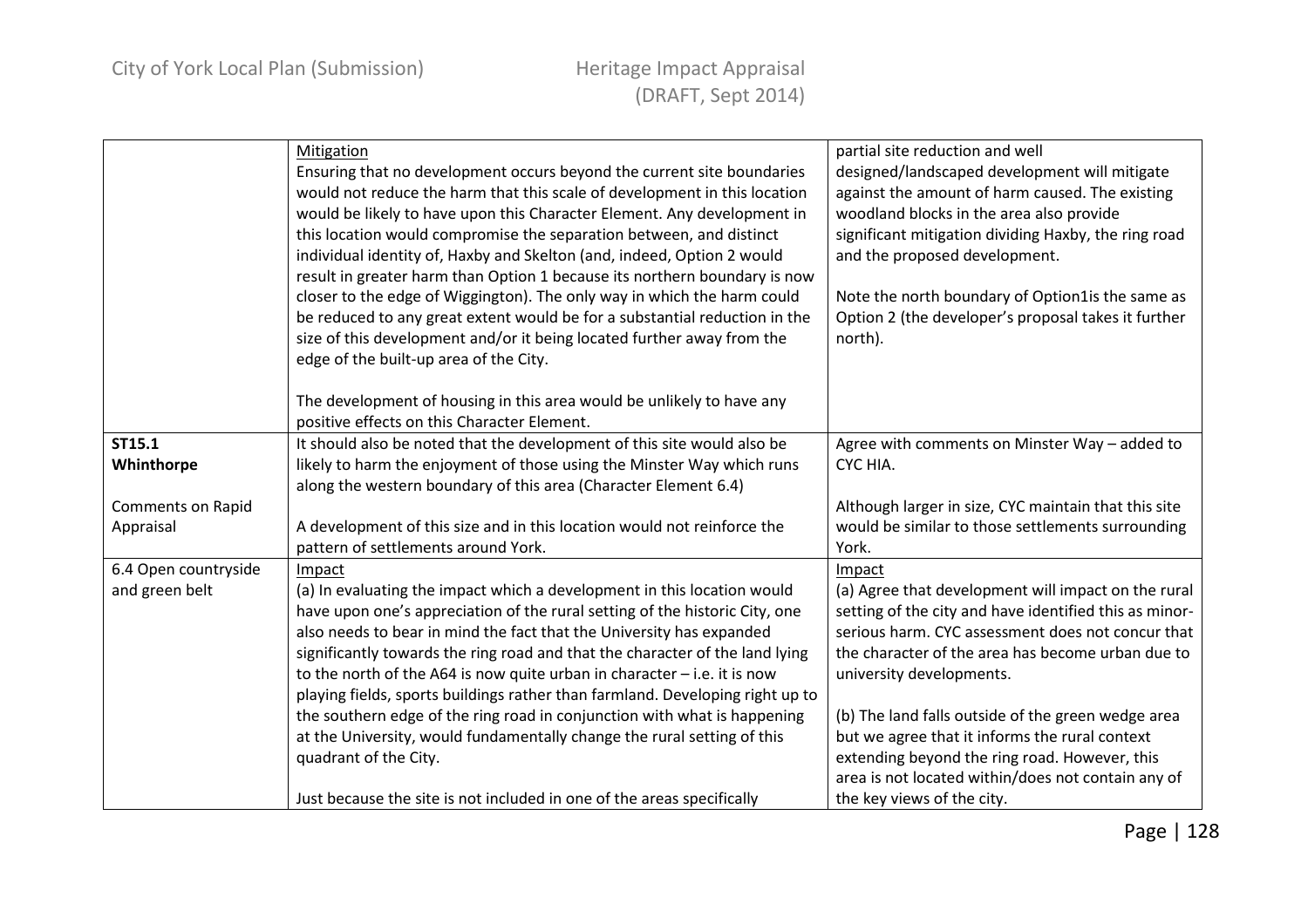| | | |
|---|---|---|
| | Mitigation<br>Ensuring that no development occurs beyond the current site boundaries would not reduce the harm that this scale of development in this location would be likely to have upon this Character Element. Any development in this location would compromise the separation between, and distinct individual identity of, Haxby and Skelton (and, indeed, Option 2 would result in greater harm than Option 1 because its northern boundary is now closer to the edge of Wiggington). The only way in which the harm could be reduced to any great extent would be for a substantial reduction in the size of this development and/or it being located further away from the edge of the built-up area of the City.<br><br>The development of housing in this area would be unlikely to have any positive effects on this Character Element. | partial site reduction and well designed/landscaped development will mitigate against the amount of harm caused. The existing woodland blocks in the area also provide significant mitigation dividing Haxby, the ring road and the proposed development.<br><br>Note the north boundary of Option1is the same as Option 2 (the developer's proposal takes it further north). |
| **ST15.1 Whinthorpe**<br><br>Comments on Rapid Appraisal | It should also be noted that the development of this site would also be likely to harm the enjoyment of those using the Minster Way which runs along the western boundary of this area (Character Element 6.4)<br><br>A development of this size and in this location would not reinforce the pattern of settlements around York. | Agree with comments on Minster Way – added to CYC HIA.<br><br>Although larger in size, CYC maintain that this site would be similar to those settlements surrounding York. |
| 6.4 Open countryside and green belt | Impact<br>(a) In evaluating the impact which a development in this location would have upon one's appreciation of the rural setting of the historic City, one also needs to bear in mind the fact that the University has expanded significantly towards the ring road and that the character of the land lying to the north of the A64 is now quite urban in character – i.e. it is now playing fields, sports buildings rather than farmland. Developing right up to the southern edge of the ring road in conjunction with what is happening at the University, would fundamentally change the rural setting of this quadrant of the City.<br><br>Just because the site is not included in one of the areas specifically | Impact<br>(a) Agree that development will impact on the rural setting of the city and have identified this as minor-serious harm. CYC assessment does not concur that the character of the area has become urban due to university developments.<br><br>(b) The land falls outside of the green wedge area but we agree that it informs the rural context extending beyond the ring road. However, this area is not located within/does not contain any of the key views of the city. |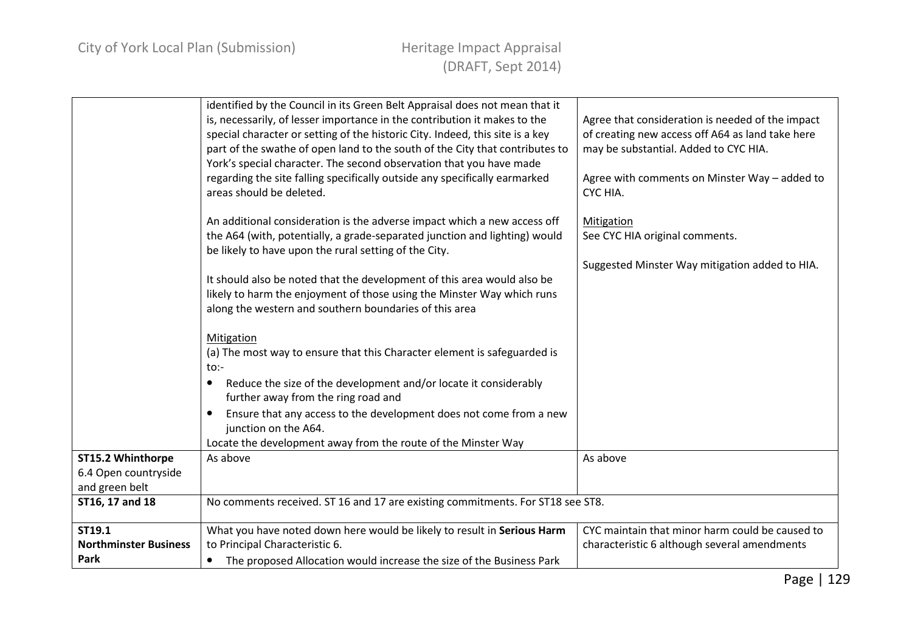| | | |
|---|---|---|
| | identified by the Council in its Green Belt Appraisal does not mean that it is, necessarily, of lesser importance in the contribution it makes to the special character or setting of the historic City. Indeed, this site is a key part of the swathe of open land to the south of the City that contributes to York's special character. The second observation that you have made regarding the site falling specifically outside any specifically earmarked areas should be deleted.<br><br>An additional consideration is the adverse impact which a new access off the A64 (with, potentially, a grade-separated junction and lighting) would be likely to have upon the rural setting of the City.<br><br>It should also be noted that the development of this area would also be likely to harm the enjoyment of those using the Minster Way which runs along the western and southern boundaries of this area<br><br>Mitigation<br>(a) The most way to ensure that this Character element is safeguarded is to:-<br>• Reduce the size of the development and/or locate it considerably further away from the ring road and<br>• Ensure that any access to the development does not come from a new junction on the A64.<br>Locate the development away from the route of the Minster Way | Agree that consideration is needed of the impact of creating new access off A64 as land take here may be substantial. Added to CYC HIA.<br><br>Agree with comments on Minster Way – added to CYC HIA.<br><br>Mitigation<br>See CYC HIA original comments.<br><br>Suggested Minster Way mitigation added to HIA. |
| **ST15.2 Whinthorpe**<br>6.4 Open countryside and green belt | As above | As above |
| **ST16, 17 and 18** | No comments received. ST 16 and 17 are existing commitments. For ST18 see ST8. | |
| **ST19.1 Northminster Business Park** | What you have noted down here would be likely to result in **Serious Harm** to Principal Characteristic 6.<br>• The proposed Allocation would increase the size of the Business Park | CYC maintain that minor harm could be caused to characteristic 6 although several amendments |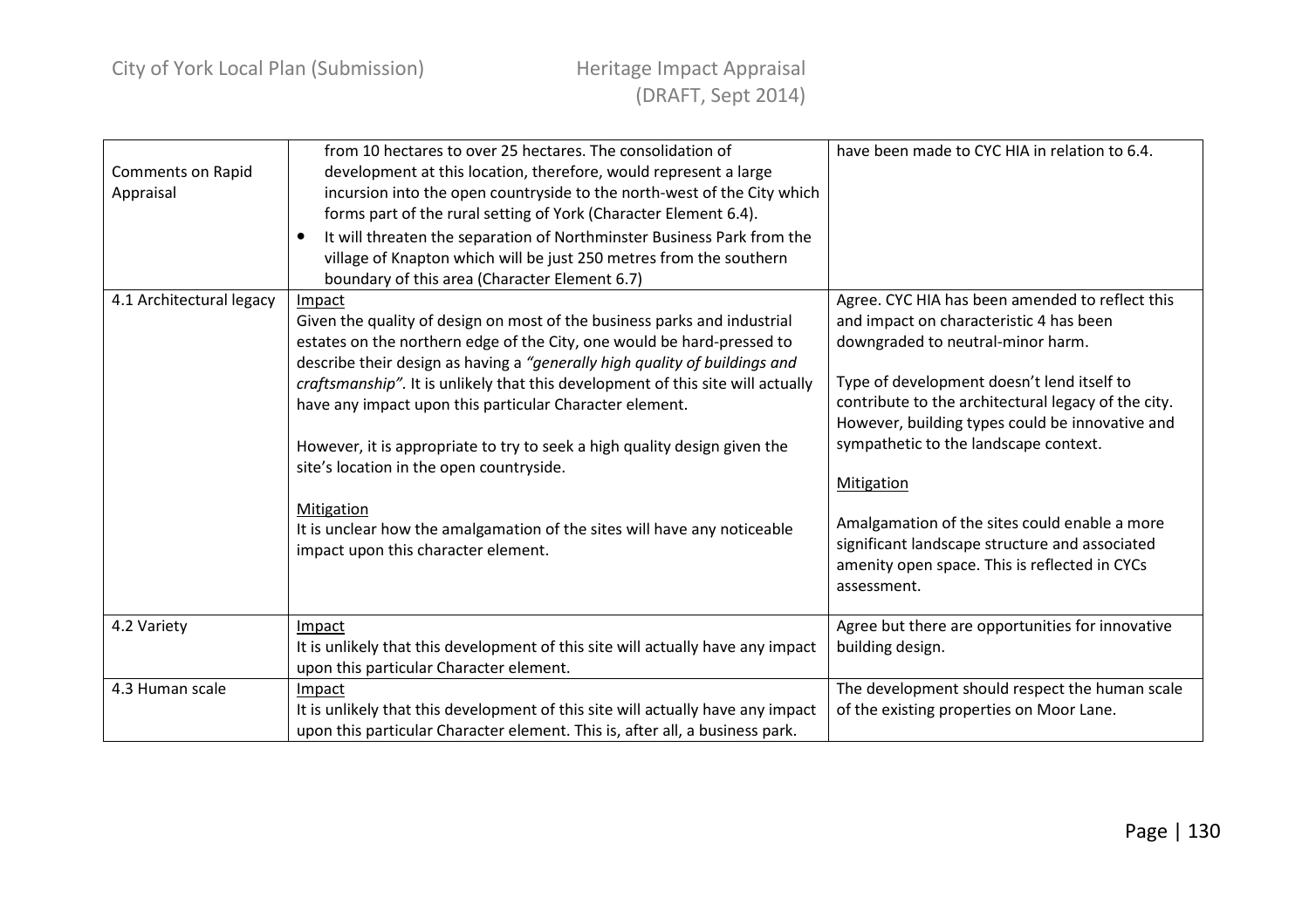| | | |
|---|---|---|
| Comments on Rapid Appraisal | from 10 hectares to over 25 hectares. The consolidation of development at this location, therefore, would represent a large incursion into the open countryside to the north-west of the City which forms part of the rural setting of York (Character Element 6.4).<br>• It will threaten the separation of Northminster Business Park from the village of Knapton which will be just 250 metres from the southern boundary of this area (Character Element 6.7) | have been made to CYC HIA in relation to 6.4. |
| 4.1 Architectural legacy | Impact<br>Given the quality of design on most of the business parks and industrial estates on the northern edge of the City, one would be hard-pressed to describe their design as having a *"generally high quality of buildings and craftsmanship".* It is unlikely that this development of this site will actually have any impact upon this particular Character element.<br><br>However, it is appropriate to try to seek a high quality design given the site's location in the open countryside.<br><br>Mitigation<br>It is unclear how the amalgamation of the sites will have any noticeable impact upon this character element. | Agree. CYC HIA has been amended to reflect this and impact on characteristic 4 has been downgraded to neutral-minor harm.<br><br>Type of development doesn't lend itself to contribute to the architectural legacy of the city. However, building types could be innovative and sympathetic to the landscape context.<br><br>Mitigation<br><br>Amalgamation of the sites could enable a more significant landscape structure and associated amenity open space. This is reflected in CYCs assessment. |
| 4.2 Variety | Impact<br>It is unlikely that this development of this site will actually have any impact upon this particular Character element. | Agree but there are opportunities for innovative building design. |
| 4.3 Human scale | Impact<br>It is unlikely that this development of this site will actually have any impact upon this particular Character element. This is, after all, a business park. | The development should respect the human scale of the existing properties on Moor Lane. |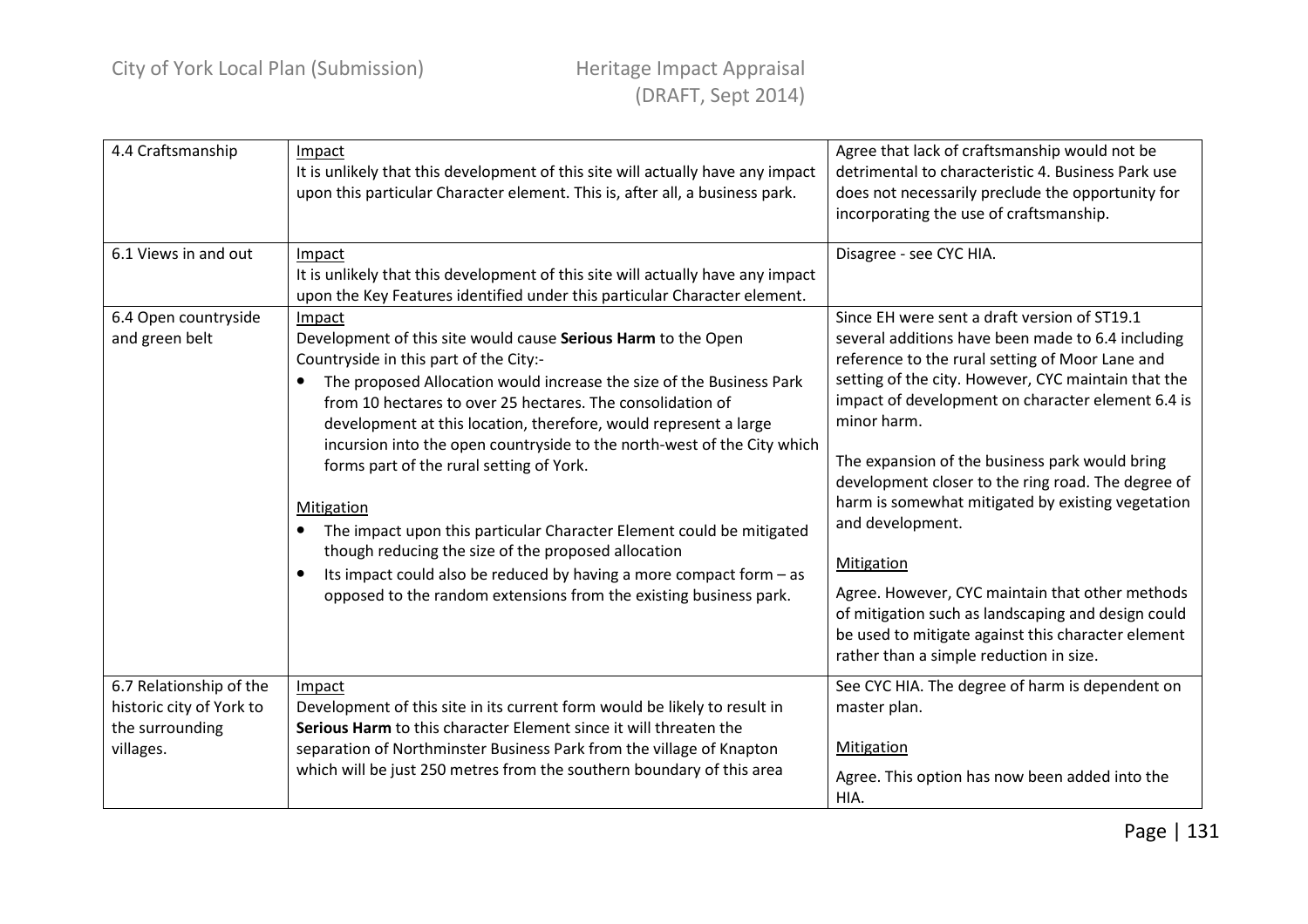| 4.4 Craftsmanship | Impact<br>It is unlikely that this development of this site will actually have any impact upon this particular Character element. This is, after all, a business park. | Agree that lack of craftsmanship would not be detrimental to characteristic 4. Business Park use does not necessarily preclude the opportunity for incorporating the use of craftsmanship. |
|---|---|---|
| 6.1 Views in and out | Impact<br>It is unlikely that this development of this site will actually have any impact upon the Key Features identified under this particular Character element. | Disagree - see CYC HIA. |
| 6.4 Open countryside and green belt | Impact<br>Development of this site would cause **Serious Harm** to the Open Countryside in this part of the City:-<br>• The proposed Allocation would increase the size of the Business Park from 10 hectares to over 25 hectares. The consolidation of development at this location, therefore, would represent a large incursion into the open countryside to the north-west of the City which forms part of the rural setting of York.<br><br>Mitigation<br>• The impact upon this particular Character Element could be mitigated though reducing the size of the proposed allocation<br>• Its impact could also be reduced by having a more compact form – as opposed to the random extensions from the existing business park. | Since EH were sent a draft version of ST19.1 several additions have been made to 6.4 including reference to the rural setting of Moor Lane and setting of the city. However, CYC maintain that the impact of development on character element 6.4 is minor harm.<br><br>The expansion of the business park would bring development closer to the ring road. The degree of harm is somewhat mitigated by existing vegetation and development.<br><br>Mitigation<br>Agree. However, CYC maintain that other methods of mitigation such as landscaping and design could be used to mitigate against this character element rather than a simple reduction in size. |
| 6.7 Relationship of the historic city of York to the surrounding villages. | Impact<br>Development of this site in its current form would be likely to result in **Serious Harm** to this character Element since it will threaten the separation of Northminster Business Park from the village of Knapton which will be just 250 metres from the southern boundary of this area | See CYC HIA. The degree of harm is dependent on master plan.<br><br>Mitigation<br>Agree. This option has now been added into the HIA. |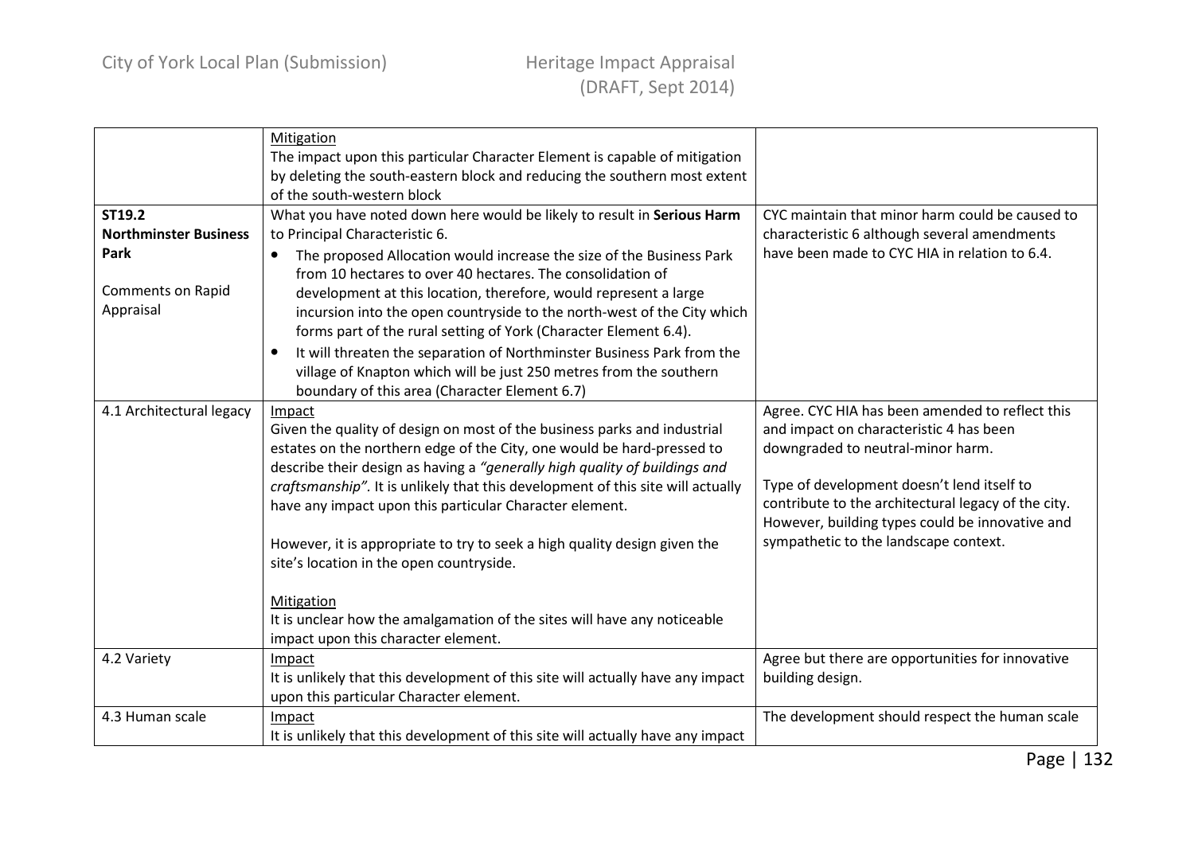| | | |
|---|---|---|
| | Mitigation<br>The impact upon this particular Character Element is capable of mitigation by deleting the south-eastern block and reducing the southern most extent of the south-western block | |
| **ST19.2 Northminster Business Park**<br><br>Comments on Rapid Appraisal | What you have noted down here would be likely to result in **Serious Harm** to Principal Characteristic 6.<br>• The proposed Allocation would increase the size of the Business Park from 10 hectares to over 40 hectares. The consolidation of development at this location, therefore, would represent a large incursion into the open countryside to the north-west of the City which forms part of the rural setting of York (Character Element 6.4).<br>• It will threaten the separation of Northminster Business Park from the village of Knapton which will be just 250 metres from the southern boundary of this area (Character Element 6.7) | CYC maintain that minor harm could be caused to characteristic 6 although several amendments have been made to CYC HIA in relation to 6.4. |
| 4.1 Architectural legacy | Impact<br>Given the quality of design on most of the business parks and industrial estates on the northern edge of the City, one would be hard-pressed to describe their design as having a *"generally high quality of buildings and craftsmanship".* It is unlikely that this development of this site will actually have any impact upon this particular Character element.<br><br>However, it is appropriate to try to seek a high quality design given the site's location in the open countryside.<br><br>Mitigation<br>It is unclear how the amalgamation of the sites will have any noticeable impact upon this character element. | Agree. CYC HIA has been amended to reflect this and impact on characteristic 4 has been downgraded to neutral-minor harm.<br><br>Type of development doesn't lend itself to contribute to the architectural legacy of the city. However, building types could be innovative and sympathetic to the landscape context. |
| 4.2 Variety | Impact<br>It is unlikely that this development of this site will actually have any impact upon this particular Character element. | Agree but there are opportunities for innovative building design. |
| 4.3 Human scale | Impact<br>It is unlikely that this development of this site will actually have any impact | The development should respect the human scale |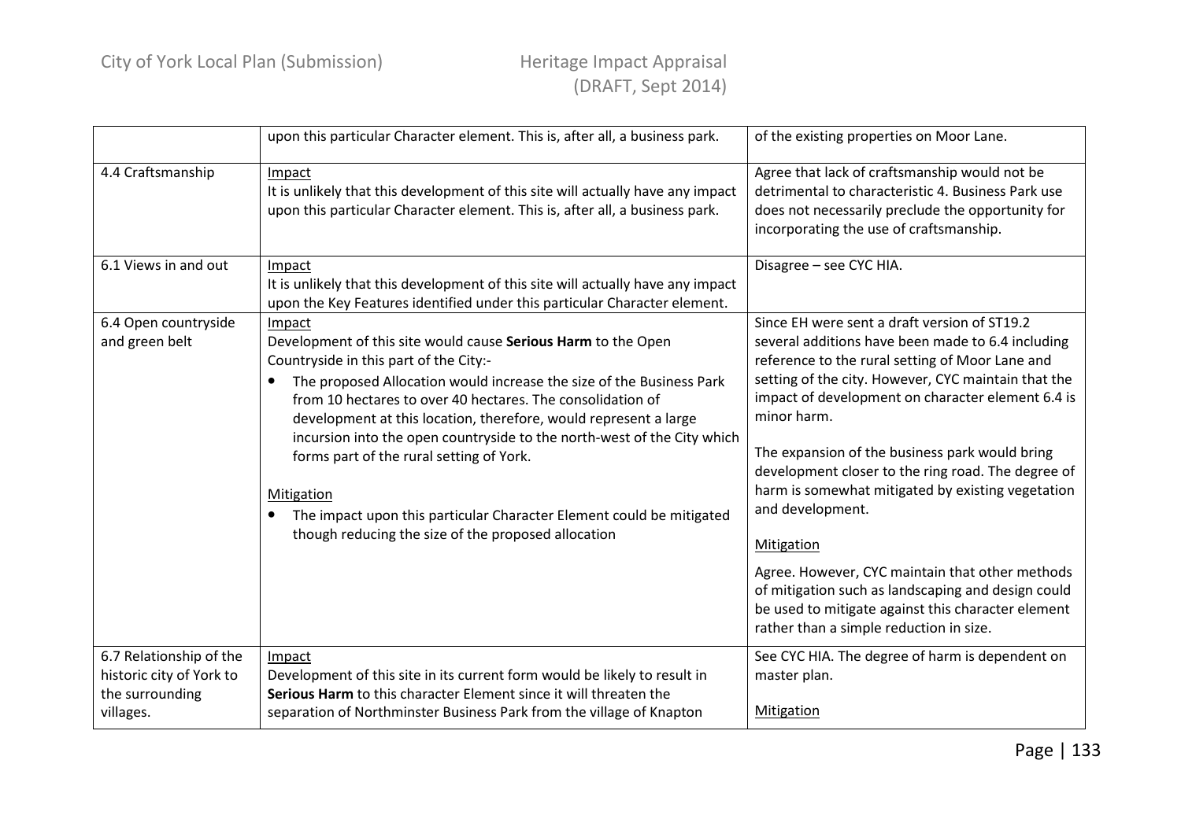| | | |
|---|---|---|
| | upon this particular Character element. This is, after all, a business park. | of the existing properties on Moor Lane. |
| 4.4 Craftsmanship | Impact<br>It is unlikely that this development of this site will actually have any impact upon this particular Character element. This is, after all, a business park. | Agree that lack of craftsmanship would not be detrimental to characteristic 4. Business Park use does not necessarily preclude the opportunity for incorporating the use of craftsmanship. |
| 6.1 Views in and out | Impact<br>It is unlikely that this development of this site will actually have any impact upon the Key Features identified under this particular Character element. | Disagree – see CYC HIA. |
| 6.4 Open countryside and green belt | Impact<br>Development of this site would cause **Serious Harm** to the Open Countryside in this part of the City:-<br>• The proposed Allocation would increase the size of the Business Park from 10 hectares to over 40 hectares. The consolidation of development at this location, therefore, would represent a large incursion into the open countryside to the north-west of the City which forms part of the rural setting of York.<br><br>Mitigation<br>• The impact upon this particular Character Element could be mitigated though reducing the size of the proposed allocation | Since EH were sent a draft version of ST19.2 several additions have been made to 6.4 including reference to the rural setting of Moor Lane and setting of the city. However, CYC maintain that the impact of development on character element 6.4 is minor harm.<br><br>The expansion of the business park would bring development closer to the ring road. The degree of harm is somewhat mitigated by existing vegetation and development.<br><br>Mitigation<br>Agree. However, CYC maintain that other methods of mitigation such as landscaping and design could be used to mitigate against this character element rather than a simple reduction in size. |
| 6.7 Relationship of the historic city of York to the surrounding villages. | Impact<br>Development of this site in its current form would be likely to result in **Serious Harm** to this character Element since it will threaten the separation of Northminster Business Park from the village of Knapton | See CYC HIA. The degree of harm is dependent on master plan.<br><br>Mitigation |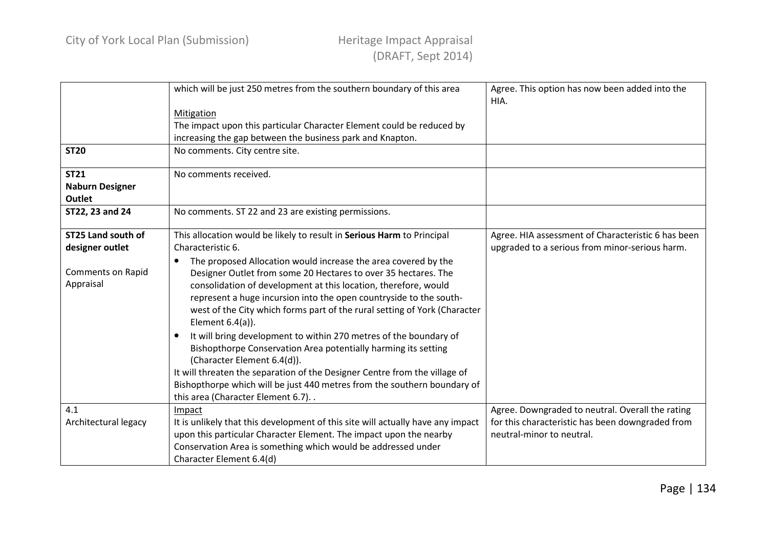| | | |
|---|---|---|
| | which will be just 250 metres from the southern boundary of this area<br><br><u>Mitigation</u><br>The impact upon this particular Character Element could be reduced by increasing the gap between the business park and Knapton. | Agree. This option has now been added into the HIA. |
| **ST20** | No comments. City centre site. | |
| **ST21**<br>**Naburn Designer Outlet** | No comments received. | |
| **ST22, 23 and 24** | No comments. ST 22 and 23 are existing permissions. | |
| **ST25 Land south of designer outlet**<br><br>Comments on Rapid Appraisal | This allocation would be likely to result in **Serious Harm** to Principal Characteristic 6.<br>• The proposed Allocation would increase the area covered by the Designer Outlet from some 20 Hectares to over 35 hectares. The consolidation of development at this location, therefore, would represent a huge incursion into the open countryside to the south-west of the City which forms part of the rural setting of York (Character Element 6.4(a)).<br>• It will bring development to within 270 metres of the boundary of Bishopthorpe Conservation Area potentially harming its setting (Character Element 6.4(d)).<br>It will threaten the separation of the Designer Centre from the village of Bishopthorpe which will be just 440 metres from the southern boundary of this area (Character Element 6.7). . | Agree. HIA assessment of Characteristic 6 has been upgraded to a serious from minor-serious harm. |
| 4.1<br>Architectural legacy | <u>Impact</u><br>It is unlikely that this development of this site will actually have any impact upon this particular Character Element. The impact upon the nearby Conservation Area is something which would be addressed under Character Element 6.4(d) | Agree. Downgraded to neutral. Overall the rating for this characteristic has been downgraded from neutral-minor to neutral. |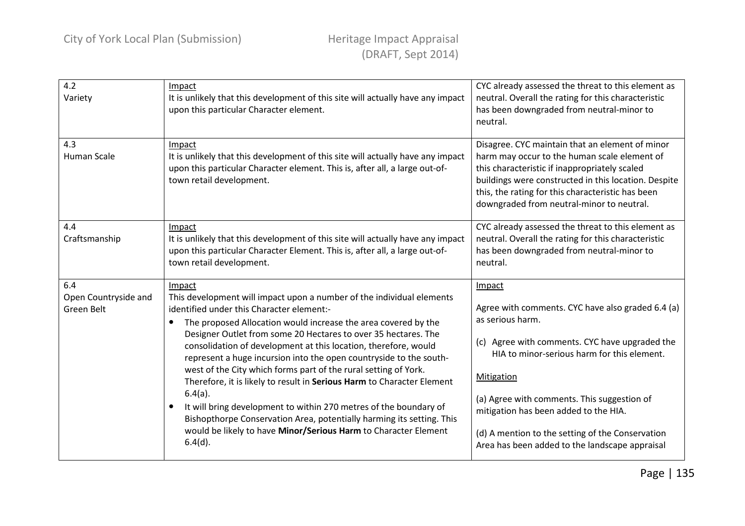| | | |
|---|---|---|
| 4.2<br>Variety | Impact<br>It is unlikely that this development of this site will actually have any impact upon this particular Character element. | CYC already assessed the threat to this element as neutral. Overall the rating for this characteristic has been downgraded from neutral-minor to neutral. |
| 4.3<br>Human Scale | Impact<br>It is unlikely that this development of this site will actually have any impact upon this particular Character element. This is, after all, a large out-of-town retail development. | Disagree. CYC maintain that an element of minor harm may occur to the human scale element of this characteristic if inappropriately scaled buildings were constructed in this location. Despite this, the rating for this characteristic has been downgraded from neutral-minor to neutral. |
| 4.4<br>Craftsmanship | Impact<br>It is unlikely that this development of this site will actually have any impact upon this particular Character Element. This is, after all, a large out-of-town retail development. | CYC already assessed the threat to this element as neutral. Overall the rating for this characteristic has been downgraded from neutral-minor to neutral. |
| 6.4<br>Open Countryside and Green Belt | Impact<br>This development will impact upon a number of the individual elements identified under this Character element:-<br>• The proposed Allocation would increase the area covered by the Designer Outlet from some 20 Hectares to over 35 hectares. The consolidation of development at this location, therefore, would represent a huge incursion into the open countryside to the south-west of the City which forms part of the rural setting of York. Therefore, it is likely to result in **Serious Harm** to Character Element 6.4(a).<br>• It will bring development to within 270 metres of the boundary of Bishopthorpe Conservation Area, potentially harming its setting. This would be likely to have **Minor/Serious Harm** to Character Element 6.4(d). | Impact<br>Agree with comments. CYC have also graded 6.4 (a) as serious harm.<br>(c) Agree with comments. CYC have upgraded the HIA to minor-serious harm for this element.<br>Mitigation<br>(a) Agree with comments. This suggestion of mitigation has been added to the HIA.<br>(d) A mention to the setting of the Conservation Area has been added to the landscape appraisal |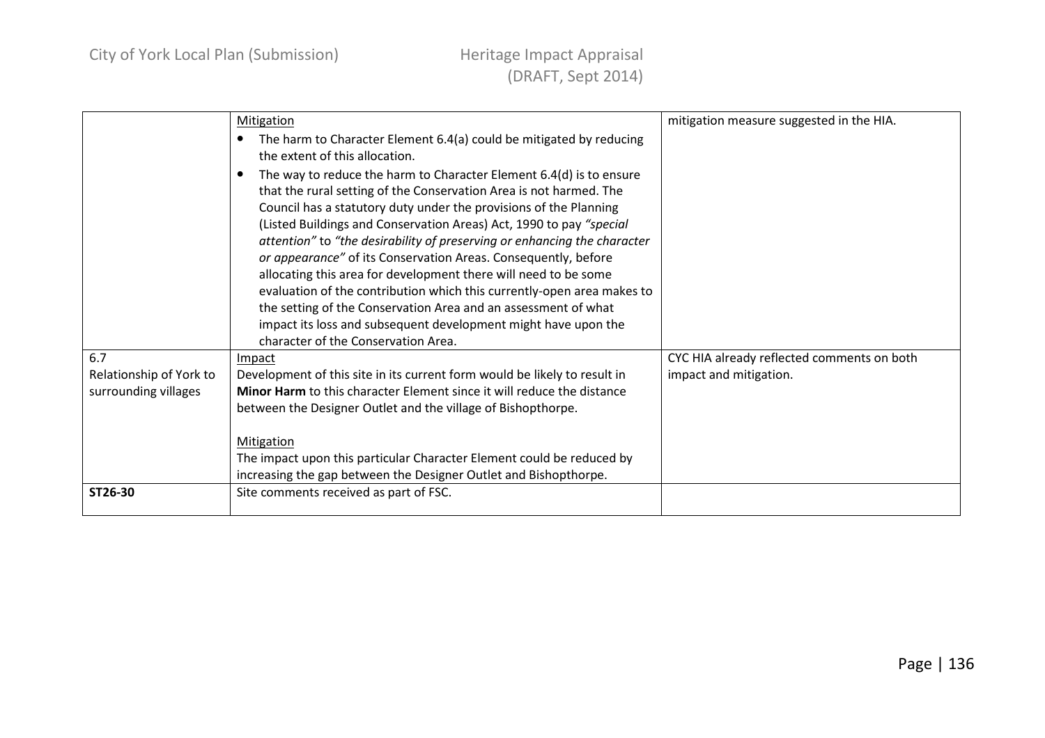| | | |
|---|---|---|
| | Mitigation<br>• The harm to Character Element 6.4(a) could be mitigated by reducing the extent of this allocation.<br>• The way to reduce the harm to Character Element 6.4(d) is to ensure that the rural setting of the Conservation Area is not harmed. The Council has a statutory duty under the provisions of the Planning (Listed Buildings and Conservation Areas) Act, 1990 to pay *"special attention"* to *"the desirability of preserving or enhancing the character or appearance"* of its Conservation Areas. Consequently, before allocating this area for development there will need to be some evaluation of the contribution which this currently-open area makes to the setting of the Conservation Area and an assessment of what impact its loss and subsequent development might have upon the character of the Conservation Area. | mitigation measure suggested in the HIA. |
| 6.7<br>Relationship of York to surrounding villages | Impact<br>Development of this site in its current form would be likely to result in **Minor Harm** to this character Element since it will reduce the distance between the Designer Outlet and the village of Bishopthorpe.<br><br>Mitigation<br>The impact upon this particular Character Element could be reduced by increasing the gap between the Designer Outlet and Bishopthorpe. | CYC HIA already reflected comments on both impact and mitigation. |
| **ST26-30** | Site comments received as part of FSC. | |